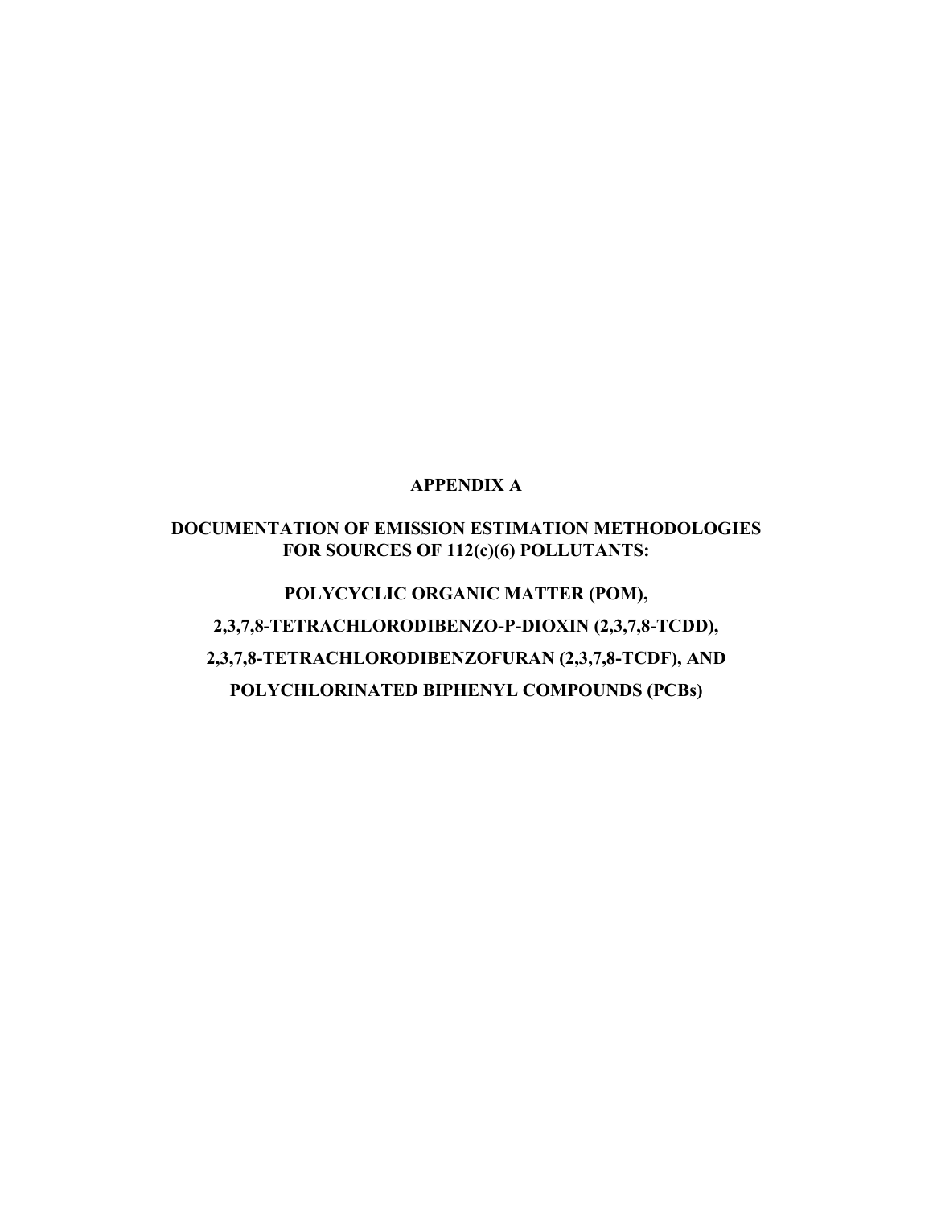# APPENDIX A

## DOCUMENTATION OF EMISSION ESTIMATION METHODOLOGIES FOR SOURCES OF 112(c)(6) POLLUTANTS:

## POLYCYCLIC ORGANIC MATTER (POM),

## 2,3,7,8-TETRACHLORODIBENZO-P-DIOXIN (2,3,7,8-TCDD),

## 2,3,7,8-TETRACHLORODIBENZOFURAN (2,3,7,8-TCDF), AND

## POLYCHLORINATED BIPHENYL COMPOUNDS (PCBs)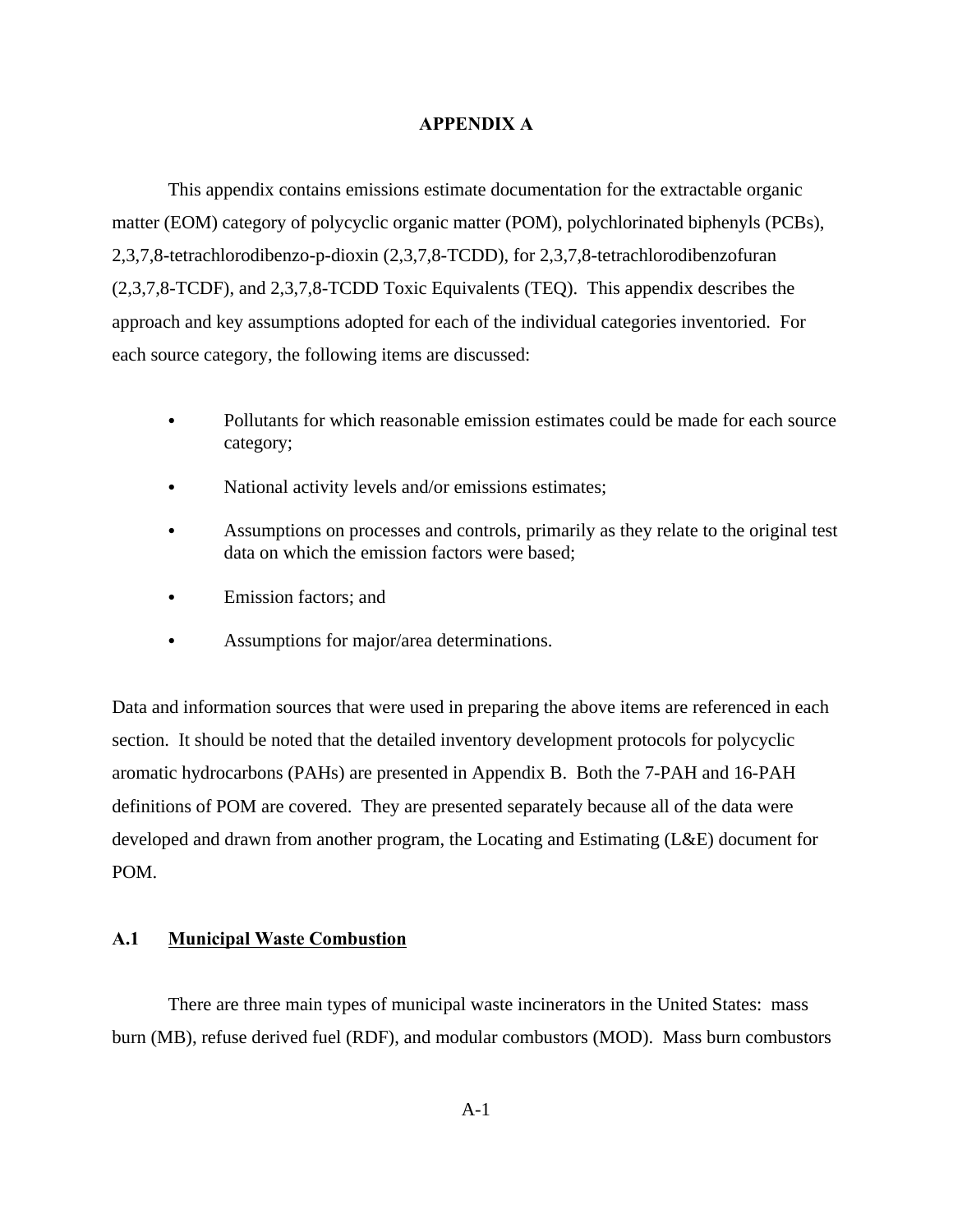# APPENDIX A

This appendix contains emissions estimate documentation for the extractable organic matter (EOM) category of polycyclic organic matter (POM), polychlorinated biphenyls (PCBs), 2,3,7,8-tetrachlorodibenzo-p-dioxin (2,3,7,8-TCDD), for 2,3,7,8-tetrachlorodibenzofuran (2,3,7,8-TCDF), and 2,3,7,8-TCDD Toxic Equivalents (TEQ). This appendix describes the approach and key assumptions adopted for each of the individual categories inventoried. For each source category, the following items are discussed:

- Pollutants for which reasonable emission estimates could be made for each source category;
- National activity levels and/or emissions estimates;
- Assumptions on processes and controls, primarily as they relate to the original test data on which the emission factors were based;
- Emission factors; and
- Assumptions for major/area determinations.

Data and information sources that were used in preparing the above items are referenced in each section. It should be noted that the detailed inventory development protocols for polycyclic aromatic hydrocarbons (PAHs) are presented in Appendix B. Both the 7-PAH and 16-PAH definitions of POM are covered. They are presented separately because all of the data were developed and drawn from another program, the Locating and Estimating (L&E) document for POM.

## A.1 Municipal Waste Combustion

There are three main types of municipal waste incinerators in the United States: mass burn (MB), refuse derived fuel (RDF), and modular combustors (MOD). Mass burn combustors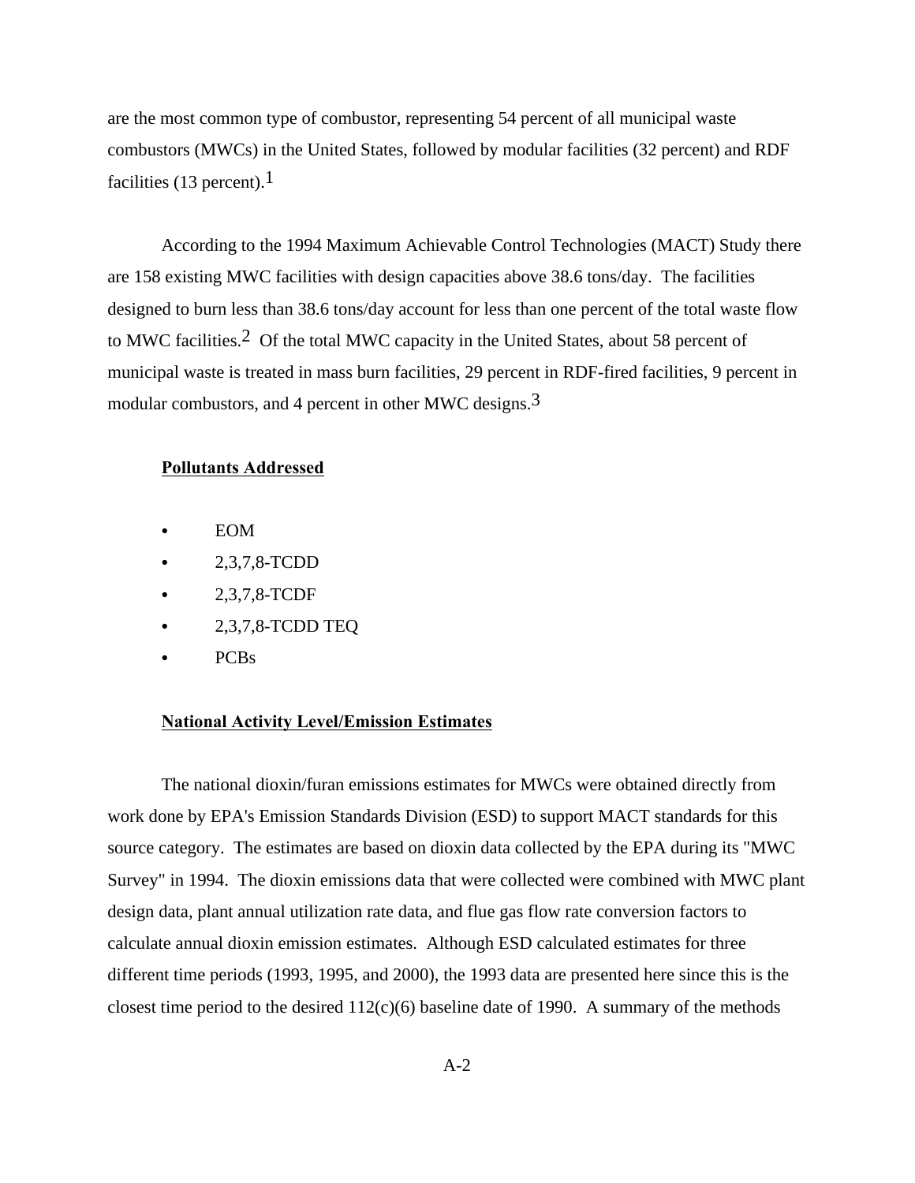are the most common type of combustor, representing 54 percent of all municipal waste combustors (MWCs) in the United States, followed by modular facilities (32 percent) and RDF facilities (13 percent).[1]

According to the 1994 Maximum Achievable Control Technologies (MACT) Study there are 158 existing MWC facilities with design capacities above 38.6 tons/day. The facilities designed to burn less than 38.6 tons/day account for less than one percent of the total waste flow to MWC facilities.[2] Of the total MWC capacity in the United States, about 58 percent of municipal waste is treated in mass burn facilities, 29 percent in RDF-fired facilities, 9 percent in modular combustors, and 4 percent in other MWC designs.[3]

**Pollutants Addressed**

- EOM
- 2,3,7,8-TCDD
- 2,3,7,8-TCDF
- 2,3,7,8-TCDD TEQ
- PCBs

**National Activity Level/Emission Estimates**

The national dioxin/furan emissions estimates for MWCs were obtained directly from work done by EPA's Emission Standards Division (ESD) to support MACT standards for this source category. The estimates are based on dioxin data collected by the EPA during its "MWC Survey" in 1994. The dioxin emissions data that were collected were combined with MWC plant design data, plant annual utilization rate data, and flue gas flow rate conversion factors to calculate annual dioxin emission estimates. Although ESD calculated estimates for three different time periods (1993, 1995, and 2000), the 1993 data are presented here since this is the closest time period to the desired 112(c)(6) baseline date of 1990. A summary of the methods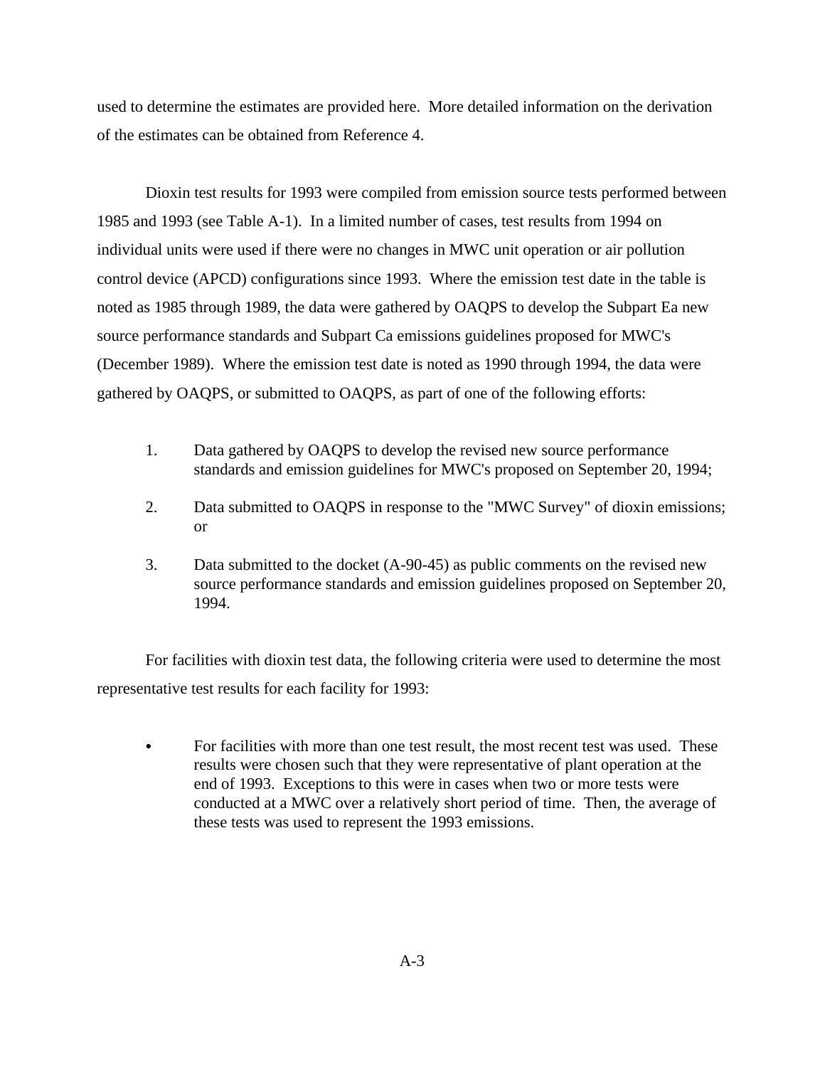used to determine the estimates are provided here. More detailed information on the derivation of the estimates can be obtained from Reference 4.

Dioxin test results for 1993 were compiled from emission source tests performed between 1985 and 1993 (see Table A-1). In a limited number of cases, test results from 1994 on individual units were used if there were no changes in MWC unit operation or air pollution control device (APCD) configurations since 1993. Where the emission test date in the table is noted as 1985 through 1989, the data were gathered by OAQPS to develop the Subpart Ea new source performance standards and Subpart Ca emissions guidelines proposed for MWC's (December 1989). Where the emission test date is noted as 1990 through 1994, the data were gathered by OAQPS, or submitted to OAQPS, as part of one of the following efforts:

1. Data gathered by OAQPS to develop the revised new source performance standards and emission guidelines for MWC's proposed on September 20, 1994;

2. Data submitted to OAQPS in response to the "MWC Survey" of dioxin emissions; or

3. Data submitted to the docket (A-90-45) as public comments on the revised new source performance standards and emission guidelines proposed on September 20, 1994.

For facilities with dioxin test data, the following criteria were used to determine the most representative test results for each facility for 1993:

- For facilities with more than one test result, the most recent test was used. These results were chosen such that they were representative of plant operation at the end of 1993. Exceptions to this were in cases when two or more tests were conducted at a MWC over a relatively short period of time. Then, the average of these tests was used to represent the 1993 emissions.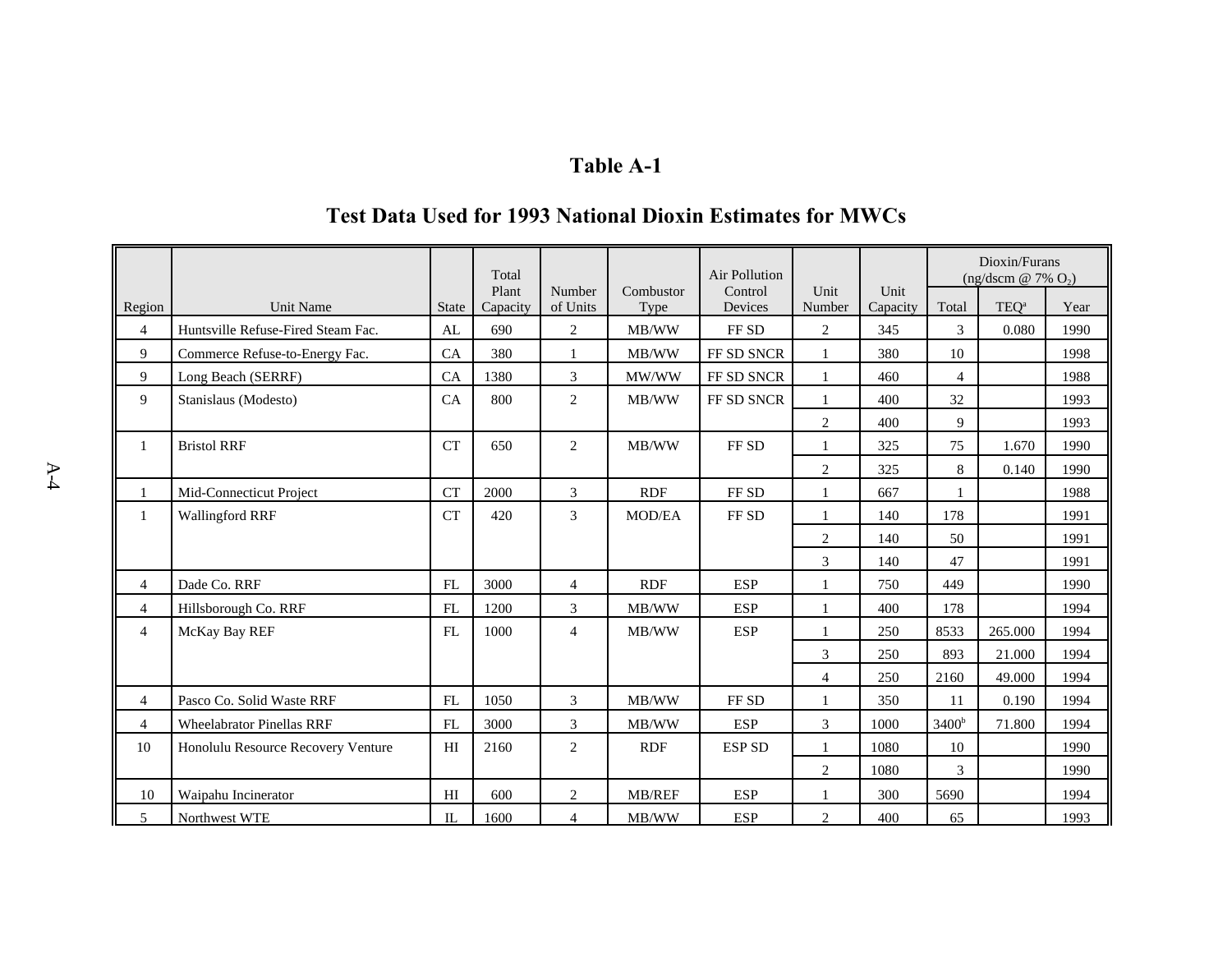# Table A-1

## Test Data Used for 1993 National Dioxin Estimates for MWCs

| Region | Unit Name | State | Total Plant Capacity | Number of Units | Combustor Type | Air Pollution Control Devices | Unit Number | Unit Capacity | Dioxin/Furans ($ng/dscm$ @ 7% $O_2$) | | |
|---|---|---|---|---|---|---|---|---|---|---|---|
| | | | | | | | | | Total | TEQ[a] | Year |
| 4 | Huntsville Refuse-Fired Steam Fac. | AL | 690 | 2 | MB/WW | FF SD | 2 | 345 | 3 | 0.080 | 1990 |
| 9 | Commerce Refuse-to-Energy Fac. | CA | 380 | 1 | MB/WW | FF SD SNCR | 1 | 380 | 10 | | 1998 |
| 9 | Long Beach (SERRF) | CA | 1380 | 3 | MW/WW | FF SD SNCR | 1 | 460 | 4 | | 1988 |
| 9 | Stanislaus (Modesto) | CA | 800 | 2 | MB/WW | FF SD SNCR | 1 | 400 | 32 | | 1993 |
| | | | | | | | 2 | 400 | 9 | | 1993 |
| 1 | Bristol RRF | CT | 650 | 2 | MB/WW | FF SD | 1 | 325 | 75 | 1.670 | 1990 |
| | | | | | | | 2 | 325 | 8 | 0.140 | 1990 |
| 1 | Mid-Connecticut Project | CT | 2000 | 3 | RDF | FF SD | 1 | 667 | 1 | | 1988 |
| 1 | Wallingford RRF | CT | 420 | 3 | MOD/EA | FF SD | 1 | 140 | 178 | | 1991 |
| | | | | | | | 2 | 140 | 50 | | 1991 |
| | | | | | | | 3 | 140 | 47 | | 1991 |
| 4 | Dade Co. RRF | FL | 3000 | 4 | RDF | ESP | 1 | 750 | 449 | | 1990 |
| 4 | Hillsborough Co. RRF | FL | 1200 | 3 | MB/WW | ESP | 1 | 400 | 178 | | 1994 |
| 4 | McKay Bay REF | FL | 1000 | 4 | MB/WW | ESP | 1 | 250 | 8533 | 265.000 | 1994 |
| | | | | | | | 3 | 250 | 893 | 21.000 | 1994 |
| | | | | | | | 4 | 250 | 2160 | 49.000 | 1994 |
| 4 | Pasco Co. Solid Waste RRF | FL | 1050 | 3 | MB/WW | FF SD | 1 | 350 | 11 | 0.190 | 1994 |
| 4 | Wheelabrator Pinellas RRF | FL | 3000 | 3 | MB/WW | ESP | 3 | 1000 | 3400[b] | 71.800 | 1994 |
| 10 | Honolulu Resource Recovery Venture | HI | 2160 | 2 | RDF | ESP SD | 1 | 1080 | 10 | | 1990 |
| | | | | | | | 2 | 1080 | 3 | | 1990 |
| 10 | Waipahu Incinerator | HI | 600 | 2 | MB/REF | ESP | 1 | 300 | 5690 | | 1994 |
| 5 | Northwest WTE | IL | 1600 | 4 | MB/WW | ESP | 2 | 400 | 65 | | 1993 |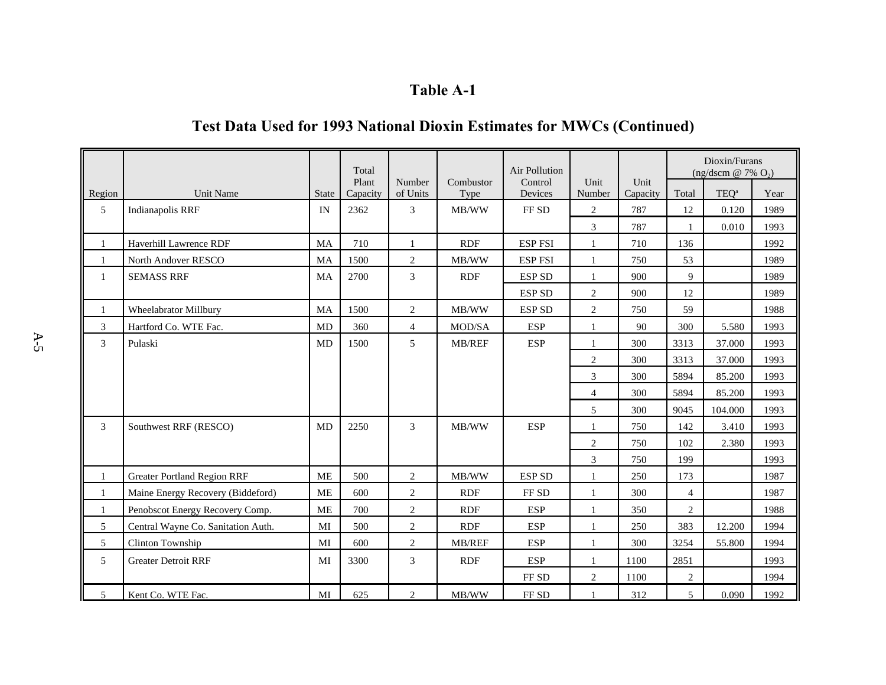# Table A-1

## Test Data Used for 1993 National Dioxin Estimates for MWCs (Continued)

| Region | Unit Name | State | Total Plant Capacity | Number of Units | Combustor Type | Air Pollution Control Devices | Unit Number | Unit Capacity | Dioxin/Furans (ng/dscm @ 7% $O_2$) | | |
|---|---|---|---|---|---|---|---|---|---|---|---|
| | | | | | | | | | Total | TEQ[a] | Year |
| 5 | Indianapolis RRF | IN | 2362 | 3 | MB/WW | FF SD | 2 | 787 | 12 | 0.120 | 1989 |
| | | | | | | | 3 | 787 | 1 | 0.010 | 1993 |
| 1 | Haverhill Lawrence RDF | MA | 710 | 1 | RDF | ESP FSI | 1 | 710 | 136 | | 1992 |
| 1 | North Andover RESCO | MA | 1500 | 2 | MB/WW | ESP FSI | 1 | 750 | 53 | | 1989 |
| 1 | SEMASS RRF | MA | 2700 | 3 | RDF | ESP SD | 1 | 900 | 9 | | 1989 |
| | | | | | | ESP SD | 2 | 900 | 12 | | 1989 |
| 1 | Wheelabrator Millbury | MA | 1500 | 2 | MB/WW | ESP SD | 2 | 750 | 59 | | 1988 |
| 3 | Hartford Co. WTE Fac. | MD | 360 | 4 | MOD/SA | ESP | 1 | 90 | 300 | 5.580 | 1993 |
| 3 | Pulaski | MD | 1500 | 5 | MB/REF | ESP | 1 | 300 | 3313 | 37.000 | 1993 |
| | | | | | | | 2 | 300 | 3313 | 37.000 | 1993 |
| | | | | | | | 3 | 300 | 5894 | 85.200 | 1993 |
| | | | | | | | 4 | 300 | 5894 | 85.200 | 1993 |
| | | | | | | | 5 | 300 | 9045 | 104.000 | 1993 |
| 3 | Southwest RRF (RESCO) | MD | 2250 | 3 | MB/WW | ESP | 1 | 750 | 142 | 3.410 | 1993 |
| | | | | | | | 2 | 750 | 102 | 2.380 | 1993 |
| | | | | | | | 3 | 750 | 199 | | 1993 |
| 1 | Greater Portland Region RRF | ME | 500 | 2 | MB/WW | ESP SD | 1 | 250 | 173 | | 1987 |
| 1 | Maine Energy Recovery (Biddeford) | ME | 600 | 2 | RDF | FF SD | 1 | 300 | 4 | | 1987 |
| 1 | Penobscot Energy Recovery Comp. | ME | 700 | 2 | RDF | ESP | 1 | 350 | 2 | | 1988 |
| 5 | Central Wayne Co. Sanitation Auth. | MI | 500 | 2 | RDF | ESP | 1 | 250 | 383 | 12.200 | 1994 |
| 5 | Clinton Township | MI | 600 | 2 | MB/REF | ESP | 1 | 300 | 3254 | 55.800 | 1994 |
| 5 | Greater Detroit RRF | MI | 3300 | 3 | RDF | ESP | 1 | 1100 | 2851 | | 1993 |
| | | | | | | FF SD | 2 | 1100 | 2 | | 1994 |
| 5 | Kent Co. WTE Fac. | MI | 625 | 2 | MB/WW | FF SD | 1 | 312 | 5 | 0.090 | 1992 |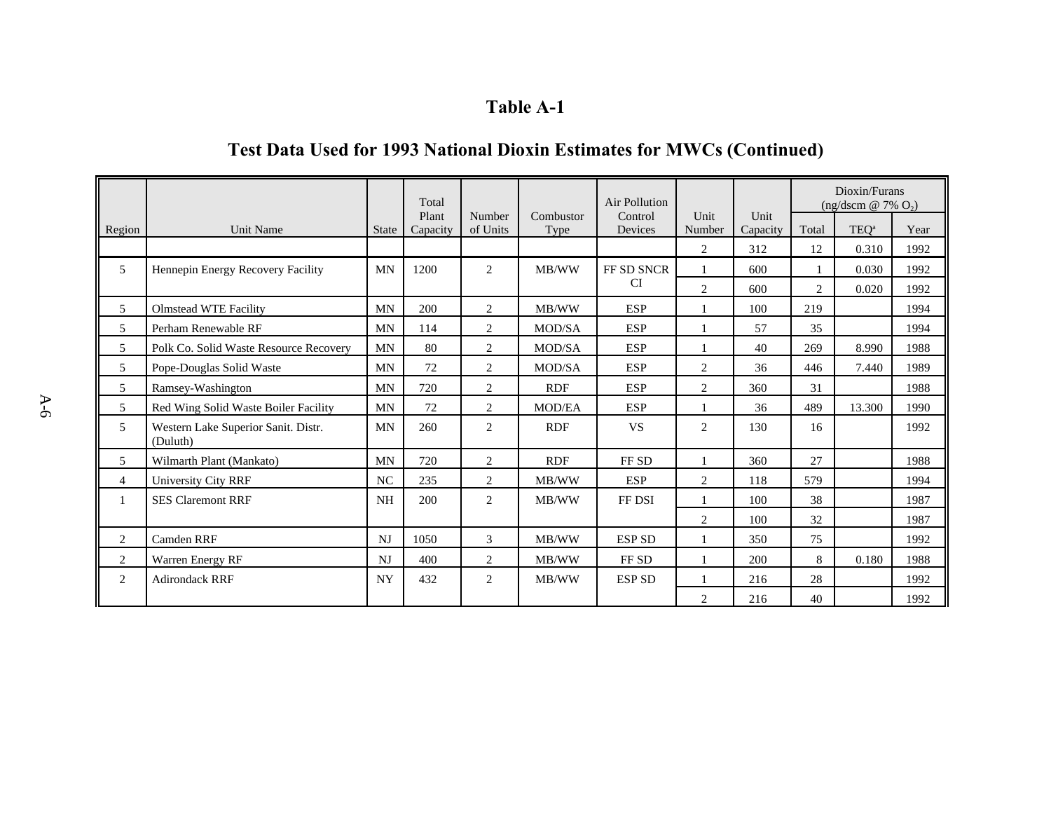# Table A-1

## Test Data Used for 1993 National Dioxin Estimates for MWCs (Continued)

| Region | Unit Name | State | Total Plant Capacity | Number of Units | Combustor Type | Air Pollution Control Devices | Unit Number | Unit Capacity | Dioxin/Furans (ng/dscm @ 7% $O_2$) | | |
|---|---|---|---|---|---|---|---|---|---|---|---|
| | | | | | | | | | Total | TEQ[a] | Year |
| | | | | | | | 2 | 312 | 12 | 0.310 | 1992 |
| 5 | Hennepin Energy Recovery Facility | MN | 1200 | 2 | MB/WW | FF SD SNCR CI | 1 | 600 | 1 | 0.030 | 1992 |
| | | | | | | | 2 | 600 | 2 | 0.020 | 1992 |
| 5 | Olmstead WTE Facility | MN | 200 | 2 | MB/WW | ESP | 1 | 100 | 219 | | 1994 |
| 5 | Perham Renewable RF | MN | 114 | 2 | MOD/SA | ESP | 1 | 57 | 35 | | 1994 |
| 5 | Polk Co. Solid Waste Resource Recovery | MN | 80 | 2 | MOD/SA | ESP | 1 | 40 | 269 | 8.990 | 1988 |
| 5 | Pope-Douglas Solid Waste | MN | 72 | 2 | MOD/SA | ESP | 2 | 36 | 446 | 7.440 | 1989 |
| 5 | Ramsey-Washington | MN | 720 | 2 | RDF | ESP | 2 | 360 | 31 | | 1988 |
| 5 | Red Wing Solid Waste Boiler Facility | MN | 72 | 2 | MOD/EA | ESP | 1 | 36 | 489 | 13.300 | 1990 |
| 5 | Western Lake Superior Sanit. Distr. (Duluth) | MN | 260 | 2 | RDF | VS | 2 | 130 | 16 | | 1992 |
| 5 | Wilmarth Plant (Mankato) | MN | 720 | 2 | RDF | FF SD | 1 | 360 | 27 | | 1988 |
| 4 | University City RRF | NC | 235 | 2 | MB/WW | ESP | 2 | 118 | 579 | | 1994 |
| 1 | SES Claremont RRF | NH | 200 | 2 | MB/WW | FF DSI | 1 | 100 | 38 | | 1987 |
| | | | | | | | 2 | 100 | 32 | | 1987 |
| 2 | Camden RRF | NJ | 1050 | 3 | MB/WW | ESP SD | 1 | 350 | 75 | | 1992 |
| 2 | Warren Energy RF | NJ | 400 | 2 | MB/WW | FF SD | 1 | 200 | 8 | 0.180 | 1988 |
| 2 | Adirondack RRF | NY | 432 | 2 | MB/WW | ESP SD | 1 | 216 | 28 | | 1992 |
| | | | | | | | 2 | 216 | 40 | | 1992 |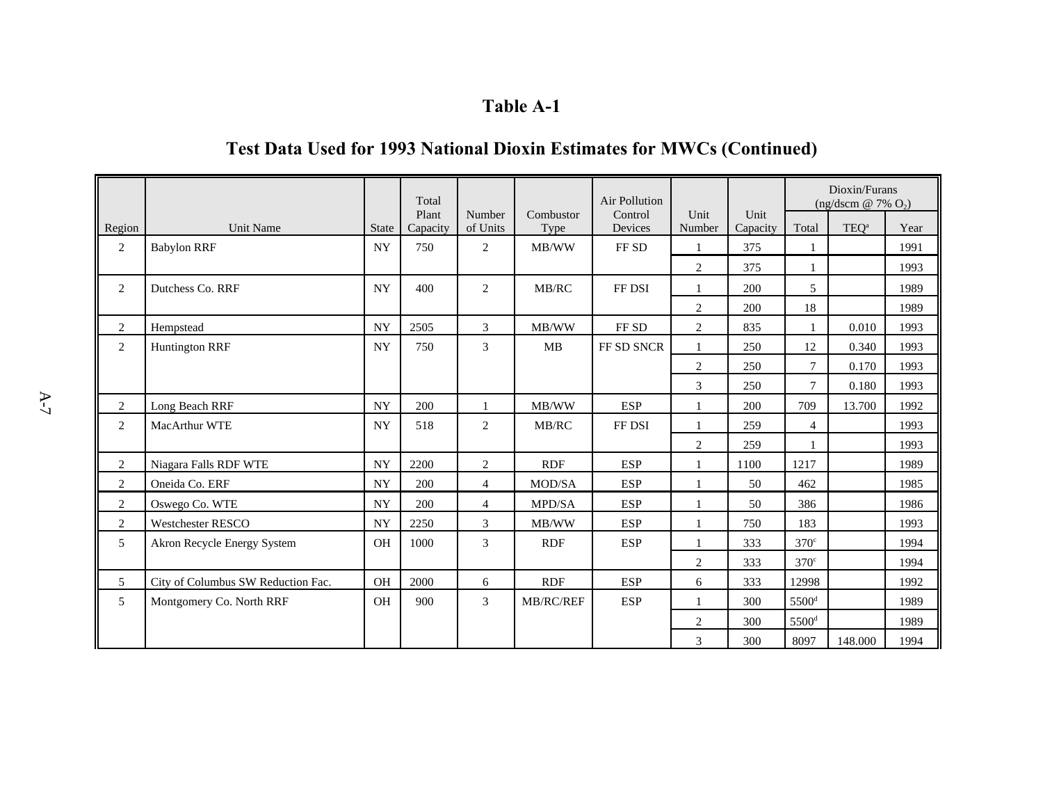# Table A-1

## Test Data Used for 1993 National Dioxin Estimates for MWCs (Continued)

| Region | Unit Name | State | Total Plant Capacity | Number of Units | Combustor Type | Air Pollution Control Devices | Unit Number | Unit Capacity | Dioxin/Furans (ng/dscm @ 7% $O_2$) | | |
|---|---|---|---|---|---|---|---|---|---|---|---|
| | | | | | | | | | Total | TEQ[a] | Year |
| 2 | Babylon RRF | NY | 750 | 2 | MB/WW | FF SD | 1 | 375 | 1 | | 1991 |
| | | | | | | | 2 | 375 | 1 | | 1993 |
| 2 | Dutchess Co. RRF | NY | 400 | 2 | MB/RC | FF DSI | 1 | 200 | 5 | | 1989 |
| | | | | | | | 2 | 200 | 18 | | 1989 |
| 2 | Hempstead | NY | 2505 | 3 | MB/WW | FF SD | 2 | 835 | 1 | 0.010 | 1993 |
| 2 | Huntington RRF | NY | 750 | 3 | MB | FF SD SNCR | 1 | 250 | 12 | 0.340 | 1993 |
| | | | | | | | 2 | 250 | 7 | 0.170 | 1993 |
| | | | | | | | 3 | 250 | 7 | 0.180 | 1993 |
| 2 | Long Beach RRF | NY | 200 | 1 | MB/WW | ESP | 1 | 200 | 709 | 13.700 | 1992 |
| 2 | MacArthur WTE | NY | 518 | 2 | MB/RC | FF DSI | 1 | 259 | 4 | | 1993 |
| | | | | | | | 2 | 259 | 1 | | 1993 |
| 2 | Niagara Falls RDF WTE | NY | 2200 | 2 | RDF | ESP | 1 | 1100 | 1217 | | 1989 |
| 2 | Oneida Co. ERF | NY | 200 | 4 | MOD/SA | ESP | 1 | 50 | 462 | | 1985 |
| 2 | Oswego Co. WTE | NY | 200 | 4 | MPD/SA | ESP | 1 | 50 | 386 | | 1986 |
| 2 | Westchester RESCO | NY | 2250 | 3 | MB/WW | ESP | 1 | 750 | 183 | | 1993 |
| 5 | Akron Recycle Energy System | OH | 1000 | 3 | RDF | ESP | 1 | 333 | 370[c] | | 1994 |
| | | | | | | | 2 | 333 | 370[c] | | 1994 |
| 5 | City of Columbus SW Reduction Fac. | OH | 2000 | 6 | RDF | ESP | 6 | 333 | 12998 | | 1992 |
| 5 | Montgomery Co. North RRF | OH | 900 | 3 | MB/RC/REF | ESP | 1 | 300 | 5500[d] | | 1989 |
| | | | | | | | 2 | 300 | 5500[d] | | 1989 |
| | | | | | | | 3 | 300 | 8097 | 148.000 | 1994 |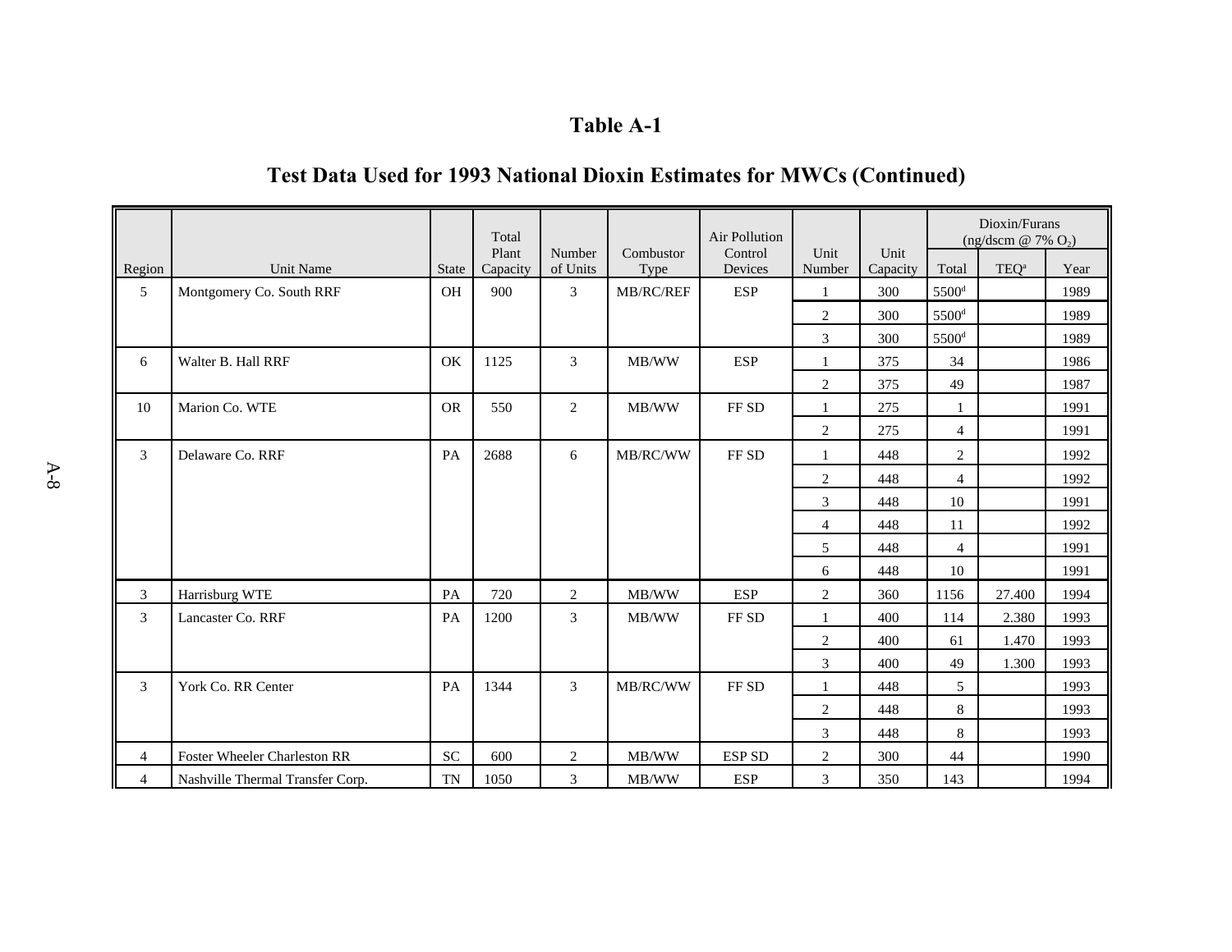# Table A-1

## Test Data Used for 1993 National Dioxin Estimates for MWCs (Continued)

| Region | Unit Name | State | Total Plant Capacity | Number of Units | Combustor Type | Air Pollution Control Devices | Unit Number | Unit Capacity | Dioxin/Furans (ng/dscm @ 7% $O_2$) | | |
|---|---|---|---|---|---|---|---|---|---|---|---|
| | | | | | | | | | Total | TEQ[a] | Year |
| 5 | Montgomery Co. South RRF | OH | 900 | 3 | MB/RC/REF | ESP | 1 | 300 | 5500[d] | | 1989 |
| | | | | | | | 2 | 300 | 5500[d] | | 1989 |
| | | | | | | | 3 | 300 | 5500[d] | | 1989 |
| 6 | Walter B. Hall RRF | OK | 1125 | 3 | MB/WW | ESP | 1 | 375 | 34 | | 1986 |
| | | | | | | | 2 | 375 | 49 | | 1987 |
| 10 | Marion Co. WTE | OR | 550 | 2 | MB/WW | FF SD | 1 | 275 | 1 | | 1991 |
| | | | | | | | 2 | 275 | 4 | | 1991 |
| 3 | Delaware Co. RRF | PA | 2688 | 6 | MB/RC/WW | FF SD | 1 | 448 | 2 | | 1992 |
| | | | | | | | 2 | 448 | 4 | | 1992 |
| | | | | | | | 3 | 448 | 10 | | 1991 |
| | | | | | | | 4 | 448 | 11 | | 1992 |
| | | | | | | | 5 | 448 | 4 | | 1991 |
| | | | | | | | 6 | 448 | 10 | | 1991 |
| 3 | Harrisburg WTE | PA | 720 | 2 | MB/WW | ESP | 2 | 360 | 1156 | 27.400 | 1994 |
| 3 | Lancaster Co. RRF | PA | 1200 | 3 | MB/WW | FF SD | 1 | 400 | 114 | 2.380 | 1993 |
| | | | | | | | 2 | 400 | 61 | 1.470 | 1993 |
| | | | | | | | 3 | 400 | 49 | 1.300 | 1993 |
| 3 | York Co. RR Center | PA | 1344 | 3 | MB/RC/WW | FF SD | 1 | 448 | 5 | | 1993 |
| | | | | | | | 2 | 448 | 8 | | 1993 |
| | | | | | | | 3 | 448 | 8 | | 1993 |
| 4 | Foster Wheeler Charleston RR | SC | 600 | 2 | MB/WW | ESP SD | 2 | 300 | 44 | | 1990 |
| 4 | Nashville Thermal Transfer Corp. | TN | 1050 | 3 | MB/WW | ESP | 3 | 350 | 143 | | 1994 |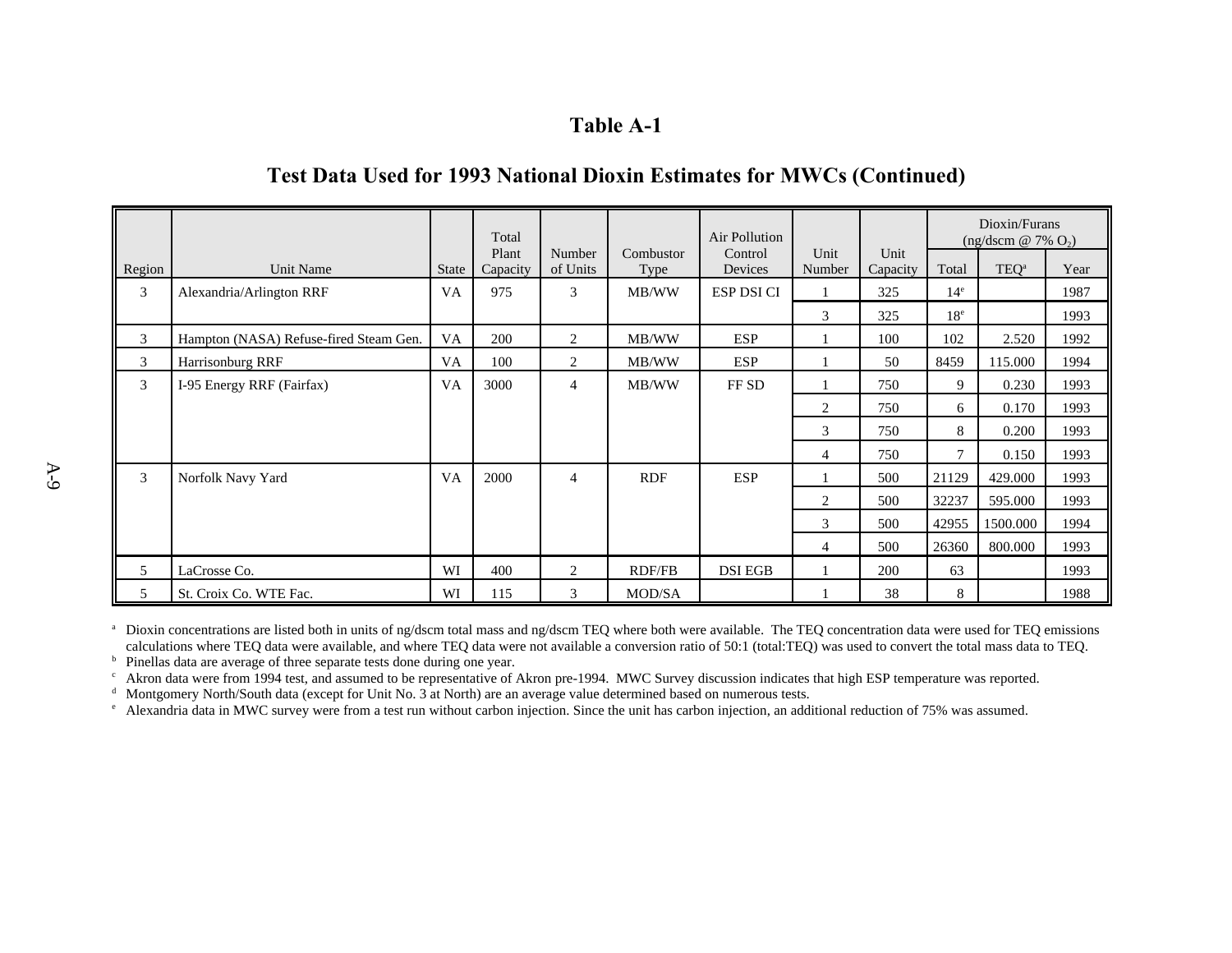# Table A-1

## Test Data Used for 1993 National Dioxin Estimates for MWCs (Continued)

| Region | Unit Name | State | Total Plant Capacity | Number of Units | Combustor Type | Air Pollution Control Devices | Unit Number | Unit Capacity | Dioxin/Furans ($ng/dscm$ @ 7% $O_2$) | | |
|---|---|---|---|---|---|---|---|---|---|---|---|
| | | | | | | | | | Total | TEQ[a] | Year |
| 3 | Alexandria/Arlington RRF | VA | 975 | 3 | MB/WW | ESP DSI CI | 1 | 325 | 14[e] | | 1987 |
| | | | | | | | 3 | 325 | 18[e] | | 1993 |
| 3 | Hampton (NASA) Refuse-fired Steam Gen. | VA | 200 | 2 | MB/WW | ESP | 1 | 100 | 102 | 2.520 | 1992 |
| 3 | Harrisonburg RRF | VA | 100 | 2 | MB/WW | ESP | 1 | 50 | 8459 | 115.000 | 1994 |
| 3 | I-95 Energy RRF (Fairfax) | VA | 3000 | 4 | MB/WW | FF SD | 1 | 750 | 9 | 0.230 | 1993 |
| | | | | | | | 2 | 750 | 6 | 0.170 | 1993 |
| | | | | | | | 3 | 750 | 8 | 0.200 | 1993 |
| | | | | | | | 4 | 750 | 7 | 0.150 | 1993 |
| 3 | Norfolk Navy Yard | VA | 2000 | 4 | RDF | ESP | 1 | 500 | 21129 | 429.000 | 1993 |
| | | | | | | | 2 | 500 | 32237 | 595.000 | 1993 |
| | | | | | | | 3 | 500 | 42955 | 1500.000 | 1994 |
| | | | | | | | 4 | 500 | 26360 | 800.000 | 1993 |
| 5 | LaCrosse Co. | WI | 400 | 2 | RDF/FB | DSI EGB | 1 | 200 | 63 | | 1993 |
| 5 | St. Croix Co. WTE Fac. | WI | 115 | 3 | MOD/SA | | 1 | 38 | 8 | | 1988 |

[a] Dioxin concentrations are listed both in units of ng/dscm total mass and ng/dscm TEQ where both were available. The TEQ concentration data were used for TEQ emissions calculations where TEQ data were available, and where TEQ data were not available a conversion ratio of 50:1 (total:TEQ) was used to convert the total mass data to TEQ.

[b] Pinellas data are average of three separate tests done during one year.

[c] Akron data were from 1994 test, and assumed to be representative of Akron pre-1994. MWC Survey discussion indicates that high ESP temperature was reported.

[d] Montgomery North/South data (except for Unit No. 3 at North) are an average value determined based on numerous tests.

[e] Alexandria data in MWC survey were from a test run without carbon injection. Since the unit has carbon injection, an additional reduction of 75% was assumed.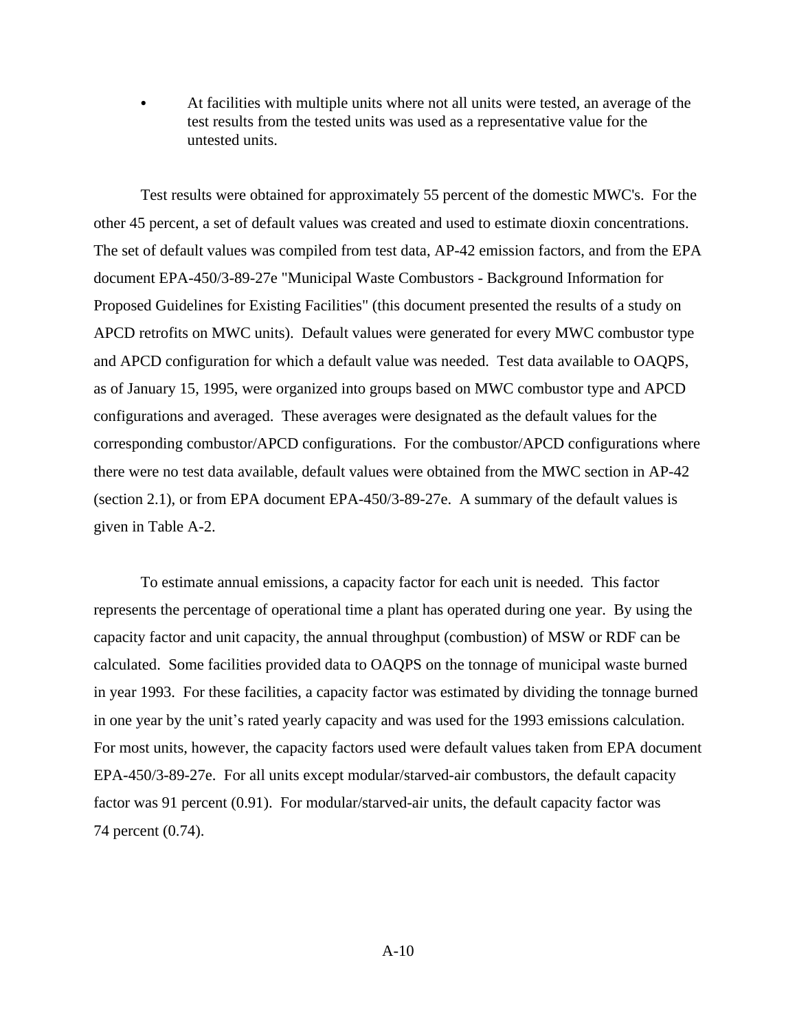- At facilities with multiple units where not all units were tested, an average of the test results from the tested units was used as a representative value for the untested units.

Test results were obtained for approximately 55 percent of the domestic MWC's. For the other 45 percent, a set of default values was created and used to estimate dioxin concentrations. The set of default values was compiled from test data, AP-42 emission factors, and from the EPA document EPA-450/3-89-27e "Municipal Waste Combustors - Background Information for Proposed Guidelines for Existing Facilities" (this document presented the results of a study on APCD retrofits on MWC units). Default values were generated for every MWC combustor type and APCD configuration for which a default value was needed. Test data available to OAQPS, as of January 15, 1995, were organized into groups based on MWC combustor type and APCD configurations and averaged. These averages were designated as the default values for the corresponding combustor/APCD configurations. For the combustor/APCD configurations where there were no test data available, default values were obtained from the MWC section in AP-42 (section 2.1), or from EPA document EPA-450/3-89-27e. A summary of the default values is given in Table A-2.

To estimate annual emissions, a capacity factor for each unit is needed. This factor represents the percentage of operational time a plant has operated during one year. By using the capacity factor and unit capacity, the annual throughput (combustion) of MSW or RDF can be calculated. Some facilities provided data to OAQPS on the tonnage of municipal waste burned in year 1993. For these facilities, a capacity factor was estimated by dividing the tonnage burned in one year by the unit's rated yearly capacity and was used for the 1993 emissions calculation. For most units, however, the capacity factors used were default values taken from EPA document EPA-450/3-89-27e. For all units except modular/starved-air combustors, the default capacity factor was 91 percent (0.91). For modular/starved-air units, the default capacity factor was 74 percent (0.74).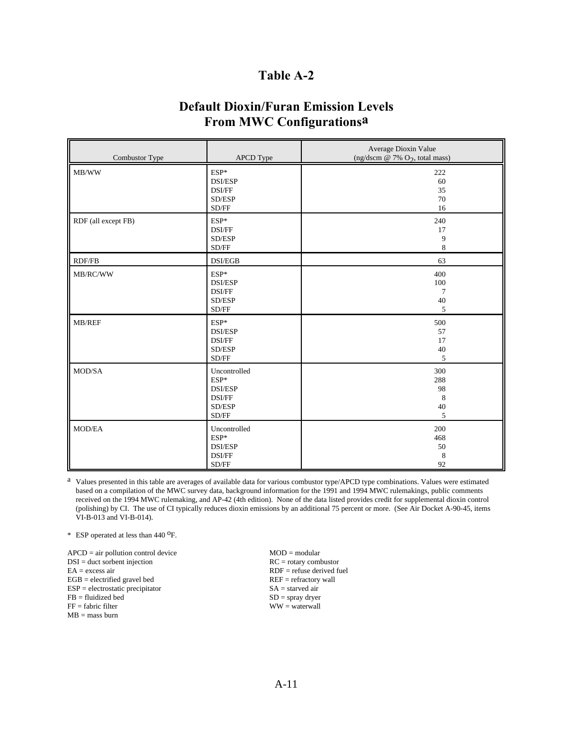# Table A-2

## Default Dioxin/Furan Emission Levels From MWC Configurations[a]

| Combustor Type | APCD Type | Average Dioxin Value (ng/dscm @ 7% $O_2$, total mass) |
|---|---|---|
| MB/WW | ESP* | 222 |
| | DSI/ESP | 60 |
| | DSI/FF | 35 |
| | SD/ESP | 70 |
| | SD/FF | 16 |
| RDF (all except FB) | ESP* | 240 |
| | DSI/FF | 17 |
| | SD/ESP | 9 |
| | SD/FF | 8 |
| RDF/FB | DSI/EGB | 63 |
| MB/RC/WW | ESP* | 400 |
| | DSI/ESP | 100 |
| | DSI/FF | 7 |
| | SD/ESP | 40 |
| | SD/FF | 5 |
| MB/REF | ESP* | 500 |
| | DSI/ESP | 57 |
| | DSI/FF | 17 |
| | SD/ESP | 40 |
| | SD/FF | 5 |
| MOD/SA | Uncontrolled | 300 |
| | ESP* | 288 |
| | DSI/ESP | 98 |
| | DSI/FF | 8 |
| | SD/ESP | 40 |
| | SD/FF | 5 |
| MOD/EA | Uncontrolled | 200 |
| | ESP* | 468 |
| | DSI/ESP | 50 |
| | DSI/FF | 8 |
| | SD/FF | 92 |

[a] Values presented in this table are averages of available data for various combustor type/APCD type combinations. Values were estimated based on a compilation of the MWC survey data, background information for the 1991 and 1994 MWC rulemakings, public comments received on the 1994 MWC rulemaking, and AP-42 (4th edition). None of the data listed provides credit for supplemental dioxin control (polishing) by CI. The use of CI typically reduces dioxin emissions by an additional 75 percent or more. (See Air Docket A-90-45, items VI-B-013 and VI-B-014).

\* ESP operated at less than 440 $^{o}$F.

APCD = air pollution control device
DSI = duct sorbent injection
EA = excess air
EGB = electrified gravel bed
ESP = electrostatic precipitator
FB = fluidized bed
FF = fabric filter
MB = mass burn
MOD = modular
RC = rotary combustor
RDF = refuse derived fuel
REF = refractory wall
SA = starved air
SD = spray dryer
WW = waterwall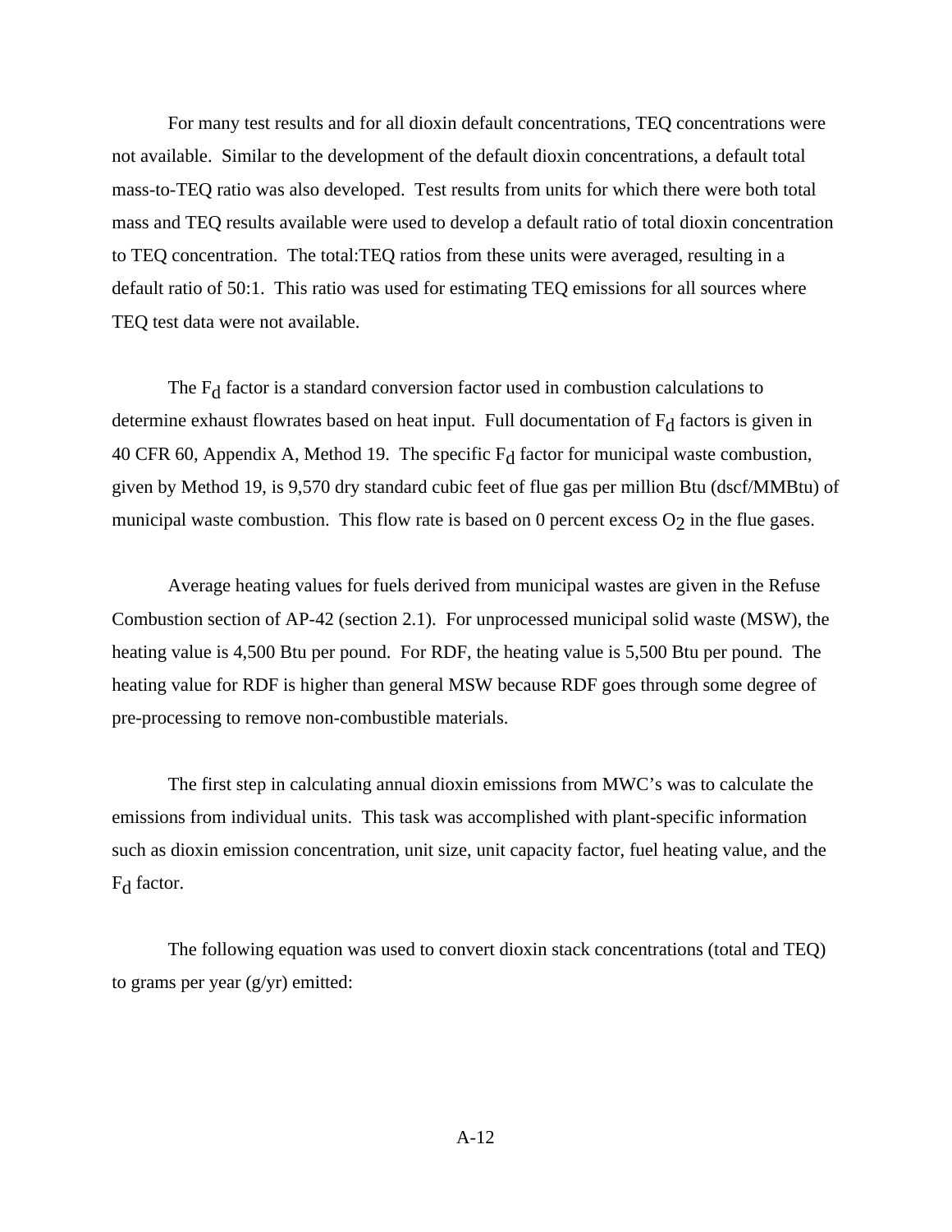For many test results and for all dioxin default concentrations, TEQ concentrations were not available. Similar to the development of the default dioxin concentrations, a default total mass-to-TEQ ratio was also developed. Test results from units for which there were both total mass and TEQ results available were used to develop a default ratio of total dioxin concentration to TEQ concentration. The total:TEQ ratios from these units were averaged, resulting in a default ratio of 50:1. This ratio was used for estimating TEQ emissions for all sources where TEQ test data were not available.

The $F_d$ factor is a standard conversion factor used in combustion calculations to determine exhaust flowrates based on heat input. Full documentation of $F_d$ factors is given in 40 CFR 60, Appendix A, Method 19. The specific $F_d$ factor for municipal waste combustion, given by Method 19, is 9,570 dry standard cubic feet of flue gas per million Btu (dscf/MMBtu) of municipal waste combustion. This flow rate is based on 0 percent excess $O_2$ in the flue gases.

Average heating values for fuels derived from municipal wastes are given in the Refuse Combustion section of AP-42 (section 2.1). For unprocessed municipal solid waste (MSW), the heating value is 4,500 Btu per pound. For RDF, the heating value is 5,500 Btu per pound. The heating value for RDF is higher than general MSW because RDF goes through some degree of pre-processing to remove non-combustible materials.

The first step in calculating annual dioxin emissions from MWC's was to calculate the emissions from individual units. This task was accomplished with plant-specific information such as dioxin emission concentration, unit size, unit capacity factor, fuel heating value, and the $F_d$ factor.

The following equation was used to convert dioxin stack concentrations (total and TEQ) to grams per year (g/yr) emitted: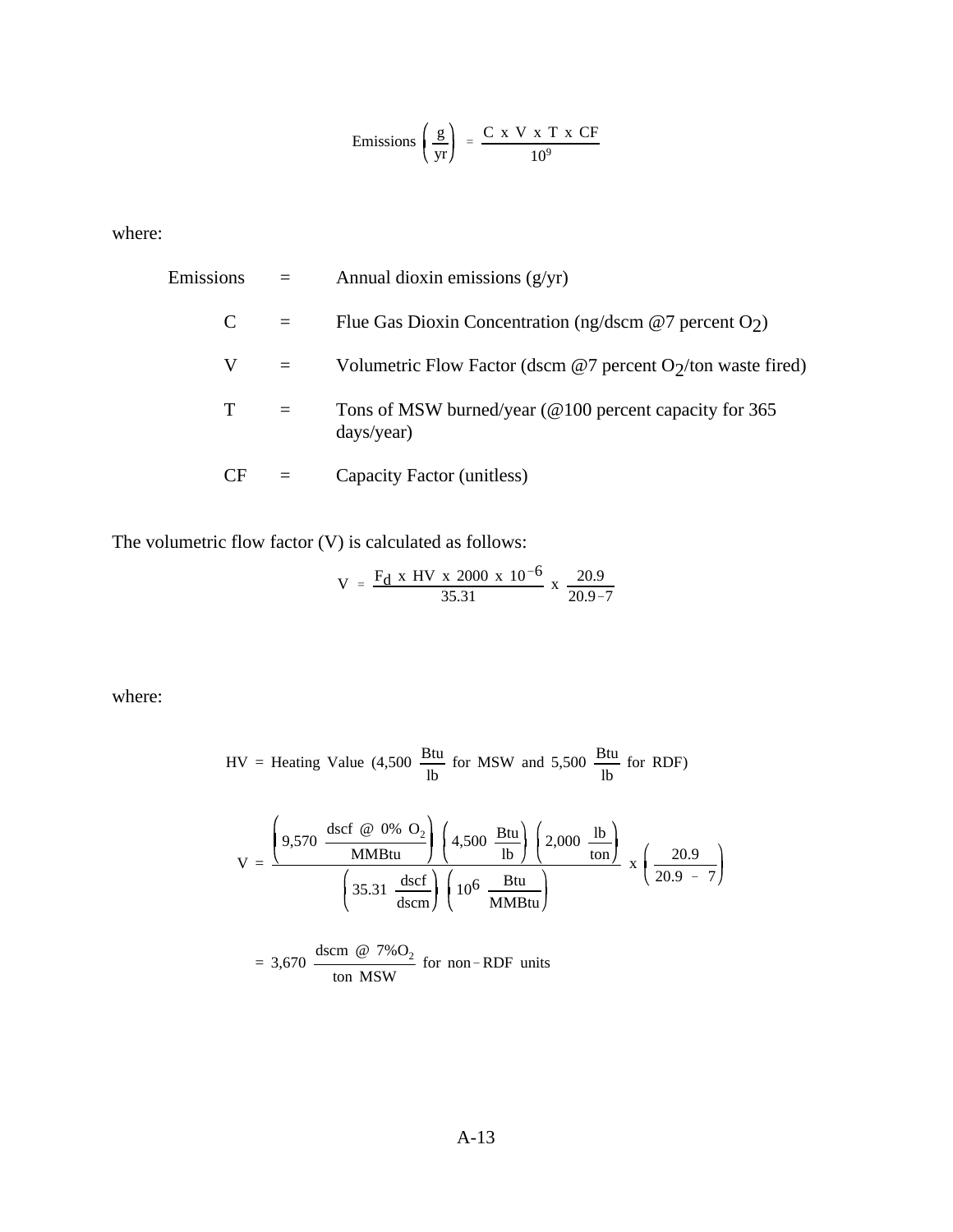$$\text{Emissions}\left(\frac{g}{yr}\right) = \frac{C \text{ x } V \text{ x } T \text{ x } CF}{10^9}$$

where:

| | | |
|---|---|---|
| Emissions | = | Annual dioxin emissions (g/yr) |
| C | = | Flue Gas Dioxin Concentration (ng/dscm @7 percent $O_2$) |
| V | = | Volumetric Flow Factor (dscm @7 percent $O_2$/ton waste fired) |
| T | = | Tons of MSW burned/year (@100 percent capacity for 365 days/year) |
| CF | = | Capacity Factor (unitless) |

The volumetric flow factor (V) is calculated as follows:

$$V = \frac{F_d \text{ x } HV \text{ x } 2000 \text{ x } 10^{-6}}{35.31} \text{ x } \frac{20.9}{20.9-7}$$

where:

$$HV = \text{Heating Value } (4{,}500 \ \frac{\text{Btu}}{\text{lb}} \text{ for MSW and } 5{,}500 \ \frac{\text{Btu}}{\text{lb}} \text{ for RDF})$$

$$V = \frac{\left(9{,}570 \ \frac{\text{dscf @ 0\% } O_2}{\text{MMBtu}}\right)\left(4{,}500 \ \frac{\text{Btu}}{\text{lb}}\right)\left(2{,}000 \ \frac{\text{lb}}{\text{ton}}\right)}{\left(35.31 \ \frac{\text{dscf}}{\text{dscm}}\right)\left(10^6 \ \frac{\text{Btu}}{\text{MMBtu}}\right)} \text{ x } \left(\frac{20.9}{20.9 - 7}\right)$$

$$= 3{,}670 \ \frac{\text{dscm @ 7\%} O_2}{\text{ton MSW}} \text{ for non-RDF units}$$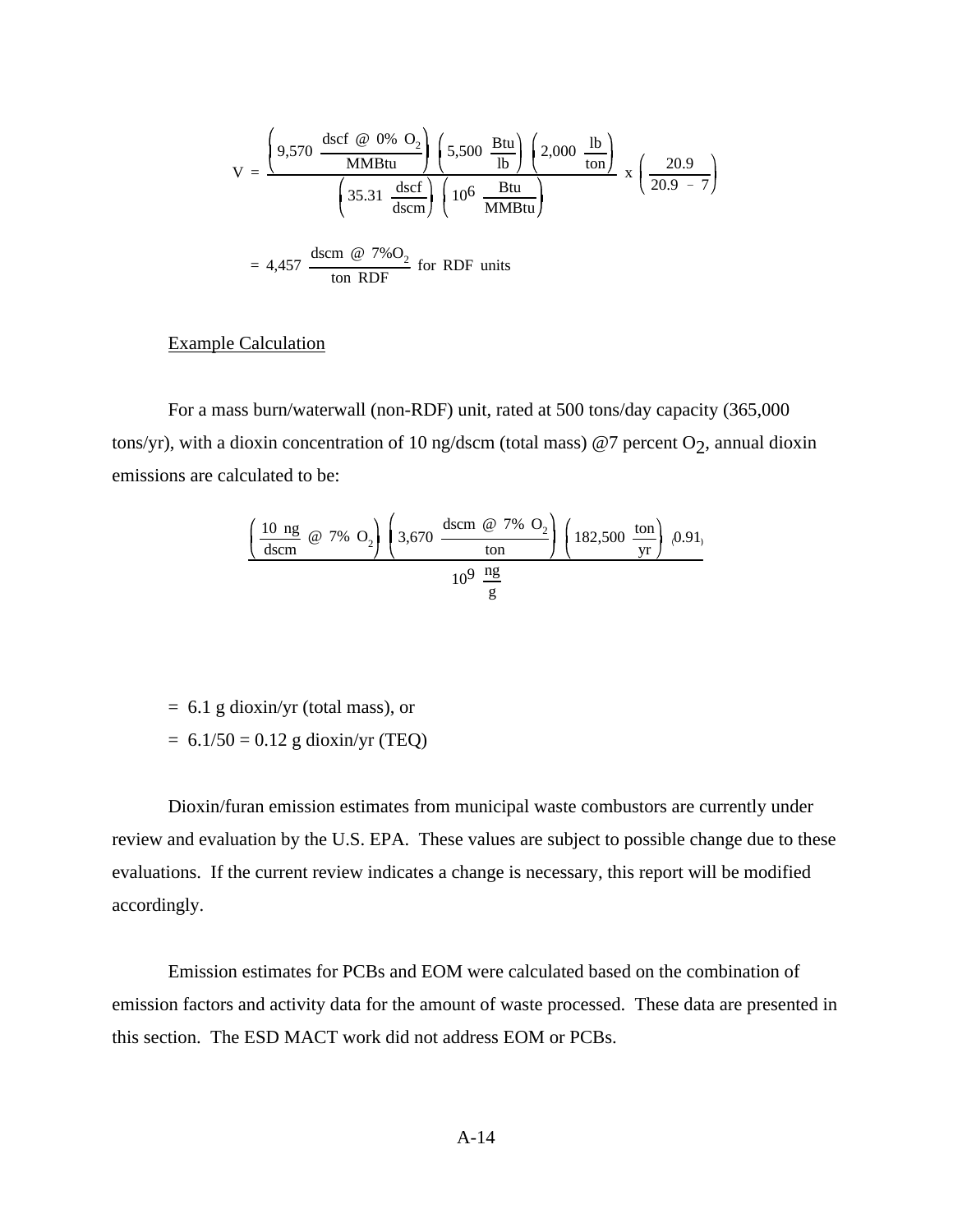$$V = \frac{\left(9{,}570\ \frac{\text{dscf @ 0\% } O_2}{\text{MMBtu}}\right)\left(5{,}500\ \frac{\text{Btu}}{\text{lb}}\right)\left(2{,}000\ \frac{\text{lb}}{\text{ton}}\right)}{\left(35.31\ \frac{\text{dscf}}{\text{dscm}}\right)\left(10^6\ \frac{\text{Btu}}{\text{MMBtu}}\right)} \times \left(\frac{20.9}{20.9 - 7}\right)$$

$$= 4{,}457\ \frac{\text{dscm @ 7\%} O_2}{\text{ton RDF}} \text{ for RDF units}$$

Example Calculation

For a mass burn/waterwall (non-RDF) unit, rated at 500 tons/day capacity (365,000 tons/yr), with a dioxin concentration of 10 ng/dscm (total mass) @7 percent $O_2$, annual dioxin emissions are calculated to be:

$$\frac{\left(\frac{10\ \text{ng}}{\text{dscm}} \text{ @ 7\% } O_2\right)\left(3{,}670\ \frac{\text{dscm @ 7\% } O_2}{\text{ton}}\right)\left(182{,}500\ \frac{\text{ton}}{\text{yr}}\right)(0.91)}{10^9\ \frac{\text{ng}}{\text{g}}}$$

= 6.1 g dioxin/yr (total mass), or

= 6.1/50 = 0.12 g dioxin/yr (TEQ)

Dioxin/furan emission estimates from municipal waste combustors are currently under review and evaluation by the U.S. EPA. These values are subject to possible change due to these evaluations. If the current review indicates a change is necessary, this report will be modified accordingly.

Emission estimates for PCBs and EOM were calculated based on the combination of emission factors and activity data for the amount of waste processed. These data are presented in this section. The ESD MACT work did not address EOM or PCBs.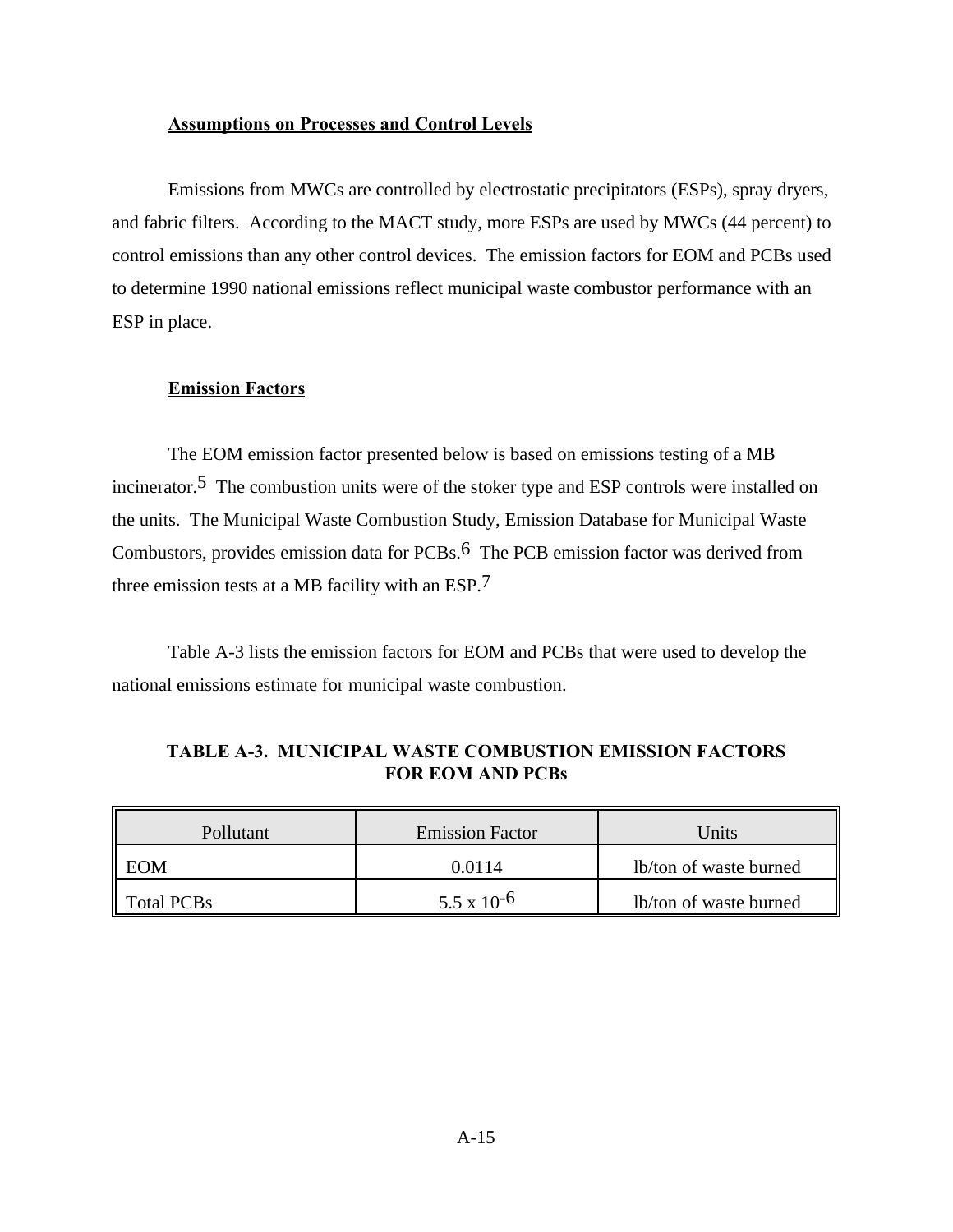### Assumptions on Processes and Control Levels

Emissions from MWCs are controlled by electrostatic precipitators (ESPs), spray dryers, and fabric filters. According to the MACT study, more ESPs are used by MWCs (44 percent) to control emissions than any other control devices. The emission factors for EOM and PCBs used to determine 1990 national emissions reflect municipal waste combustor performance with an ESP in place.

### Emission Factors

The EOM emission factor presented below is based on emissions testing of a MB incinerator.[5] The combustion units were of the stoker type and ESP controls were installed on the units. The Municipal Waste Combustion Study, Emission Database for Municipal Waste Combustors, provides emission data for PCBs.[6] The PCB emission factor was derived from three emission tests at a MB facility with an ESP.[7]

Table A-3 lists the emission factors for EOM and PCBs that were used to develop the national emissions estimate for municipal waste combustion.

**TABLE A-3. MUNICIPAL WASTE COMBUSTION EMISSION FACTORS FOR EOM AND PCBs**

| Pollutant | Emission Factor | Units |
|---|---|---|
| EOM | 0.0114 | lb/ton of waste burned |
| Total PCBs | $5.5 \times 10^{-6}$ | lb/ton of waste burned |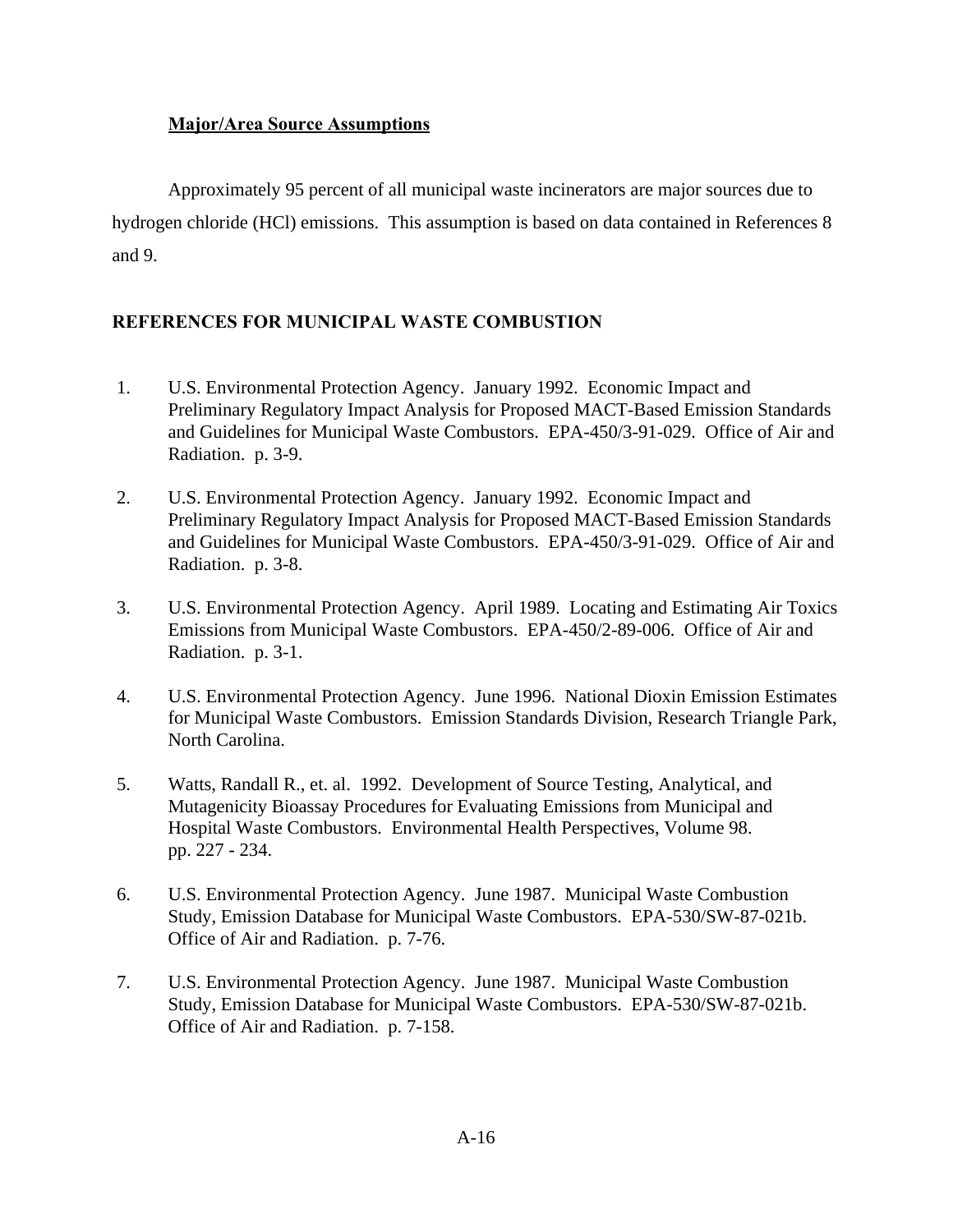**Major/Area Source Assumptions**

Approximately 95 percent of all municipal waste incinerators are major sources due to hydrogen chloride (HCl) emissions. This assumption is based on data contained in References 8 and 9.

## REFERENCES FOR MUNICIPAL WASTE COMBUSTION

1. U.S. Environmental Protection Agency. January 1992. Economic Impact and Preliminary Regulatory Impact Analysis for Proposed MACT-Based Emission Standards and Guidelines for Municipal Waste Combustors. EPA-450/3-91-029. Office of Air and Radiation. p. 3-9.

2. U.S. Environmental Protection Agency. January 1992. Economic Impact and Preliminary Regulatory Impact Analysis for Proposed MACT-Based Emission Standards and Guidelines for Municipal Waste Combustors. EPA-450/3-91-029. Office of Air and Radiation. p. 3-8.

3. U.S. Environmental Protection Agency. April 1989. Locating and Estimating Air Toxics Emissions from Municipal Waste Combustors. EPA-450/2-89-006. Office of Air and Radiation. p. 3-1.

4. U.S. Environmental Protection Agency. June 1996. National Dioxin Emission Estimates for Municipal Waste Combustors. Emission Standards Division, Research Triangle Park, North Carolina.

5. Watts, Randall R., et. al. 1992. Development of Source Testing, Analytical, and Mutagenicity Bioassay Procedures for Evaluating Emissions from Municipal and Hospital Waste Combustors. Environmental Health Perspectives, Volume 98. pp. 227 - 234.

6. U.S. Environmental Protection Agency. June 1987. Municipal Waste Combustion Study, Emission Database for Municipal Waste Combustors. EPA-530/SW-87-021b. Office of Air and Radiation. p. 7-76.

7. U.S. Environmental Protection Agency. June 1987. Municipal Waste Combustion Study, Emission Database for Municipal Waste Combustors. EPA-530/SW-87-021b. Office of Air and Radiation. p. 7-158.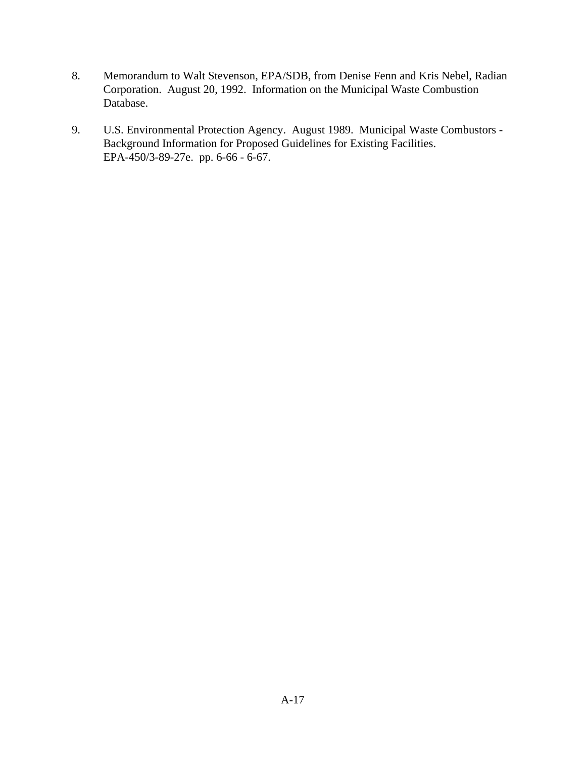8. Memorandum to Walt Stevenson, EPA/SDB, from Denise Fenn and Kris Nebel, Radian Corporation. August 20, 1992. Information on the Municipal Waste Combustion Database.

9. U.S. Environmental Protection Agency. August 1989. Municipal Waste Combustors - Background Information for Proposed Guidelines for Existing Facilities. EPA-450/3-89-27e. pp. 6-66 - 6-67.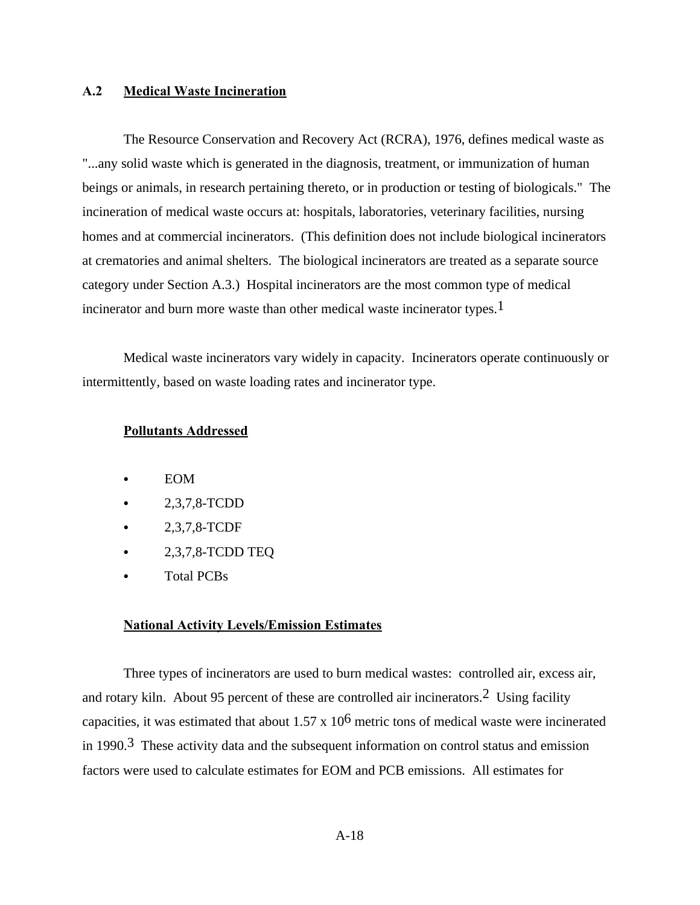## A.2 Medical Waste Incineration

The Resource Conservation and Recovery Act (RCRA), 1976, defines medical waste as "...any solid waste which is generated in the diagnosis, treatment, or immunization of human beings or animals, in research pertaining thereto, or in production or testing of biologicals." The incineration of medical waste occurs at: hospitals, laboratories, veterinary facilities, nursing homes and at commercial incinerators. (This definition does not include biological incinerators at crematories and animal shelters. The biological incinerators are treated as a separate source category under Section A.3.) Hospital incinerators are the most common type of medical incinerator and burn more waste than other medical waste incinerator types.[1]

Medical waste incinerators vary widely in capacity. Incinerators operate continuously or intermittently, based on waste loading rates and incinerator type.

### Pollutants Addressed

- EOM
- 2,3,7,8-TCDD
- 2,3,7,8-TCDF
- 2,3,7,8-TCDD TEQ
- Total PCBs

### National Activity Levels/Emission Estimates

Three types of incinerators are used to burn medical wastes: controlled air, excess air, and rotary kiln. About 95 percent of these are controlled air incinerators.[2] Using facility capacities, it was estimated that about $1.57 \times 10^6$ metric tons of medical waste were incinerated in 1990.[3] These activity data and the subsequent information on control status and emission factors were used to calculate estimates for EOM and PCB emissions. All estimates for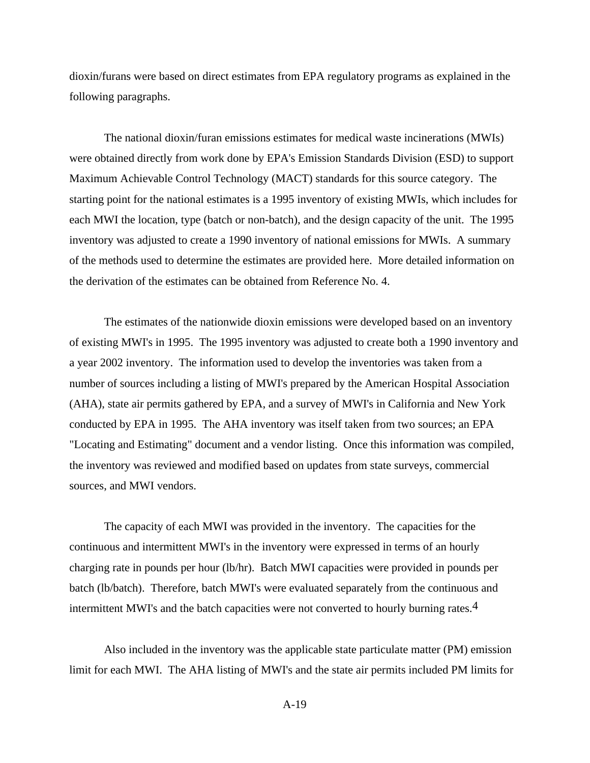dioxin/furans were based on direct estimates from EPA regulatory programs as explained in the following paragraphs.

The national dioxin/furan emissions estimates for medical waste incinerations (MWIs) were obtained directly from work done by EPA's Emission Standards Division (ESD) to support Maximum Achievable Control Technology (MACT) standards for this source category. The starting point for the national estimates is a 1995 inventory of existing MWIs, which includes for each MWI the location, type (batch or non-batch), and the design capacity of the unit. The 1995 inventory was adjusted to create a 1990 inventory of national emissions for MWIs. A summary of the methods used to determine the estimates are provided here. More detailed information on the derivation of the estimates can be obtained from Reference No. 4.

The estimates of the nationwide dioxin emissions were developed based on an inventory of existing MWI's in 1995. The 1995 inventory was adjusted to create both a 1990 inventory and a year 2002 inventory. The information used to develop the inventories was taken from a number of sources including a listing of MWI's prepared by the American Hospital Association (AHA), state air permits gathered by EPA, and a survey of MWI's in California and New York conducted by EPA in 1995. The AHA inventory was itself taken from two sources; an EPA "Locating and Estimating" document and a vendor listing. Once this information was compiled, the inventory was reviewed and modified based on updates from state surveys, commercial sources, and MWI vendors.

The capacity of each MWI was provided in the inventory. The capacities for the continuous and intermittent MWI's in the inventory were expressed in terms of an hourly charging rate in pounds per hour (lb/hr). Batch MWI capacities were provided in pounds per batch (lb/batch). Therefore, batch MWI's were evaluated separately from the continuous and intermittent MWI's and the batch capacities were not converted to hourly burning rates.[4]

Also included in the inventory was the applicable state particulate matter (PM) emission limit for each MWI. The AHA listing of MWI's and the state air permits included PM limits for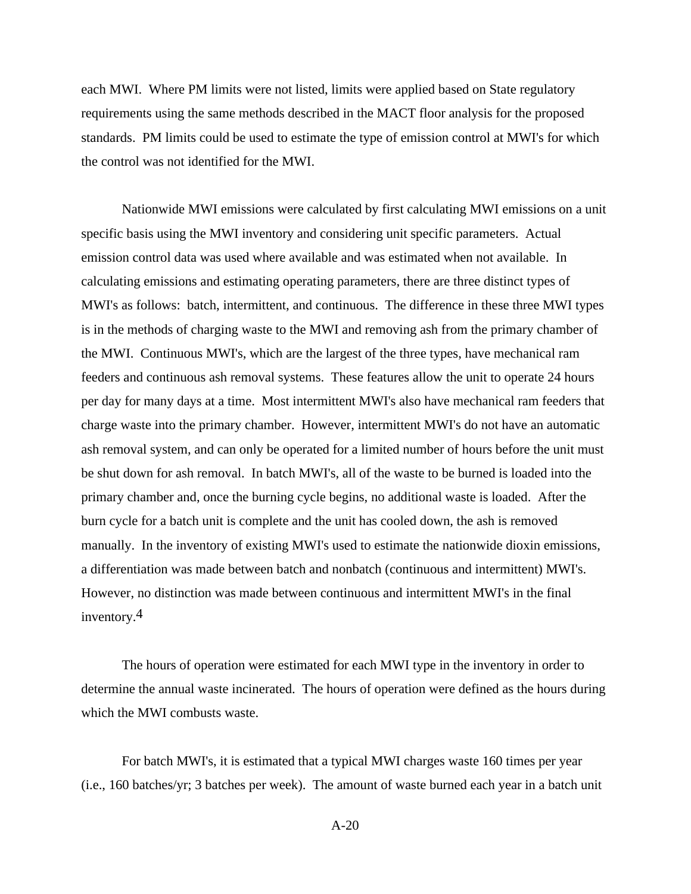each MWI. Where PM limits were not listed, limits were applied based on State regulatory requirements using the same methods described in the MACT floor analysis for the proposed standards. PM limits could be used to estimate the type of emission control at MWI's for which the control was not identified for the MWI.

Nationwide MWI emissions were calculated by first calculating MWI emissions on a unit specific basis using the MWI inventory and considering unit specific parameters. Actual emission control data was used where available and was estimated when not available. In calculating emissions and estimating operating parameters, there are three distinct types of MWI's as follows: batch, intermittent, and continuous. The difference in these three MWI types is in the methods of charging waste to the MWI and removing ash from the primary chamber of the MWI. Continuous MWI's, which are the largest of the three types, have mechanical ram feeders and continuous ash removal systems. These features allow the unit to operate 24 hours per day for many days at a time. Most intermittent MWI's also have mechanical ram feeders that charge waste into the primary chamber. However, intermittent MWI's do not have an automatic ash removal system, and can only be operated for a limited number of hours before the unit must be shut down for ash removal. In batch MWI's, all of the waste to be burned is loaded into the primary chamber and, once the burning cycle begins, no additional waste is loaded. After the burn cycle for a batch unit is complete and the unit has cooled down, the ash is removed manually. In the inventory of existing MWI's used to estimate the nationwide dioxin emissions, a differentiation was made between batch and nonbatch (continuous and intermittent) MWI's. However, no distinction was made between continuous and intermittent MWI's in the final inventory.[4]

The hours of operation were estimated for each MWI type in the inventory in order to determine the annual waste incinerated. The hours of operation were defined as the hours during which the MWI combusts waste.

For batch MWI's, it is estimated that a typical MWI charges waste 160 times per year (i.e., 160 batches/yr; 3 batches per week). The amount of waste burned each year in a batch unit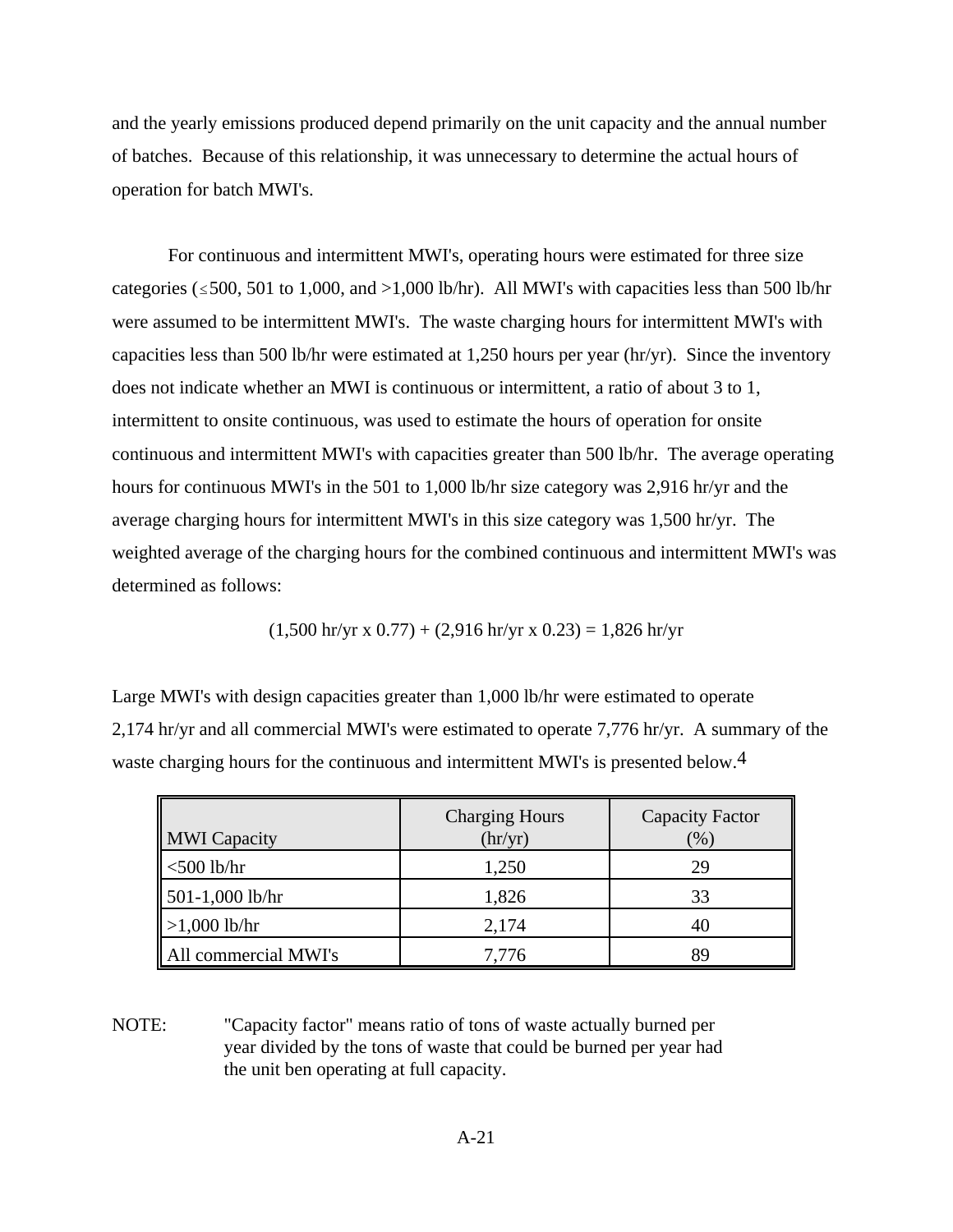and the yearly emissions produced depend primarily on the unit capacity and the annual number of batches. Because of this relationship, it was unnecessary to determine the actual hours of operation for batch MWI's.

For continuous and intermittent MWI's, operating hours were estimated for three size categories ($\leq$500, 501 to 1,000, and >1,000 lb/hr). All MWI's with capacities less than 500 lb/hr were assumed to be intermittent MWI's. The waste charging hours for intermittent MWI's with capacities less than 500 lb/hr were estimated at 1,250 hours per year (hr/yr). Since the inventory does not indicate whether an MWI is continuous or intermittent, a ratio of about 3 to 1, intermittent to onsite continuous, was used to estimate the hours of operation for onsite continuous and intermittent MWI's with capacities greater than 500 lb/hr. The average operating hours for continuous MWI's in the 501 to 1,000 lb/hr size category was 2,916 hr/yr and the average charging hours for intermittent MWI's in this size category was 1,500 hr/yr. The weighted average of the charging hours for the combined continuous and intermittent MWI's was determined as follows:

$$(1{,}500 \text{ hr/yr} \times 0.77) + (2{,}916 \text{ hr/yr} \times 0.23) = 1{,}826 \text{ hr/yr}$$

Large MWI's with design capacities greater than 1,000 lb/hr were estimated to operate 2,174 hr/yr and all commercial MWI's were estimated to operate 7,776 hr/yr. A summary of the waste charging hours for the continuous and intermittent MWI's is presented below.[4]

| MWI Capacity | Charging Hours (hr/yr) | Capacity Factor (%) |
|---|---|---|
| <500 lb/hr | 1,250 | 29 |
| 501-1,000 lb/hr | 1,826 | 33 |
| >1,000 lb/hr | 2,174 | 40 |
| All commercial MWI's | 7,776 | 89 |

NOTE: "Capacity factor" means ratio of tons of waste actually burned per year divided by the tons of waste that could be burned per year had the unit ben operating at full capacity.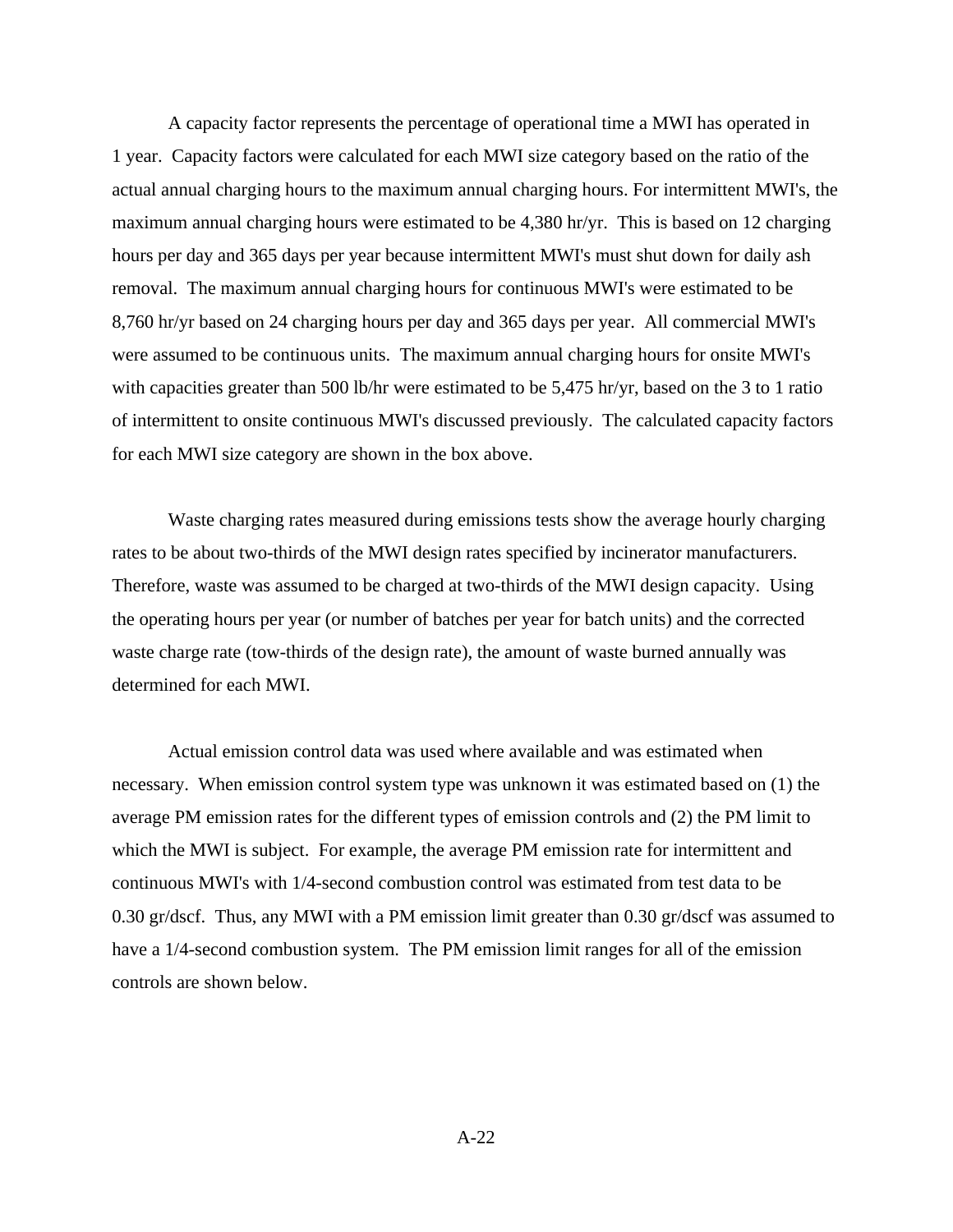A capacity factor represents the percentage of operational time a MWI has operated in 1 year. Capacity factors were calculated for each MWI size category based on the ratio of the actual annual charging hours to the maximum annual charging hours. For intermittent MWI's, the maximum annual charging hours were estimated to be 4,380 hr/yr. This is based on 12 charging hours per day and 365 days per year because intermittent MWI's must shut down for daily ash removal. The maximum annual charging hours for continuous MWI's were estimated to be 8,760 hr/yr based on 24 charging hours per day and 365 days per year. All commercial MWI's were assumed to be continuous units. The maximum annual charging hours for onsite MWI's with capacities greater than 500 lb/hr were estimated to be 5,475 hr/yr, based on the 3 to 1 ratio of intermittent to onsite continuous MWI's discussed previously. The calculated capacity factors for each MWI size category are shown in the box above.

Waste charging rates measured during emissions tests show the average hourly charging rates to be about two-thirds of the MWI design rates specified by incinerator manufacturers. Therefore, waste was assumed to be charged at two-thirds of the MWI design capacity. Using the operating hours per year (or number of batches per year for batch units) and the corrected waste charge rate (tow-thirds of the design rate), the amount of waste burned annually was determined for each MWI.

Actual emission control data was used where available and was estimated when necessary. When emission control system type was unknown it was estimated based on (1) the average PM emission rates for the different types of emission controls and (2) the PM limit to which the MWI is subject. For example, the average PM emission rate for intermittent and continuous MWI's with 1/4-second combustion control was estimated from test data to be 0.30 gr/dscf. Thus, any MWI with a PM emission limit greater than 0.30 gr/dscf was assumed to have a 1/4-second combustion system. The PM emission limit ranges for all of the emission controls are shown below.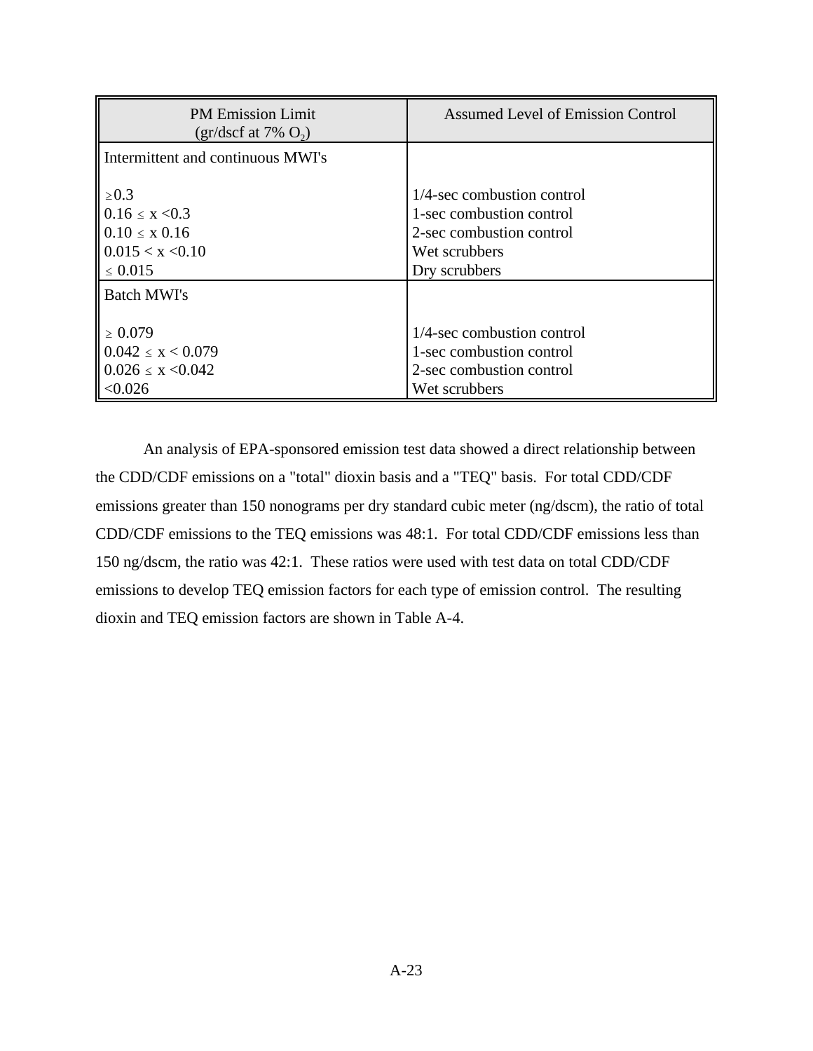| PM Emission Limit (gr/dscf at 7% $O_2$) | Assumed Level of Emission Control |
|---|---|
| Intermittent and continuous MWI's | |
| $\geq$0.3 | 1/4-sec combustion control |
| 0.16 $\leq$ x <0.3 | 1-sec combustion control |
| 0.10 $\leq$ x 0.16 | 2-sec combustion control |
| 0.015 < x <0.10 | Wet scrubbers |
| $\leq$ 0.015 | Dry scrubbers |
| Batch MWI's | |
| $\geq$ 0.079 | 1/4-sec combustion control |
| 0.042 $\leq$ x < 0.079 | 1-sec combustion control |
| 0.026 $\leq$ x <0.042 | 2-sec combustion control |
| <0.026 | Wet scrubbers |

An analysis of EPA-sponsored emission test data showed a direct relationship between the CDD/CDF emissions on a "total" dioxin basis and a "TEQ" basis. For total CDD/CDF emissions greater than 150 nonograms per dry standard cubic meter (ng/dscm), the ratio of total CDD/CDF emissions to the TEQ emissions was 48:1. For total CDD/CDF emissions less than 150 ng/dscm, the ratio was 42:1. These ratios were used with test data on total CDD/CDF emissions to develop TEQ emission factors for each type of emission control. The resulting dioxin and TEQ emission factors are shown in Table A-4.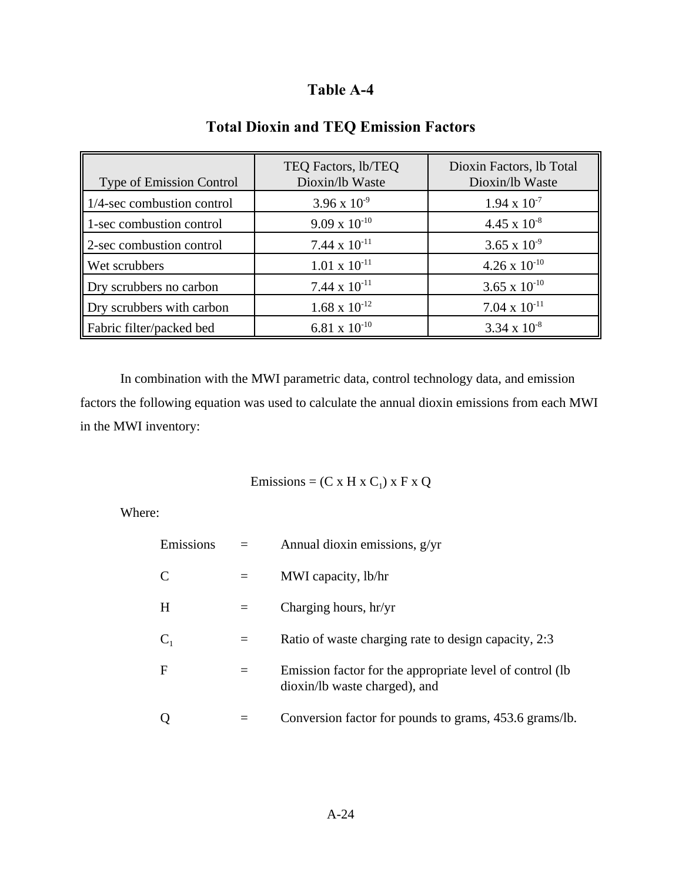# Table A-4

## Total Dioxin and TEQ Emission Factors

| Type of Emission Control | TEQ Factors, lb/TEQ Dioxin/lb Waste | Dioxin Factors, lb Total Dioxin/lb Waste |
|---|---|---|
| 1/4-sec combustion control | $3.96 \times 10^{-9}$ | $1.94 \times 10^{-7}$ |
| 1-sec combustion control | $9.09 \times 10^{-10}$ | $4.45 \times 10^{-8}$ |
| 2-sec combustion control | $7.44 \times 10^{-11}$ | $3.65 \times 10^{-9}$ |
| Wet scrubbers | $1.01 \times 10^{-11}$ | $4.26 \times 10^{-10}$ |
| Dry scrubbers no carbon | $7.44 \times 10^{-11}$ | $3.65 \times 10^{-10}$ |
| Dry scrubbers with carbon | $1.68 \times 10^{-12}$ | $7.04 \times 10^{-11}$ |
| Fabric filter/packed bed | $6.81 \times 10^{-10}$ | $3.34 \times 10^{-8}$ |

In combination with the MWI parametric data, control technology data, and emission factors the following equation was used to calculate the annual dioxin emissions from each MWI in the MWI inventory:

$$\text{Emissions} = (C \times H \times C_1) \times F \times Q$$

Where:

- Emissions = Annual dioxin emissions, g/yr
- $C$ = MWI capacity, lb/hr
- $H$ = Charging hours, hr/yr
- $C_1$ = Ratio of waste charging rate to design capacity, 2:3
- $F$ = Emission factor for the appropriate level of control (lb dioxin/lb waste charged), and
- $Q$ = Conversion factor for pounds to grams, 453.6 grams/lb.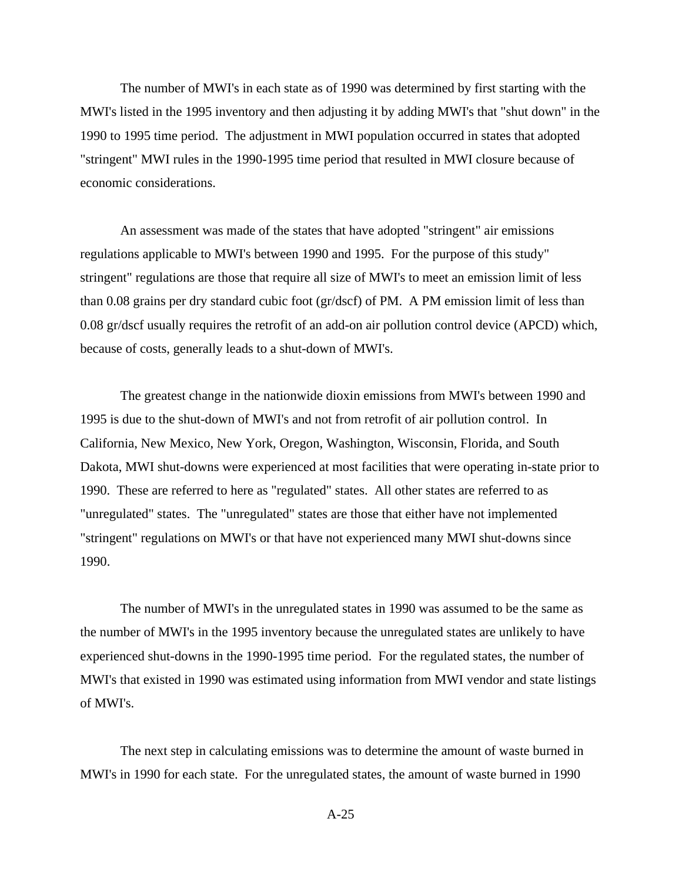The number of MWI's in each state as of 1990 was determined by first starting with the MWI's listed in the 1995 inventory and then adjusting it by adding MWI's that "shut down" in the 1990 to 1995 time period. The adjustment in MWI population occurred in states that adopted "stringent" MWI rules in the 1990-1995 time period that resulted in MWI closure because of economic considerations.

An assessment was made of the states that have adopted "stringent" air emissions regulations applicable to MWI's between 1990 and 1995. For the purpose of this study" stringent" regulations are those that require all size of MWI's to meet an emission limit of less than 0.08 grains per dry standard cubic foot (gr/dscf) of PM. A PM emission limit of less than 0.08 gr/dscf usually requires the retrofit of an add-on air pollution control device (APCD) which, because of costs, generally leads to a shut-down of MWI's.

The greatest change in the nationwide dioxin emissions from MWI's between 1990 and 1995 is due to the shut-down of MWI's and not from retrofit of air pollution control. In California, New Mexico, New York, Oregon, Washington, Wisconsin, Florida, and South Dakota, MWI shut-downs were experienced at most facilities that were operating in-state prior to 1990. These are referred to here as "regulated" states. All other states are referred to as "unregulated" states. The "unregulated" states are those that either have not implemented "stringent" regulations on MWI's or that have not experienced many MWI shut-downs since 1990.

The number of MWI's in the unregulated states in 1990 was assumed to be the same as the number of MWI's in the 1995 inventory because the unregulated states are unlikely to have experienced shut-downs in the 1990-1995 time period. For the regulated states, the number of MWI's that existed in 1990 was estimated using information from MWI vendor and state listings of MWI's.

The next step in calculating emissions was to determine the amount of waste burned in MWI's in 1990 for each state. For the unregulated states, the amount of waste burned in 1990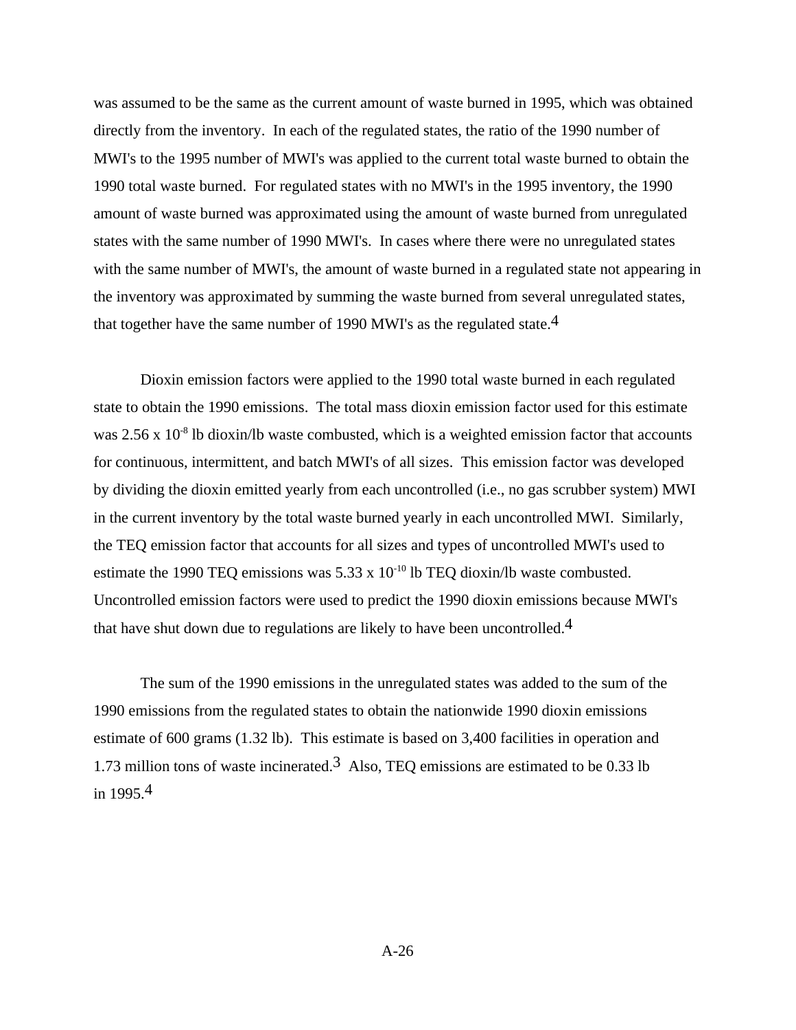was assumed to be the same as the current amount of waste burned in 1995, which was obtained directly from the inventory. In each of the regulated states, the ratio of the 1990 number of MWI's to the 1995 number of MWI's was applied to the current total waste burned to obtain the 1990 total waste burned. For regulated states with no MWI's in the 1995 inventory, the 1990 amount of waste burned was approximated using the amount of waste burned from unregulated states with the same number of 1990 MWI's. In cases where there were no unregulated states with the same number of MWI's, the amount of waste burned in a regulated state not appearing in the inventory was approximated by summing the waste burned from several unregulated states, that together have the same number of 1990 MWI's as the regulated state.[4]

Dioxin emission factors were applied to the 1990 total waste burned in each regulated state to obtain the 1990 emissions. The total mass dioxin emission factor used for this estimate was $2.56 \times 10^{-8}$ lb dioxin/lb waste combusted, which is a weighted emission factor that accounts for continuous, intermittent, and batch MWI's of all sizes. This emission factor was developed by dividing the dioxin emitted yearly from each uncontrolled (i.e., no gas scrubber system) MWI in the current inventory by the total waste burned yearly in each uncontrolled MWI. Similarly, the TEQ emission factor that accounts for all sizes and types of uncontrolled MWI's used to estimate the 1990 TEQ emissions was $5.33 \times 10^{-10}$ lb TEQ dioxin/lb waste combusted. Uncontrolled emission factors were used to predict the 1990 dioxin emissions because MWI's that have shut down due to regulations are likely to have been uncontrolled.[4]

The sum of the 1990 emissions in the unregulated states was added to the sum of the 1990 emissions from the regulated states to obtain the nationwide 1990 dioxin emissions estimate of 600 grams (1.32 lb). This estimate is based on 3,400 facilities in operation and 1.73 million tons of waste incinerated.[3] Also, TEQ emissions are estimated to be 0.33 lb in 1995.[4]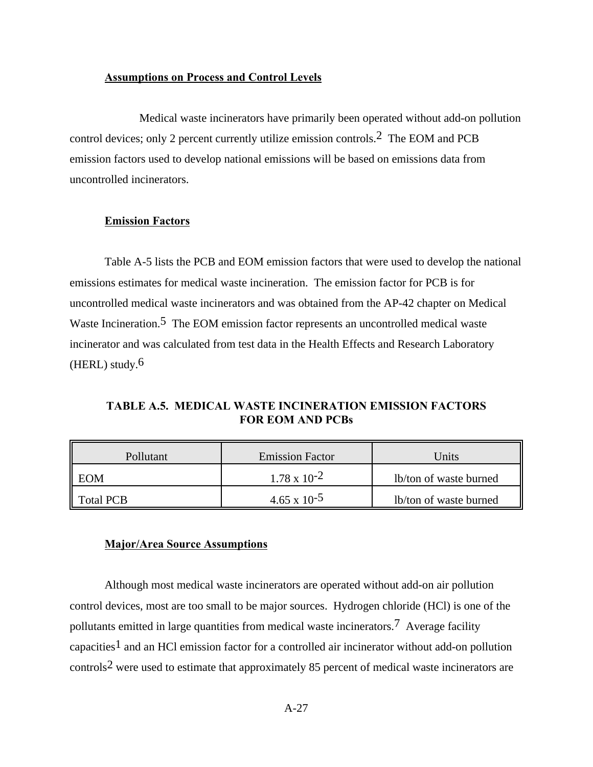### Assumptions on Process and Control Levels

Medical waste incinerators have primarily been operated without add-on pollution control devices; only 2 percent currently utilize emission controls.[2] The EOM and PCB emission factors used to develop national emissions will be based on emissions data from uncontrolled incinerators.

### Emission Factors

Table A-5 lists the PCB and EOM emission factors that were used to develop the national emissions estimates for medical waste incineration. The emission factor for PCB is for uncontrolled medical waste incinerators and was obtained from the AP-42 chapter on Medical Waste Incineration.[5] The EOM emission factor represents an uncontrolled medical waste incinerator and was calculated from test data in the Health Effects and Research Laboratory (HERL) study.[6]

**TABLE A.5. MEDICAL WASTE INCINERATION EMISSION FACTORS FOR EOM AND PCBs**

| Pollutant | Emission Factor | Units |
|---|---|---|
| EOM | $1.78 \times 10^{-2}$ | lb/ton of waste burned |
| Total PCB | $4.65 \times 10^{-5}$ | lb/ton of waste burned |

### Major/Area Source Assumptions

Although most medical waste incinerators are operated without add-on air pollution control devices, most are too small to be major sources. Hydrogen chloride (HCl) is one of the pollutants emitted in large quantities from medical waste incinerators.[7] Average facility capacities[1] and an HCl emission factor for a controlled air incinerator without add-on pollution controls[2] were used to estimate that approximately 85 percent of medical waste incinerators are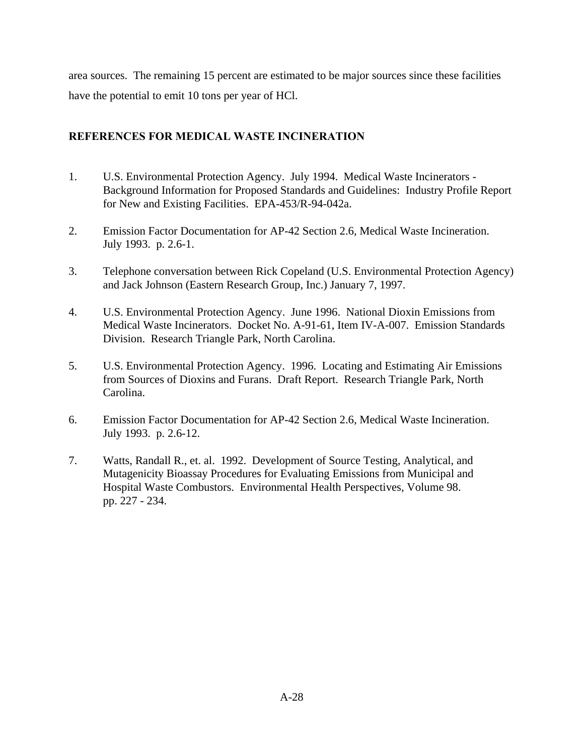area sources. The remaining 15 percent are estimated to be major sources since these facilities have the potential to emit 10 tons per year of HCl.

## REFERENCES FOR MEDICAL WASTE INCINERATION

1. U.S. Environmental Protection Agency. July 1994. Medical Waste Incinerators - Background Information for Proposed Standards and Guidelines: Industry Profile Report for New and Existing Facilities. EPA-453/R-94-042a.

2. Emission Factor Documentation for AP-42 Section 2.6, Medical Waste Incineration. July 1993. p. 2.6-1.

3. Telephone conversation between Rick Copeland (U.S. Environmental Protection Agency) and Jack Johnson (Eastern Research Group, Inc.) January 7, 1997.

4. U.S. Environmental Protection Agency. June 1996. National Dioxin Emissions from Medical Waste Incinerators. Docket No. A-91-61, Item IV-A-007. Emission Standards Division. Research Triangle Park, North Carolina.

5. U.S. Environmental Protection Agency. 1996. Locating and Estimating Air Emissions from Sources of Dioxins and Furans. Draft Report. Research Triangle Park, North Carolina.

6. Emission Factor Documentation for AP-42 Section 2.6, Medical Waste Incineration. July 1993. p. 2.6-12.

7. Watts, Randall R., et. al. 1992. Development of Source Testing, Analytical, and Mutagenicity Bioassay Procedures for Evaluating Emissions from Municipal and Hospital Waste Combustors. Environmental Health Perspectives, Volume 98. pp. 227 - 234.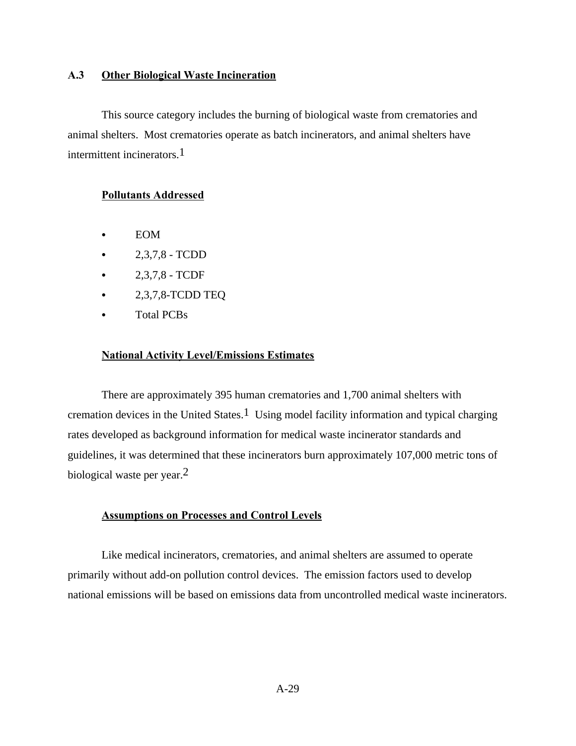## A.3 Other Biological Waste Incineration

This source category includes the burning of biological waste from crematories and animal shelters. Most crematories operate as batch incinerators, and animal shelters have intermittent incinerators.[1]

### Pollutants Addressed

- EOM
- 2,3,7,8 - TCDD
- 2,3,7,8 - TCDF
- 2,3,7,8-TCDD TEQ
- Total PCBs

### National Activity Level/Emissions Estimates

There are approximately 395 human crematories and 1,700 animal shelters with cremation devices in the United States.[1] Using model facility information and typical charging rates developed as background information for medical waste incinerator standards and guidelines, it was determined that these incinerators burn approximately 107,000 metric tons of biological waste per year.[2]

### Assumptions on Processes and Control Levels

Like medical incinerators, crematories, and animal shelters are assumed to operate primarily without add-on pollution control devices. The emission factors used to develop national emissions will be based on emissions data from uncontrolled medical waste incinerators.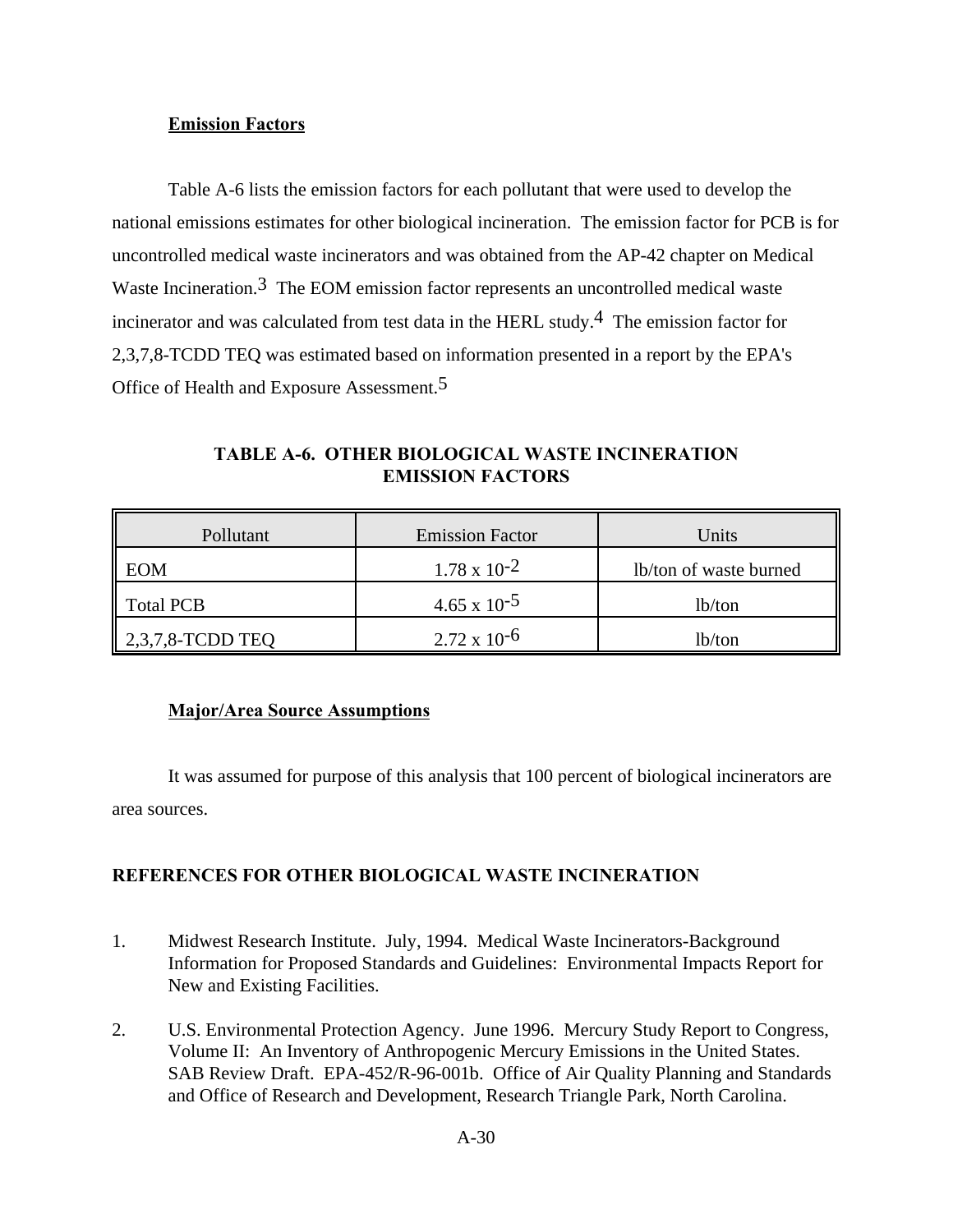### Emission Factors

Table A-6 lists the emission factors for each pollutant that were used to develop the national emissions estimates for other biological incineration. The emission factor for PCB is for uncontrolled medical waste incinerators and was obtained from the AP-42 chapter on Medical Waste Incineration.[3] The EOM emission factor represents an uncontrolled medical waste incinerator and was calculated from test data in the HERL study.[4] The emission factor for 2,3,7,8-TCDD TEQ was estimated based on information presented in a report by the EPA's Office of Health and Exposure Assessment.[5]

**TABLE A-6. OTHER BIOLOGICAL WASTE INCINERATION EMISSION FACTORS**

| Pollutant | Emission Factor | Units |
|---|---|---|
| EOM | $1.78 \times 10^{-2}$ | lb/ton of waste burned |
| Total PCB | $4.65 \times 10^{-5}$ | lb/ton |
| 2,3,7,8-TCDD TEQ | $2.72 \times 10^{-6}$ | lb/ton |

### Major/Area Source Assumptions

It was assumed for purpose of this analysis that 100 percent of biological incinerators are area sources.

## REFERENCES FOR OTHER BIOLOGICAL WASTE INCINERATION

1. Midwest Research Institute. July, 1994. Medical Waste Incinerators-Background Information for Proposed Standards and Guidelines: Environmental Impacts Report for New and Existing Facilities.

2. U.S. Environmental Protection Agency. June 1996. Mercury Study Report to Congress, Volume II: An Inventory of Anthropogenic Mercury Emissions in the United States. SAB Review Draft. EPA-452/R-96-001b. Office of Air Quality Planning and Standards and Office of Research and Development, Research Triangle Park, North Carolina.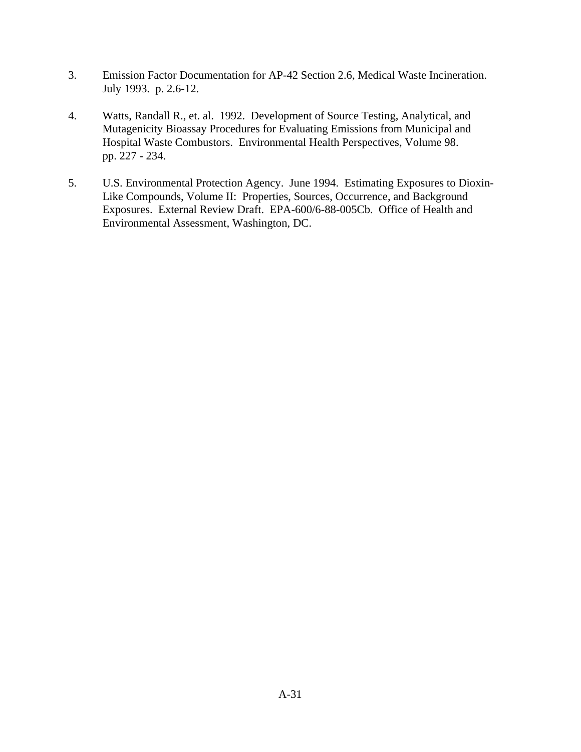3. Emission Factor Documentation for AP-42 Section 2.6, Medical Waste Incineration. July 1993. p. 2.6-12.

4. Watts, Randall R., et. al. 1992. Development of Source Testing, Analytical, and Mutagenicity Bioassay Procedures for Evaluating Emissions from Municipal and Hospital Waste Combustors. Environmental Health Perspectives, Volume 98. pp. 227 - 234.

5. U.S. Environmental Protection Agency. June 1994. Estimating Exposures to Dioxin-Like Compounds, Volume II: Properties, Sources, Occurrence, and Background Exposures. External Review Draft. EPA-600/6-88-005Cb. Office of Health and Environmental Assessment, Washington, DC.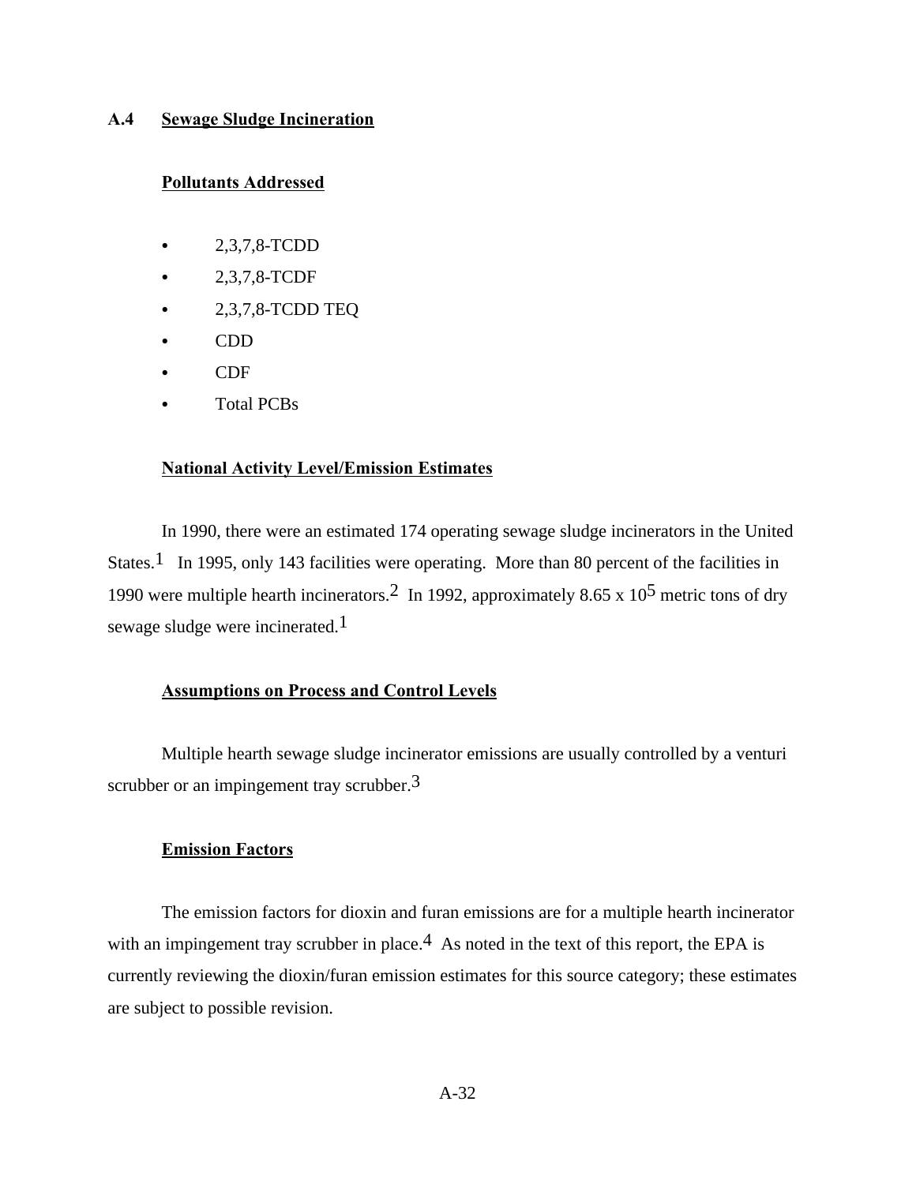## A.4 Sewage Sludge Incineration

### Pollutants Addressed

- 2,3,7,8-TCDD
- 2,3,7,8-TCDF
- 2,3,7,8-TCDD TEQ
- CDD
- CDF
- Total PCBs

### National Activity Level/Emission Estimates

In 1990, there were an estimated 174 operating sewage sludge incinerators in the United States.[1] In 1995, only 143 facilities were operating. More than 80 percent of the facilities in 1990 were multiple hearth incinerators.[2] In 1992, approximately $8.65 \times 10^5$ metric tons of dry sewage sludge were incinerated.[1]

### Assumptions on Process and Control Levels

Multiple hearth sewage sludge incinerator emissions are usually controlled by a venturi scrubber or an impingement tray scrubber.[3]

### Emission Factors

The emission factors for dioxin and furan emissions are for a multiple hearth incinerator with an impingement tray scrubber in place.[4] As noted in the text of this report, the EPA is currently reviewing the dioxin/furan emission estimates for this source category; these estimates are subject to possible revision.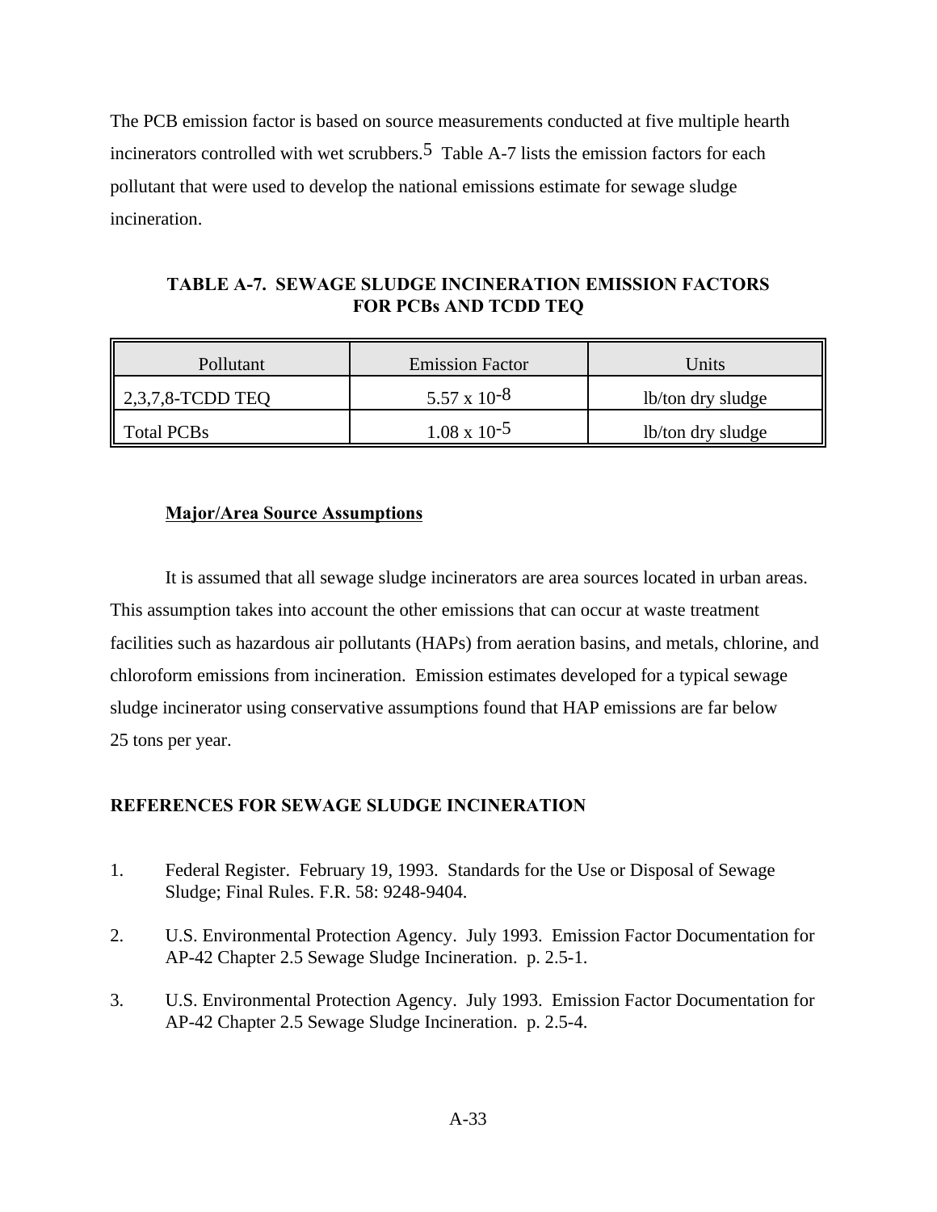The PCB emission factor is based on source measurements conducted at five multiple hearth incinerators controlled with wet scrubbers.[5] Table A-7 lists the emission factors for each pollutant that were used to develop the national emissions estimate for sewage sludge incineration.

**TABLE A-7. SEWAGE SLUDGE INCINERATION EMISSION FACTORS FOR PCBs AND TCDD TEQ**

| Pollutant | Emission Factor | Units |
|---|---|---|
| 2,3,7,8-TCDD TEQ | $5.57 \times 10^{-8}$ | lb/ton dry sludge |
| Total PCBs | $1.08 \times 10^{-5}$ | lb/ton dry sludge |

**Major/Area Source Assumptions**

It is assumed that all sewage sludge incinerators are area sources located in urban areas. This assumption takes into account the other emissions that can occur at waste treatment facilities such as hazardous air pollutants (HAPs) from aeration basins, and metals, chlorine, and chloroform emissions from incineration. Emission estimates developed for a typical sewage sludge incinerator using conservative assumptions found that HAP emissions are far below 25 tons per year.

**REFERENCES FOR SEWAGE SLUDGE INCINERATION**

1. Federal Register. February 19, 1993. Standards for the Use or Disposal of Sewage Sludge; Final Rules. F.R. 58: 9248-9404.

2. U.S. Environmental Protection Agency. July 1993. Emission Factor Documentation for AP-42 Chapter 2.5 Sewage Sludge Incineration. p. 2.5-1.

3. U.S. Environmental Protection Agency. July 1993. Emission Factor Documentation for AP-42 Chapter 2.5 Sewage Sludge Incineration. p. 2.5-4.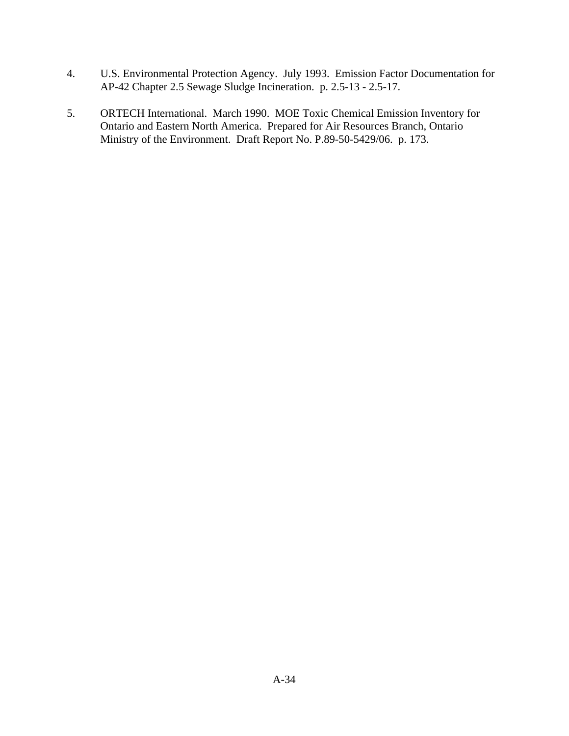4. U.S. Environmental Protection Agency. July 1993. Emission Factor Documentation for AP-42 Chapter 2.5 Sewage Sludge Incineration. p. 2.5-13 - 2.5-17.

5. ORTECH International. March 1990. MOE Toxic Chemical Emission Inventory for Ontario and Eastern North America. Prepared for Air Resources Branch, Ontario Ministry of the Environment. Draft Report No. P.89-50-5429/06. p. 173.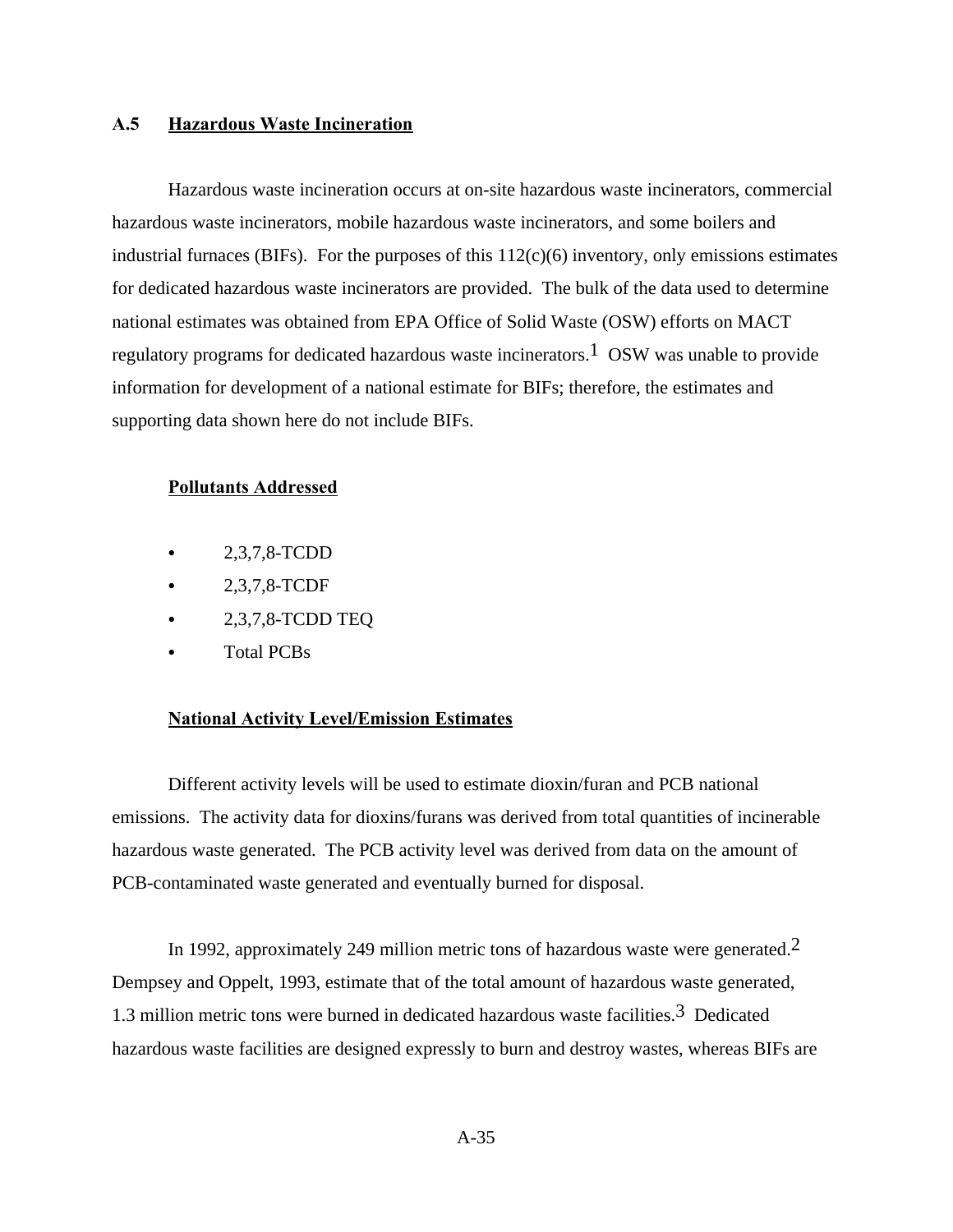## A.5 Hazardous Waste Incineration

Hazardous waste incineration occurs at on-site hazardous waste incinerators, commercial hazardous waste incinerators, mobile hazardous waste incinerators, and some boilers and industrial furnaces (BIFs). For the purposes of this 112(c)(6) inventory, only emissions estimates for dedicated hazardous waste incinerators are provided. The bulk of the data used to determine national estimates was obtained from EPA Office of Solid Waste (OSW) efforts on MACT regulatory programs for dedicated hazardous waste incinerators.[1] OSW was unable to provide information for development of a national estimate for BIFs; therefore, the estimates and supporting data shown here do not include BIFs.

### Pollutants Addressed

- 2,3,7,8-TCDD
- 2,3,7,8-TCDF
- 2,3,7,8-TCDD TEQ
- Total PCBs

### National Activity Level/Emission Estimates

Different activity levels will be used to estimate dioxin/furan and PCB national emissions. The activity data for dioxins/furans was derived from total quantities of incinerable hazardous waste generated. The PCB activity level was derived from data on the amount of PCB-contaminated waste generated and eventually burned for disposal.

In 1992, approximately 249 million metric tons of hazardous waste were generated.[2] Dempsey and Oppelt, 1993, estimate that of the total amount of hazardous waste generated, 1.3 million metric tons were burned in dedicated hazardous waste facilities.[3] Dedicated hazardous waste facilities are designed expressly to burn and destroy wastes, whereas BIFs are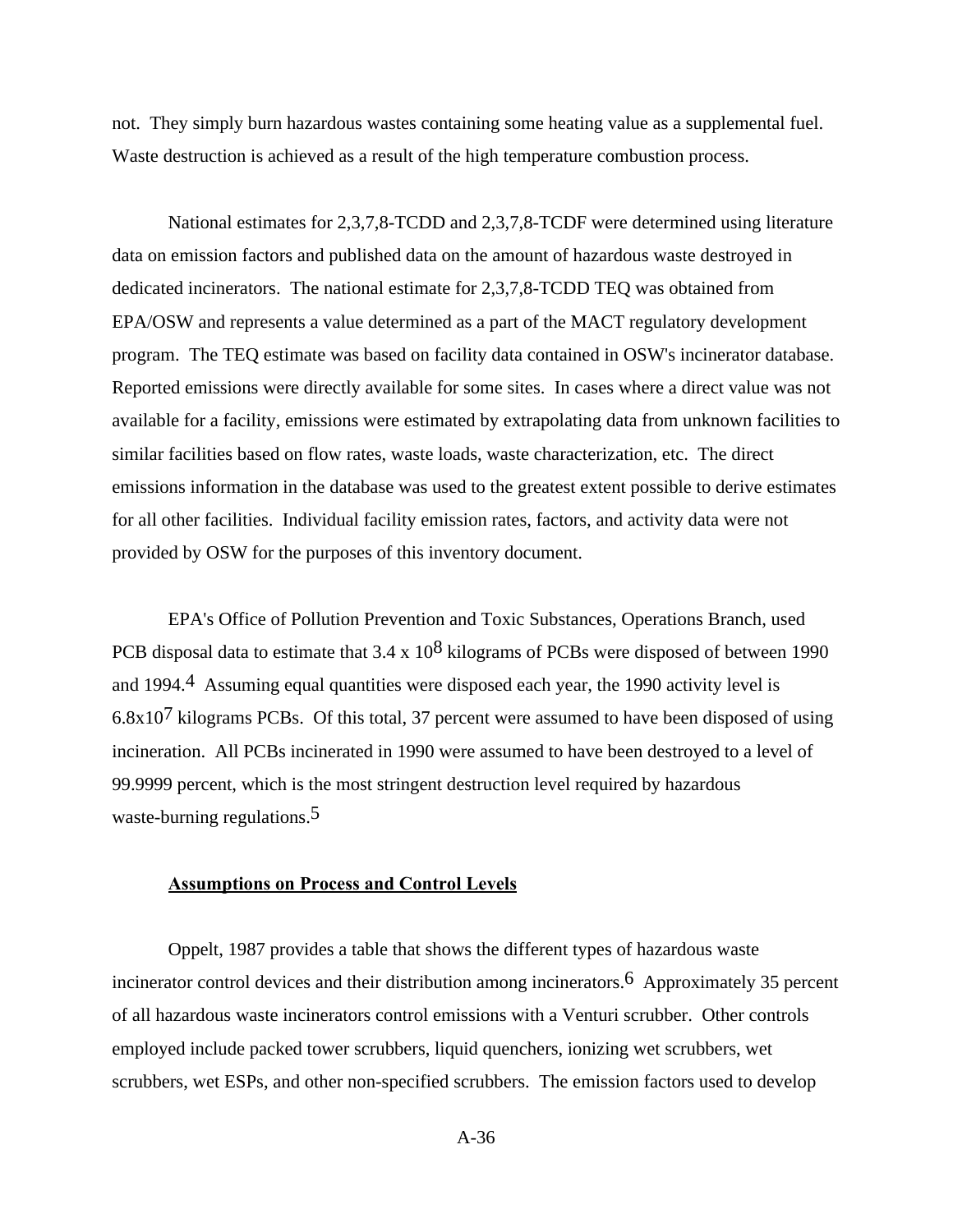not. They simply burn hazardous wastes containing some heating value as a supplemental fuel. Waste destruction is achieved as a result of the high temperature combustion process.

National estimates for 2,3,7,8-TCDD and 2,3,7,8-TCDF were determined using literature data on emission factors and published data on the amount of hazardous waste destroyed in dedicated incinerators. The national estimate for 2,3,7,8-TCDD TEQ was obtained from EPA/OSW and represents a value determined as a part of the MACT regulatory development program. The TEQ estimate was based on facility data contained in OSW's incinerator database. Reported emissions were directly available for some sites. In cases where a direct value was not available for a facility, emissions were estimated by extrapolating data from unknown facilities to similar facilities based on flow rates, waste loads, waste characterization, etc. The direct emissions information in the database was used to the greatest extent possible to derive estimates for all other facilities. Individual facility emission rates, factors, and activity data were not provided by OSW for the purposes of this inventory document.

EPA's Office of Pollution Prevention and Toxic Substances, Operations Branch, used PCB disposal data to estimate that $3.4 \times 10^8$ kilograms of PCBs were disposed of between 1990 and 1994.[4] Assuming equal quantities were disposed each year, the 1990 activity level is $6.8 \times 10^7$ kilograms PCBs. Of this total, 37 percent were assumed to have been disposed of using incineration. All PCBs incinerated in 1990 were assumed to have been destroyed to a level of 99.9999 percent, which is the most stringent destruction level required by hazardous waste-burning regulations.[5]

**Assumptions on Process and Control Levels**

Oppelt, 1987 provides a table that shows the different types of hazardous waste incinerator control devices and their distribution among incinerators.[6] Approximately 35 percent of all hazardous waste incinerators control emissions with a Venturi scrubber. Other controls employed include packed tower scrubbers, liquid quenchers, ionizing wet scrubbers, wet scrubbers, wet ESPs, and other non-specified scrubbers. The emission factors used to develop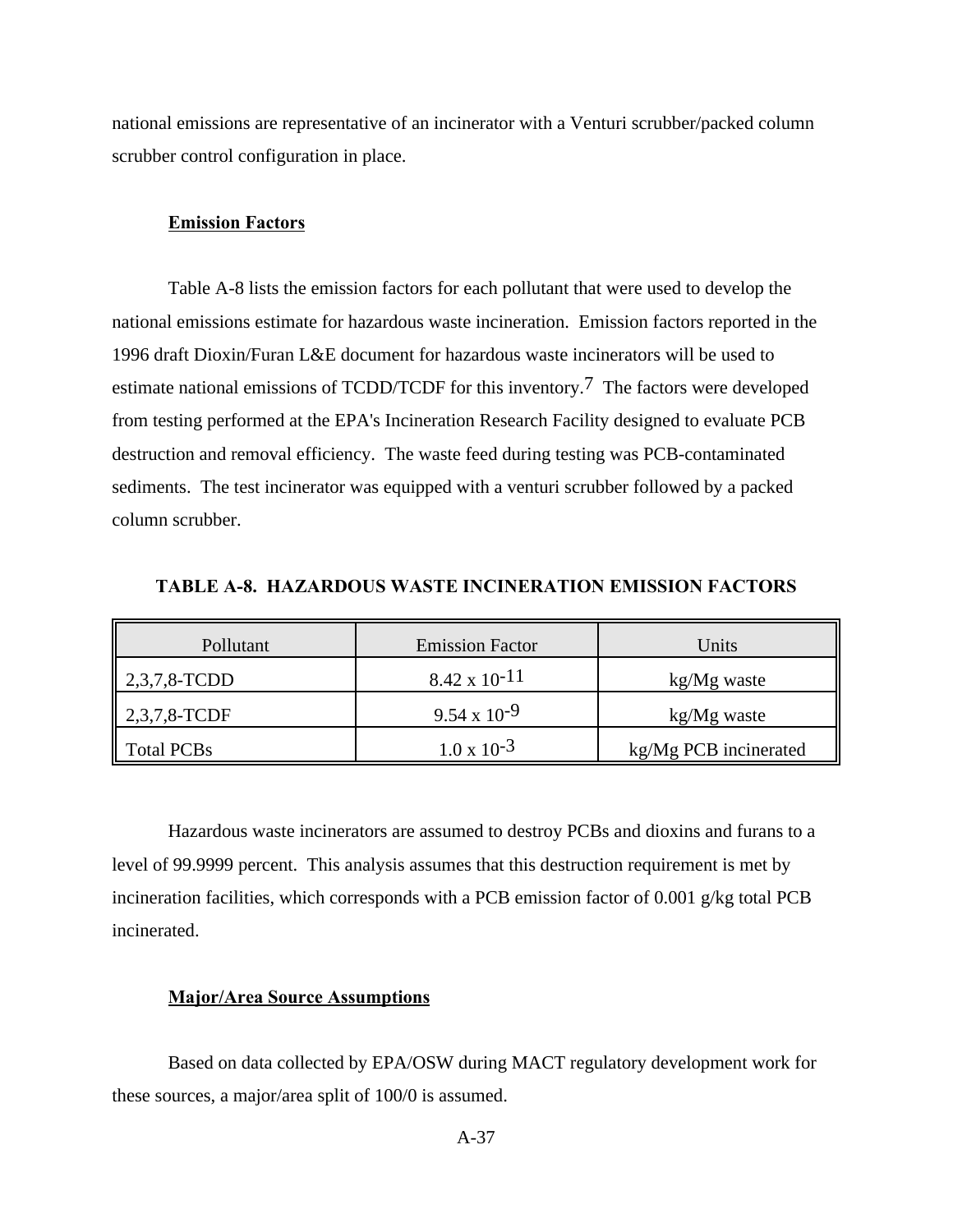national emissions are representative of an incinerator with a Venturi scrubber/packed column scrubber control configuration in place.

**Emission Factors**

Table A-8 lists the emission factors for each pollutant that were used to develop the national emissions estimate for hazardous waste incineration. Emission factors reported in the 1996 draft Dioxin/Furan L&E document for hazardous waste incinerators will be used to estimate national emissions of TCDD/TCDF for this inventory.[7] The factors were developed from testing performed at the EPA's Incineration Research Facility designed to evaluate PCB destruction and removal efficiency. The waste feed during testing was PCB-contaminated sediments. The test incinerator was equipped with a venturi scrubber followed by a packed column scrubber.

**TABLE A-8. HAZARDOUS WASTE INCINERATION EMISSION FACTORS**

| Pollutant | Emission Factor | Units |
|---|---|---|
| 2,3,7,8-TCDD | $8.42 \times 10^{-11}$ | kg/Mg waste |
| 2,3,7,8-TCDF | $9.54 \times 10^{-9}$ | kg/Mg waste |
| Total PCBs | $1.0 \times 10^{-3}$ | kg/Mg PCB incinerated |

Hazardous waste incinerators are assumed to destroy PCBs and dioxins and furans to a level of 99.9999 percent. This analysis assumes that this destruction requirement is met by incineration facilities, which corresponds with a PCB emission factor of 0.001 g/kg total PCB incinerated.

**Major/Area Source Assumptions**

Based on data collected by EPA/OSW during MACT regulatory development work for these sources, a major/area split of 100/0 is assumed.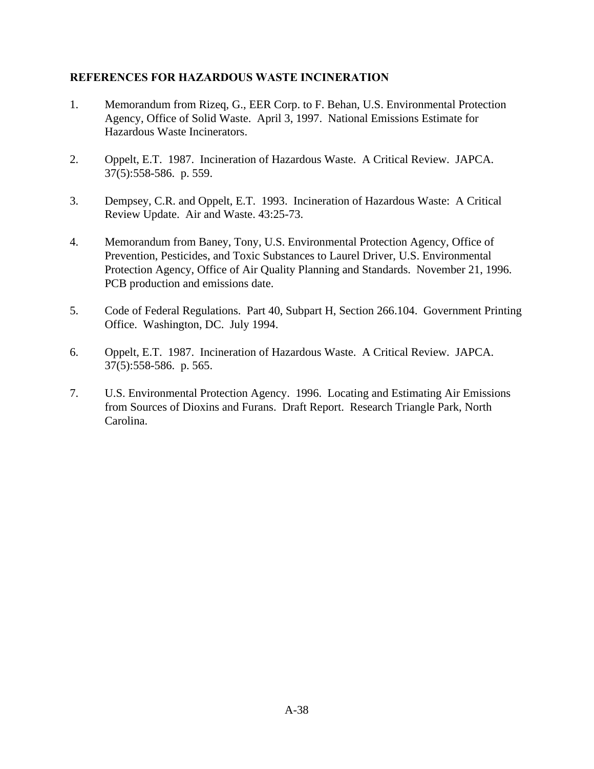**REFERENCES FOR HAZARDOUS WASTE INCINERATION**

1. Memorandum from Rizeq, G., EER Corp. to F. Behan, U.S. Environmental Protection Agency, Office of Solid Waste. April 3, 1997. National Emissions Estimate for Hazardous Waste Incinerators.

2. Oppelt, E.T. 1987. Incineration of Hazardous Waste. A Critical Review. JAPCA. 37(5):558-586. p. 559.

3. Dempsey, C.R. and Oppelt, E.T. 1993. Incineration of Hazardous Waste: A Critical Review Update. Air and Waste. 43:25-73.

4. Memorandum from Baney, Tony, U.S. Environmental Protection Agency, Office of Prevention, Pesticides, and Toxic Substances to Laurel Driver, U.S. Environmental Protection Agency, Office of Air Quality Planning and Standards. November 21, 1996. PCB production and emissions date.

5. Code of Federal Regulations. Part 40, Subpart H, Section 266.104. Government Printing Office. Washington, DC. July 1994.

6. Oppelt, E.T. 1987. Incineration of Hazardous Waste. A Critical Review. JAPCA. 37(5):558-586. p. 565.

7. U.S. Environmental Protection Agency. 1996. Locating and Estimating Air Emissions from Sources of Dioxins and Furans. Draft Report. Research Triangle Park, North Carolina.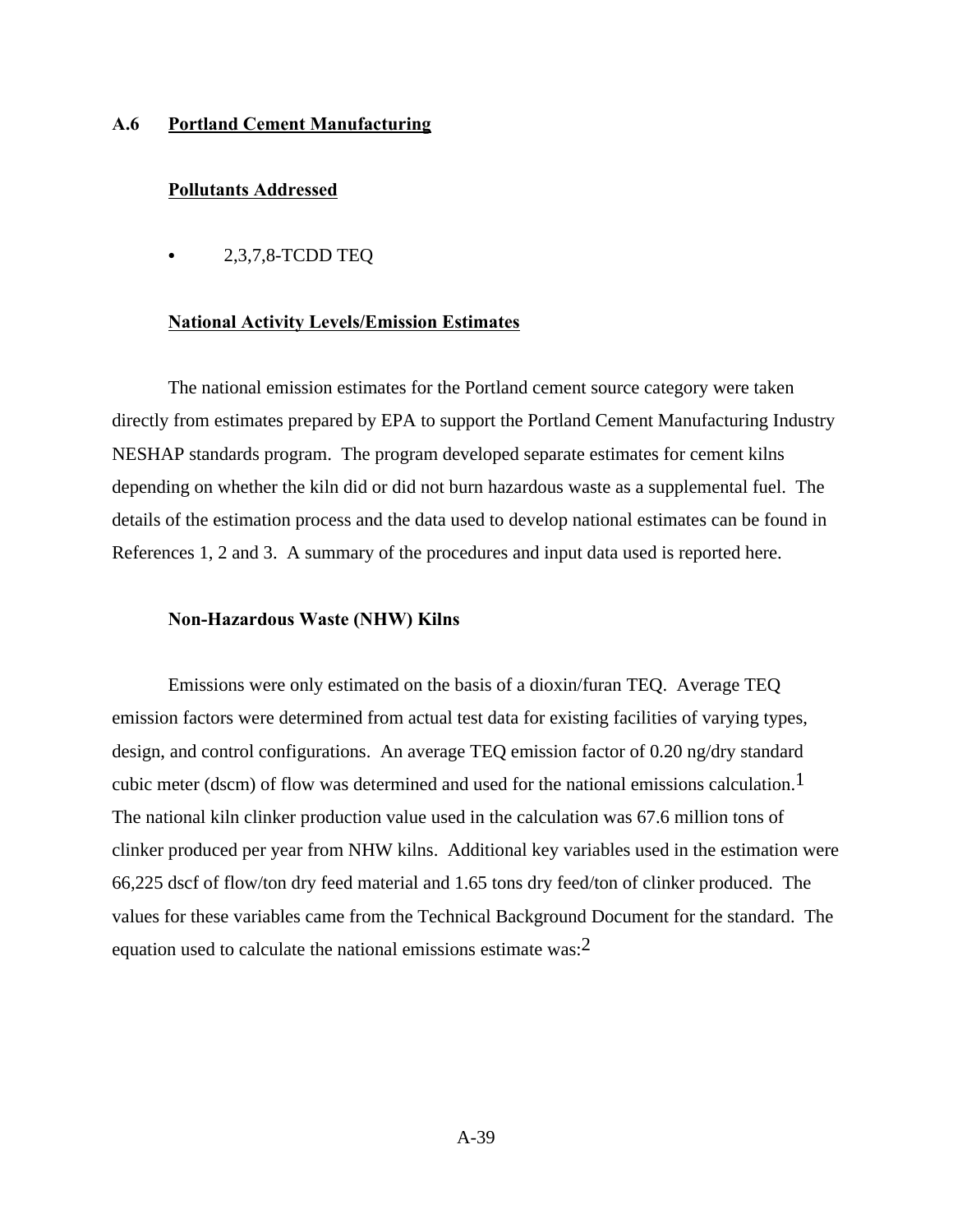## A.6 Portland Cement Manufacturing

### Pollutants Addressed

- 2,3,7,8-TCDD TEQ

### National Activity Levels/Emission Estimates

The national emission estimates for the Portland cement source category were taken directly from estimates prepared by EPA to support the Portland Cement Manufacturing Industry NESHAP standards program. The program developed separate estimates for cement kilns depending on whether the kiln did or did not burn hazardous waste as a supplemental fuel. The details of the estimation process and the data used to develop national estimates can be found in References 1, 2 and 3. A summary of the procedures and input data used is reported here.

#### Non-Hazardous Waste (NHW) Kilns

Emissions were only estimated on the basis of a dioxin/furan TEQ. Average TEQ emission factors were determined from actual test data for existing facilities of varying types, design, and control configurations. An average TEQ emission factor of 0.20 ng/dry standard cubic meter (dscm) of flow was determined and used for the national emissions calculation.[1] The national kiln clinker production value used in the calculation was 67.6 million tons of clinker produced per year from NHW kilns. Additional key variables used in the estimation were 66,225 dscf of flow/ton dry feed material and 1.65 tons dry feed/ton of clinker produced. The values for these variables came from the Technical Background Document for the standard. The equation used to calculate the national emissions estimate was:[2]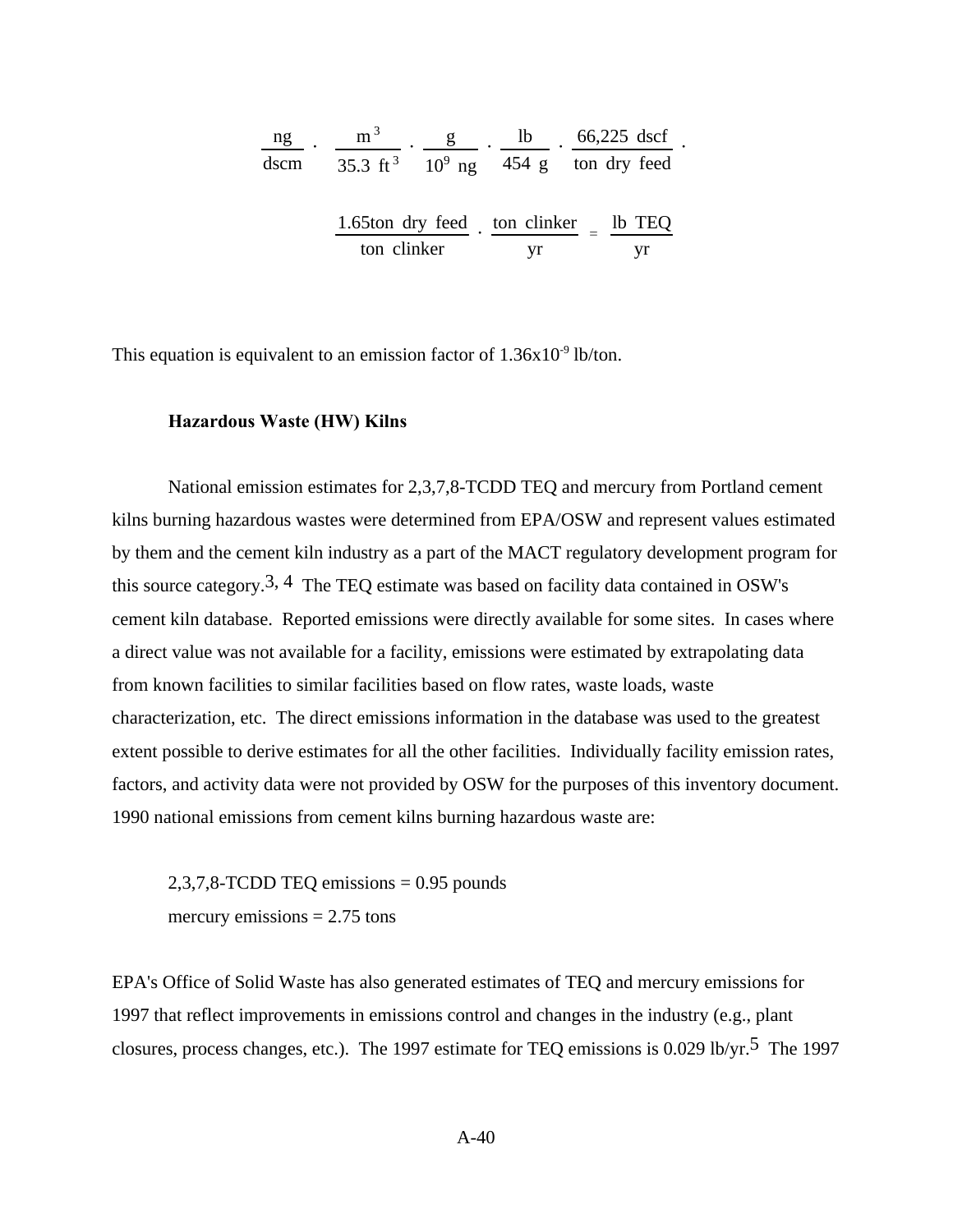$$\frac{\text{ng}}{\text{dscm}} \cdot \frac{\text{m}^3}{35.3\ \text{ft}^3} \cdot \frac{\text{g}}{10^9\ \text{ng}} \cdot \frac{\text{lb}}{454\ \text{g}} \cdot \frac{66{,}225\ \text{dscf}}{\text{ton dry feed}} \cdot$$

$$\frac{1.65\text{ton dry feed}}{\text{ton clinker}} \cdot \frac{\text{ton clinker}}{\text{yr}} = \frac{\text{lb TEQ}}{\text{yr}}$$

This equation is equivalent to an emission factor of $1.36\text{x}10^{-9}$ lb/ton.

### Hazardous Waste (HW) Kilns

National emission estimates for 2,3,7,8-TCDD TEQ and mercury from Portland cement kilns burning hazardous wastes were determined from EPA/OSW and represent values estimated by them and the cement kiln industry as a part of the MACT regulatory development program for this source category.[3, 4] The TEQ estimate was based on facility data contained in OSW's cement kiln database. Reported emissions were directly available for some sites. In cases where a direct value was not available for a facility, emissions were estimated by extrapolating data from known facilities to similar facilities based on flow rates, waste loads, waste characterization, etc. The direct emissions information in the database was used to the greatest extent possible to derive estimates for all the other facilities. Individually facility emission rates, factors, and activity data were not provided by OSW for the purposes of this inventory document. 1990 national emissions from cement kilns burning hazardous waste are:

2,3,7,8-TCDD TEQ emissions = 0.95 pounds
mercury emissions = 2.75 tons

EPA's Office of Solid Waste has also generated estimates of TEQ and mercury emissions for 1997 that reflect improvements in emissions control and changes in the industry (e.g., plant closures, process changes, etc.). The 1997 estimate for TEQ emissions is 0.029 lb/yr.[5] The 1997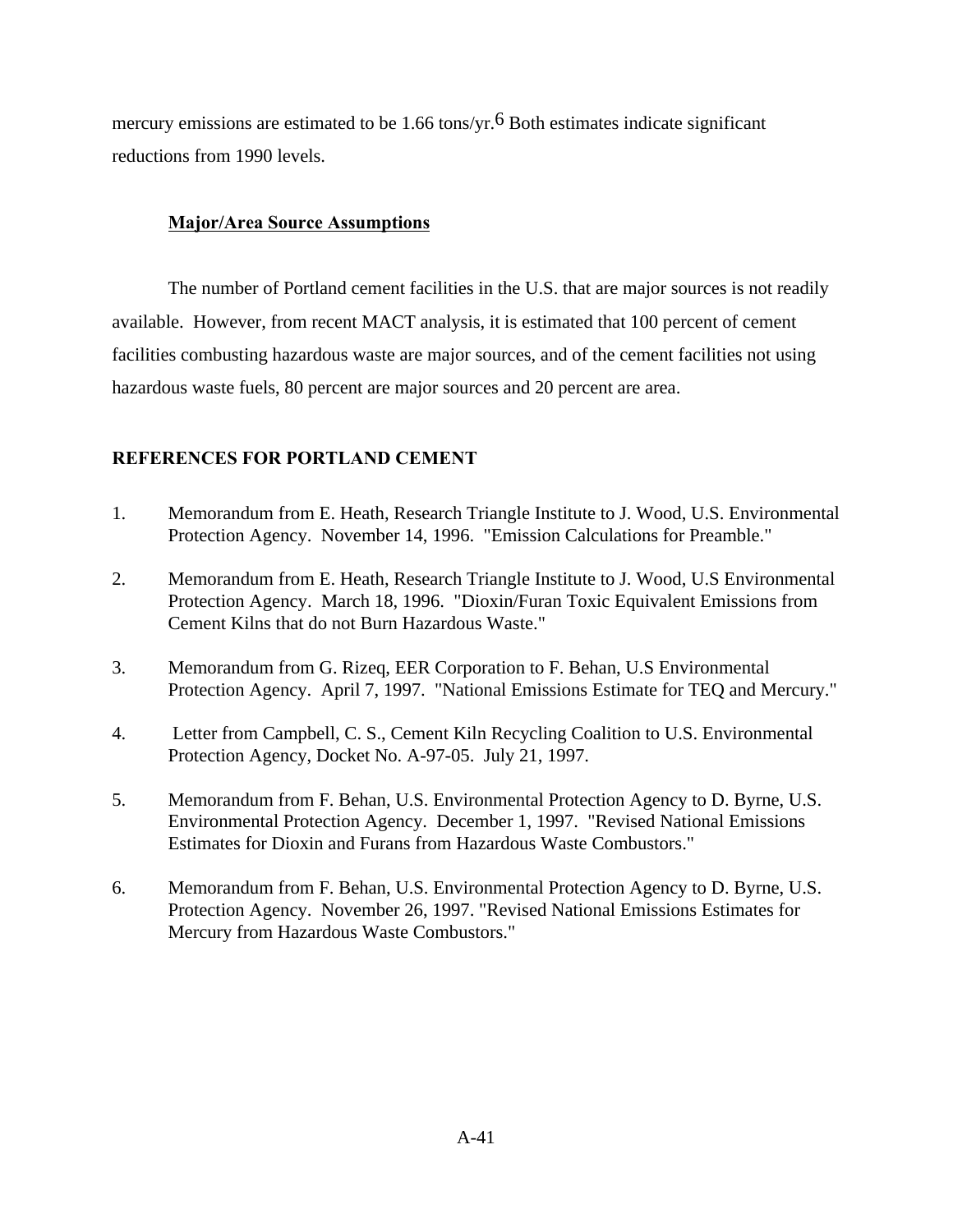mercury emissions are estimated to be 1.66 tons/yr.[6] Both estimates indicate significant reductions from 1990 levels.

**Major/Area Source Assumptions**

The number of Portland cement facilities in the U.S. that are major sources is not readily available. However, from recent MACT analysis, it is estimated that 100 percent of cement facilities combusting hazardous waste are major sources, and of the cement facilities not using hazardous waste fuels, 80 percent are major sources and 20 percent are area.

## REFERENCES FOR PORTLAND CEMENT

1. Memorandum from E. Heath, Research Triangle Institute to J. Wood, U.S. Environmental Protection Agency. November 14, 1996. "Emission Calculations for Preamble."

2. Memorandum from E. Heath, Research Triangle Institute to J. Wood, U.S Environmental Protection Agency. March 18, 1996. "Dioxin/Furan Toxic Equivalent Emissions from Cement Kilns that do not Burn Hazardous Waste."

3. Memorandum from G. Rizeq, EER Corporation to F. Behan, U.S Environmental Protection Agency. April 7, 1997. "National Emissions Estimate for TEQ and Mercury."

4. Letter from Campbell, C. S., Cement Kiln Recycling Coalition to U.S. Environmental Protection Agency, Docket No. A-97-05. July 21, 1997.

5. Memorandum from F. Behan, U.S. Environmental Protection Agency to D. Byrne, U.S. Environmental Protection Agency. December 1, 1997. "Revised National Emissions Estimates for Dioxin and Furans from Hazardous Waste Combustors."

6. Memorandum from F. Behan, U.S. Environmental Protection Agency to D. Byrne, U.S. Protection Agency. November 26, 1997. "Revised National Emissions Estimates for Mercury from Hazardous Waste Combustors."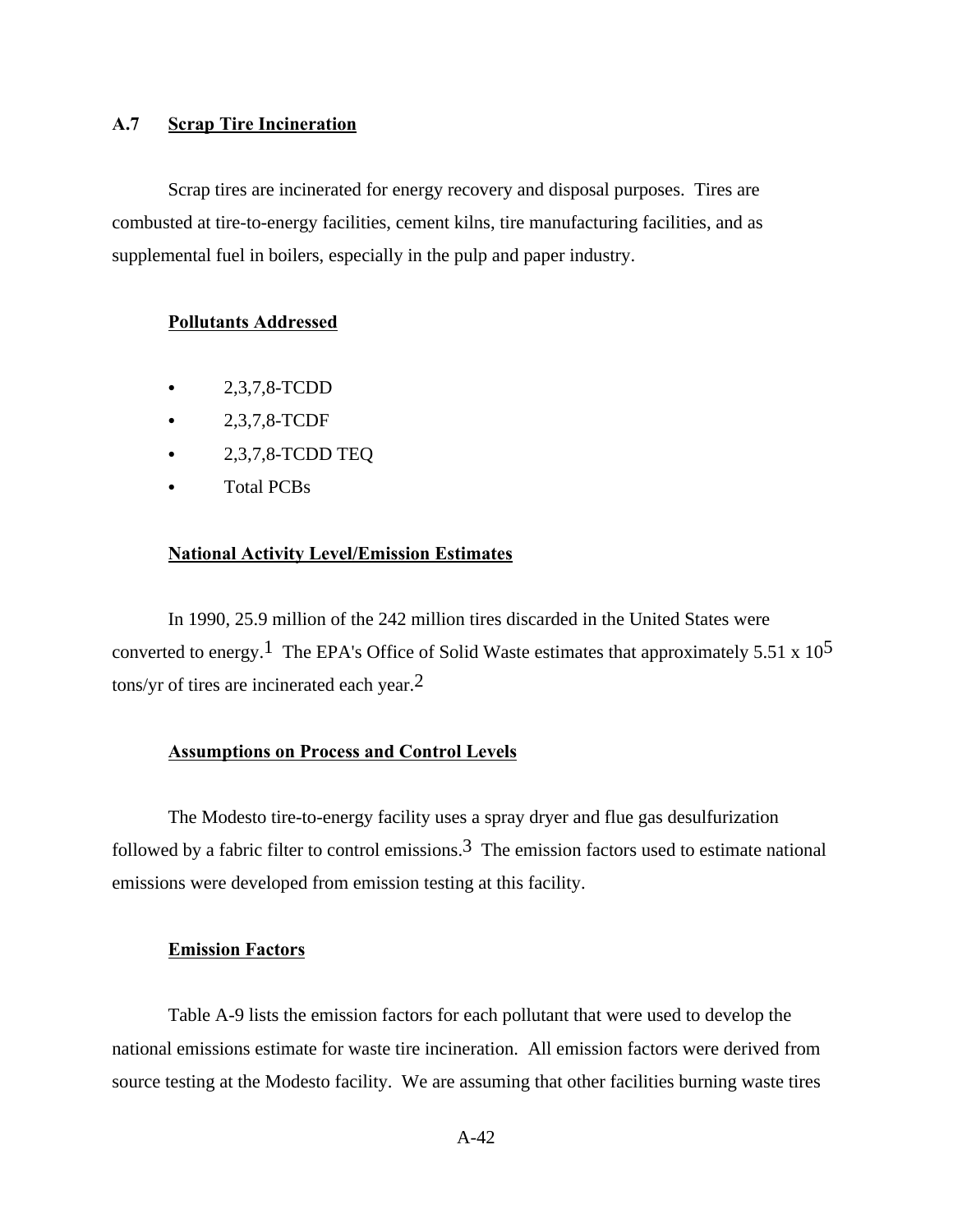## A.7 Scrap Tire Incineration

Scrap tires are incinerated for energy recovery and disposal purposes. Tires are combusted at tire-to-energy facilities, cement kilns, tire manufacturing facilities, and as supplemental fuel in boilers, especially in the pulp and paper industry.

### Pollutants Addressed

- 2,3,7,8-TCDD
- 2,3,7,8-TCDF
- 2,3,7,8-TCDD TEQ
- Total PCBs

### National Activity Level/Emission Estimates

In 1990, 25.9 million of the 242 million tires discarded in the United States were converted to energy.[1] The EPA's Office of Solid Waste estimates that approximately 5.51 x $10^5$ tons/yr of tires are incinerated each year.[2]

### Assumptions on Process and Control Levels

The Modesto tire-to-energy facility uses a spray dryer and flue gas desulfurization followed by a fabric filter to control emissions.[3] The emission factors used to estimate national emissions were developed from emission testing at this facility.

### Emission Factors

Table A-9 lists the emission factors for each pollutant that were used to develop the national emissions estimate for waste tire incineration. All emission factors were derived from source testing at the Modesto facility. We are assuming that other facilities burning waste tires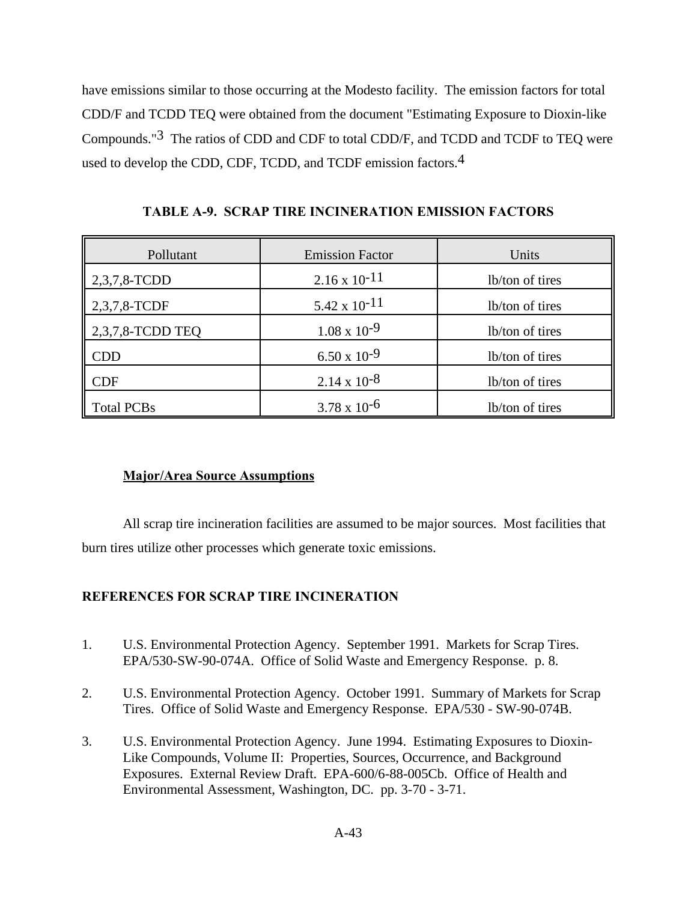have emissions similar to those occurring at the Modesto facility. The emission factors for total CDD/F and TCDD TEQ were obtained from the document "Estimating Exposure to Dioxin-like Compounds."[3] The ratios of CDD and CDF to total CDD/F, and TCDD and TCDF to TEQ were used to develop the CDD, CDF, TCDD, and TCDF emission factors.[4]

**TABLE A-9. SCRAP TIRE INCINERATION EMISSION FACTORS**

| Pollutant | Emission Factor | Units |
|---|---|---|
| 2,3,7,8-TCDD | $2.16 \times 10^{-11}$ | lb/ton of tires |
| 2,3,7,8-TCDF | $5.42 \times 10^{-11}$ | lb/ton of tires |
| 2,3,7,8-TCDD TEQ | $1.08 \times 10^{-9}$ | lb/ton of tires |
| CDD | $6.50 \times 10^{-9}$ | lb/ton of tires |
| CDF | $2.14 \times 10^{-8}$ | lb/ton of tires |
| Total PCBs | $3.78 \times 10^{-6}$ | lb/ton of tires |

**Major/Area Source Assumptions**

All scrap tire incineration facilities are assumed to be major sources. Most facilities that burn tires utilize other processes which generate toxic emissions.

## REFERENCES FOR SCRAP TIRE INCINERATION

1. U.S. Environmental Protection Agency. September 1991. Markets for Scrap Tires. EPA/530-SW-90-074A. Office of Solid Waste and Emergency Response. p. 8.

2. U.S. Environmental Protection Agency. October 1991. Summary of Markets for Scrap Tires. Office of Solid Waste and Emergency Response. EPA/530 - SW-90-074B.

3. U.S. Environmental Protection Agency. June 1994. Estimating Exposures to Dioxin-Like Compounds, Volume II: Properties, Sources, Occurrence, and Background Exposures. External Review Draft. EPA-600/6-88-005Cb. Office of Health and Environmental Assessment, Washington, DC. pp. 3-70 - 3-71.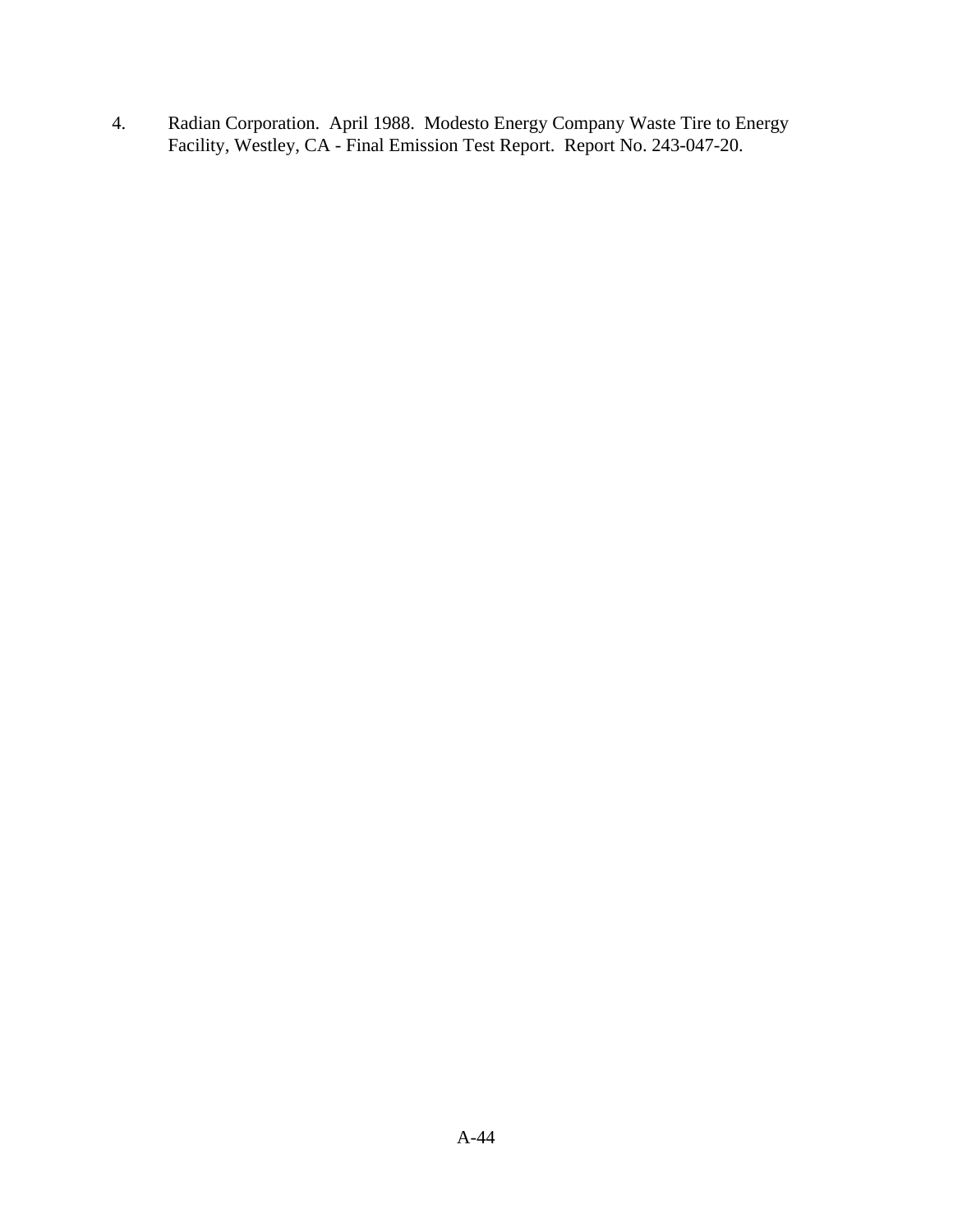4. Radian Corporation. April 1988. Modesto Energy Company Waste Tire to Energy Facility, Westley, CA - Final Emission Test Report. Report No. 243-047-20.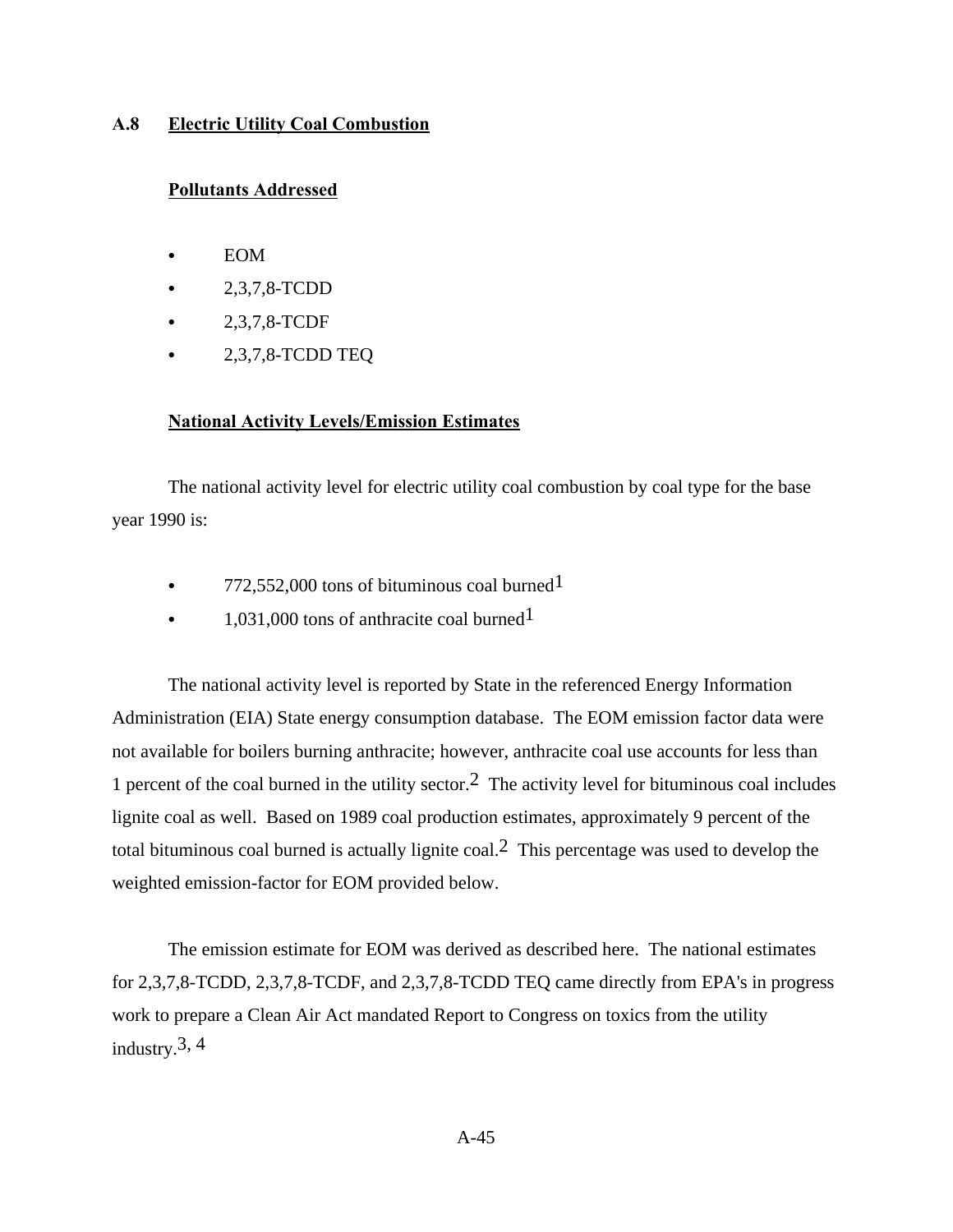## A.8 Electric Utility Coal Combustion

### Pollutants Addressed

- EOM
- 2,3,7,8-TCDD
- 2,3,7,8-TCDF
- 2,3,7,8-TCDD TEQ

### National Activity Levels/Emission Estimates

The national activity level for electric utility coal combustion by coal type for the base year 1990 is:

- 772,552,000 tons of bituminous coal burned[1]
- 1,031,000 tons of anthracite coal burned[1]

The national activity level is reported by State in the referenced Energy Information Administration (EIA) State energy consumption database. The EOM emission factor data were not available for boilers burning anthracite; however, anthracite coal use accounts for less than 1 percent of the coal burned in the utility sector.[2] The activity level for bituminous coal includes lignite coal as well. Based on 1989 coal production estimates, approximately 9 percent of the total bituminous coal burned is actually lignite coal.[2] This percentage was used to develop the weighted emission-factor for EOM provided below.

The emission estimate for EOM was derived as described here. The national estimates for 2,3,7,8-TCDD, 2,3,7,8-TCDF, and 2,3,7,8-TCDD TEQ came directly from EPA's in progress work to prepare a Clean Air Act mandated Report to Congress on toxics from the utility industry.[3, 4]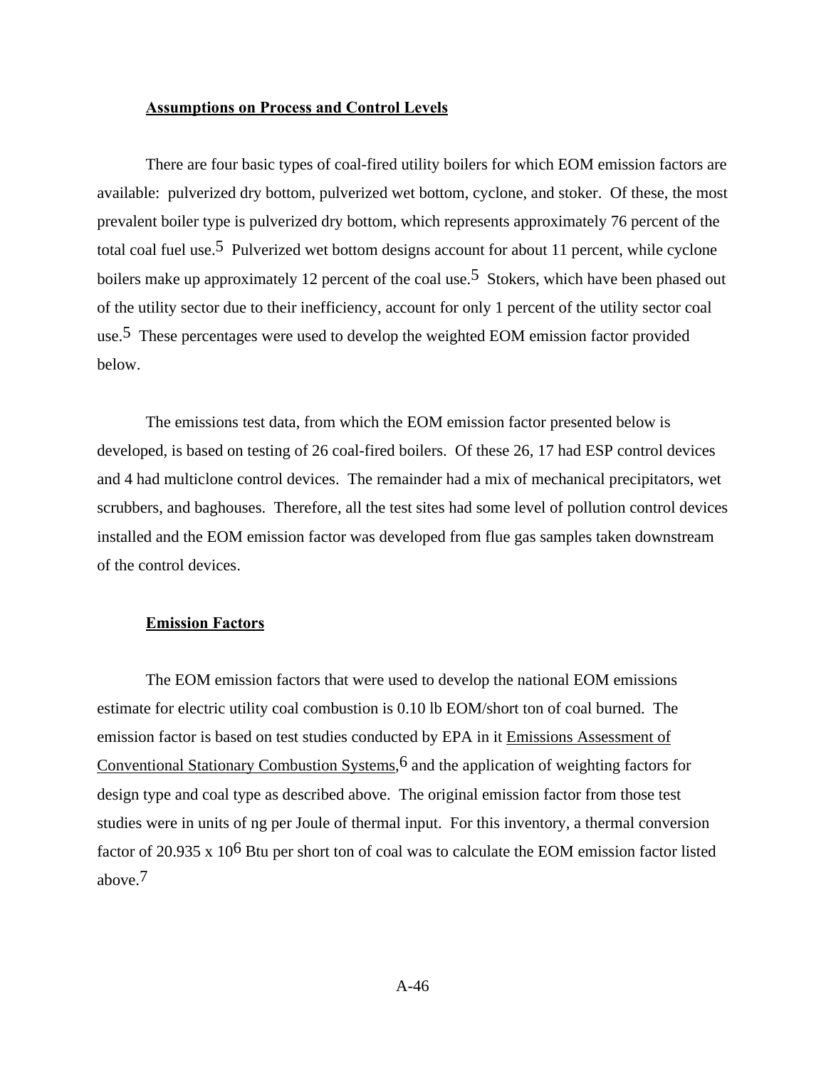### Assumptions on Process and Control Levels

There are four basic types of coal-fired utility boilers for which EOM emission factors are available: pulverized dry bottom, pulverized wet bottom, cyclone, and stoker. Of these, the most prevalent boiler type is pulverized dry bottom, which represents approximately 76 percent of the total coal fuel use.[5] Pulverized wet bottom designs account for about 11 percent, while cyclone boilers make up approximately 12 percent of the coal use.[5] Stokers, which have been phased out of the utility sector due to their inefficiency, account for only 1 percent of the utility sector coal use.[5] These percentages were used to develop the weighted EOM emission factor provided below.

The emissions test data, from which the EOM emission factor presented below is developed, is based on testing of 26 coal-fired boilers. Of these 26, 17 had ESP control devices and 4 had multiclone control devices. The remainder had a mix of mechanical precipitators, wet scrubbers, and baghouses. Therefore, all the test sites had some level of pollution control devices installed and the EOM emission factor was developed from flue gas samples taken downstream of the control devices.

### Emission Factors

The EOM emission factors that were used to develop the national EOM emissions estimate for electric utility coal combustion is 0.10 lb EOM/short ton of coal burned. The emission factor is based on test studies conducted by EPA in it <u>Emissions Assessment of Conventional Stationary Combustion Systems</u>,[6] and the application of weighting factors for design type and coal type as described above. The original emission factor from those test studies were in units of ng per Joule of thermal input. For this inventory, a thermal conversion factor of $20.935 \times 10^6$ Btu per short ton of coal was to calculate the EOM emission factor listed above.[7]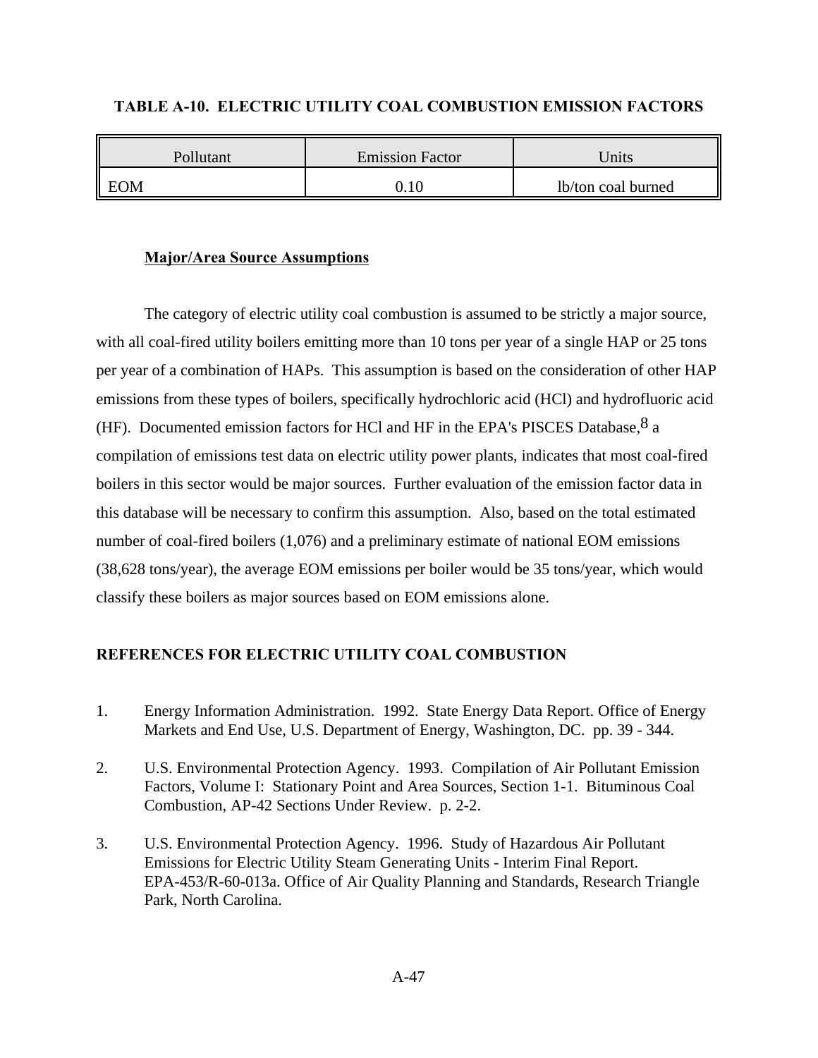**TABLE A-10. ELECTRIC UTILITY COAL COMBUSTION EMISSION FACTORS**

| Pollutant | Emission Factor | Units |
|---|---|---|
| EOM | 0.10 | lb/ton coal burned |

**Major/Area Source Assumptions**

The category of electric utility coal combustion is assumed to be strictly a major source, with all coal-fired utility boilers emitting more than 10 tons per year of a single HAP or 25 tons per year of a combination of HAPs. This assumption is based on the consideration of other HAP emissions from these types of boilers, specifically hydrochloric acid (HCl) and hydrofluoric acid (HF). Documented emission factors for HCl and HF in the EPA's PISCES Database,[8] a compilation of emissions test data on electric utility power plants, indicates that most coal-fired boilers in this sector would be major sources. Further evaluation of the emission factor data in this database will be necessary to confirm this assumption. Also, based on the total estimated number of coal-fired boilers (1,076) and a preliminary estimate of national EOM emissions (38,628 tons/year), the average EOM emissions per boiler would be 35 tons/year, which would classify these boilers as major sources based on EOM emissions alone.

## REFERENCES FOR ELECTRIC UTILITY COAL COMBUSTION

1. Energy Information Administration. 1992. State Energy Data Report. Office of Energy Markets and End Use, U.S. Department of Energy, Washington, DC. pp. 39 - 344.

2. U.S. Environmental Protection Agency. 1993. Compilation of Air Pollutant Emission Factors, Volume I: Stationary Point and Area Sources, Section 1-1. Bituminous Coal Combustion, AP-42 Sections Under Review. p. 2-2.

3. U.S. Environmental Protection Agency. 1996. Study of Hazardous Air Pollutant Emissions for Electric Utility Steam Generating Units - Interim Final Report. EPA-453/R-60-013a. Office of Air Quality Planning and Standards, Research Triangle Park, North Carolina.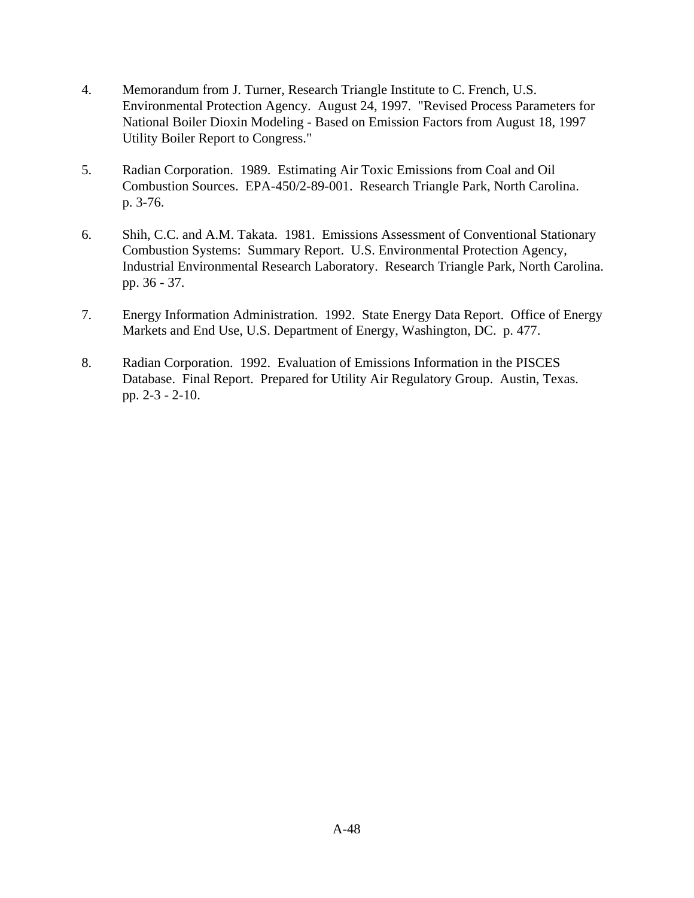4. Memorandum from J. Turner, Research Triangle Institute to C. French, U.S. Environmental Protection Agency. August 24, 1997. "Revised Process Parameters for National Boiler Dioxin Modeling - Based on Emission Factors from August 18, 1997 Utility Boiler Report to Congress."

5. Radian Corporation. 1989. Estimating Air Toxic Emissions from Coal and Oil Combustion Sources. EPA-450/2-89-001. Research Triangle Park, North Carolina. p. 3-76.

6. Shih, C.C. and A.M. Takata. 1981. Emissions Assessment of Conventional Stationary Combustion Systems: Summary Report. U.S. Environmental Protection Agency, Industrial Environmental Research Laboratory. Research Triangle Park, North Carolina. pp. 36 - 37.

7. Energy Information Administration. 1992. State Energy Data Report. Office of Energy Markets and End Use, U.S. Department of Energy, Washington, DC. p. 477.

8. Radian Corporation. 1992. Evaluation of Emissions Information in the PISCES Database. Final Report. Prepared for Utility Air Regulatory Group. Austin, Texas. pp. 2-3 - 2-10.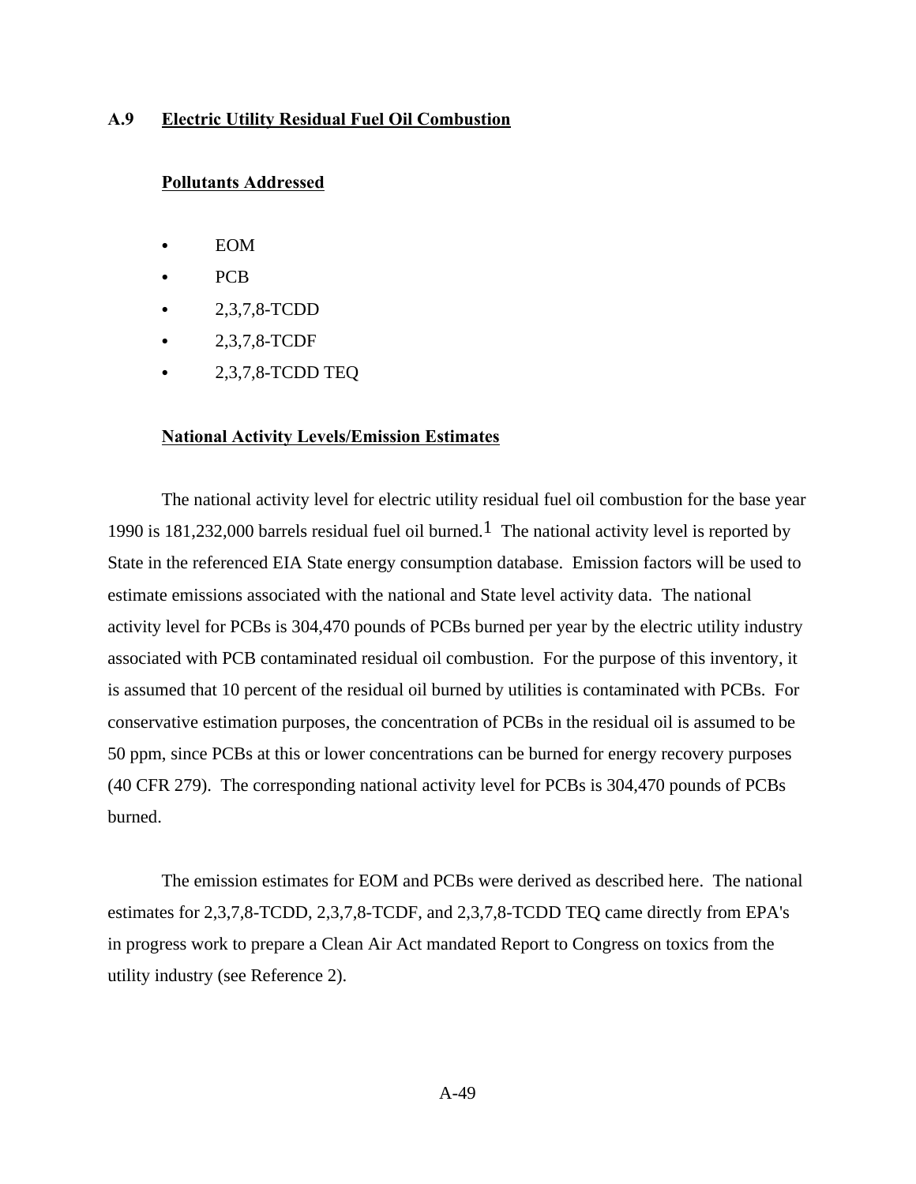## A.9 Electric Utility Residual Fuel Oil Combustion

### Pollutants Addressed

- EOM
- PCB
- 2,3,7,8-TCDD
- 2,3,7,8-TCDF
- 2,3,7,8-TCDD TEQ

### National Activity Levels/Emission Estimates

The national activity level for electric utility residual fuel oil combustion for the base year 1990 is 181,232,000 barrels residual fuel oil burned.[1] The national activity level is reported by State in the referenced EIA State energy consumption database. Emission factors will be used to estimate emissions associated with the national and State level activity data. The national activity level for PCBs is 304,470 pounds of PCBs burned per year by the electric utility industry associated with PCB contaminated residual oil combustion. For the purpose of this inventory, it is assumed that 10 percent of the residual oil burned by utilities is contaminated with PCBs. For conservative estimation purposes, the concentration of PCBs in the residual oil is assumed to be 50 ppm, since PCBs at this or lower concentrations can be burned for energy recovery purposes (40 CFR 279). The corresponding national activity level for PCBs is 304,470 pounds of PCBs burned.

The emission estimates for EOM and PCBs were derived as described here. The national estimates for 2,3,7,8-TCDD, 2,3,7,8-TCDF, and 2,3,7,8-TCDD TEQ came directly from EPA's in progress work to prepare a Clean Air Act mandated Report to Congress on toxics from the utility industry (see Reference 2).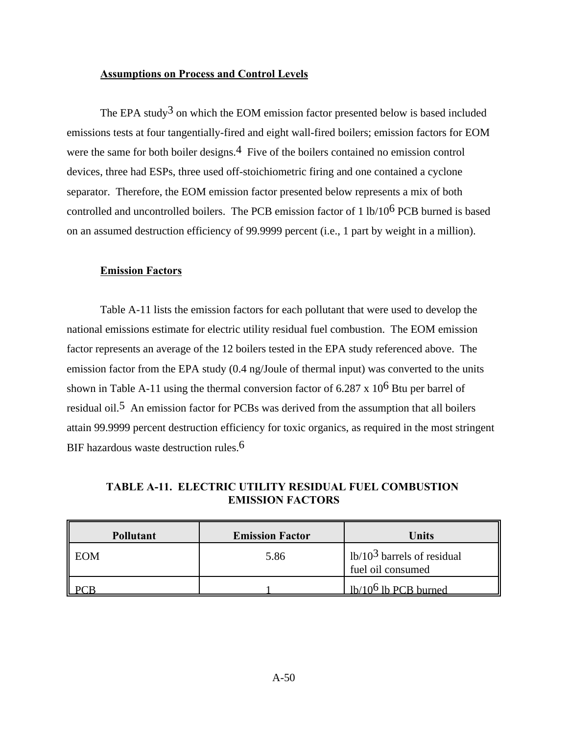### Assumptions on Process and Control Levels

The EPA study[3] on which the EOM emission factor presented below is based included emissions tests at four tangentially-fired and eight wall-fired boilers; emission factors for EOM were the same for both boiler designs.[4] Five of the boilers contained no emission control devices, three had ESPs, three used off-stoichiometric firing and one contained a cyclone separator. Therefore, the EOM emission factor presented below represents a mix of both controlled and uncontrolled boilers. The PCB emission factor of 1 lb/$10^6$ PCB burned is based on an assumed destruction efficiency of 99.9999 percent (i.e., 1 part by weight in a million).

### Emission Factors

Table A-11 lists the emission factors for each pollutant that were used to develop the national emissions estimate for electric utility residual fuel combustion. The EOM emission factor represents an average of the 12 boilers tested in the EPA study referenced above. The emission factor from the EPA study (0.4 ng/Joule of thermal input) was converted to the units shown in Table A-11 using the thermal conversion factor of 6.287 x $10^6$ Btu per barrel of residual oil.[5] An emission factor for PCBs was derived from the assumption that all boilers attain 99.9999 percent destruction efficiency for toxic organics, as required in the most stringent BIF hazardous waste destruction rules.[6]

**TABLE A-11. ELECTRIC UTILITY RESIDUAL FUEL COMBUSTION EMISSION FACTORS**

| Pollutant | Emission Factor | Units |
|---|---|---|
| EOM | 5.86 | lb/$10^3$ barrels of residual fuel oil consumed |
| PCB | 1 | lb/$10^6$ lb PCB burned |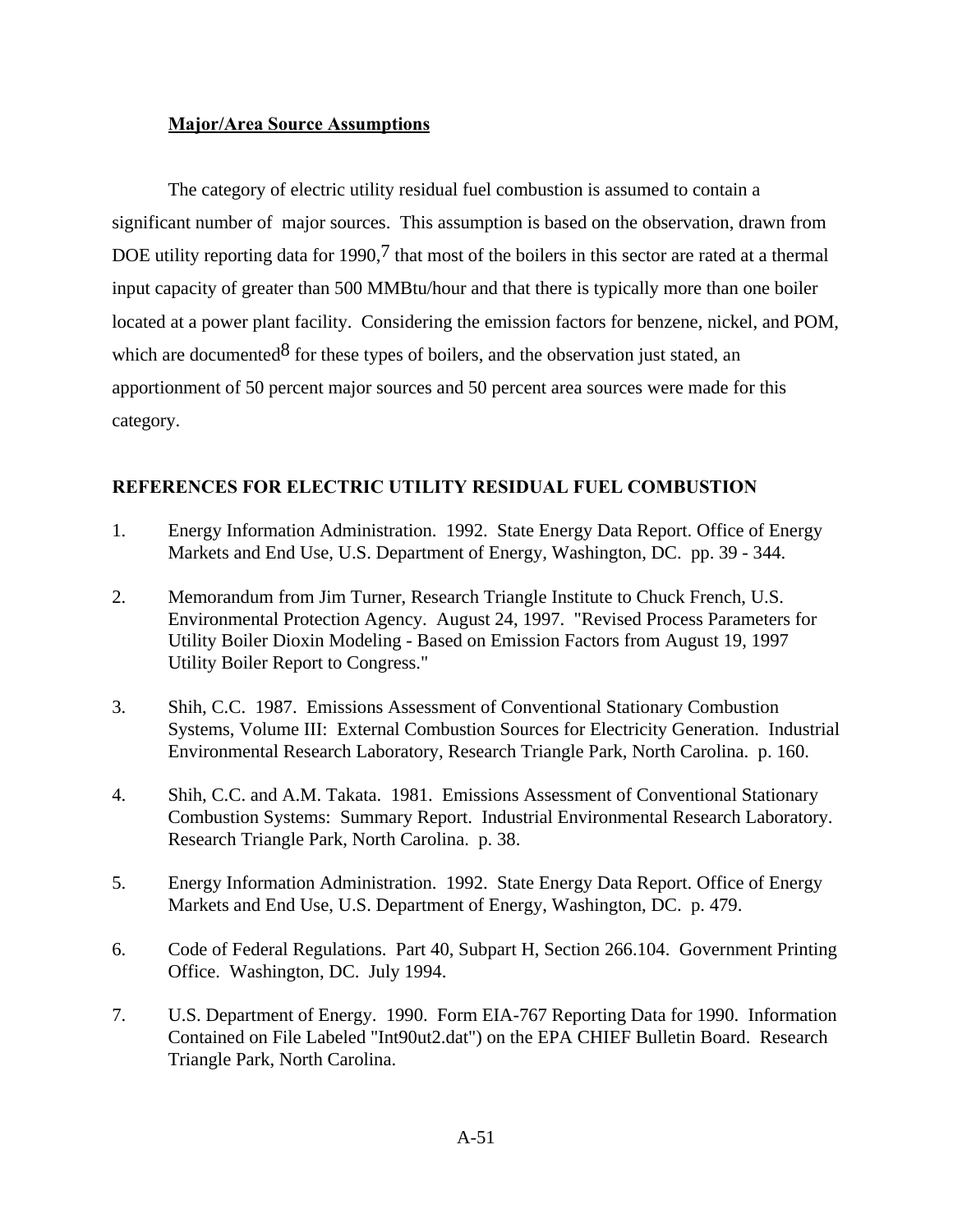**Major/Area Source Assumptions**

The category of electric utility residual fuel combustion is assumed to contain a significant number of major sources. This assumption is based on the observation, drawn from DOE utility reporting data for 1990,[7] that most of the boilers in this sector are rated at a thermal input capacity of greater than 500 MMBtu/hour and that there is typically more than one boiler located at a power plant facility. Considering the emission factors for benzene, nickel, and POM, which are documented[8] for these types of boilers, and the observation just stated, an apportionment of 50 percent major sources and 50 percent area sources were made for this category.

## REFERENCES FOR ELECTRIC UTILITY RESIDUAL FUEL COMBUSTION

1. Energy Information Administration. 1992. State Energy Data Report. Office of Energy Markets and End Use, U.S. Department of Energy, Washington, DC. pp. 39 - 344.

2. Memorandum from Jim Turner, Research Triangle Institute to Chuck French, U.S. Environmental Protection Agency. August 24, 1997. "Revised Process Parameters for Utility Boiler Dioxin Modeling - Based on Emission Factors from August 19, 1997 Utility Boiler Report to Congress."

3. Shih, C.C. 1987. Emissions Assessment of Conventional Stationary Combustion Systems, Volume III: External Combustion Sources for Electricity Generation. Industrial Environmental Research Laboratory, Research Triangle Park, North Carolina. p. 160.

4. Shih, C.C. and A.M. Takata. 1981. Emissions Assessment of Conventional Stationary Combustion Systems: Summary Report. Industrial Environmental Research Laboratory. Research Triangle Park, North Carolina. p. 38.

5. Energy Information Administration. 1992. State Energy Data Report. Office of Energy Markets and End Use, U.S. Department of Energy, Washington, DC. p. 479.

6. Code of Federal Regulations. Part 40, Subpart H, Section 266.104. Government Printing Office. Washington, DC. July 1994.

7. U.S. Department of Energy. 1990. Form EIA-767 Reporting Data for 1990. Information Contained on File Labeled "Int90ut2.dat") on the EPA CHIEF Bulletin Board. Research Triangle Park, North Carolina.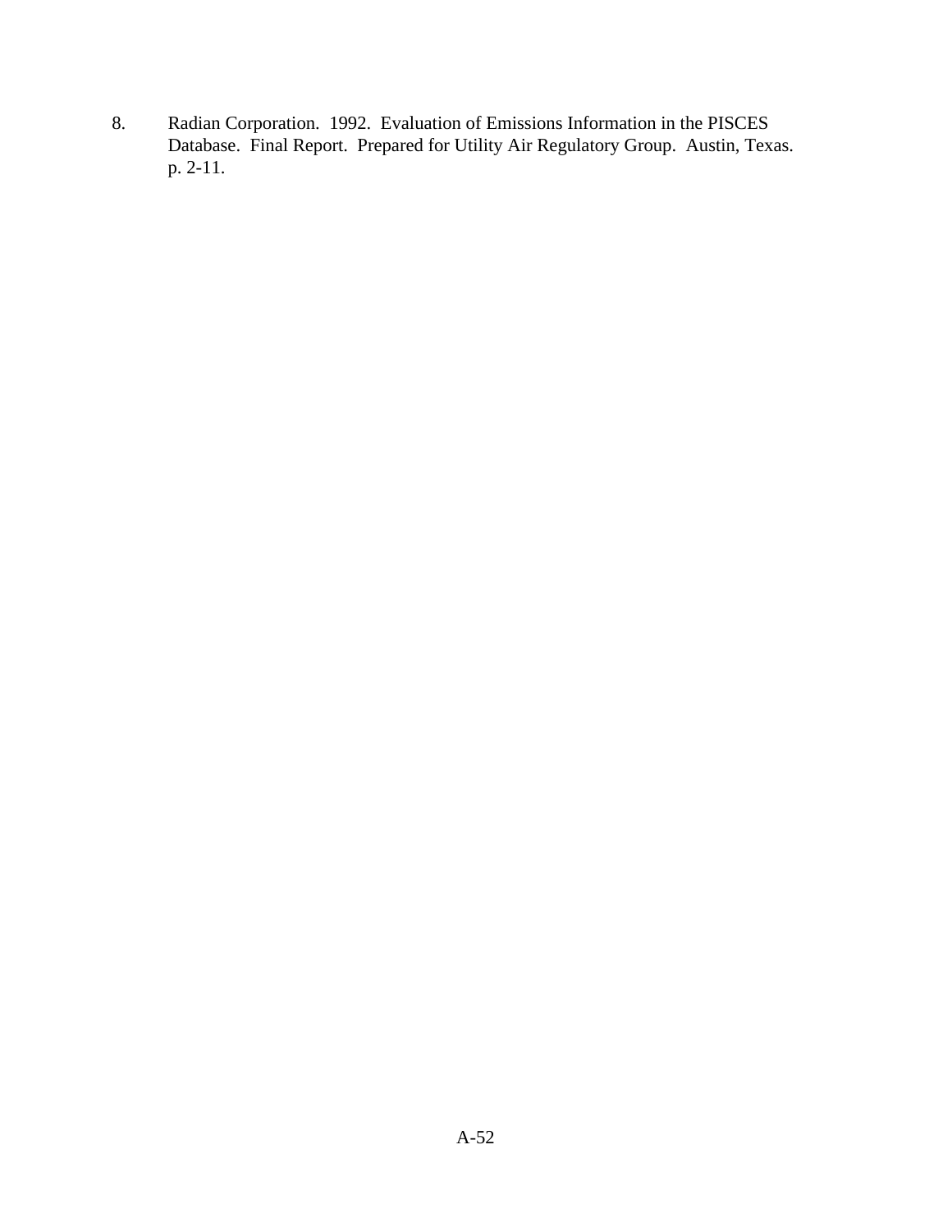8. Radian Corporation. 1992. Evaluation of Emissions Information in the PISCES Database. Final Report. Prepared for Utility Air Regulatory Group. Austin, Texas. p. 2-11.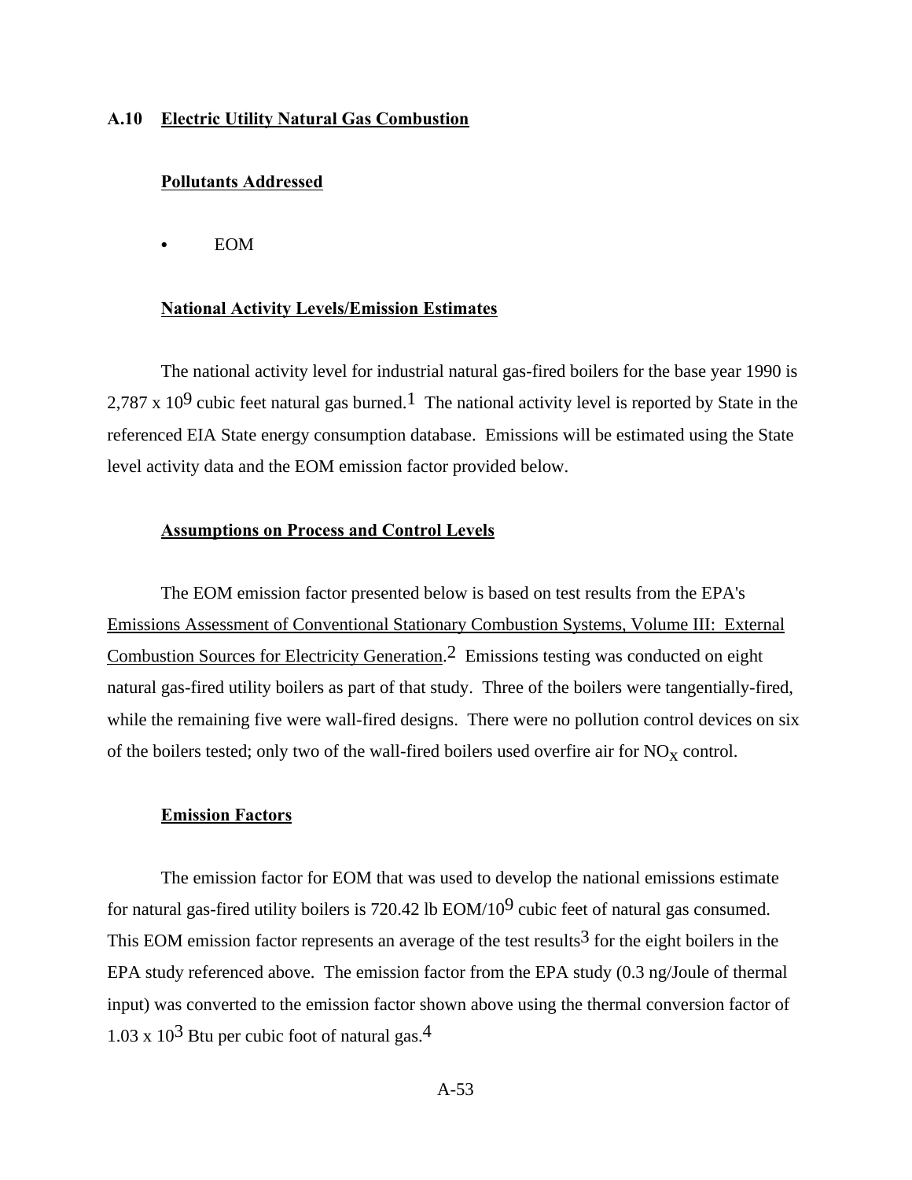## A.10 Electric Utility Natural Gas Combustion

### Pollutants Addressed

- EOM

### National Activity Levels/Emission Estimates

The national activity level for industrial natural gas-fired boilers for the base year 1990 is 2,787 x $10^9$ cubic feet natural gas burned.[1] The national activity level is reported by State in the referenced EIA State energy consumption database. Emissions will be estimated using the State level activity data and the EOM emission factor provided below.

### Assumptions on Process and Control Levels

The EOM emission factor presented below is based on test results from the EPA's Emissions Assessment of Conventional Stationary Combustion Systems, Volume III: External Combustion Sources for Electricity Generation.[2] Emissions testing was conducted on eight natural gas-fired utility boilers as part of that study. Three of the boilers were tangentially-fired, while the remaining five were wall-fired designs. There were no pollution control devices on six of the boilers tested; only two of the wall-fired boilers used overfire air for $NO_X$ control.

### Emission Factors

The emission factor for EOM that was used to develop the national emissions estimate for natural gas-fired utility boilers is 720.42 lb EOM/$10^9$ cubic feet of natural gas consumed. This EOM emission factor represents an average of the test results[3] for the eight boilers in the EPA study referenced above. The emission factor from the EPA study (0.3 ng/Joule of thermal input) was converted to the emission factor shown above using the thermal conversion factor of 1.03 x $10^3$ Btu per cubic foot of natural gas.[4]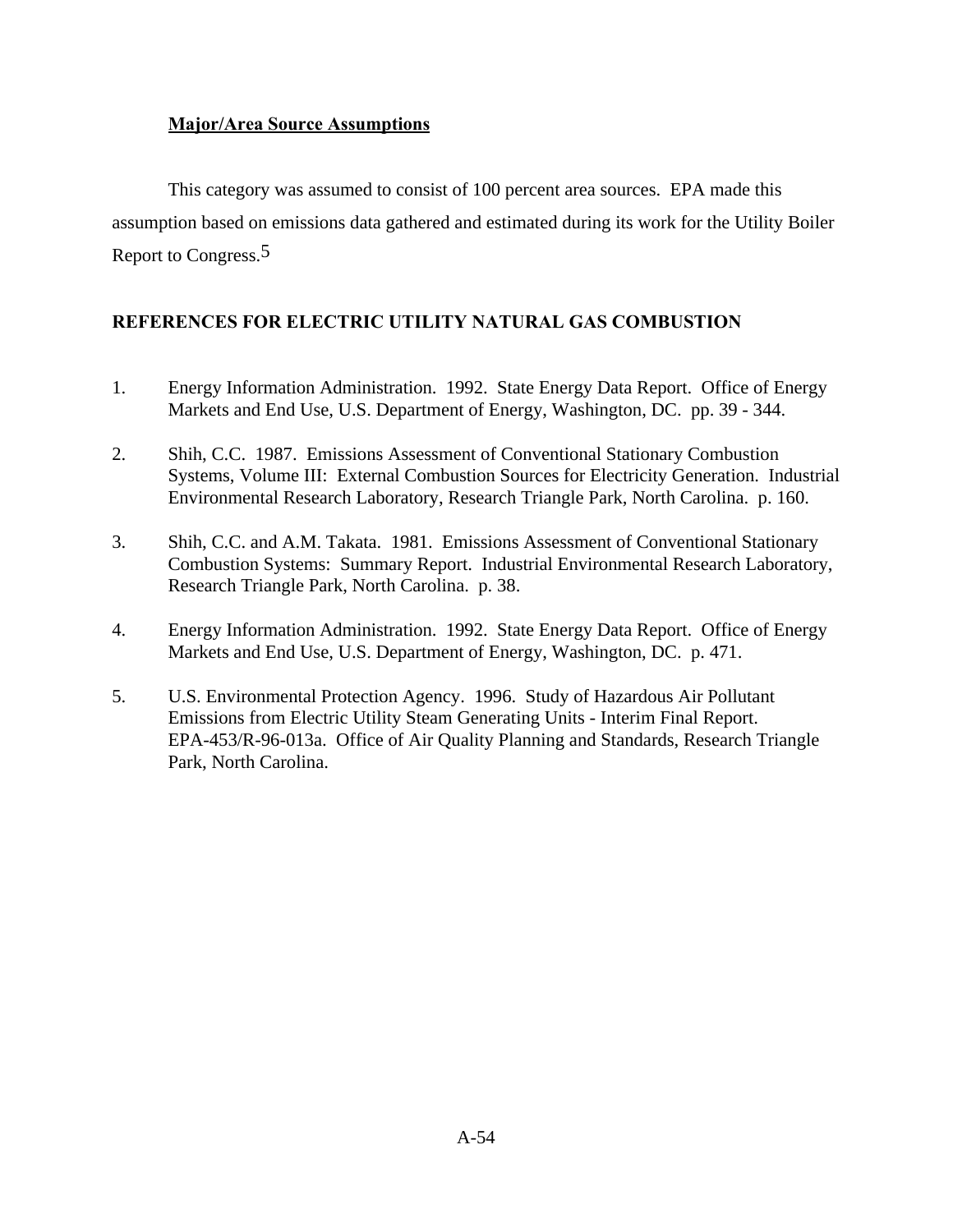**Major/Area Source Assumptions**

This category was assumed to consist of 100 percent area sources. EPA made this assumption based on emissions data gathered and estimated during its work for the Utility Boiler Report to Congress.[5]

## REFERENCES FOR ELECTRIC UTILITY NATURAL GAS COMBUSTION

1. Energy Information Administration. 1992. State Energy Data Report. Office of Energy Markets and End Use, U.S. Department of Energy, Washington, DC. pp. 39 - 344.

2. Shih, C.C. 1987. Emissions Assessment of Conventional Stationary Combustion Systems, Volume III: External Combustion Sources for Electricity Generation. Industrial Environmental Research Laboratory, Research Triangle Park, North Carolina. p. 160.

3. Shih, C.C. and A.M. Takata. 1981. Emissions Assessment of Conventional Stationary Combustion Systems: Summary Report. Industrial Environmental Research Laboratory, Research Triangle Park, North Carolina. p. 38.

4. Energy Information Administration. 1992. State Energy Data Report. Office of Energy Markets and End Use, U.S. Department of Energy, Washington, DC. p. 471.

5. U.S. Environmental Protection Agency. 1996. Study of Hazardous Air Pollutant Emissions from Electric Utility Steam Generating Units - Interim Final Report. EPA-453/R-96-013a. Office of Air Quality Planning and Standards, Research Triangle Park, North Carolina.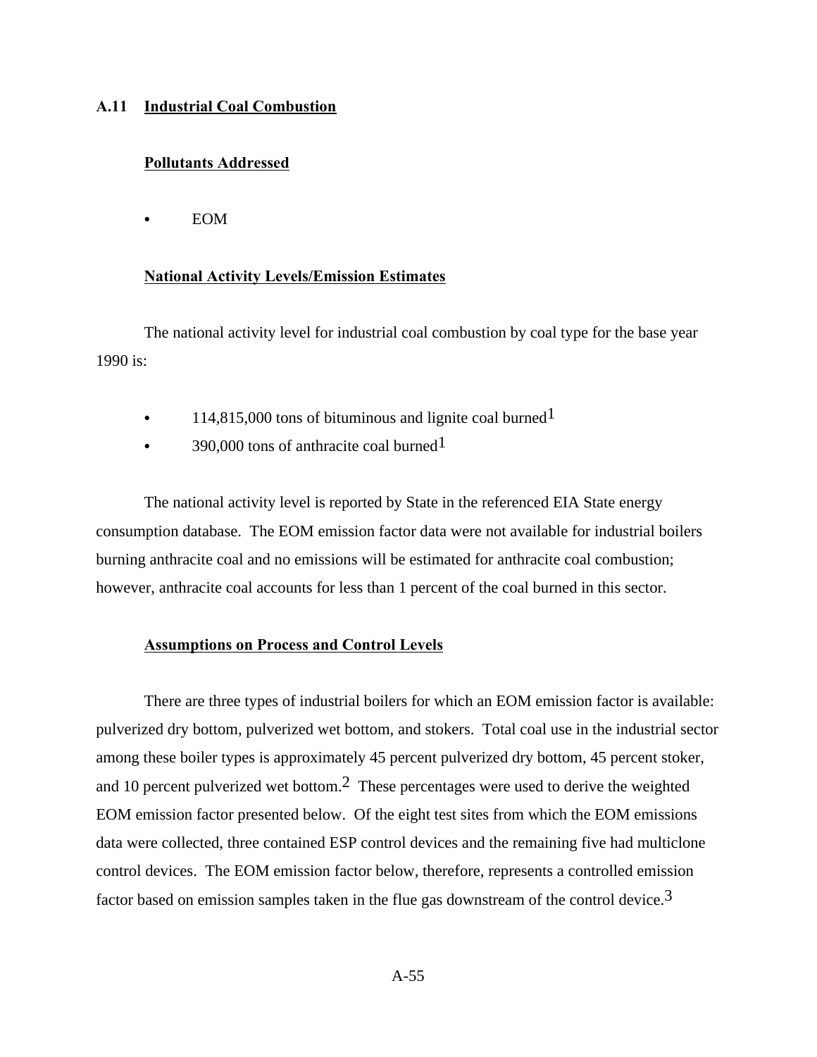## A.11 Industrial Coal Combustion

### Pollutants Addressed

- EOM

### National Activity Levels/Emission Estimates

The national activity level for industrial coal combustion by coal type for the base year 1990 is:

- 114,815,000 tons of bituminous and lignite coal burned[1]
- 390,000 tons of anthracite coal burned[1]

The national activity level is reported by State in the referenced EIA State energy consumption database. The EOM emission factor data were not available for industrial boilers burning anthracite coal and no emissions will be estimated for anthracite coal combustion; however, anthracite coal accounts for less than 1 percent of the coal burned in this sector.

### Assumptions on Process and Control Levels

There are three types of industrial boilers for which an EOM emission factor is available: pulverized dry bottom, pulverized wet bottom, and stokers. Total coal use in the industrial sector among these boiler types is approximately 45 percent pulverized dry bottom, 45 percent stoker, and 10 percent pulverized wet bottom.[2] These percentages were used to derive the weighted EOM emission factor presented below. Of the eight test sites from which the EOM emissions data were collected, three contained ESP control devices and the remaining five had multiclone control devices. The EOM emission factor below, therefore, represents a controlled emission factor based on emission samples taken in the flue gas downstream of the control device.[3]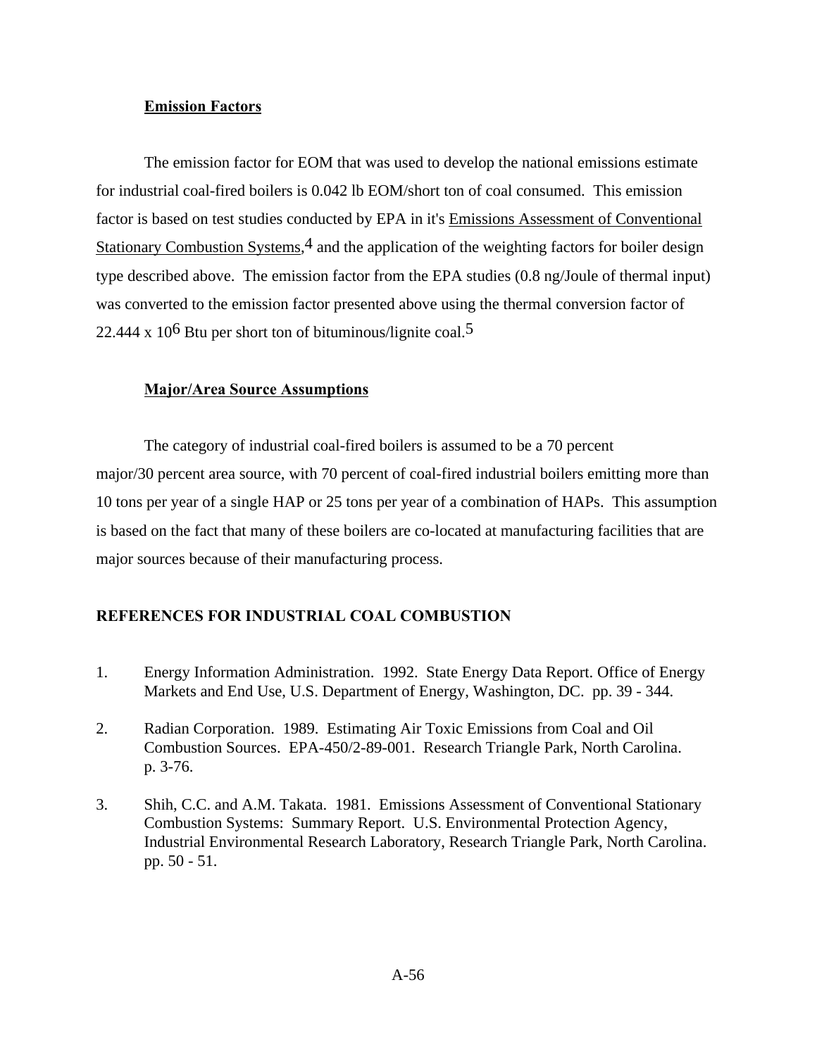**Emission Factors**

The emission factor for EOM that was used to develop the national emissions estimate for industrial coal-fired boilers is 0.042 lb EOM/short ton of coal consumed. This emission factor is based on test studies conducted by EPA in it's Emissions Assessment of Conventional Stationary Combustion Systems,[4] and the application of the weighting factors for boiler design type described above. The emission factor from the EPA studies (0.8 ng/Joule of thermal input) was converted to the emission factor presented above using the thermal conversion factor of 22.444 x $10^6$ Btu per short ton of bituminous/lignite coal.[5]

**Major/Area Source Assumptions**

The category of industrial coal-fired boilers is assumed to be a 70 percent major/30 percent area source, with 70 percent of coal-fired industrial boilers emitting more than 10 tons per year of a single HAP or 25 tons per year of a combination of HAPs. This assumption is based on the fact that many of these boilers are co-located at manufacturing facilities that are major sources because of their manufacturing process.

**REFERENCES FOR INDUSTRIAL COAL COMBUSTION**

1. Energy Information Administration. 1992. State Energy Data Report. Office of Energy Markets and End Use, U.S. Department of Energy, Washington, DC. pp. 39 - 344.

2. Radian Corporation. 1989. Estimating Air Toxic Emissions from Coal and Oil Combustion Sources. EPA-450/2-89-001. Research Triangle Park, North Carolina. p. 3-76.

3. Shih, C.C. and A.M. Takata. 1981. Emissions Assessment of Conventional Stationary Combustion Systems: Summary Report. U.S. Environmental Protection Agency, Industrial Environmental Research Laboratory, Research Triangle Park, North Carolina. pp. 50 - 51.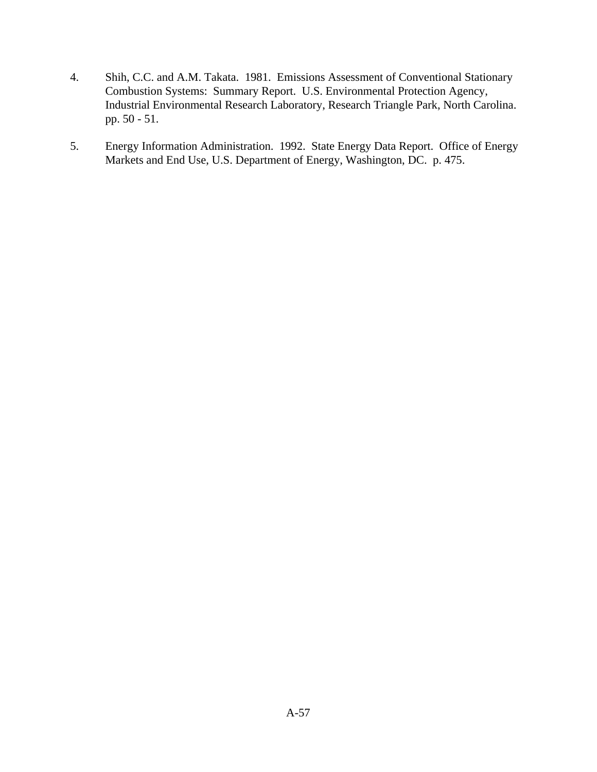4. Shih, C.C. and A.M. Takata. 1981. Emissions Assessment of Conventional Stationary Combustion Systems: Summary Report. U.S. Environmental Protection Agency, Industrial Environmental Research Laboratory, Research Triangle Park, North Carolina. pp. 50 - 51.

5. Energy Information Administration. 1992. State Energy Data Report. Office of Energy Markets and End Use, U.S. Department of Energy, Washington, DC. p. 475.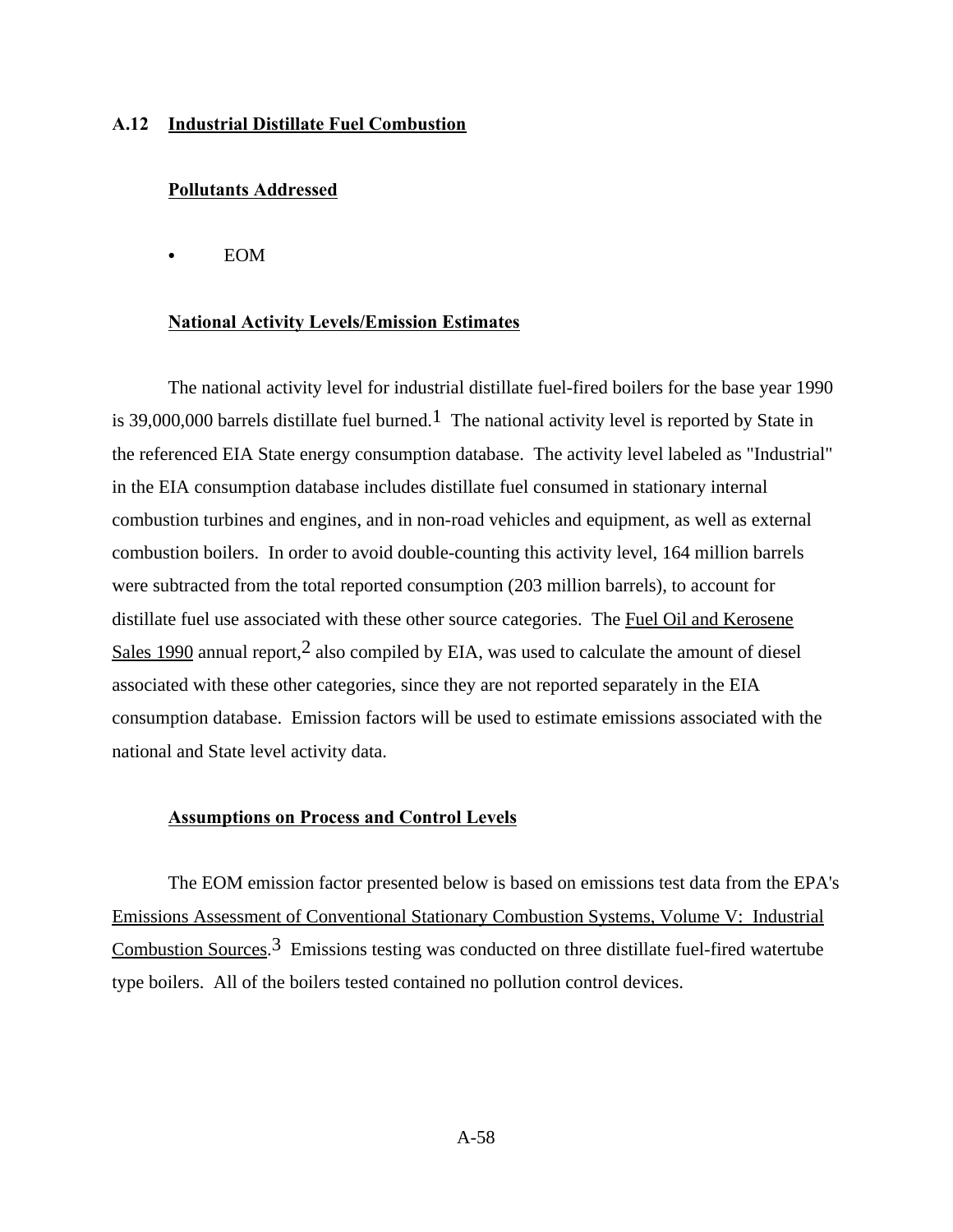## A.12 Industrial Distillate Fuel Combustion

### Pollutants Addressed

- EOM

### National Activity Levels/Emission Estimates

The national activity level for industrial distillate fuel-fired boilers for the base year 1990 is 39,000,000 barrels distillate fuel burned.[1] The national activity level is reported by State in the referenced EIA State energy consumption database. The activity level labeled as "Industrial" in the EIA consumption database includes distillate fuel consumed in stationary internal combustion turbines and engines, and in non-road vehicles and equipment, as well as external combustion boilers. In order to avoid double-counting this activity level, 164 million barrels were subtracted from the total reported consumption (203 million barrels), to account for distillate fuel use associated with these other source categories. The Fuel Oil and Kerosene Sales 1990 annual report,[2] also compiled by EIA, was used to calculate the amount of diesel associated with these other categories, since they are not reported separately in the EIA consumption database. Emission factors will be used to estimate emissions associated with the national and State level activity data.

### Assumptions on Process and Control Levels

The EOM emission factor presented below is based on emissions test data from the EPA's Emissions Assessment of Conventional Stationary Combustion Systems, Volume V: Industrial Combustion Sources.[3] Emissions testing was conducted on three distillate fuel-fired watertube type boilers. All of the boilers tested contained no pollution control devices.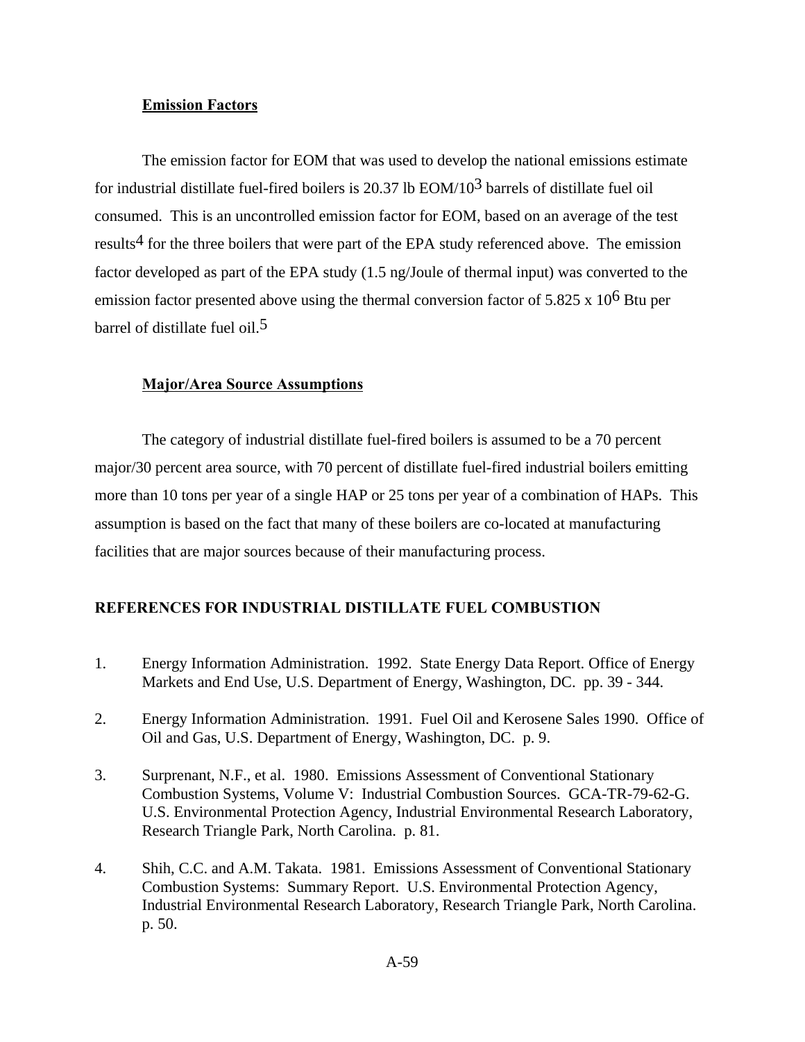### Emission Factors

The emission factor for EOM that was used to develop the national emissions estimate for industrial distillate fuel-fired boilers is 20.37 lb EOM/$10^3$ barrels of distillate fuel oil consumed. This is an uncontrolled emission factor for EOM, based on an average of the test results[4] for the three boilers that were part of the EPA study referenced above. The emission factor developed as part of the EPA study (1.5 ng/Joule of thermal input) was converted to the emission factor presented above using the thermal conversion factor of 5.825 x $10^6$ Btu per barrel of distillate fuel oil.[5]

### Major/Area Source Assumptions

The category of industrial distillate fuel-fired boilers is assumed to be a 70 percent major/30 percent area source, with 70 percent of distillate fuel-fired industrial boilers emitting more than 10 tons per year of a single HAP or 25 tons per year of a combination of HAPs. This assumption is based on the fact that many of these boilers are co-located at manufacturing facilities that are major sources because of their manufacturing process.

## REFERENCES FOR INDUSTRIAL DISTILLATE FUEL COMBUSTION

1. Energy Information Administration. 1992. State Energy Data Report. Office of Energy Markets and End Use, U.S. Department of Energy, Washington, DC. pp. 39 - 344.

2. Energy Information Administration. 1991. Fuel Oil and Kerosene Sales 1990. Office of Oil and Gas, U.S. Department of Energy, Washington, DC. p. 9.

3. Surprenant, N.F., et al. 1980. Emissions Assessment of Conventional Stationary Combustion Systems, Volume V: Industrial Combustion Sources. GCA-TR-79-62-G. U.S. Environmental Protection Agency, Industrial Environmental Research Laboratory, Research Triangle Park, North Carolina. p. 81.

4. Shih, C.C. and A.M. Takata. 1981. Emissions Assessment of Conventional Stationary Combustion Systems: Summary Report. U.S. Environmental Protection Agency, Industrial Environmental Research Laboratory, Research Triangle Park, North Carolina. p. 50.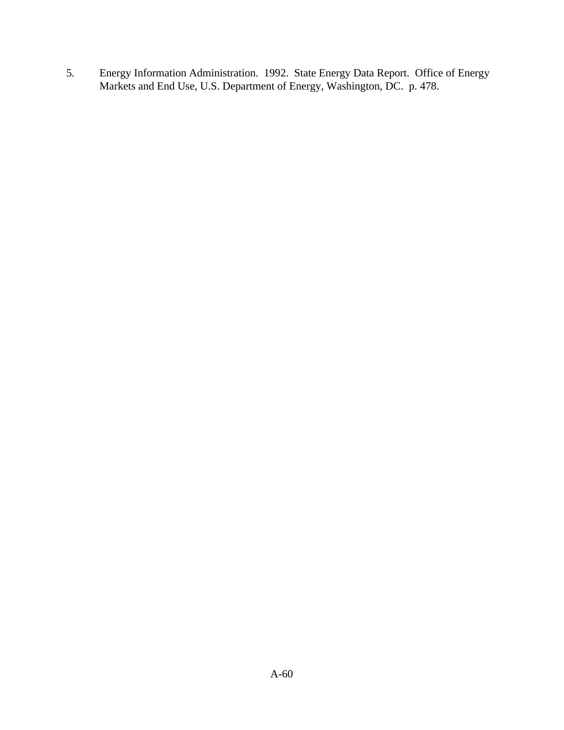5. Energy Information Administration. 1992. State Energy Data Report. Office of Energy Markets and End Use, U.S. Department of Energy, Washington, DC. p. 478.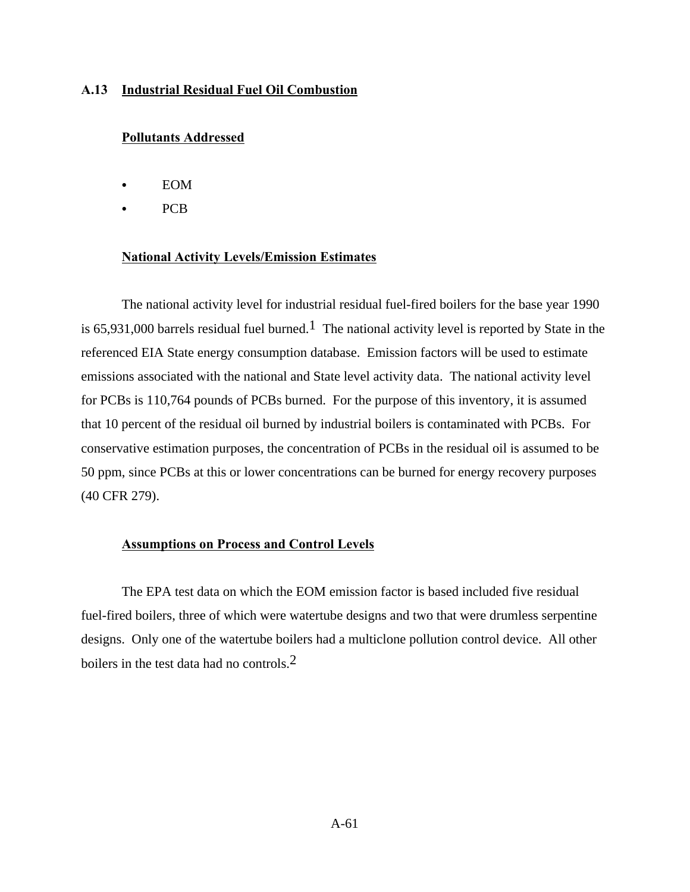## A.13 Industrial Residual Fuel Oil Combustion

### Pollutants Addressed

- EOM
- PCB

### National Activity Levels/Emission Estimates

The national activity level for industrial residual fuel-fired boilers for the base year 1990 is 65,931,000 barrels residual fuel burned.[1] The national activity level is reported by State in the referenced EIA State energy consumption database. Emission factors will be used to estimate emissions associated with the national and State level activity data. The national activity level for PCBs is 110,764 pounds of PCBs burned. For the purpose of this inventory, it is assumed that 10 percent of the residual oil burned by industrial boilers is contaminated with PCBs. For conservative estimation purposes, the concentration of PCBs in the residual oil is assumed to be 50 ppm, since PCBs at this or lower concentrations can be burned for energy recovery purposes (40 CFR 279).

### Assumptions on Process and Control Levels

The EPA test data on which the EOM emission factor is based included five residual fuel-fired boilers, three of which were watertube designs and two that were drumless serpentine designs. Only one of the watertube boilers had a multiclone pollution control device. All other boilers in the test data had no controls.[2]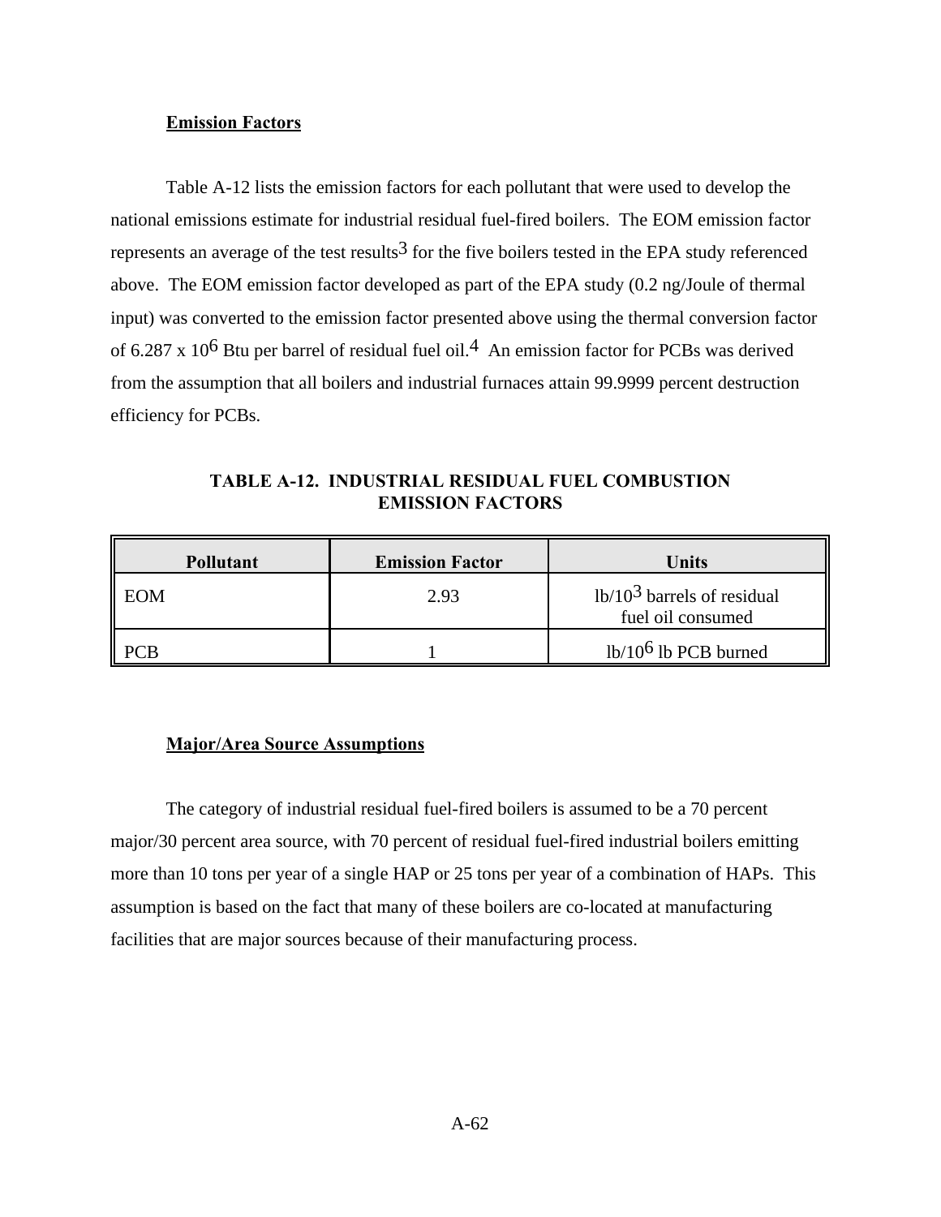### Emission Factors

Table A-12 lists the emission factors for each pollutant that were used to develop the national emissions estimate for industrial residual fuel-fired boilers. The EOM emission factor represents an average of the test results[3] for the five boilers tested in the EPA study referenced above. The EOM emission factor developed as part of the EPA study (0.2 ng/Joule of thermal input) was converted to the emission factor presented above using the thermal conversion factor of 6.287 x $10^6$ Btu per barrel of residual fuel oil.[4] An emission factor for PCBs was derived from the assumption that all boilers and industrial furnaces attain 99.9999 percent destruction efficiency for PCBs.

**TABLE A-12. INDUSTRIAL RESIDUAL FUEL COMBUSTION EMISSION FACTORS**

| Pollutant | Emission Factor | Units |
|---|---|---|
| EOM | 2.93 | lb/$10^3$ barrels of residual fuel oil consumed |
| PCB | 1 | lb/$10^6$ lb PCB burned |

### Major/Area Source Assumptions

The category of industrial residual fuel-fired boilers is assumed to be a 70 percent major/30 percent area source, with 70 percent of residual fuel-fired industrial boilers emitting more than 10 tons per year of a single HAP or 25 tons per year of a combination of HAPs. This assumption is based on the fact that many of these boilers are co-located at manufacturing facilities that are major sources because of their manufacturing process.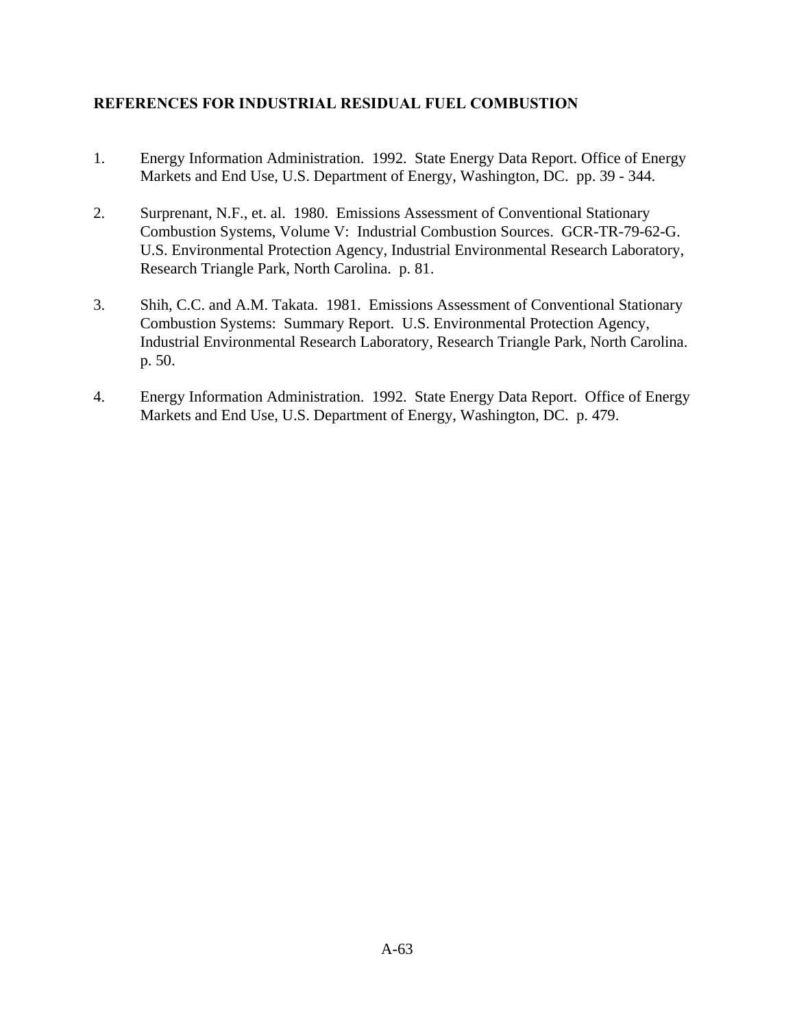## REFERENCES FOR INDUSTRIAL RESIDUAL FUEL COMBUSTION

1. Energy Information Administration. 1992. State Energy Data Report. Office of Energy Markets and End Use, U.S. Department of Energy, Washington, DC. pp. 39 - 344.

2. Surprenant, N.F., et. al. 1980. Emissions Assessment of Conventional Stationary Combustion Systems, Volume V: Industrial Combustion Sources. GCR-TR-79-62-G. U.S. Environmental Protection Agency, Industrial Environmental Research Laboratory, Research Triangle Park, North Carolina. p. 81.

3. Shih, C.C. and A.M. Takata. 1981. Emissions Assessment of Conventional Stationary Combustion Systems: Summary Report. U.S. Environmental Protection Agency, Industrial Environmental Research Laboratory, Research Triangle Park, North Carolina. p. 50.

4. Energy Information Administration. 1992. State Energy Data Report. Office of Energy Markets and End Use, U.S. Department of Energy, Washington, DC. p. 479.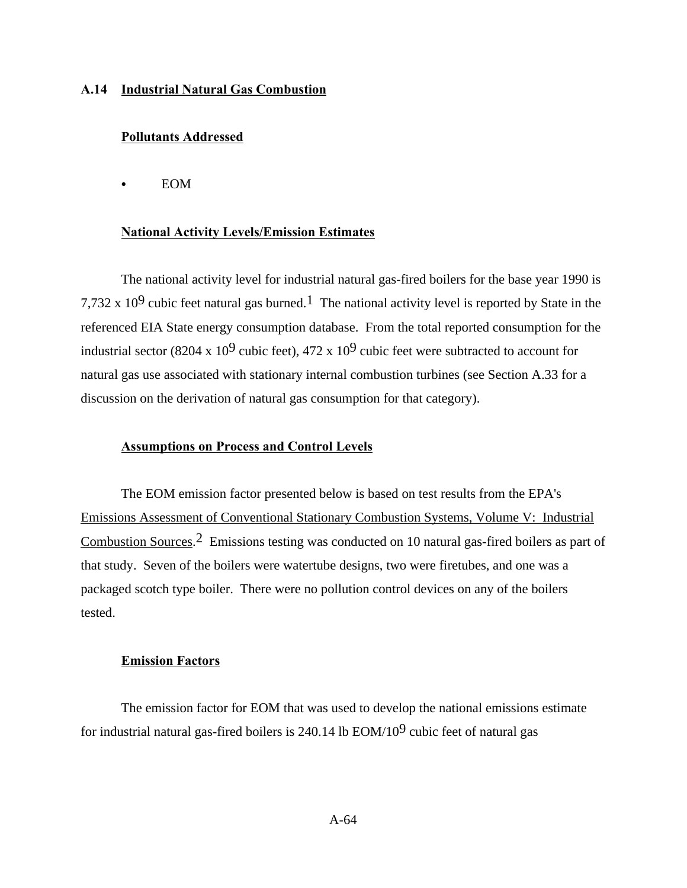## A.14 Industrial Natural Gas Combustion

### Pollutants Addressed

- EOM

### National Activity Levels/Emission Estimates

The national activity level for industrial natural gas-fired boilers for the base year 1990 is 7,732 x $10^9$ cubic feet natural gas burned.[1] The national activity level is reported by State in the referenced EIA State energy consumption database. From the total reported consumption for the industrial sector (8204 x $10^9$ cubic feet), 472 x $10^9$ cubic feet were subtracted to account for natural gas use associated with stationary internal combustion turbines (see Section A.33 for a discussion on the derivation of natural gas consumption for that category).

### Assumptions on Process and Control Levels

The EOM emission factor presented below is based on test results from the EPA's Emissions Assessment of Conventional Stationary Combustion Systems, Volume V: Industrial Combustion Sources.[2] Emissions testing was conducted on 10 natural gas-fired boilers as part of that study. Seven of the boilers were watertube designs, two were firetubes, and one was a packaged scotch type boiler. There were no pollution control devices on any of the boilers tested.

### Emission Factors

The emission factor for EOM that was used to develop the national emissions estimate for industrial natural gas-fired boilers is 240.14 lb EOM/$10^9$ cubic feet of natural gas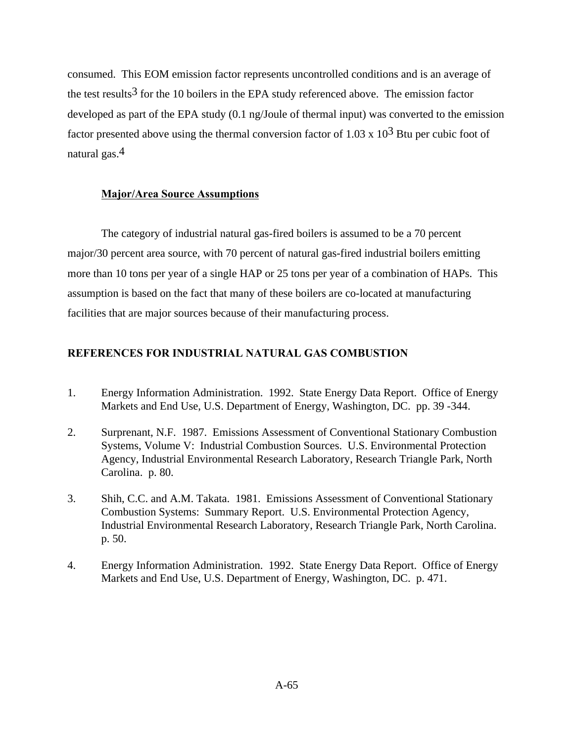consumed. This EOM emission factor represents uncontrolled conditions and is an average of the test results[3] for the 10 boilers in the EPA study referenced above. The emission factor developed as part of the EPA study (0.1 ng/Joule of thermal input) was converted to the emission factor presented above using the thermal conversion factor of $1.03 \times 10^3$ Btu per cubic foot of natural gas.[4]

**Major/Area Source Assumptions**

The category of industrial natural gas-fired boilers is assumed to be a 70 percent major/30 percent area source, with 70 percent of natural gas-fired industrial boilers emitting more than 10 tons per year of a single HAP or 25 tons per year of a combination of HAPs. This assumption is based on the fact that many of these boilers are co-located at manufacturing facilities that are major sources because of their manufacturing process.

## REFERENCES FOR INDUSTRIAL NATURAL GAS COMBUSTION

1. Energy Information Administration. 1992. State Energy Data Report. Office of Energy Markets and End Use, U.S. Department of Energy, Washington, DC. pp. 39 -344.

2. Surprenant, N.F. 1987. Emissions Assessment of Conventional Stationary Combustion Systems, Volume V: Industrial Combustion Sources. U.S. Environmental Protection Agency, Industrial Environmental Research Laboratory, Research Triangle Park, North Carolina. p. 80.

3. Shih, C.C. and A.M. Takata. 1981. Emissions Assessment of Conventional Stationary Combustion Systems: Summary Report. U.S. Environmental Protection Agency, Industrial Environmental Research Laboratory, Research Triangle Park, North Carolina. p. 50.

4. Energy Information Administration. 1992. State Energy Data Report. Office of Energy Markets and End Use, U.S. Department of Energy, Washington, DC. p. 471.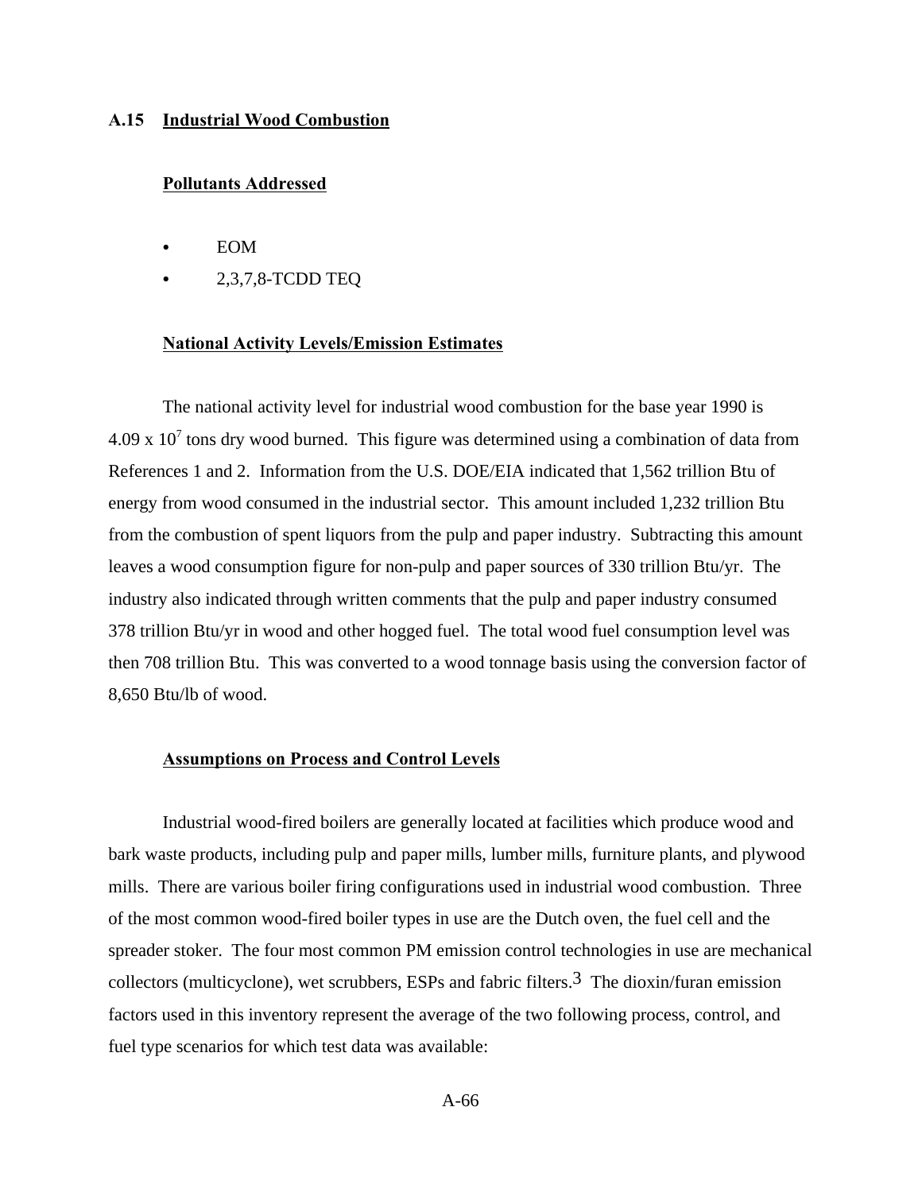## A.15 Industrial Wood Combustion

### Pollutants Addressed

- EOM
- 2,3,7,8-TCDD TEQ

### National Activity Levels/Emission Estimates

The national activity level for industrial wood combustion for the base year 1990 is $4.09 \times 10^7$ tons dry wood burned. This figure was determined using a combination of data from References 1 and 2. Information from the U.S. DOE/EIA indicated that 1,562 trillion Btu of energy from wood consumed in the industrial sector. This amount included 1,232 trillion Btu from the combustion of spent liquors from the pulp and paper industry. Subtracting this amount leaves a wood consumption figure for non-pulp and paper sources of 330 trillion Btu/yr. The industry also indicated through written comments that the pulp and paper industry consumed 378 trillion Btu/yr in wood and other hogged fuel. The total wood fuel consumption level was then 708 trillion Btu. This was converted to a wood tonnage basis using the conversion factor of 8,650 Btu/lb of wood.

### Assumptions on Process and Control Levels

Industrial wood-fired boilers are generally located at facilities which produce wood and bark waste products, including pulp and paper mills, lumber mills, furniture plants, and plywood mills. There are various boiler firing configurations used in industrial wood combustion. Three of the most common wood-fired boiler types in use are the Dutch oven, the fuel cell and the spreader stoker. The four most common PM emission control technologies in use are mechanical collectors (multicyclone), wet scrubbers, ESPs and fabric filters.[3] The dioxin/furan emission factors used in this inventory represent the average of the two following process, control, and fuel type scenarios for which test data was available: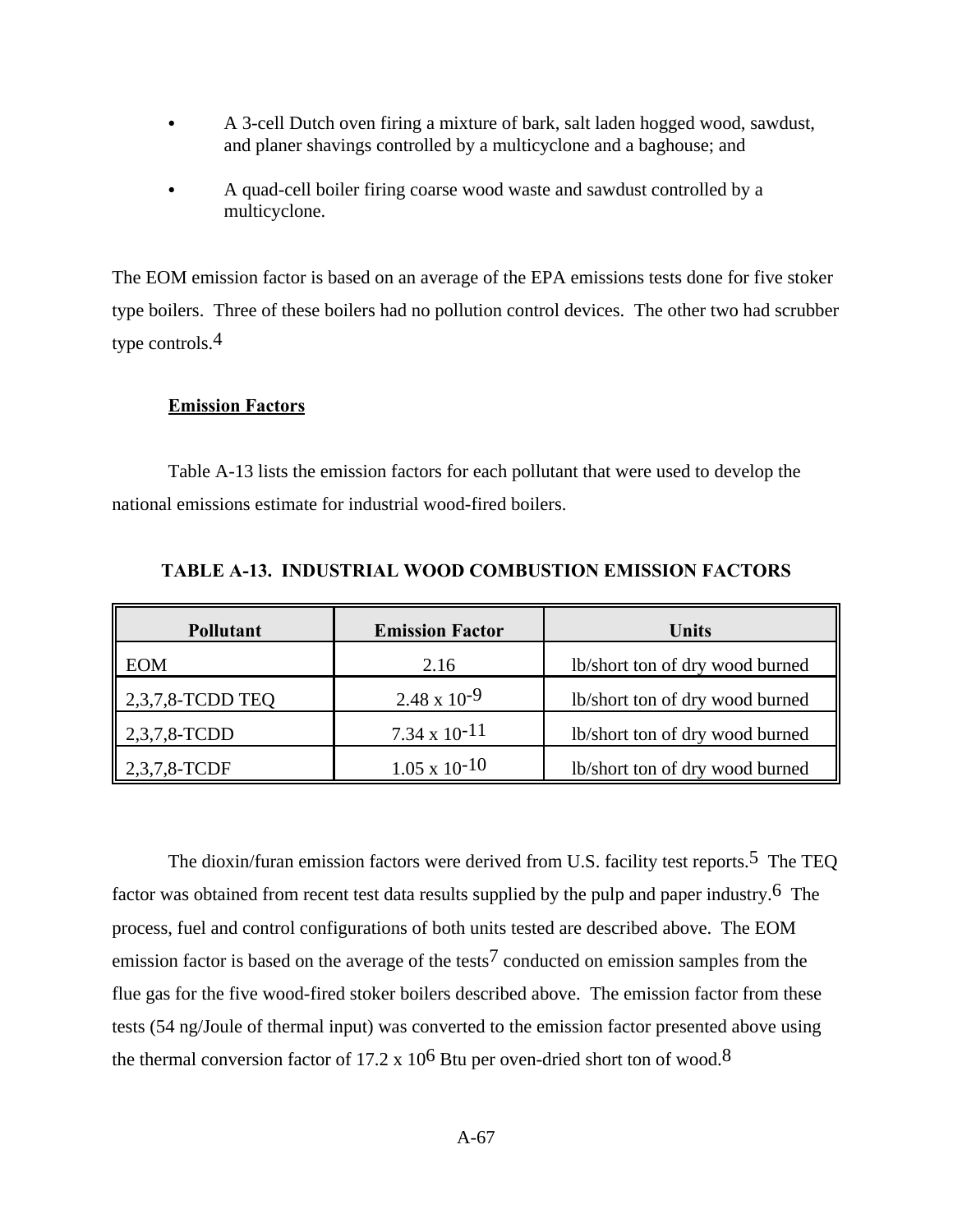- A 3-cell Dutch oven firing a mixture of bark, salt laden hogged wood, sawdust, and planer shavings controlled by a multicyclone and a baghouse; and
- A quad-cell boiler firing coarse wood waste and sawdust controlled by a multicyclone.

The EOM emission factor is based on an average of the EPA emissions tests done for five stoker type boilers. Three of these boilers had no pollution control devices. The other two had scrubber type controls.[4]

**Emission Factors**

Table A-13 lists the emission factors for each pollutant that were used to develop the national emissions estimate for industrial wood-fired boilers.

**TABLE A-13. INDUSTRIAL WOOD COMBUSTION EMISSION FACTORS**

| Pollutant | Emission Factor | Units |
|---|---|---|
| EOM | 2.16 | lb/short ton of dry wood burned |
| 2,3,7,8-TCDD TEQ | $2.48 \times 10^{-9}$ | lb/short ton of dry wood burned |
| 2,3,7,8-TCDD | $7.34 \times 10^{-11}$ | lb/short ton of dry wood burned |
| 2,3,7,8-TCDF | $1.05 \times 10^{-10}$ | lb/short ton of dry wood burned |

The dioxin/furan emission factors were derived from U.S. facility test reports.[5] The TEQ factor was obtained from recent test data results supplied by the pulp and paper industry.[6] The process, fuel and control configurations of both units tested are described above. The EOM emission factor is based on the average of the tests[7] conducted on emission samples from the flue gas for the five wood-fired stoker boilers described above. The emission factor from these tests (54 ng/Joule of thermal input) was converted to the emission factor presented above using the thermal conversion factor of $17.2 \times 10^{6}$ Btu per oven-dried short ton of wood.[8]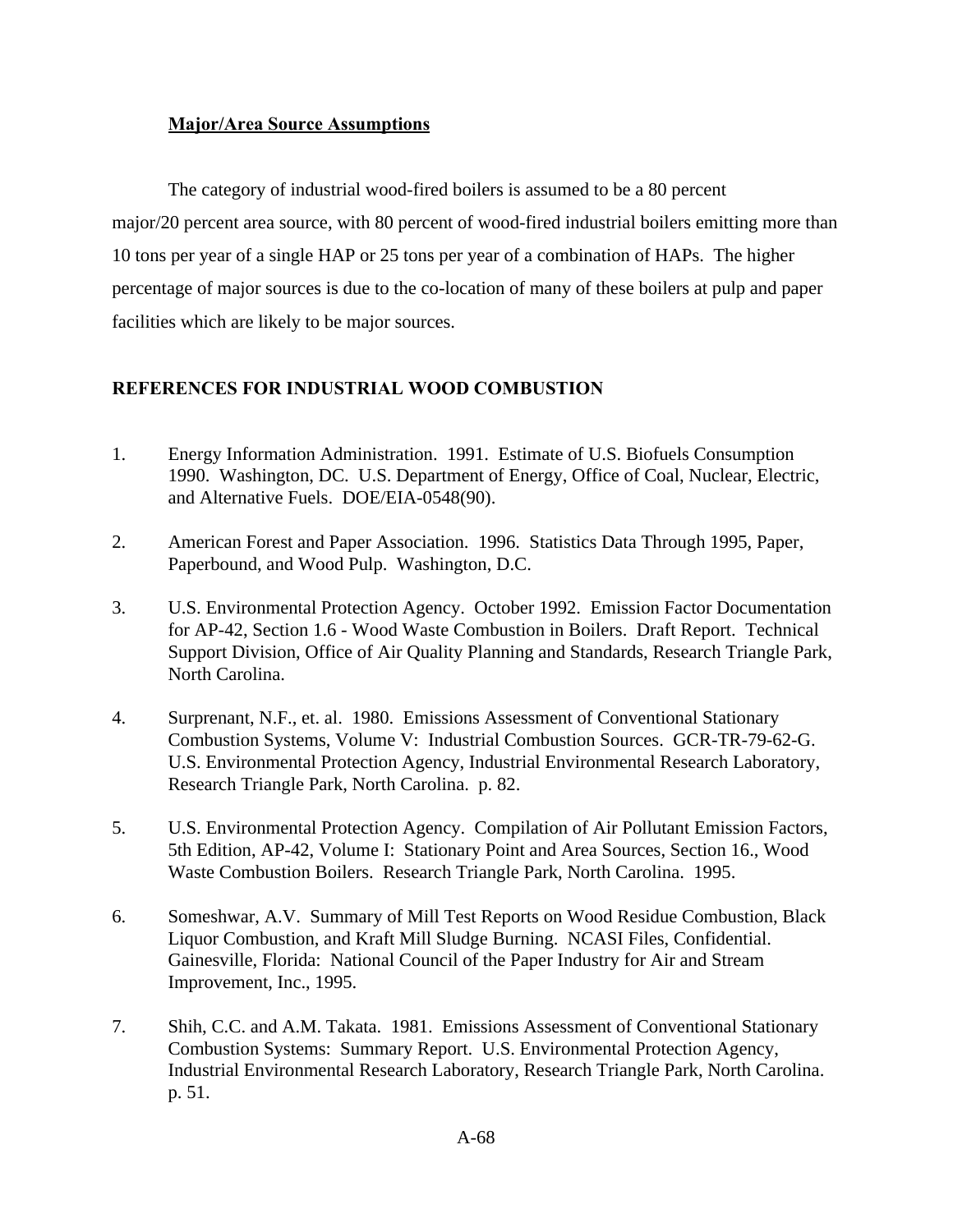**Major/Area Source Assumptions**

The category of industrial wood-fired boilers is assumed to be a 80 percent major/20 percent area source, with 80 percent of wood-fired industrial boilers emitting more than 10 tons per year of a single HAP or 25 tons per year of a combination of HAPs. The higher percentage of major sources is due to the co-location of many of these boilers at pulp and paper facilities which are likely to be major sources.

## REFERENCES FOR INDUSTRIAL WOOD COMBUSTION

1. Energy Information Administration. 1991. Estimate of U.S. Biofuels Consumption 1990. Washington, DC. U.S. Department of Energy, Office of Coal, Nuclear, Electric, and Alternative Fuels. DOE/EIA-0548(90).

2. American Forest and Paper Association. 1996. Statistics Data Through 1995, Paper, Paperbound, and Wood Pulp. Washington, D.C.

3. U.S. Environmental Protection Agency. October 1992. Emission Factor Documentation for AP-42, Section 1.6 - Wood Waste Combustion in Boilers. Draft Report. Technical Support Division, Office of Air Quality Planning and Standards, Research Triangle Park, North Carolina.

4. Surprenant, N.F., et. al. 1980. Emissions Assessment of Conventional Stationary Combustion Systems, Volume V: Industrial Combustion Sources. GCR-TR-79-62-G. U.S. Environmental Protection Agency, Industrial Environmental Research Laboratory, Research Triangle Park, North Carolina. p. 82.

5. U.S. Environmental Protection Agency. Compilation of Air Pollutant Emission Factors, 5th Edition, AP-42, Volume I: Stationary Point and Area Sources, Section 16., Wood Waste Combustion Boilers. Research Triangle Park, North Carolina. 1995.

6. Someshwar, A.V. Summary of Mill Test Reports on Wood Residue Combustion, Black Liquor Combustion, and Kraft Mill Sludge Burning. NCASI Files, Confidential. Gainesville, Florida: National Council of the Paper Industry for Air and Stream Improvement, Inc., 1995.

7. Shih, C.C. and A.M. Takata. 1981. Emissions Assessment of Conventional Stationary Combustion Systems: Summary Report. U.S. Environmental Protection Agency, Industrial Environmental Research Laboratory, Research Triangle Park, North Carolina. p. 51.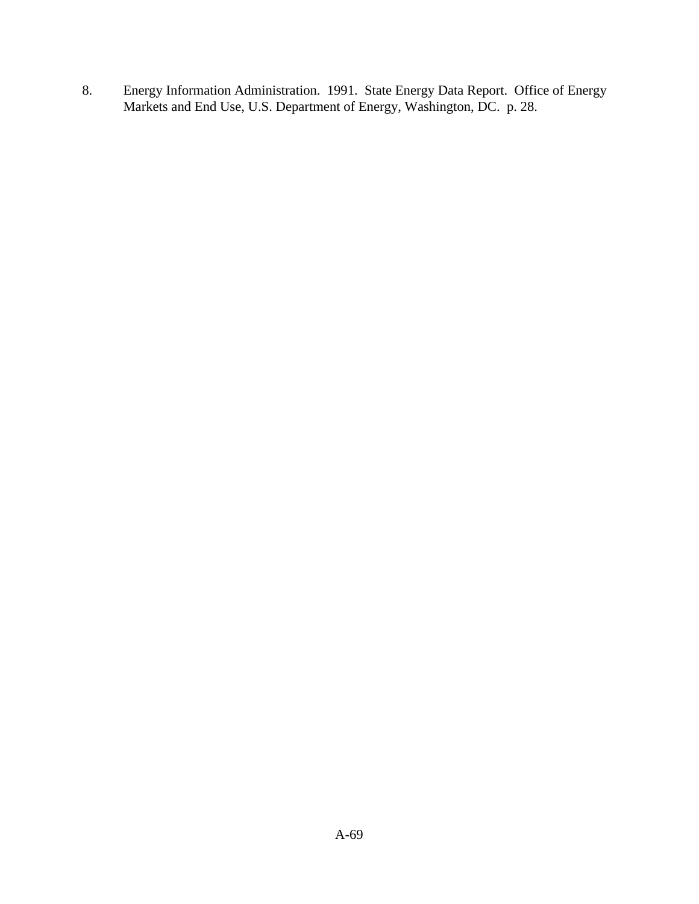8. Energy Information Administration. 1991. State Energy Data Report. Office of Energy Markets and End Use, U.S. Department of Energy, Washington, DC. p. 28.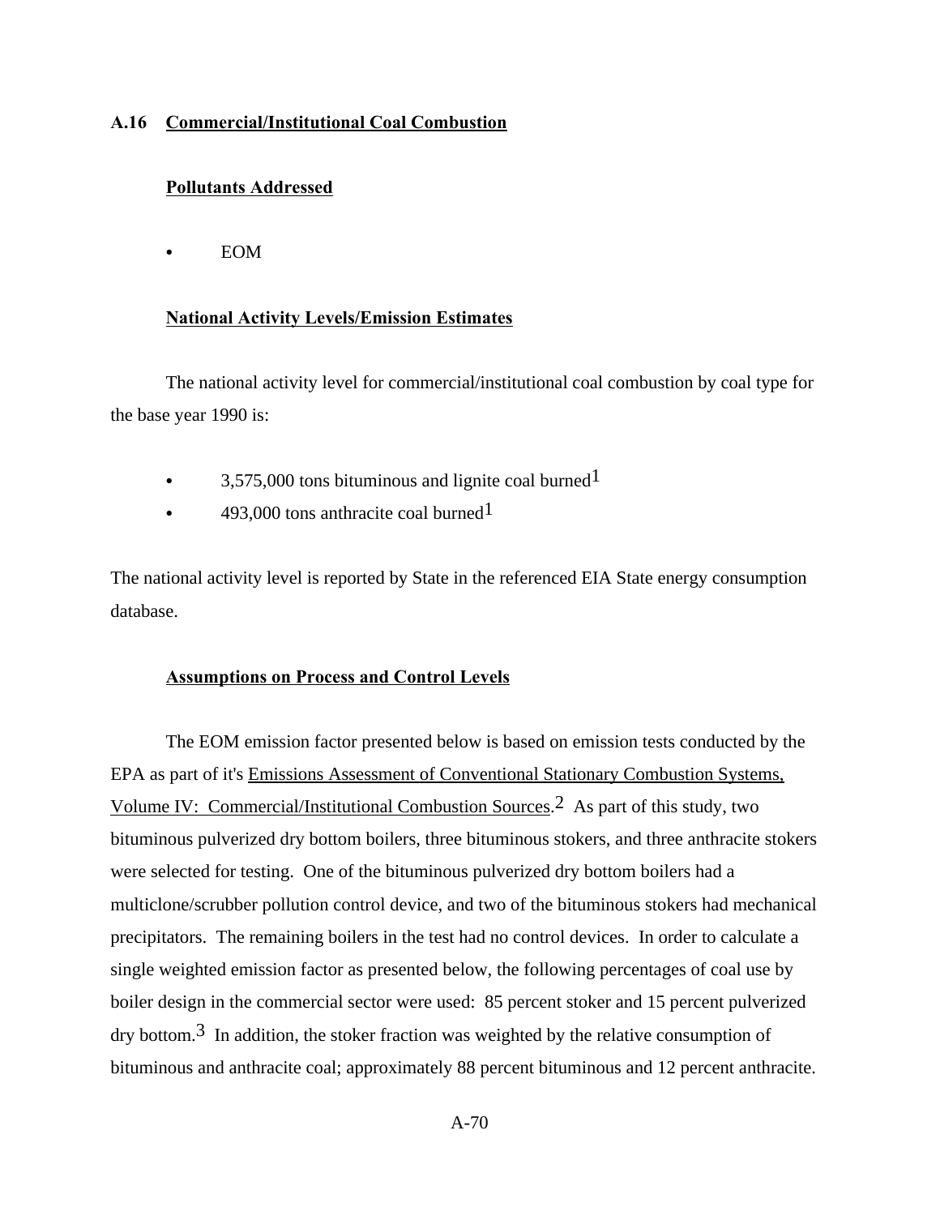## A.16 Commercial/Institutional Coal Combustion

### Pollutants Addressed

- EOM

### National Activity Levels/Emission Estimates

The national activity level for commercial/institutional coal combustion by coal type for the base year 1990 is:

- 3,575,000 tons bituminous and lignite coal burned[1]
- 493,000 tons anthracite coal burned[1]

The national activity level is reported by State in the referenced EIA State energy consumption database.

### Assumptions on Process and Control Levels

The EOM emission factor presented below is based on emission tests conducted by the EPA as part of it's Emissions Assessment of Conventional Stationary Combustion Systems, Volume IV: Commercial/Institutional Combustion Sources.[2] As part of this study, two bituminous pulverized dry bottom boilers, three bituminous stokers, and three anthracite stokers were selected for testing. One of the bituminous pulverized dry bottom boilers had a multiclone/scrubber pollution control device, and two of the bituminous stokers had mechanical precipitators. The remaining boilers in the test had no control devices. In order to calculate a single weighted emission factor as presented below, the following percentages of coal use by boiler design in the commercial sector were used: 85 percent stoker and 15 percent pulverized dry bottom.[3] In addition, the stoker fraction was weighted by the relative consumption of bituminous and anthracite coal; approximately 88 percent bituminous and 12 percent anthracite.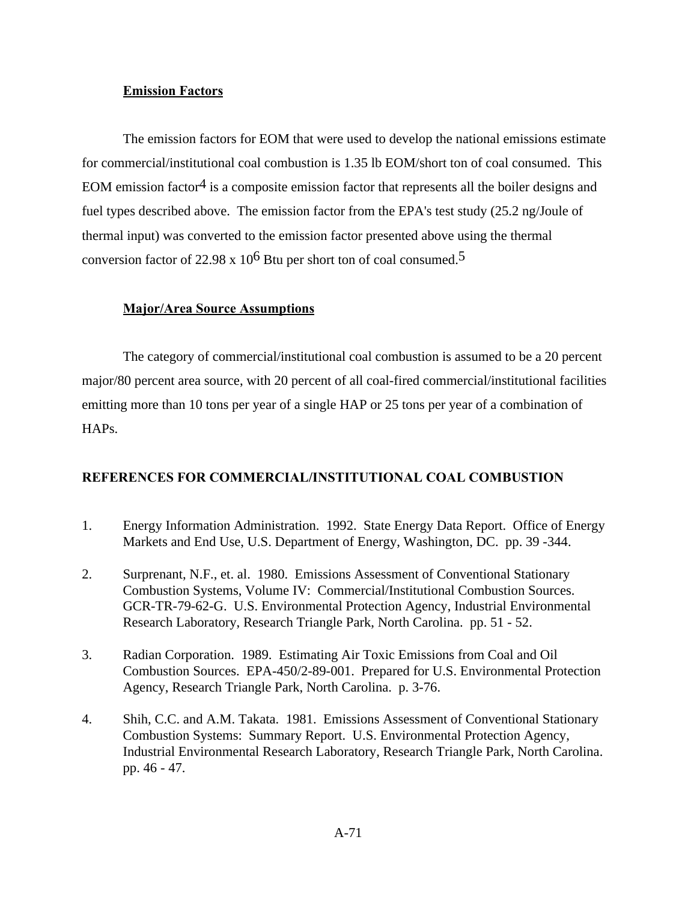**Emission Factors**

The emission factors for EOM that were used to develop the national emissions estimate for commercial/institutional coal combustion is 1.35 lb EOM/short ton of coal consumed. This EOM emission factor[4] is a composite emission factor that represents all the boiler designs and fuel types described above. The emission factor from the EPA's test study (25.2 ng/Joule of thermal input) was converted to the emission factor presented above using the thermal conversion factor of 22.98 x $10^6$ Btu per short ton of coal consumed.[5]

**Major/Area Source Assumptions**

The category of commercial/institutional coal combustion is assumed to be a 20 percent major/80 percent area source, with 20 percent of all coal-fired commercial/institutional facilities emitting more than 10 tons per year of a single HAP or 25 tons per year of a combination of HAPs.

**REFERENCES FOR COMMERCIAL/INSTITUTIONAL COAL COMBUSTION**

1. Energy Information Administration. 1992. State Energy Data Report. Office of Energy Markets and End Use, U.S. Department of Energy, Washington, DC. pp. 39 -344.

2. Surprenant, N.F., et. al. 1980. Emissions Assessment of Conventional Stationary Combustion Systems, Volume IV: Commercial/Institutional Combustion Sources. GCR-TR-79-62-G. U.S. Environmental Protection Agency, Industrial Environmental Research Laboratory, Research Triangle Park, North Carolina. pp. 51 - 52.

3. Radian Corporation. 1989. Estimating Air Toxic Emissions from Coal and Oil Combustion Sources. EPA-450/2-89-001. Prepared for U.S. Environmental Protection Agency, Research Triangle Park, North Carolina. p. 3-76.

4. Shih, C.C. and A.M. Takata. 1981. Emissions Assessment of Conventional Stationary Combustion Systems: Summary Report. U.S. Environmental Protection Agency, Industrial Environmental Research Laboratory, Research Triangle Park, North Carolina. pp. 46 - 47.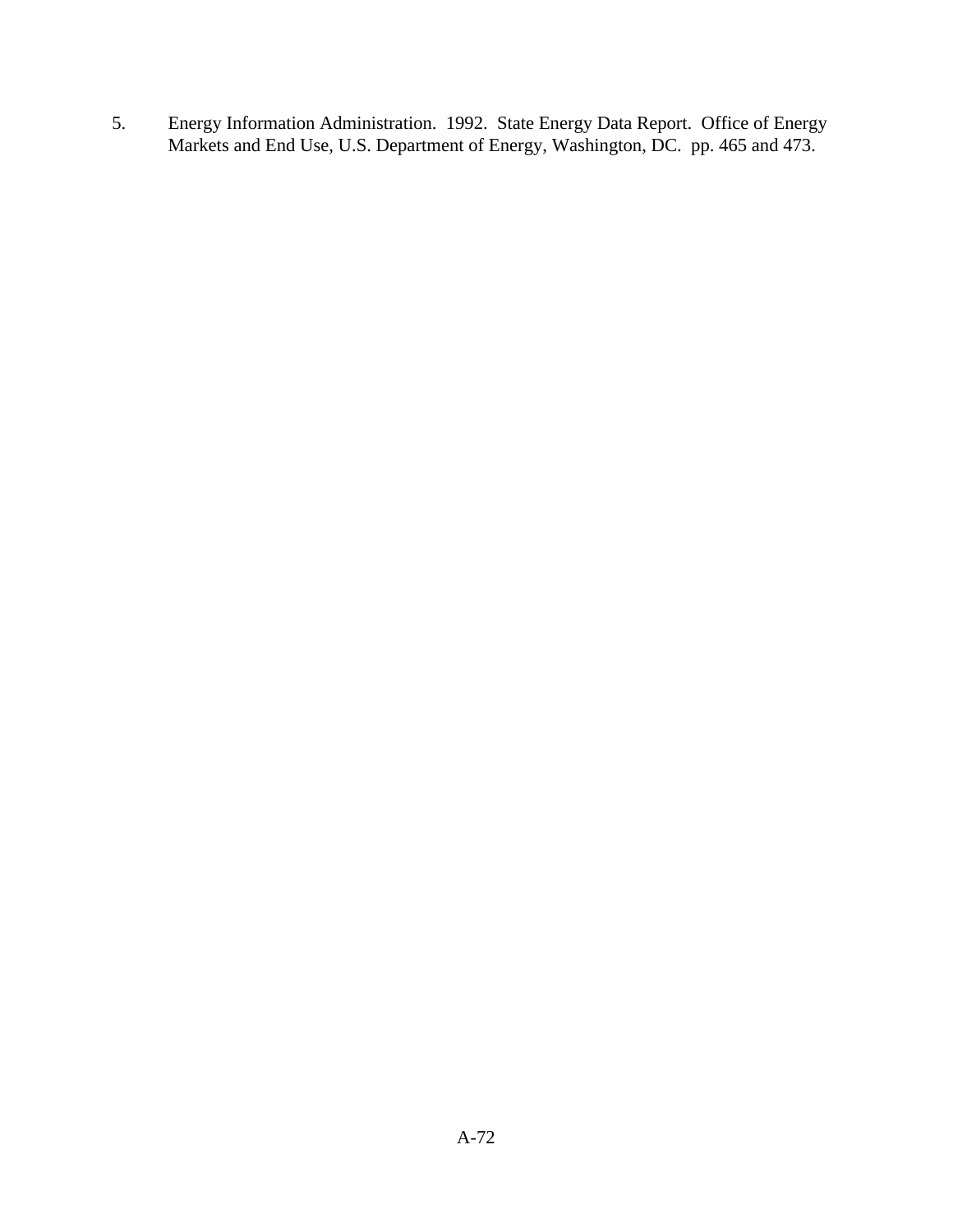5. Energy Information Administration. 1992. State Energy Data Report. Office of Energy Markets and End Use, U.S. Department of Energy, Washington, DC. pp. 465 and 473.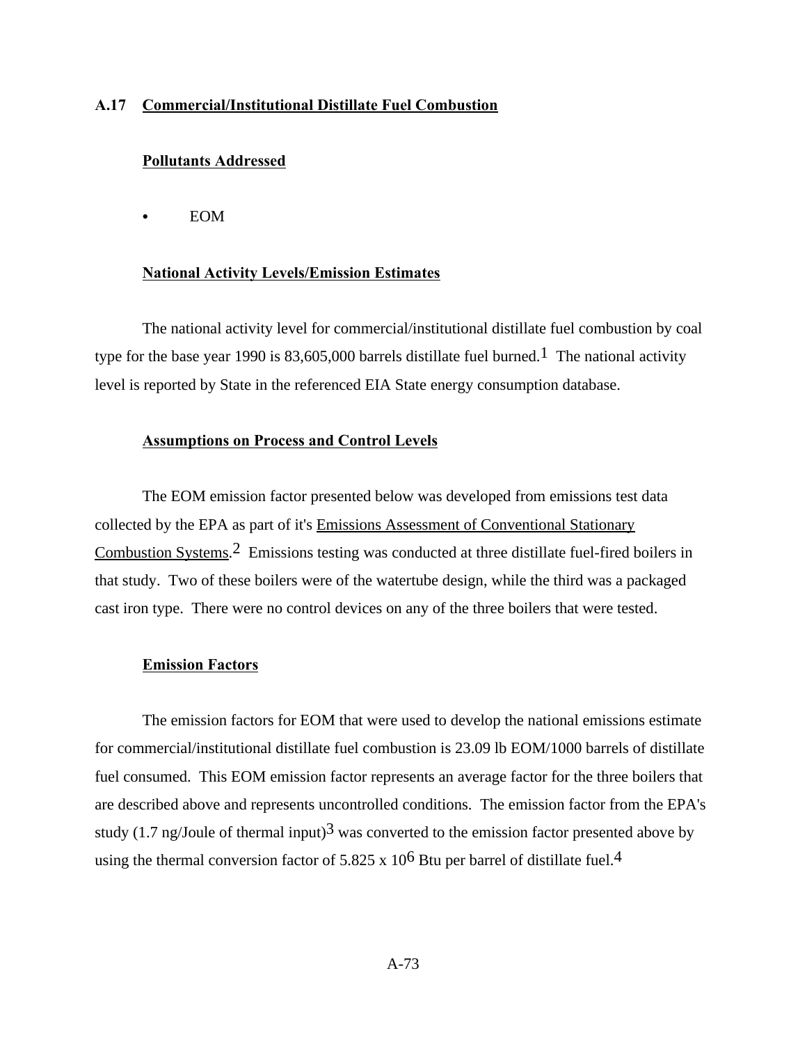## A.17 Commercial/Institutional Distillate Fuel Combustion

### Pollutants Addressed

- EOM

### National Activity Levels/Emission Estimates

The national activity level for commercial/institutional distillate fuel combustion by coal type for the base year 1990 is 83,605,000 barrels distillate fuel burned.[1] The national activity level is reported by State in the referenced EIA State energy consumption database.

### Assumptions on Process and Control Levels

The EOM emission factor presented below was developed from emissions test data collected by the EPA as part of it's Emissions Assessment of Conventional Stationary Combustion Systems.[2] Emissions testing was conducted at three distillate fuel-fired boilers in that study. Two of these boilers were of the watertube design, while the third was a packaged cast iron type. There were no control devices on any of the three boilers that were tested.

### Emission Factors

The emission factors for EOM that were used to develop the national emissions estimate for commercial/institutional distillate fuel combustion is 23.09 lb EOM/1000 barrels of distillate fuel consumed. This EOM emission factor represents an average factor for the three boilers that are described above and represents uncontrolled conditions. The emission factor from the EPA's study (1.7 ng/Joule of thermal input)[3] was converted to the emission factor presented above by using the thermal conversion factor of $5.825 \times 10^6$ Btu per barrel of distillate fuel.[4]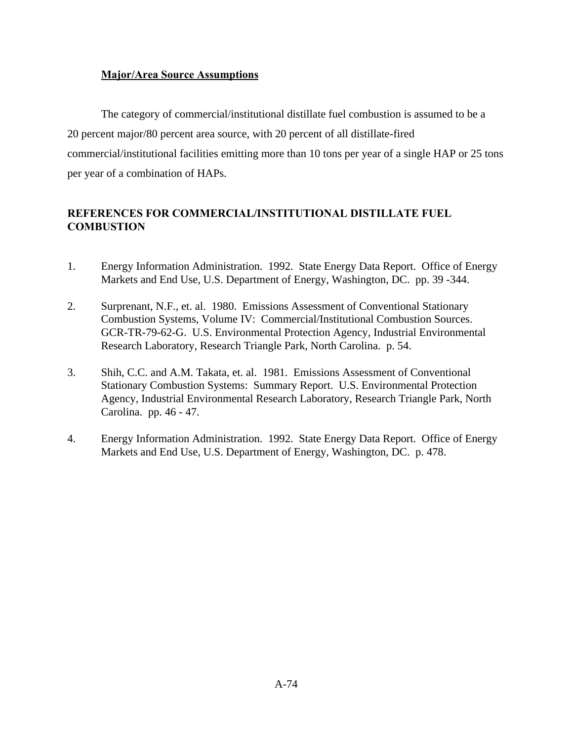### Major/Area Source Assumptions

The category of commercial/institutional distillate fuel combustion is assumed to be a 20 percent major/80 percent area source, with 20 percent of all distillate-fired commercial/institutional facilities emitting more than 10 tons per year of a single HAP or 25 tons per year of a combination of HAPs.

## REFERENCES FOR COMMERCIAL/INSTITUTIONAL DISTILLATE FUEL COMBUSTION

1. Energy Information Administration. 1992. State Energy Data Report. Office of Energy Markets and End Use, U.S. Department of Energy, Washington, DC. pp. 39 -344.

2. Surprenant, N.F., et. al. 1980. Emissions Assessment of Conventional Stationary Combustion Systems, Volume IV: Commercial/Institutional Combustion Sources. GCR-TR-79-62-G. U.S. Environmental Protection Agency, Industrial Environmental Research Laboratory, Research Triangle Park, North Carolina. p. 54.

3. Shih, C.C. and A.M. Takata, et. al. 1981. Emissions Assessment of Conventional Stationary Combustion Systems: Summary Report. U.S. Environmental Protection Agency, Industrial Environmental Research Laboratory, Research Triangle Park, North Carolina. pp. 46 - 47.

4. Energy Information Administration. 1992. State Energy Data Report. Office of Energy Markets and End Use, U.S. Department of Energy, Washington, DC. p. 478.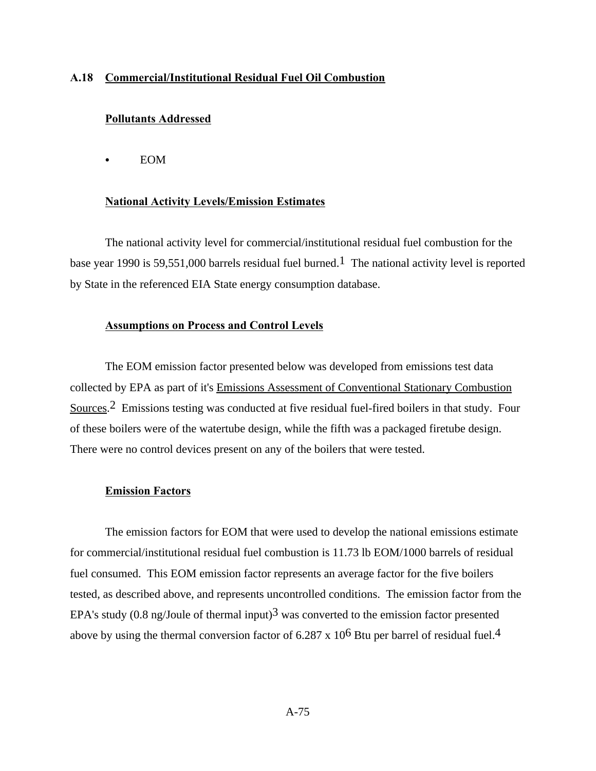## A.18 Commercial/Institutional Residual Fuel Oil Combustion

### Pollutants Addressed

- EOM

### National Activity Levels/Emission Estimates

The national activity level for commercial/institutional residual fuel combustion for the base year 1990 is 59,551,000 barrels residual fuel burned.[1] The national activity level is reported by State in the referenced EIA State energy consumption database.

### Assumptions on Process and Control Levels

The EOM emission factor presented below was developed from emissions test data collected by EPA as part of it's Emissions Assessment of Conventional Stationary Combustion Sources.[2] Emissions testing was conducted at five residual fuel-fired boilers in that study. Four of these boilers were of the watertube design, while the fifth was a packaged firetube design. There were no control devices present on any of the boilers that were tested.

### Emission Factors

The emission factors for EOM that were used to develop the national emissions estimate for commercial/institutional residual fuel combustion is 11.73 lb EOM/1000 barrels of residual fuel consumed. This EOM emission factor represents an average factor for the five boilers tested, as described above, and represents uncontrolled conditions. The emission factor from the EPA's study (0.8 ng/Joule of thermal input)[3] was converted to the emission factor presented above by using the thermal conversion factor of $6.287 \times 10^6$ Btu per barrel of residual fuel.[4]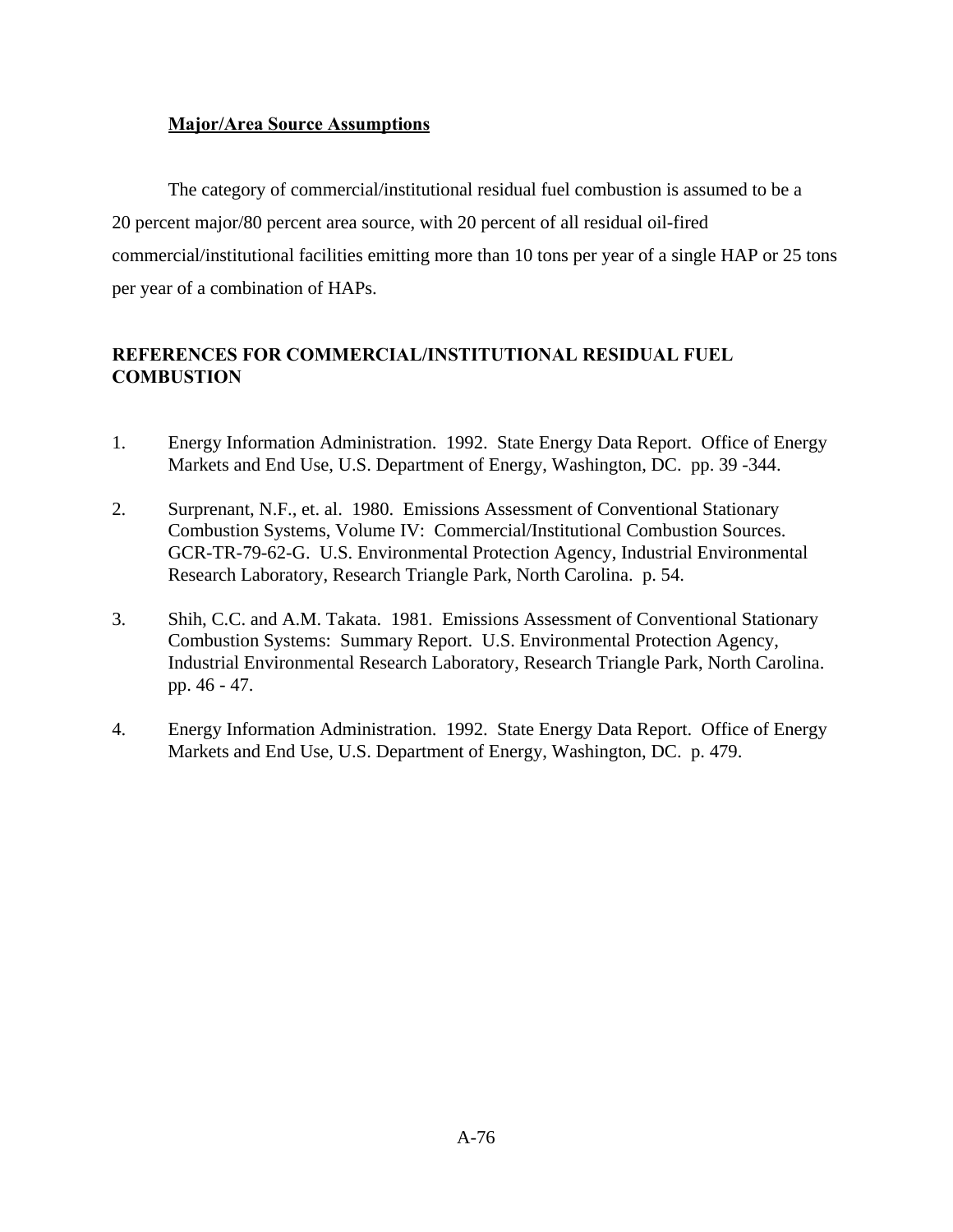**Major/Area Source Assumptions**

The category of commercial/institutional residual fuel combustion is assumed to be a 20 percent major/80 percent area source, with 20 percent of all residual oil-fired commercial/institutional facilities emitting more than 10 tons per year of a single HAP or 25 tons per year of a combination of HAPs.

## REFERENCES FOR COMMERCIAL/INSTITUTIONAL RESIDUAL FUEL COMBUSTION

1. Energy Information Administration. 1992. State Energy Data Report. Office of Energy Markets and End Use, U.S. Department of Energy, Washington, DC. pp. 39 -344.

2. Surprenant, N.F., et. al. 1980. Emissions Assessment of Conventional Stationary Combustion Systems, Volume IV: Commercial/Institutional Combustion Sources. GCR-TR-79-62-G. U.S. Environmental Protection Agency, Industrial Environmental Research Laboratory, Research Triangle Park, North Carolina. p. 54.

3. Shih, C.C. and A.M. Takata. 1981. Emissions Assessment of Conventional Stationary Combustion Systems: Summary Report. U.S. Environmental Protection Agency, Industrial Environmental Research Laboratory, Research Triangle Park, North Carolina. pp. 46 - 47.

4. Energy Information Administration. 1992. State Energy Data Report. Office of Energy Markets and End Use, U.S. Department of Energy, Washington, DC. p. 479.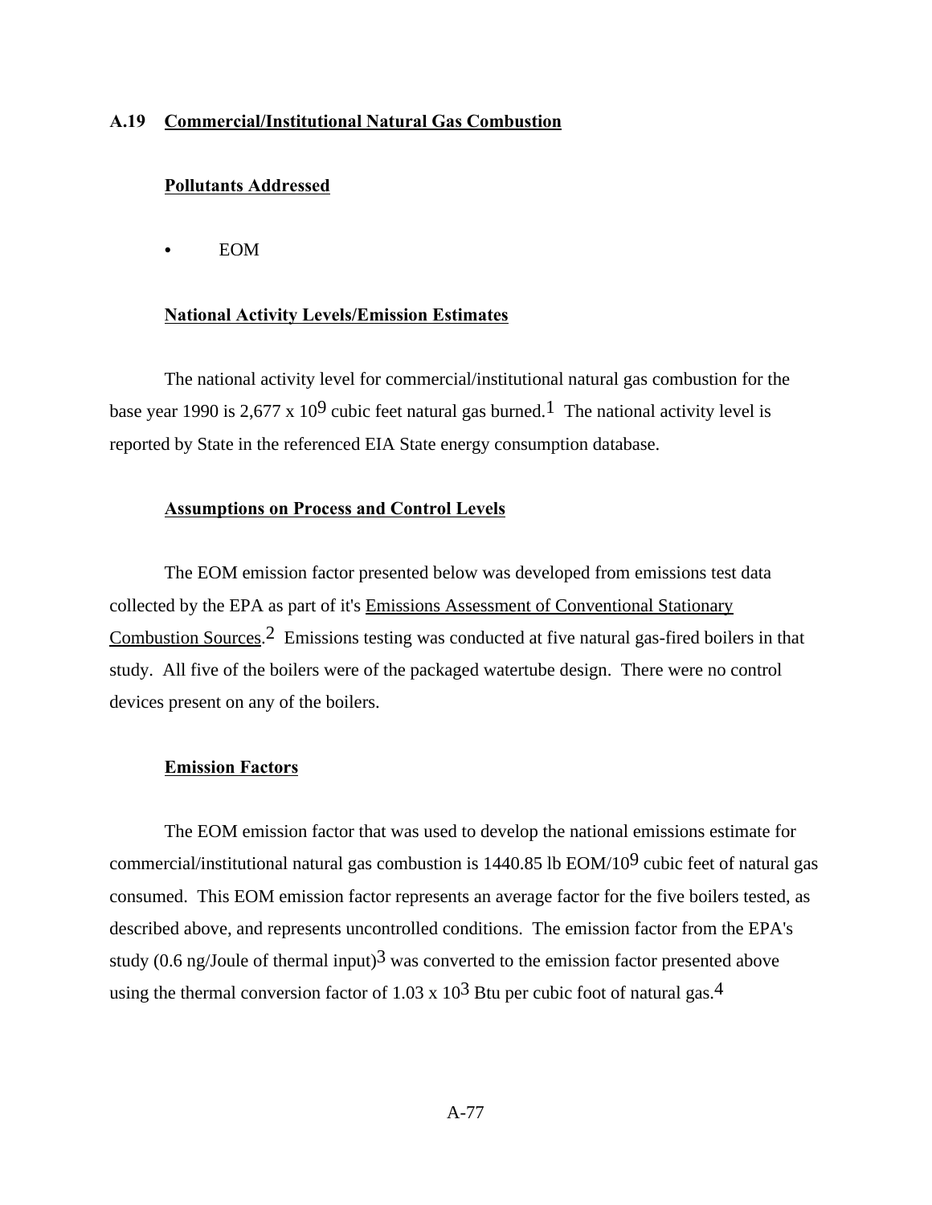## A.19 Commercial/Institutional Natural Gas Combustion

### Pollutants Addressed

- EOM

### National Activity Levels/Emission Estimates

The national activity level for commercial/institutional natural gas combustion for the base year 1990 is 2,677 x $10^9$ cubic feet natural gas burned.[1] The national activity level is reported by State in the referenced EIA State energy consumption database.

### Assumptions on Process and Control Levels

The EOM emission factor presented below was developed from emissions test data collected by the EPA as part of it's Emissions Assessment of Conventional Stationary Combustion Sources.[2] Emissions testing was conducted at five natural gas-fired boilers in that study. All five of the boilers were of the packaged watertube design. There were no control devices present on any of the boilers.

### Emission Factors

The EOM emission factor that was used to develop the national emissions estimate for commercial/institutional natural gas combustion is 1440.85 lb EOM/$10^9$ cubic feet of natural gas consumed. This EOM emission factor represents an average factor for the five boilers tested, as described above, and represents uncontrolled conditions. The emission factor from the EPA's study (0.6 ng/Joule of thermal input)[3] was converted to the emission factor presented above using the thermal conversion factor of 1.03 x $10^3$ Btu per cubic foot of natural gas.[4]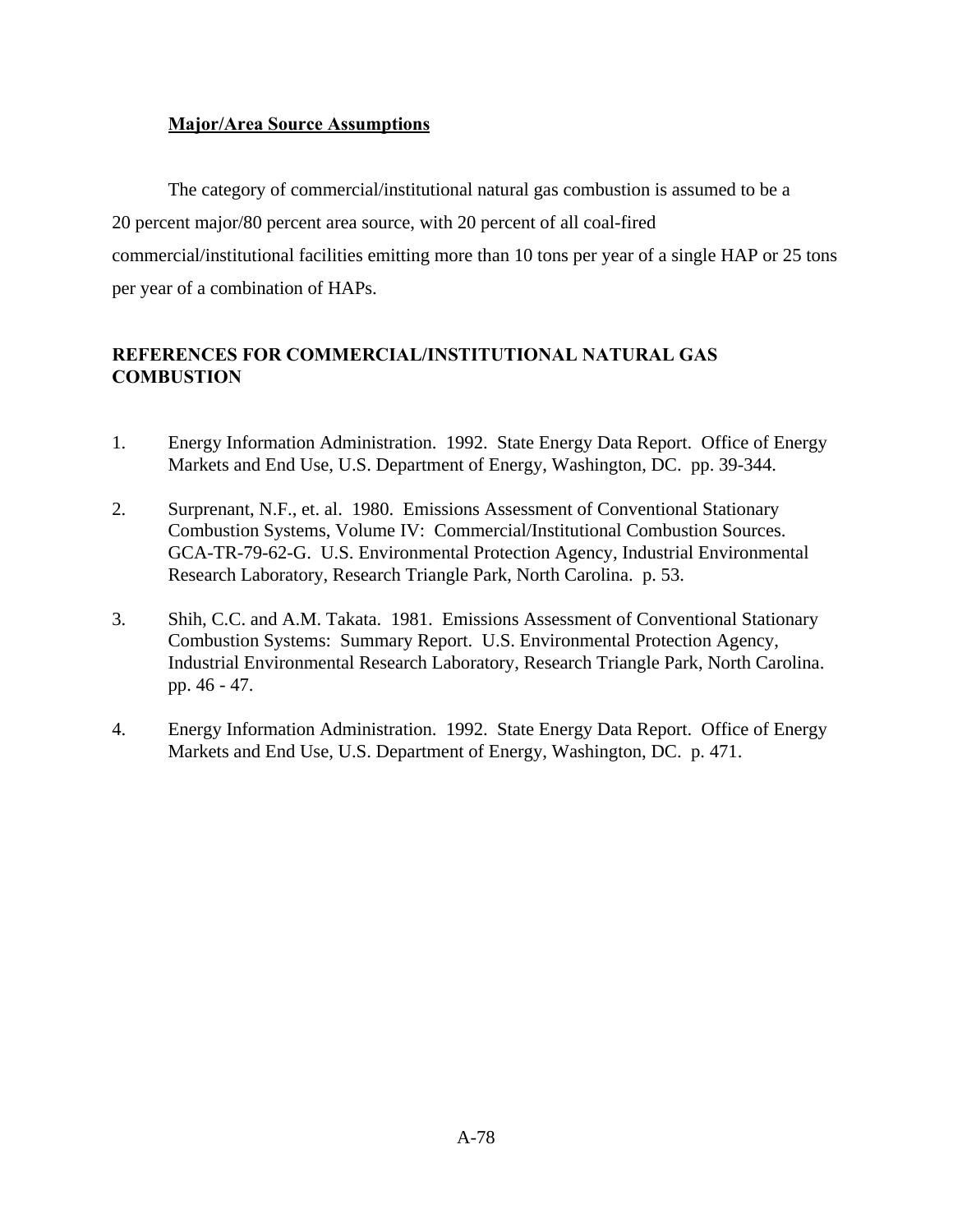### Major/Area Source Assumptions

The category of commercial/institutional natural gas combustion is assumed to be a 20 percent major/80 percent area source, with 20 percent of all coal-fired commercial/institutional facilities emitting more than 10 tons per year of a single HAP or 25 tons per year of a combination of HAPs.

## REFERENCES FOR COMMERCIAL/INSTITUTIONAL NATURAL GAS COMBUSTION

1. Energy Information Administration. 1992. State Energy Data Report. Office of Energy Markets and End Use, U.S. Department of Energy, Washington, DC. pp. 39-344.

2. Surprenant, N.F., et. al. 1980. Emissions Assessment of Conventional Stationary Combustion Systems, Volume IV: Commercial/Institutional Combustion Sources. GCA-TR-79-62-G. U.S. Environmental Protection Agency, Industrial Environmental Research Laboratory, Research Triangle Park, North Carolina. p. 53.

3. Shih, C.C. and A.M. Takata. 1981. Emissions Assessment of Conventional Stationary Combustion Systems: Summary Report. U.S. Environmental Protection Agency, Industrial Environmental Research Laboratory, Research Triangle Park, North Carolina. pp. 46 - 47.

4. Energy Information Administration. 1992. State Energy Data Report. Office of Energy Markets and End Use, U.S. Department of Energy, Washington, DC. p. 471.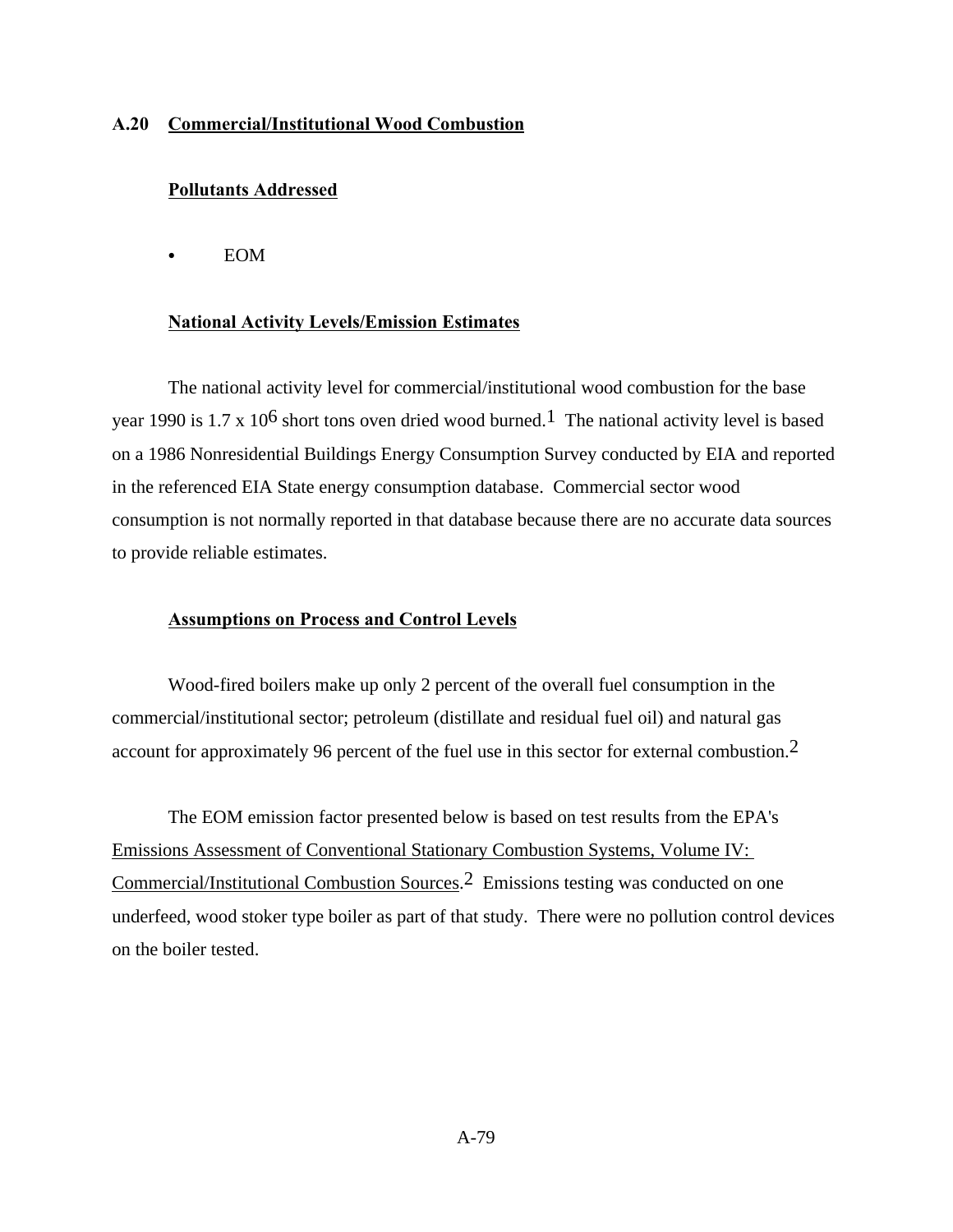## A.20 Commercial/Institutional Wood Combustion

### Pollutants Addressed

- EOM

### National Activity Levels/Emission Estimates

The national activity level for commercial/institutional wood combustion for the base year 1990 is $1.7 \times 10^6$ short tons oven dried wood burned.[1] The national activity level is based on a 1986 Nonresidential Buildings Energy Consumption Survey conducted by EIA and reported in the referenced EIA State energy consumption database. Commercial sector wood consumption is not normally reported in that database because there are no accurate data sources to provide reliable estimates.

### Assumptions on Process and Control Levels

Wood-fired boilers make up only 2 percent of the overall fuel consumption in the commercial/institutional sector; petroleum (distillate and residual fuel oil) and natural gas account for approximately 96 percent of the fuel use in this sector for external combustion.[2]

The EOM emission factor presented below is based on test results from the EPA's Emissions Assessment of Conventional Stationary Combustion Systems, Volume IV: Commercial/Institutional Combustion Sources.[2] Emissions testing was conducted on one underfeed, wood stoker type boiler as part of that study. There were no pollution control devices on the boiler tested.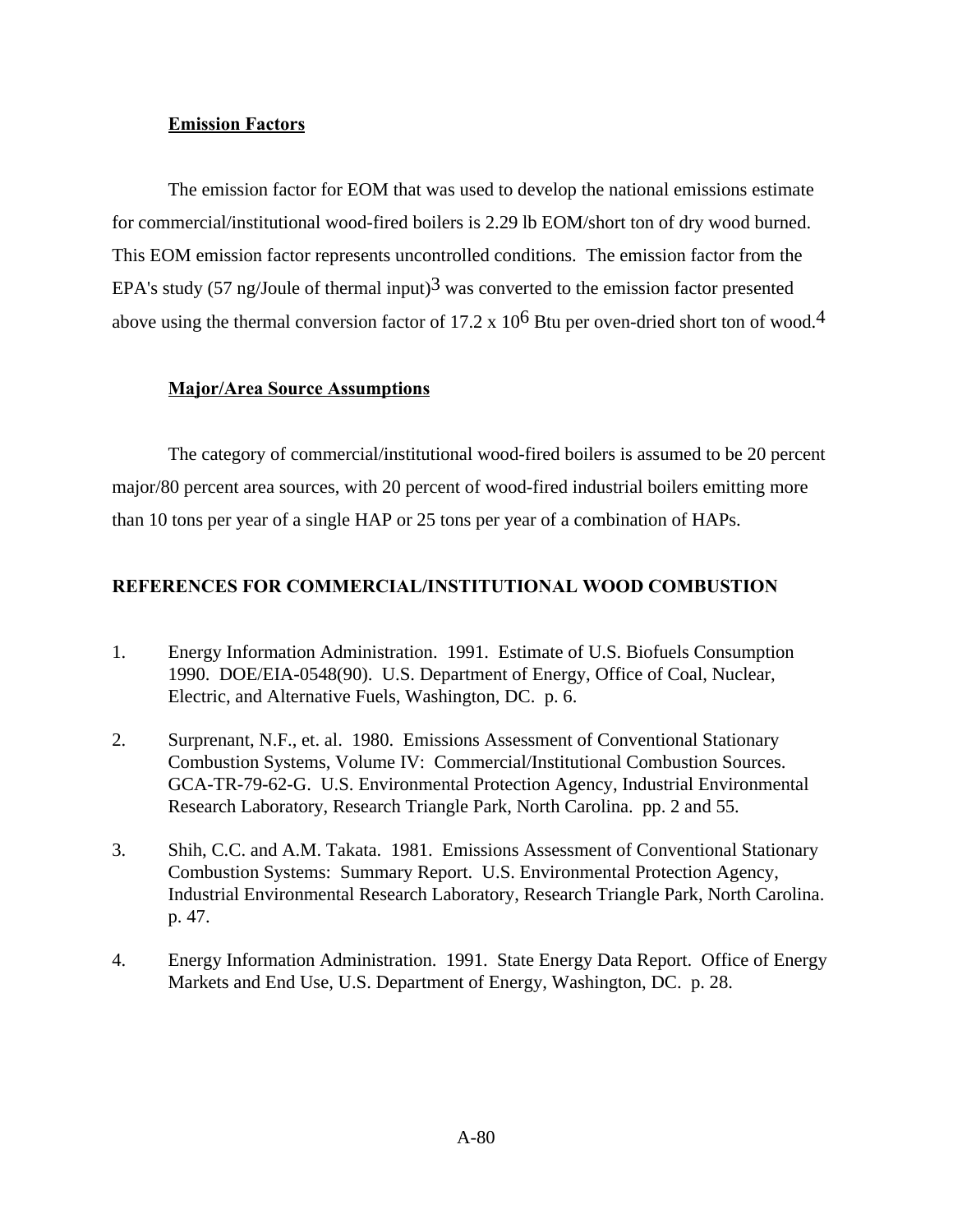### Emission Factors

The emission factor for EOM that was used to develop the national emissions estimate for commercial/institutional wood-fired boilers is 2.29 lb EOM/short ton of dry wood burned. This EOM emission factor represents uncontrolled conditions. The emission factor from the EPA's study (57 ng/Joule of thermal input)[3] was converted to the emission factor presented above using the thermal conversion factor of 17.2 x $10^6$ Btu per oven-dried short ton of wood.[4]

### Major/Area Source Assumptions

The category of commercial/institutional wood-fired boilers is assumed to be 20 percent major/80 percent area sources, with 20 percent of wood-fired industrial boilers emitting more than 10 tons per year of a single HAP or 25 tons per year of a combination of HAPs.

## REFERENCES FOR COMMERCIAL/INSTITUTIONAL WOOD COMBUSTION

1. Energy Information Administration. 1991. Estimate of U.S. Biofuels Consumption 1990. DOE/EIA-0548(90). U.S. Department of Energy, Office of Coal, Nuclear, Electric, and Alternative Fuels, Washington, DC. p. 6.

2. Surprenant, N.F., et. al. 1980. Emissions Assessment of Conventional Stationary Combustion Systems, Volume IV: Commercial/Institutional Combustion Sources. GCA-TR-79-62-G. U.S. Environmental Protection Agency, Industrial Environmental Research Laboratory, Research Triangle Park, North Carolina. pp. 2 and 55.

3. Shih, C.C. and A.M. Takata. 1981. Emissions Assessment of Conventional Stationary Combustion Systems: Summary Report. U.S. Environmental Protection Agency, Industrial Environmental Research Laboratory, Research Triangle Park, North Carolina. p. 47.

4. Energy Information Administration. 1991. State Energy Data Report. Office of Energy Markets and End Use, U.S. Department of Energy, Washington, DC. p. 28.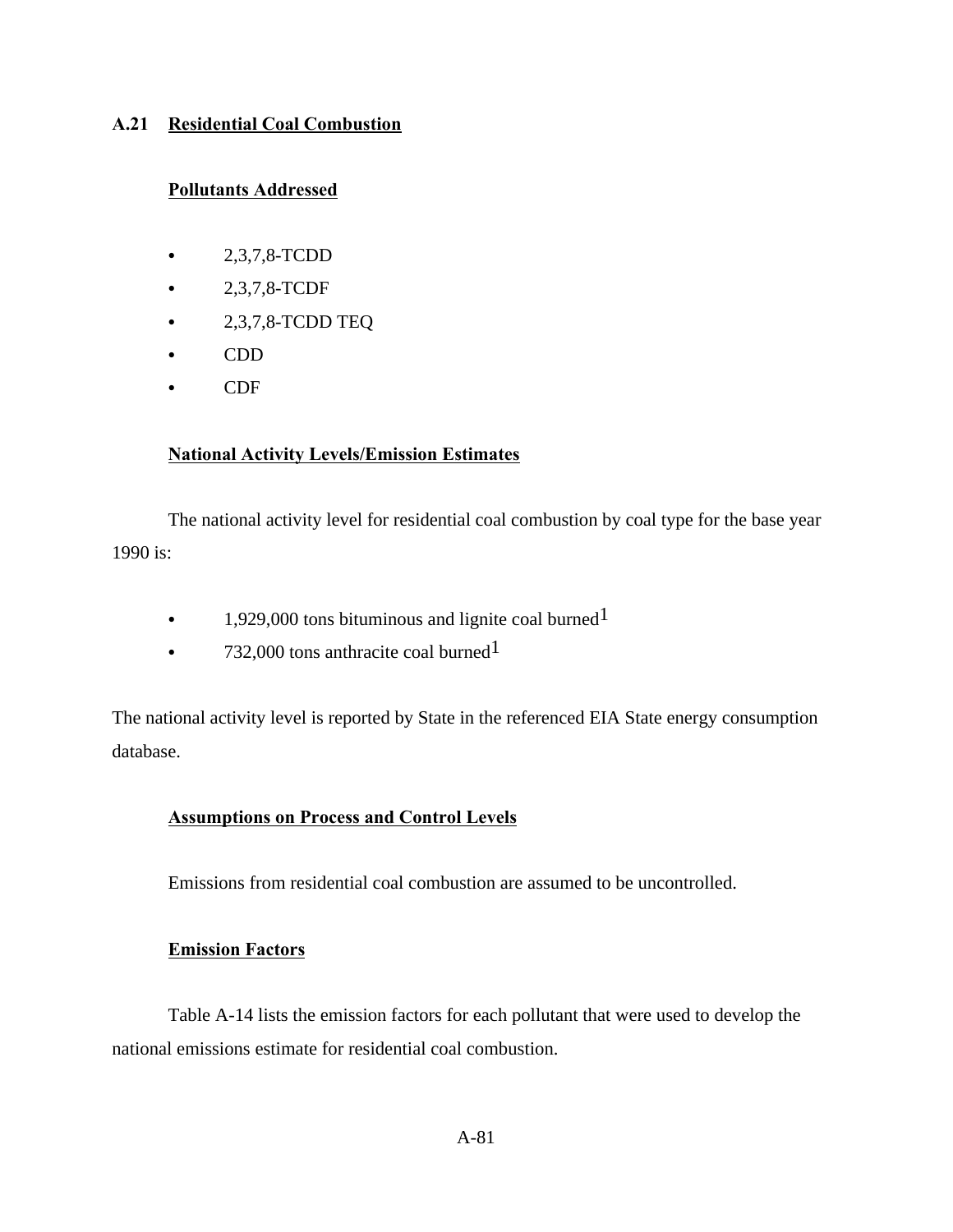## A.21 Residential Coal Combustion

### Pollutants Addressed

- 2,3,7,8-TCDD
- 2,3,7,8-TCDF
- 2,3,7,8-TCDD TEQ
- CDD
- CDF

### National Activity Levels/Emission Estimates

The national activity level for residential coal combustion by coal type for the base year 1990 is:

- 1,929,000 tons bituminous and lignite coal burned[1]
- 732,000 tons anthracite coal burned[1]

The national activity level is reported by State in the referenced EIA State energy consumption database.

### Assumptions on Process and Control Levels

Emissions from residential coal combustion are assumed to be uncontrolled.

### Emission Factors

Table A-14 lists the emission factors for each pollutant that were used to develop the national emissions estimate for residential coal combustion.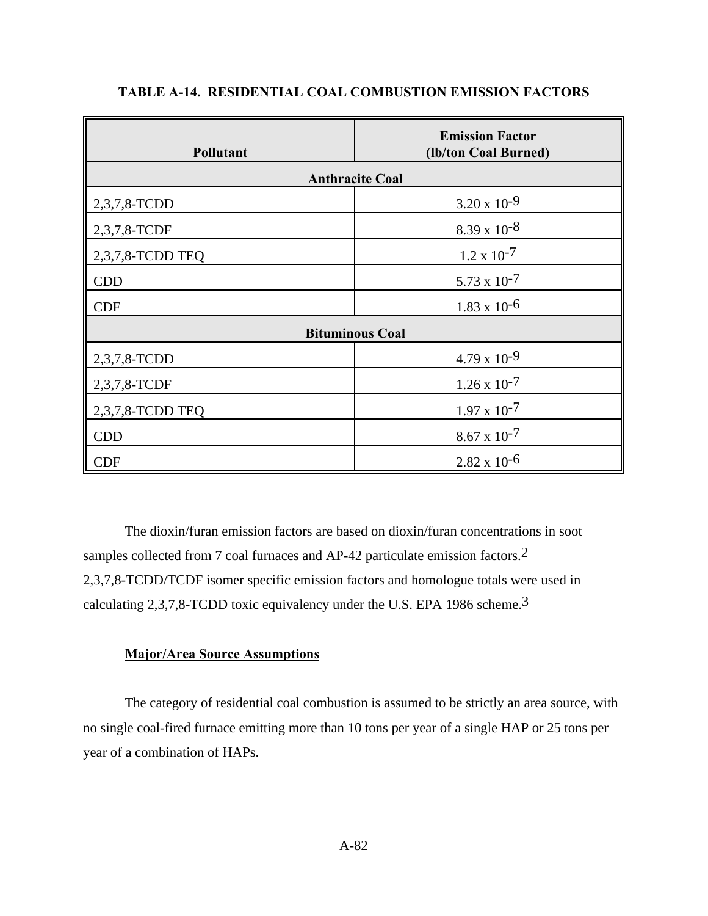**TABLE A-14. RESIDENTIAL COAL COMBUSTION EMISSION FACTORS**

| Pollutant | Emission Factor (lb/ton Coal Burned) |
|---|---|
| **Anthracite Coal** | |
| 2,3,7,8-TCDD | $3.20 \times 10^{-9}$ |
| 2,3,7,8-TCDF | $8.39 \times 10^{-8}$ |
| 2,3,7,8-TCDD TEQ | $1.2 \times 10^{-7}$ |
| CDD | $5.73 \times 10^{-7}$ |
| CDF | $1.83 \times 10^{-6}$ |
| **Bituminous Coal** | |
| 2,3,7,8-TCDD | $4.79 \times 10^{-9}$ |
| 2,3,7,8-TCDF | $1.26 \times 10^{-7}$ |
| 2,3,7,8-TCDD TEQ | $1.97 \times 10^{-7}$ |
| CDD | $8.67 \times 10^{-7}$ |
| CDF | $2.82 \times 10^{-6}$ |

The dioxin/furan emission factors are based on dioxin/furan concentrations in soot samples collected from 7 coal furnaces and AP-42 particulate emission factors.[2] 2,3,7,8-TCDD/TCDF isomer specific emission factors and homologue totals were used in calculating 2,3,7,8-TCDD toxic equivalency under the U.S. EPA 1986 scheme.[3]

**Major/Area Source Assumptions**

The category of residential coal combustion is assumed to be strictly an area source, with no single coal-fired furnace emitting more than 10 tons per year of a single HAP or 25 tons per year of a combination of HAPs.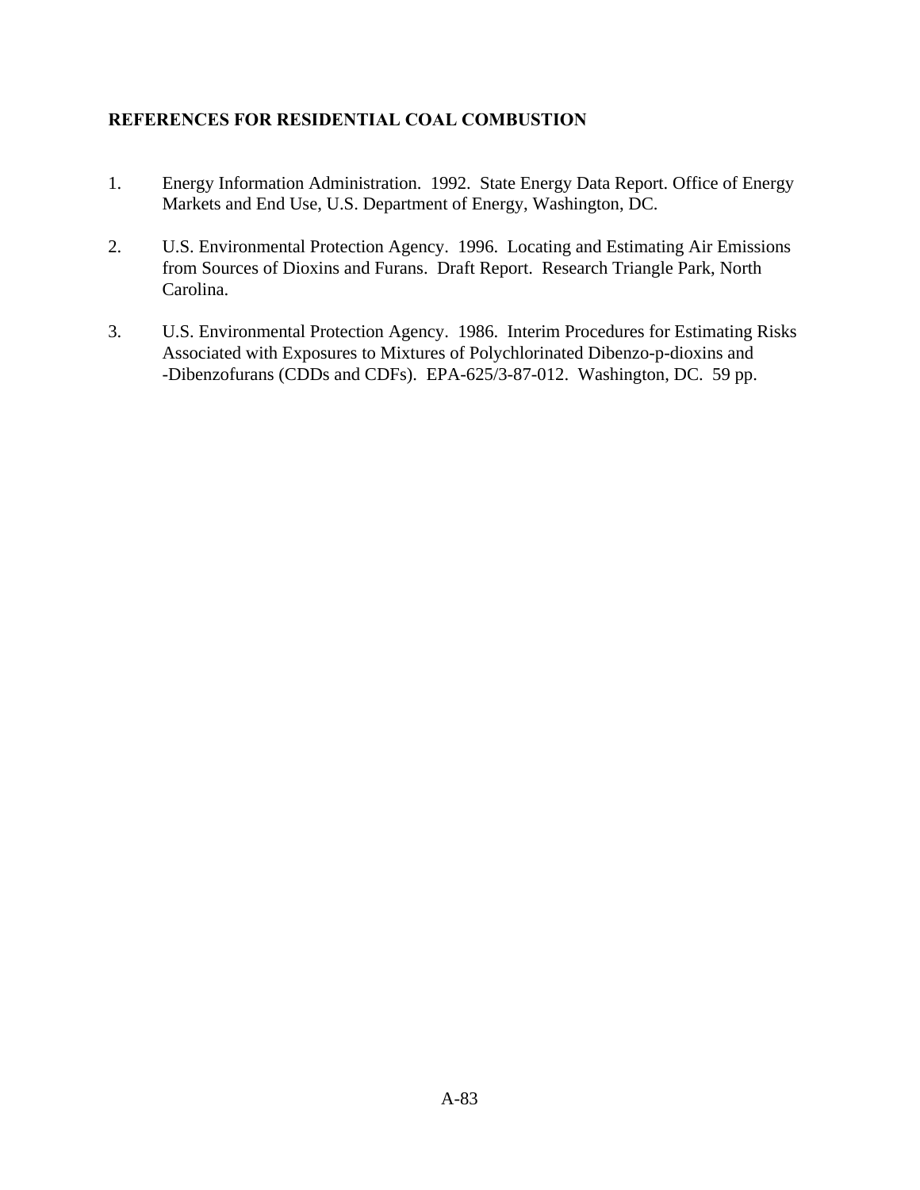## REFERENCES FOR RESIDENTIAL COAL COMBUSTION

1. Energy Information Administration. 1992. State Energy Data Report. Office of Energy Markets and End Use, U.S. Department of Energy, Washington, DC.

2. U.S. Environmental Protection Agency. 1996. Locating and Estimating Air Emissions from Sources of Dioxins and Furans. Draft Report. Research Triangle Park, North Carolina.

3. U.S. Environmental Protection Agency. 1986. Interim Procedures for Estimating Risks Associated with Exposures to Mixtures of Polychlorinated Dibenzo-p-dioxins and -Dibenzofurans (CDDs and CDFs). EPA-625/3-87-012. Washington, DC. 59 pp.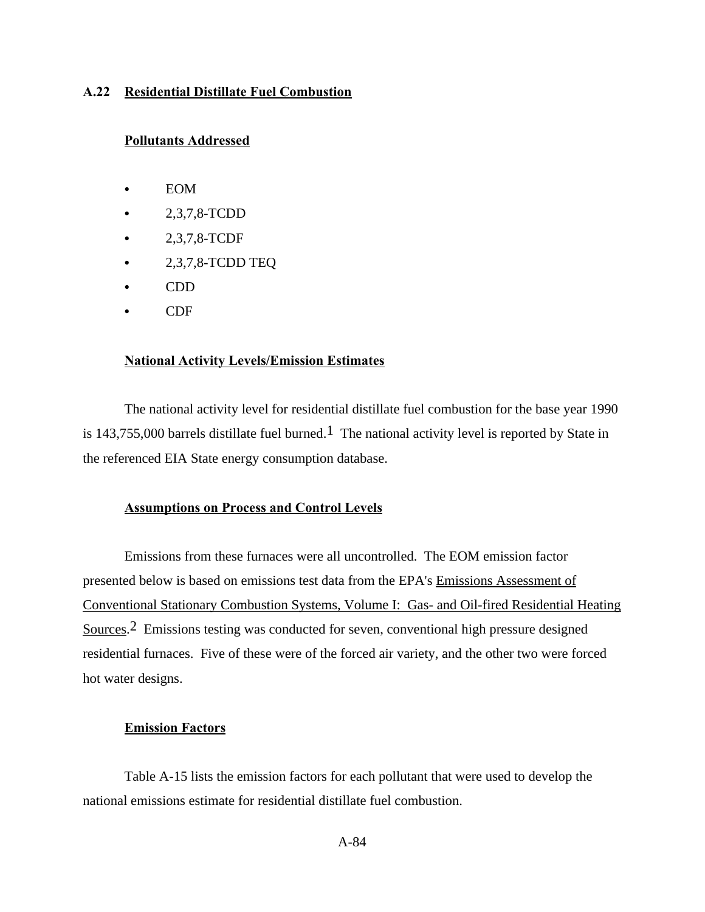## A.22 Residential Distillate Fuel Combustion

### Pollutants Addressed

- EOM
- 2,3,7,8-TCDD
- 2,3,7,8-TCDF
- 2,3,7,8-TCDD TEQ
- CDD
- CDF

### National Activity Levels/Emission Estimates

The national activity level for residential distillate fuel combustion for the base year 1990 is 143,755,000 barrels distillate fuel burned.[1] The national activity level is reported by State in the referenced EIA State energy consumption database.

### Assumptions on Process and Control Levels

Emissions from these furnaces were all uncontrolled. The EOM emission factor presented below is based on emissions test data from the EPA's Emissions Assessment of Conventional Stationary Combustion Systems, Volume I: Gas- and Oil-fired Residential Heating Sources.[2] Emissions testing was conducted for seven, conventional high pressure designed residential furnaces. Five of these were of the forced air variety, and the other two were forced hot water designs.

### Emission Factors

Table A-15 lists the emission factors for each pollutant that were used to develop the national emissions estimate for residential distillate fuel combustion.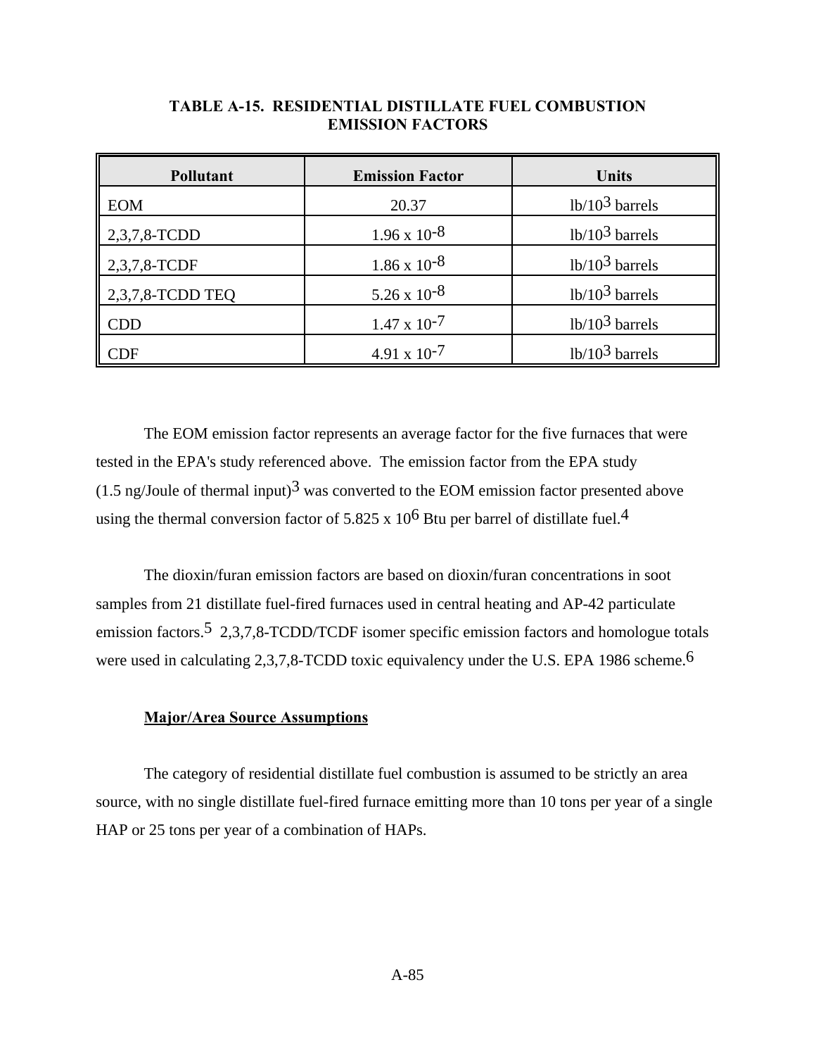### TABLE A-15. RESIDENTIAL DISTILLATE FUEL COMBUSTION EMISSION FACTORS

| Pollutant | Emission Factor | Units |
|---|---|---|
| EOM | 20.37 | lb/$10^3$ barrels |
| 2,3,7,8-TCDD | $1.96 \times 10^{-8}$ | lb/$10^3$ barrels |
| 2,3,7,8-TCDF | $1.86 \times 10^{-8}$ | lb/$10^3$ barrels |
| 2,3,7,8-TCDD TEQ | $5.26 \times 10^{-8}$ | lb/$10^3$ barrels |
| CDD | $1.47 \times 10^{-7}$ | lb/$10^3$ barrels |
| CDF | $4.91 \times 10^{-7}$ | lb/$10^3$ barrels |

The EOM emission factor represents an average factor for the five furnaces that were tested in the EPA's study referenced above. The emission factor from the EPA study (1.5 ng/Joule of thermal input)[3] was converted to the EOM emission factor presented above using the thermal conversion factor of $5.825 \times 10^6$ Btu per barrel of distillate fuel.[4]

The dioxin/furan emission factors are based on dioxin/furan concentrations in soot samples from 21 distillate fuel-fired furnaces used in central heating and AP-42 particulate emission factors.[5] 2,3,7,8-TCDD/TCDF isomer specific emission factors and homologue totals were used in calculating 2,3,7,8-TCDD toxic equivalency under the U.S. EPA 1986 scheme.[6]

**Major/Area Source Assumptions**

The category of residential distillate fuel combustion is assumed to be strictly an area source, with no single distillate fuel-fired furnace emitting more than 10 tons per year of a single HAP or 25 tons per year of a combination of HAPs.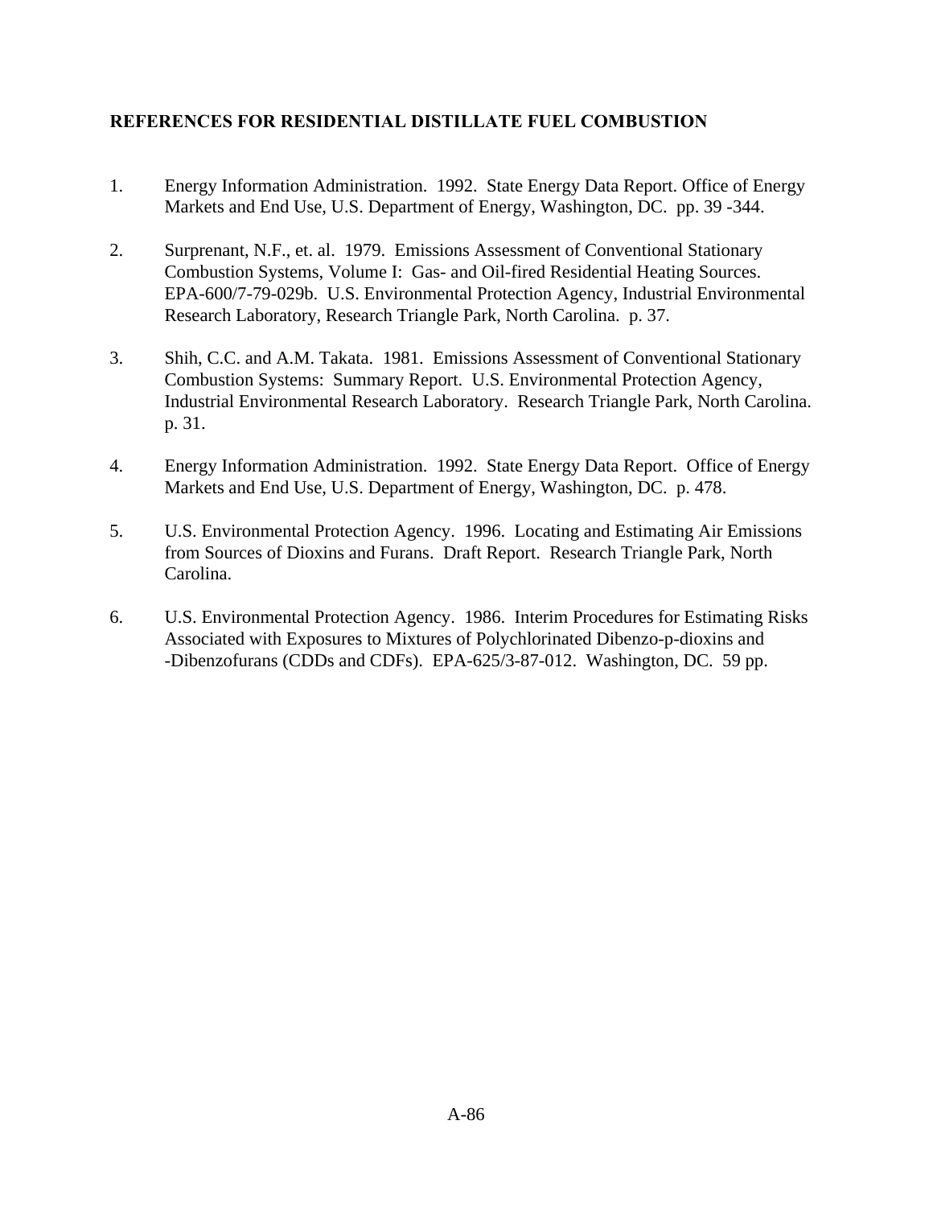## REFERENCES FOR RESIDENTIAL DISTILLATE FUEL COMBUSTION

1. Energy Information Administration. 1992. State Energy Data Report. Office of Energy Markets and End Use, U.S. Department of Energy, Washington, DC. pp. 39 -344.

2. Surprenant, N.F., et. al. 1979. Emissions Assessment of Conventional Stationary Combustion Systems, Volume I: Gas- and Oil-fired Residential Heating Sources. EPA-600/7-79-029b. U.S. Environmental Protection Agency, Industrial Environmental Research Laboratory, Research Triangle Park, North Carolina. p. 37.

3. Shih, C.C. and A.M. Takata. 1981. Emissions Assessment of Conventional Stationary Combustion Systems: Summary Report. U.S. Environmental Protection Agency, Industrial Environmental Research Laboratory. Research Triangle Park, North Carolina. p. 31.

4. Energy Information Administration. 1992. State Energy Data Report. Office of Energy Markets and End Use, U.S. Department of Energy, Washington, DC. p. 478.

5. U.S. Environmental Protection Agency. 1996. Locating and Estimating Air Emissions from Sources of Dioxins and Furans. Draft Report. Research Triangle Park, North Carolina.

6. U.S. Environmental Protection Agency. 1986. Interim Procedures for Estimating Risks Associated with Exposures to Mixtures of Polychlorinated Dibenzo-p-dioxins and -Dibenzofurans (CDDs and CDFs). EPA-625/3-87-012. Washington, DC. 59 pp.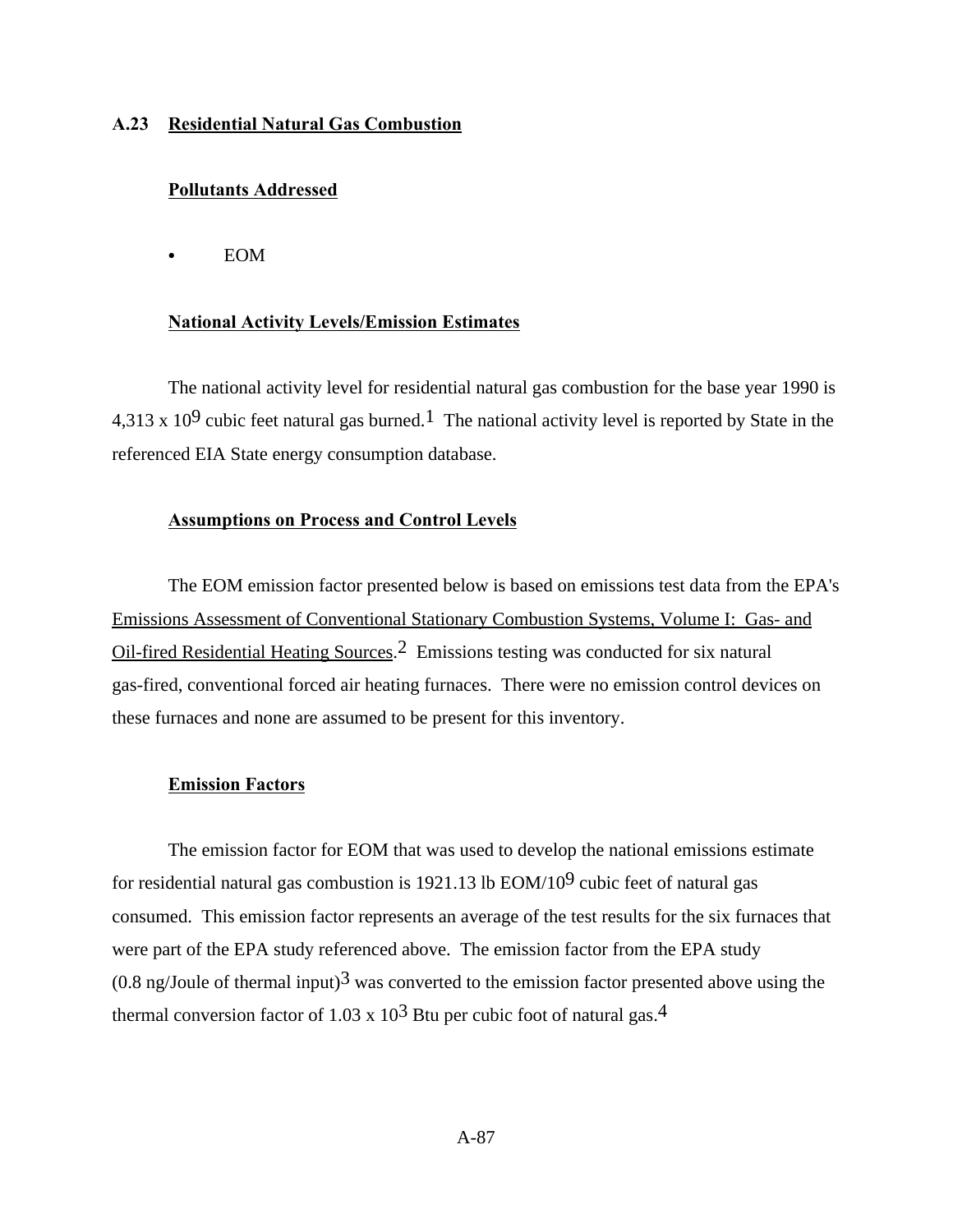## A.23 Residential Natural Gas Combustion

### Pollutants Addressed

- EOM

### National Activity Levels/Emission Estimates

The national activity level for residential natural gas combustion for the base year 1990 is 4,313 x $10^9$ cubic feet natural gas burned.[1] The national activity level is reported by State in the referenced EIA State energy consumption database.

### Assumptions on Process and Control Levels

The EOM emission factor presented below is based on emissions test data from the EPA's Emissions Assessment of Conventional Stationary Combustion Systems, Volume I: Gas- and Oil-fired Residential Heating Sources.[2] Emissions testing was conducted for six natural gas-fired, conventional forced air heating furnaces. There were no emission control devices on these furnaces and none are assumed to be present for this inventory.

### Emission Factors

The emission factor for EOM that was used to develop the national emissions estimate for residential natural gas combustion is 1921.13 lb EOM/$10^9$ cubic feet of natural gas consumed. This emission factor represents an average of the test results for the six furnaces that were part of the EPA study referenced above. The emission factor from the EPA study (0.8 ng/Joule of thermal input)[3] was converted to the emission factor presented above using the thermal conversion factor of 1.03 x $10^3$ Btu per cubic foot of natural gas.[4]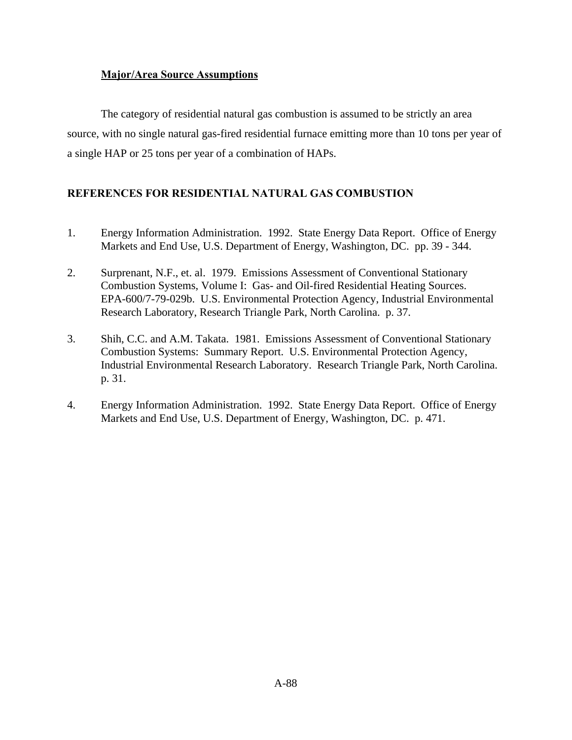**Major/Area Source Assumptions**

The category of residential natural gas combustion is assumed to be strictly an area source, with no single natural gas-fired residential furnace emitting more than 10 tons per year of a single HAP or 25 tons per year of a combination of HAPs.

## REFERENCES FOR RESIDENTIAL NATURAL GAS COMBUSTION

1. Energy Information Administration. 1992. State Energy Data Report. Office of Energy Markets and End Use, U.S. Department of Energy, Washington, DC. pp. 39 - 344.

2. Surprenant, N.F., et. al. 1979. Emissions Assessment of Conventional Stationary Combustion Systems, Volume I: Gas- and Oil-fired Residential Heating Sources. EPA-600/7-79-029b. U.S. Environmental Protection Agency, Industrial Environmental Research Laboratory, Research Triangle Park, North Carolina. p. 37.

3. Shih, C.C. and A.M. Takata. 1981. Emissions Assessment of Conventional Stationary Combustion Systems: Summary Report. U.S. Environmental Protection Agency, Industrial Environmental Research Laboratory. Research Triangle Park, North Carolina. p. 31.

4. Energy Information Administration. 1992. State Energy Data Report. Office of Energy Markets and End Use, U.S. Department of Energy, Washington, DC. p. 471.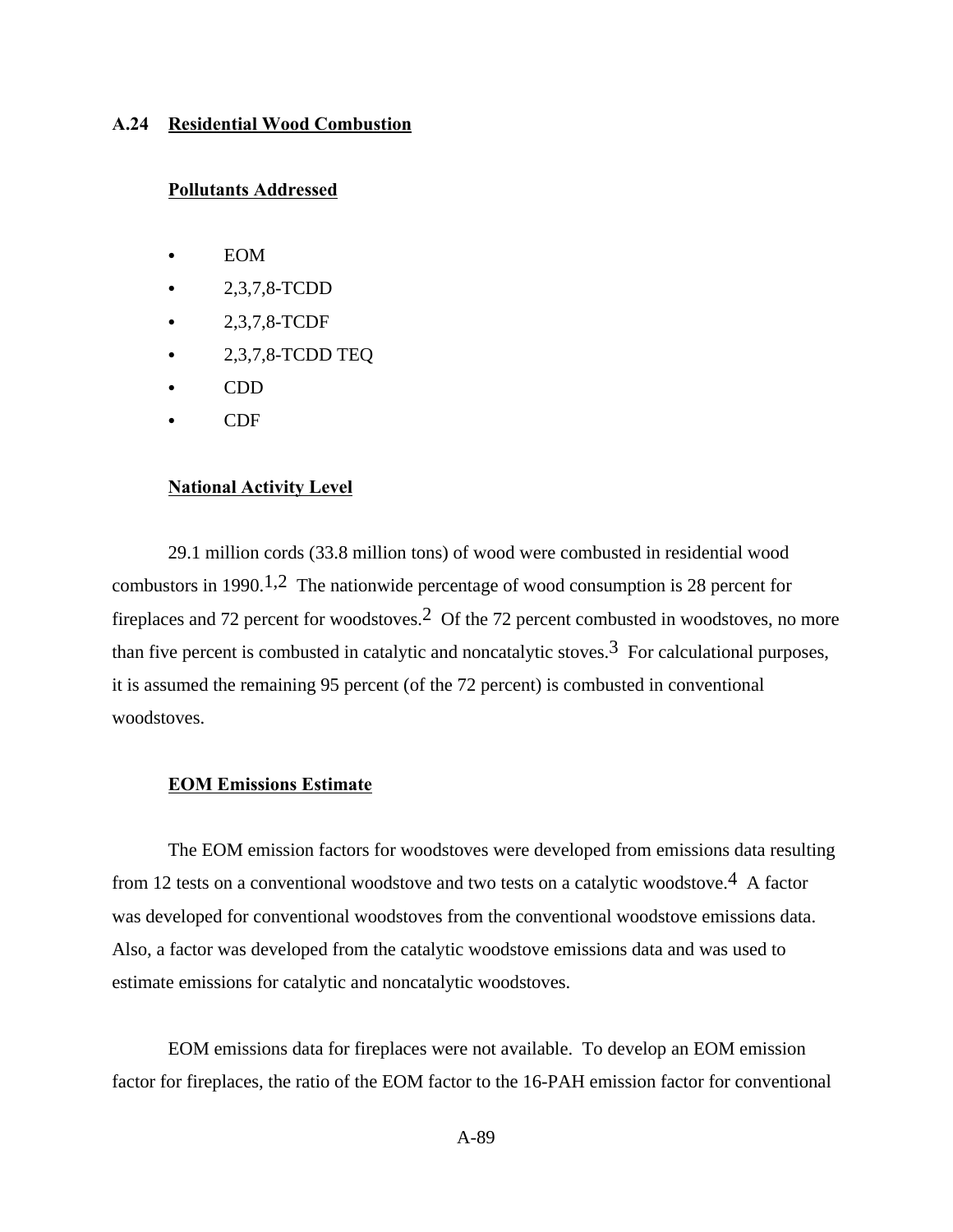## A.24 Residential Wood Combustion

### Pollutants Addressed

- EOM
- 2,3,7,8-TCDD
- 2,3,7,8-TCDF
- 2,3,7,8-TCDD TEQ
- CDD
- CDF

### National Activity Level

29.1 million cords (33.8 million tons) of wood were combusted in residential wood combustors in 1990.[1,2] The nationwide percentage of wood consumption is 28 percent for fireplaces and 72 percent for woodstoves.[2] Of the 72 percent combusted in woodstoves, no more than five percent is combusted in catalytic and noncatalytic stoves.[3] For calculational purposes, it is assumed the remaining 95 percent (of the 72 percent) is combusted in conventional woodstoves.

### EOM Emissions Estimate

The EOM emission factors for woodstoves were developed from emissions data resulting from 12 tests on a conventional woodstove and two tests on a catalytic woodstove.[4] A factor was developed for conventional woodstoves from the conventional woodstove emissions data. Also, a factor was developed from the catalytic woodstove emissions data and was used to estimate emissions for catalytic and noncatalytic woodstoves.

EOM emissions data for fireplaces were not available. To develop an EOM emission factor for fireplaces, the ratio of the EOM factor to the 16-PAH emission factor for conventional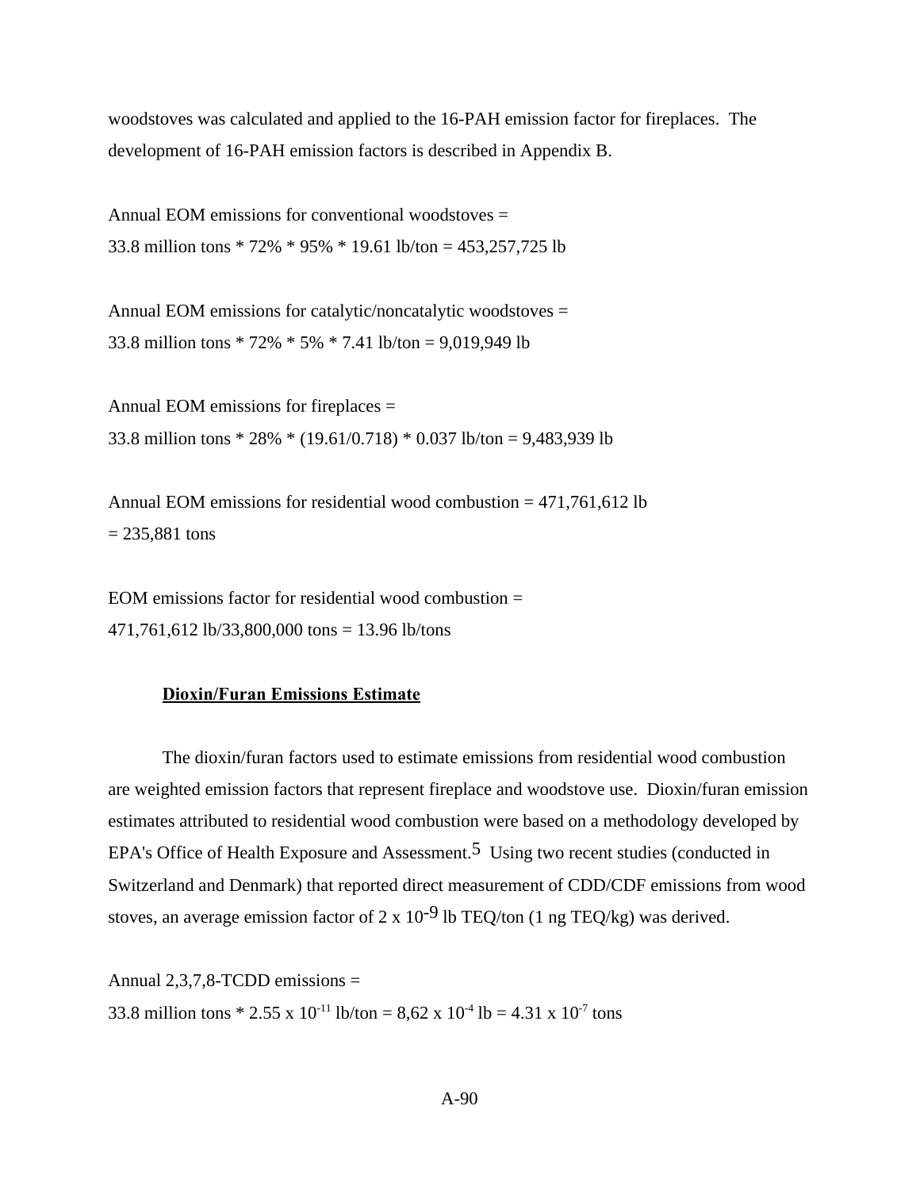woodstoves was calculated and applied to the 16-PAH emission factor for fireplaces. The development of 16-PAH emission factors is described in Appendix B.

Annual EOM emissions for conventional woodstoves =
33.8 million tons * 72% * 95% * 19.61 lb/ton = 453,257,725 lb

Annual EOM emissions for catalytic/noncatalytic woodstoves =
33.8 million tons * 72% * 5% * 7.41 lb/ton = 9,019,949 lb

Annual EOM emissions for fireplaces =
33.8 million tons * 28% * (19.61/0.718) * 0.037 lb/ton = 9,483,939 lb

Annual EOM emissions for residential wood combustion = 471,761,612 lb
= 235,881 tons

EOM emissions factor for residential wood combustion =
471,761,612 lb/33,800,000 tons = 13.96 lb/tons

**Dioxin/Furan Emissions Estimate**

The dioxin/furan factors used to estimate emissions from residential wood combustion are weighted emission factors that represent fireplace and woodstove use. Dioxin/furan emission estimates attributed to residential wood combustion were based on a methodology developed by EPA's Office of Health Exposure and Assessment.[5] Using two recent studies (conducted in Switzerland and Denmark) that reported direct measurement of CDD/CDF emissions from wood stoves, an average emission factor of $2 \times 10^{-9}$ lb TEQ/ton (1 ng TEQ/kg) was derived.

Annual 2,3,7,8-TCDD emissions =
33.8 million tons * $2.55 \times 10^{-11}$ lb/ton = $8{,}62 \times 10^{-4}$ lb = $4.31 \times 10^{-7}$ tons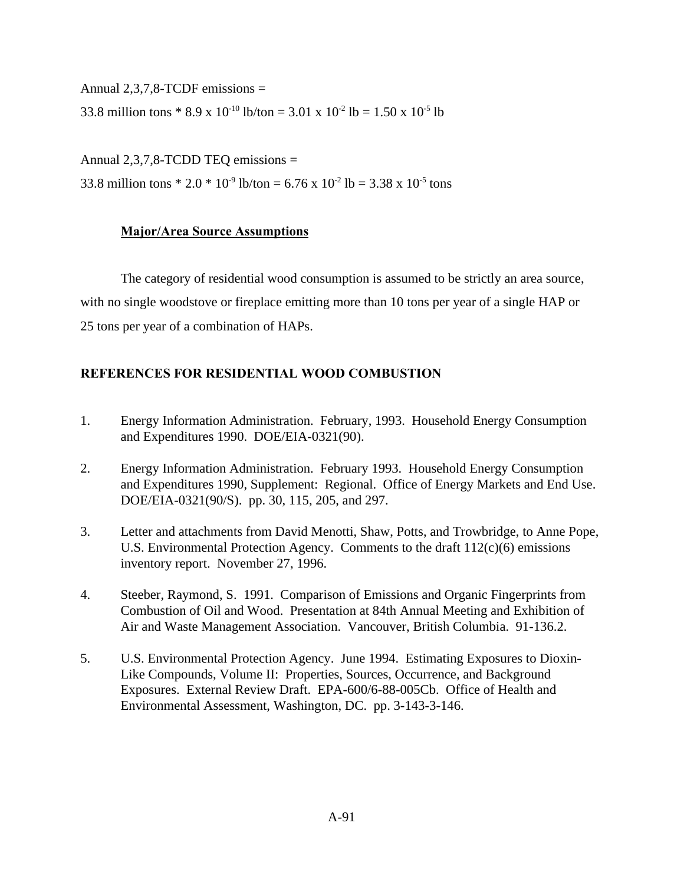Annual 2,3,7,8-TCDF emissions =

33.8 million tons * 8.9 x $10^{-10}$ lb/ton = 3.01 x $10^{-2}$ lb = 1.50 x $10^{-5}$ lb

Annual 2,3,7,8-TCDD TEQ emissions =

33.8 million tons * 2.0 * $10^{-9}$ lb/ton = 6.76 x $10^{-2}$ lb = 3.38 x $10^{-5}$ tons

**Major/Area Source Assumptions**

The category of residential wood consumption is assumed to be strictly an area source, with no single woodstove or fireplace emitting more than 10 tons per year of a single HAP or 25 tons per year of a combination of HAPs.

## REFERENCES FOR RESIDENTIAL WOOD COMBUSTION

1. Energy Information Administration. February, 1993. Household Energy Consumption and Expenditures 1990. DOE/EIA-0321(90).

2. Energy Information Administration. February 1993. Household Energy Consumption and Expenditures 1990, Supplement: Regional. Office of Energy Markets and End Use. DOE/EIA-0321(90/S). pp. 30, 115, 205, and 297.

3. Letter and attachments from David Menotti, Shaw, Potts, and Trowbridge, to Anne Pope, U.S. Environmental Protection Agency. Comments to the draft 112(c)(6) emissions inventory report. November 27, 1996.

4. Steeber, Raymond, S. 1991. Comparison of Emissions and Organic Fingerprints from Combustion of Oil and Wood. Presentation at 84th Annual Meeting and Exhibition of Air and Waste Management Association. Vancouver, British Columbia. 91-136.2.

5. U.S. Environmental Protection Agency. June 1994. Estimating Exposures to Dioxin-Like Compounds, Volume II: Properties, Sources, Occurrence, and Background Exposures. External Review Draft. EPA-600/6-88-005Cb. Office of Health and Environmental Assessment, Washington, DC. pp. 3-143-3-146.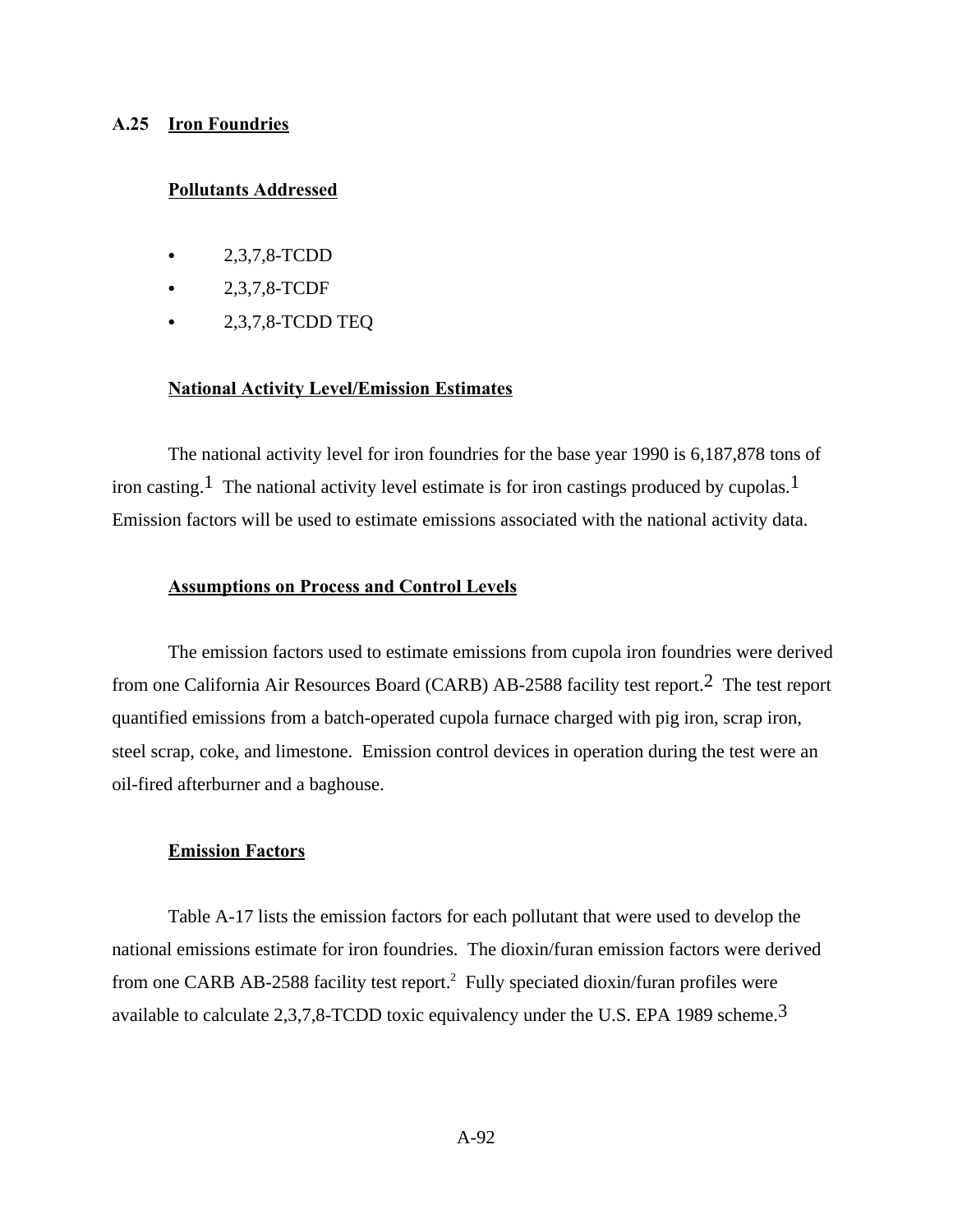## A.25 Iron Foundries

### Pollutants Addressed

- 2,3,7,8-TCDD
- 2,3,7,8-TCDF
- 2,3,7,8-TCDD TEQ

### National Activity Level/Emission Estimates

The national activity level for iron foundries for the base year 1990 is 6,187,878 tons of iron casting.[1] The national activity level estimate is for iron castings produced by cupolas.[1] Emission factors will be used to estimate emissions associated with the national activity data.

### Assumptions on Process and Control Levels

The emission factors used to estimate emissions from cupola iron foundries were derived from one California Air Resources Board (CARB) AB-2588 facility test report.[2] The test report quantified emissions from a batch-operated cupola furnace charged with pig iron, scrap iron, steel scrap, coke, and limestone. Emission control devices in operation during the test were an oil-fired afterburner and a baghouse.

### Emission Factors

Table A-17 lists the emission factors for each pollutant that were used to develop the national emissions estimate for iron foundries. The dioxin/furan emission factors were derived from one CARB AB-2588 facility test report.[2] Fully speciated dioxin/furan profiles were available to calculate 2,3,7,8-TCDD toxic equivalency under the U.S. EPA 1989 scheme.[3]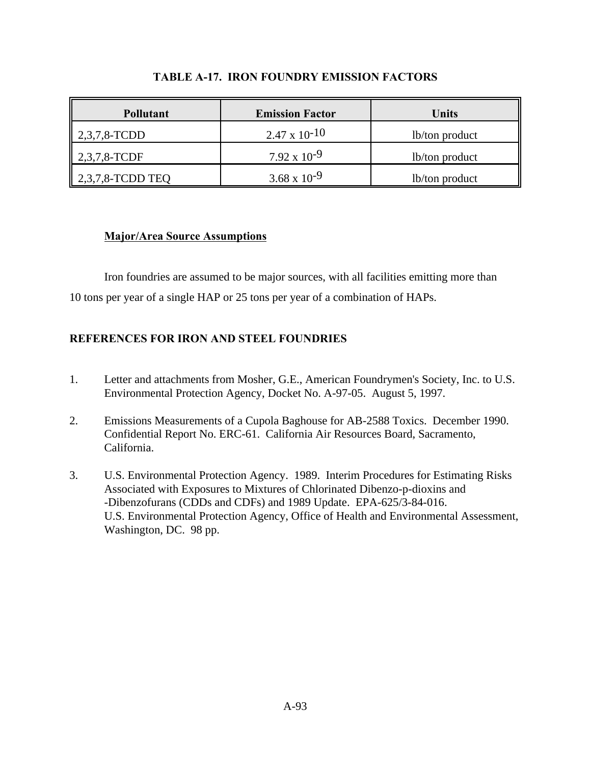## TABLE A-17. IRON FOUNDRY EMISSION FACTORS

| Pollutant | Emission Factor | Units |
|---|---|---|
| 2,3,7,8-TCDD | $2.47 \times 10^{-10}$ | lb/ton product |
| 2,3,7,8-TCDF | $7.92 \times 10^{-9}$ | lb/ton product |
| 2,3,7,8-TCDD TEQ | $3.68 \times 10^{-9}$ | lb/ton product |

**Major/Area Source Assumptions**

Iron foundries are assumed to be major sources, with all facilities emitting more than 10 tons per year of a single HAP or 25 tons per year of a combination of HAPs.

## REFERENCES FOR IRON AND STEEL FOUNDRIES

1. Letter and attachments from Mosher, G.E., American Foundrymen's Society, Inc. to U.S. Environmental Protection Agency, Docket No. A-97-05. August 5, 1997.

2. Emissions Measurements of a Cupola Baghouse for AB-2588 Toxics. December 1990. Confidential Report No. ERC-61. California Air Resources Board, Sacramento, California.

3. U.S. Environmental Protection Agency. 1989. Interim Procedures for Estimating Risks Associated with Exposures to Mixtures of Chlorinated Dibenzo-p-dioxins and -Dibenzofurans (CDDs and CDFs) and 1989 Update. EPA-625/3-84-016. U.S. Environmental Protection Agency, Office of Health and Environmental Assessment, Washington, DC. 98 pp.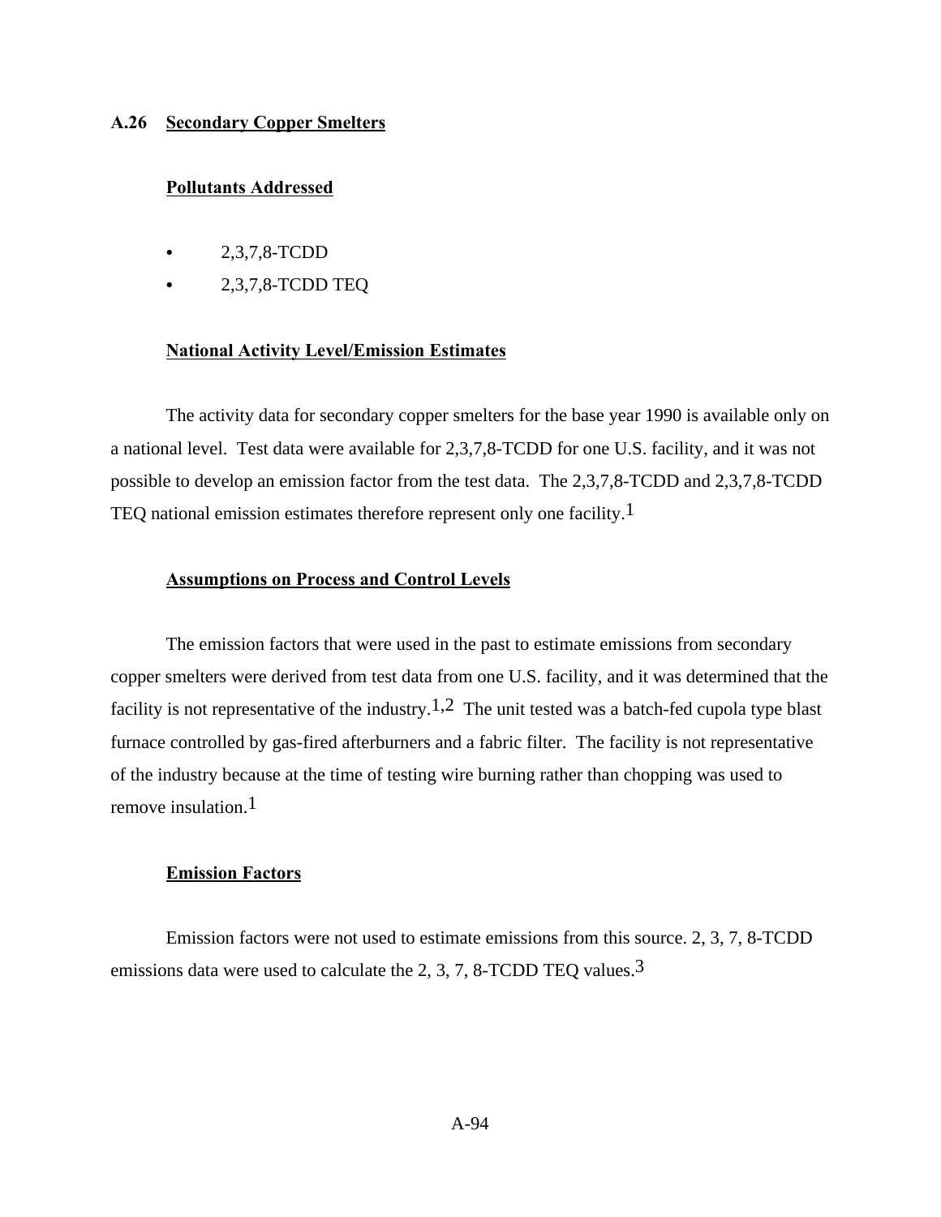## A.26 Secondary Copper Smelters

### Pollutants Addressed

- 2,3,7,8-TCDD
- 2,3,7,8-TCDD TEQ

### National Activity Level/Emission Estimates

The activity data for secondary copper smelters for the base year 1990 is available only on a national level. Test data were available for 2,3,7,8-TCDD for one U.S. facility, and it was not possible to develop an emission factor from the test data. The 2,3,7,8-TCDD and 2,3,7,8-TCDD TEQ national emission estimates therefore represent only one facility.[1]

### Assumptions on Process and Control Levels

The emission factors that were used in the past to estimate emissions from secondary copper smelters were derived from test data from one U.S. facility, and it was determined that the facility is not representative of the industry.[1,2] The unit tested was a batch-fed cupola type blast furnace controlled by gas-fired afterburners and a fabric filter. The facility is not representative of the industry because at the time of testing wire burning rather than chopping was used to remove insulation.[1]

### Emission Factors

Emission factors were not used to estimate emissions from this source. 2, 3, 7, 8-TCDD emissions data were used to calculate the 2, 3, 7, 8-TCDD TEQ values.[3]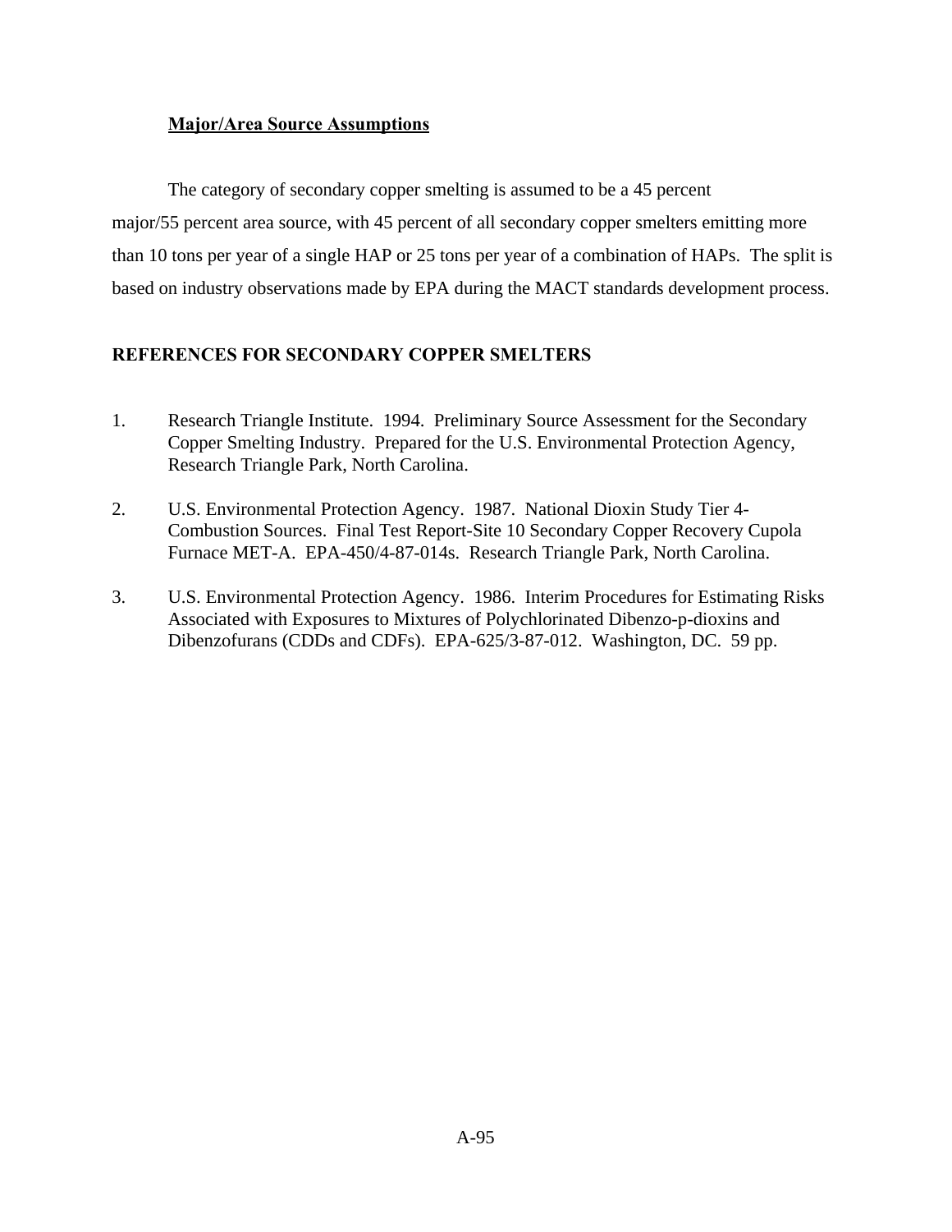**Major/Area Source Assumptions**

The category of secondary copper smelting is assumed to be a 45 percent major/55 percent area source, with 45 percent of all secondary copper smelters emitting more than 10 tons per year of a single HAP or 25 tons per year of a combination of HAPs. The split is based on industry observations made by EPA during the MACT standards development process.

## REFERENCES FOR SECONDARY COPPER SMELTERS

1. Research Triangle Institute. 1994. Preliminary Source Assessment for the Secondary Copper Smelting Industry. Prepared for the U.S. Environmental Protection Agency, Research Triangle Park, North Carolina.

2. U.S. Environmental Protection Agency. 1987. National Dioxin Study Tier 4-Combustion Sources. Final Test Report-Site 10 Secondary Copper Recovery Cupola Furnace MET-A. EPA-450/4-87-014s. Research Triangle Park, North Carolina.

3. U.S. Environmental Protection Agency. 1986. Interim Procedures for Estimating Risks Associated with Exposures to Mixtures of Polychlorinated Dibenzo-p-dioxins and Dibenzofurans (CDDs and CDFs). EPA-625/3-87-012. Washington, DC. 59 pp.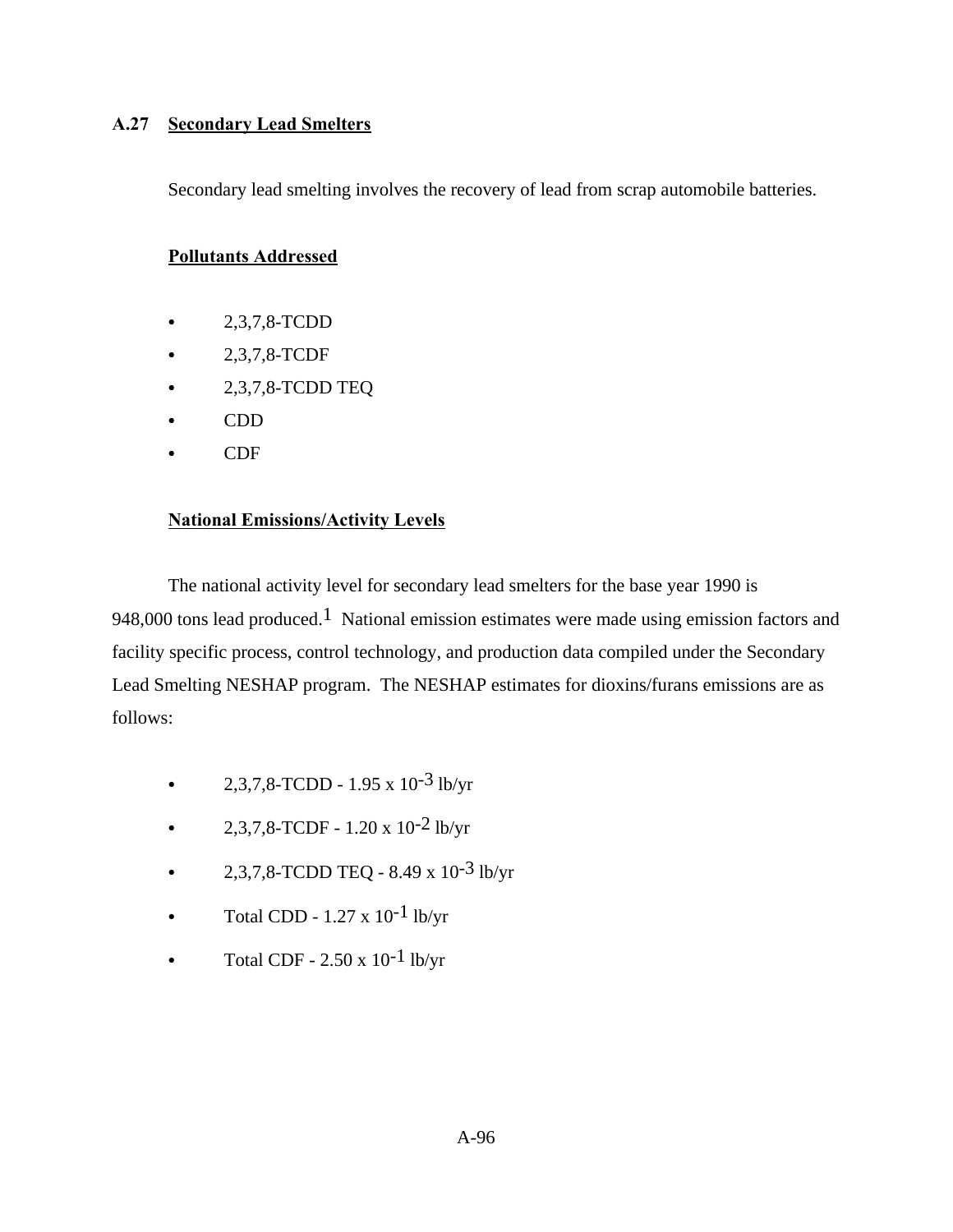## A.27 Secondary Lead Smelters

Secondary lead smelting involves the recovery of lead from scrap automobile batteries.

### Pollutants Addressed

- 2,3,7,8-TCDD
- 2,3,7,8-TCDF
- 2,3,7,8-TCDD TEQ
- CDD
- CDF

### National Emissions/Activity Levels

The national activity level for secondary lead smelters for the base year 1990 is 948,000 tons lead produced.[1] National emission estimates were made using emission factors and facility specific process, control technology, and production data compiled under the Secondary Lead Smelting NESHAP program. The NESHAP estimates for dioxins/furans emissions are as follows:

- 2,3,7,8-TCDD - $1.95 \times 10^{-3}$ lb/yr
- 2,3,7,8-TCDF - $1.20 \times 10^{-2}$ lb/yr
- 2,3,7,8-TCDD TEQ - $8.49 \times 10^{-3}$ lb/yr
- Total CDD - $1.27 \times 10^{-1}$ lb/yr
- Total CDF - $2.50 \times 10^{-1}$ lb/yr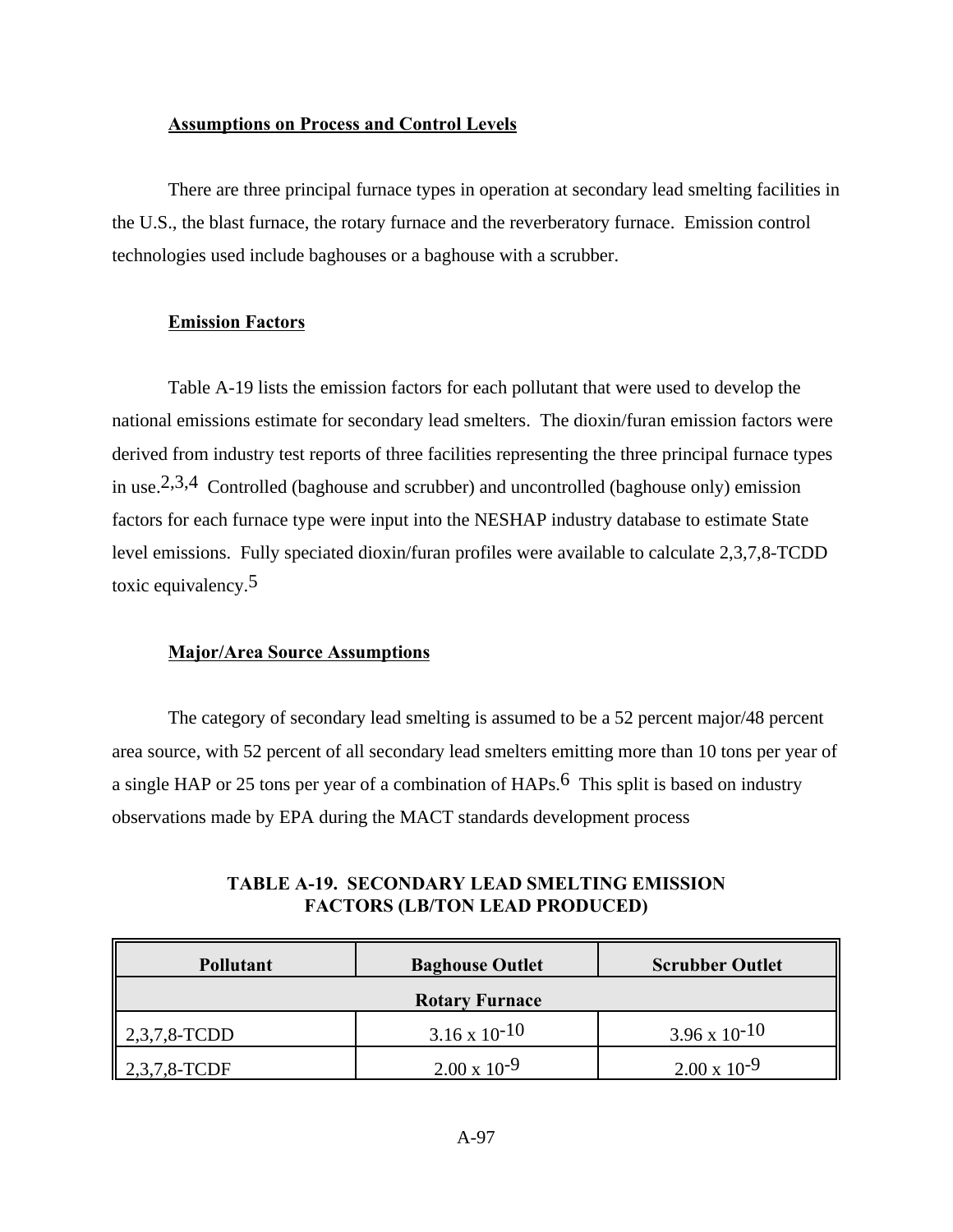**Assumptions on Process and Control Levels**

There are three principal furnace types in operation at secondary lead smelting facilities in the U.S., the blast furnace, the rotary furnace and the reverberatory furnace. Emission control technologies used include baghouses or a baghouse with a scrubber.

**Emission Factors**

Table A-19 lists the emission factors for each pollutant that were used to develop the national emissions estimate for secondary lead smelters. The dioxin/furan emission factors were derived from industry test reports of three facilities representing the three principal furnace types in use.[2,3,4] Controlled (baghouse and scrubber) and uncontrolled (baghouse only) emission factors for each furnace type were input into the NESHAP industry database to estimate State level emissions. Fully speciated dioxin/furan profiles were available to calculate 2,3,7,8-TCDD toxic equivalency.[5]

**Major/Area Source Assumptions**

The category of secondary lead smelting is assumed to be a 52 percent major/48 percent area source, with 52 percent of all secondary lead smelters emitting more than 10 tons per year of a single HAP or 25 tons per year of a combination of HAPs.[6] This split is based on industry observations made by EPA during the MACT standards development process

**TABLE A-19. SECONDARY LEAD SMELTING EMISSION FACTORS (LB/TON LEAD PRODUCED)**

| Pollutant | Baghouse Outlet | Scrubber Outlet |
|---|---|---|
| **Rotary Furnace** | | |
| 2,3,7,8-TCDD | $3.16 \times 10^{-10}$ | $3.96 \times 10^{-10}$ |
| 2,3,7,8-TCDF | $2.00 \times 10^{-9}$ | $2.00 \times 10^{-9}$ |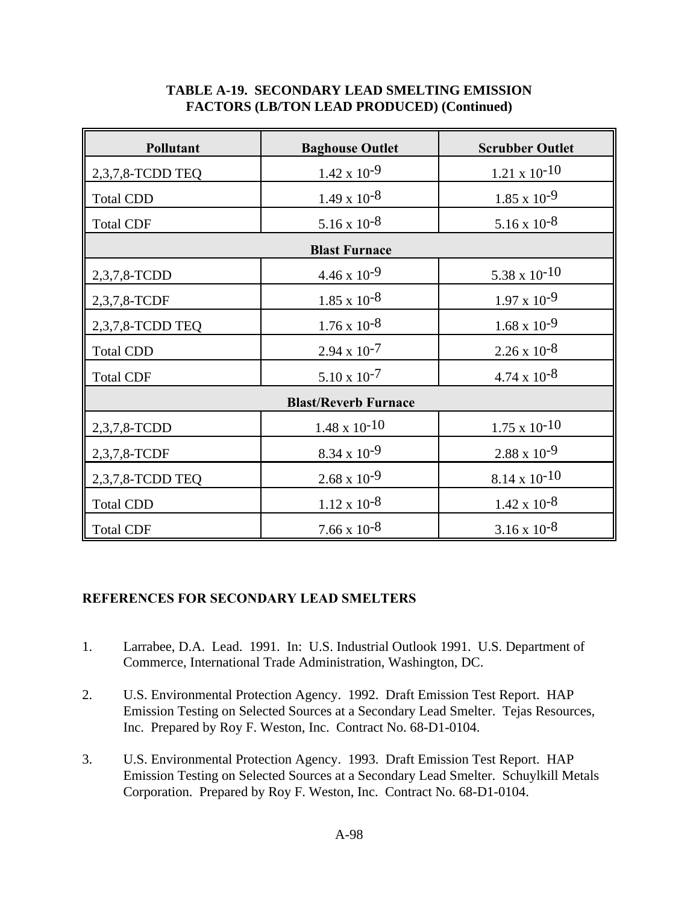**TABLE A-19. SECONDARY LEAD SMELTING EMISSION FACTORS (LB/TON LEAD PRODUCED) (Continued)**

| Pollutant | Baghouse Outlet | Scrubber Outlet |
|---|---|---|
| 2,3,7,8-TCDD TEQ | $1.42 \times 10^{-9}$ | $1.21 \times 10^{-10}$ |
| Total CDD | $1.49 \times 10^{-8}$ | $1.85 \times 10^{-9}$ |
| Total CDF | $5.16 \times 10^{-8}$ | $5.16 \times 10^{-8}$ |
| **Blast Furnace** | | |
| 2,3,7,8-TCDD | $4.46 \times 10^{-9}$ | $5.38 \times 10^{-10}$ |
| 2,3,7,8-TCDF | $1.85 \times 10^{-8}$ | $1.97 \times 10^{-9}$ |
| 2,3,7,8-TCDD TEQ | $1.76 \times 10^{-8}$ | $1.68 \times 10^{-9}$ |
| Total CDD | $2.94 \times 10^{-7}$ | $2.26 \times 10^{-8}$ |
| Total CDF | $5.10 \times 10^{-7}$ | $4.74 \times 10^{-8}$ |
| **Blast/Reverb Furnace** | | |
| 2,3,7,8-TCDD | $1.48 \times 10^{-10}$ | $1.75 \times 10^{-10}$ |
| 2,3,7,8-TCDF | $8.34 \times 10^{-9}$ | $2.88 \times 10^{-9}$ |
| 2,3,7,8-TCDD TEQ | $2.68 \times 10^{-9}$ | $8.14 \times 10^{-10}$ |
| Total CDD | $1.12 \times 10^{-8}$ | $1.42 \times 10^{-8}$ |
| Total CDF | $7.66 \times 10^{-8}$ | $3.16 \times 10^{-8}$ |

## REFERENCES FOR SECONDARY LEAD SMELTERS

1. Larrabee, D.A. Lead. 1991. In: U.S. Industrial Outlook 1991. U.S. Department of Commerce, International Trade Administration, Washington, DC.

2. U.S. Environmental Protection Agency. 1992. Draft Emission Test Report. HAP Emission Testing on Selected Sources at a Secondary Lead Smelter. Tejas Resources, Inc. Prepared by Roy F. Weston, Inc. Contract No. 68-D1-0104.

3. U.S. Environmental Protection Agency. 1993. Draft Emission Test Report. HAP Emission Testing on Selected Sources at a Secondary Lead Smelter. Schuylkill Metals Corporation. Prepared by Roy F. Weston, Inc. Contract No. 68-D1-0104.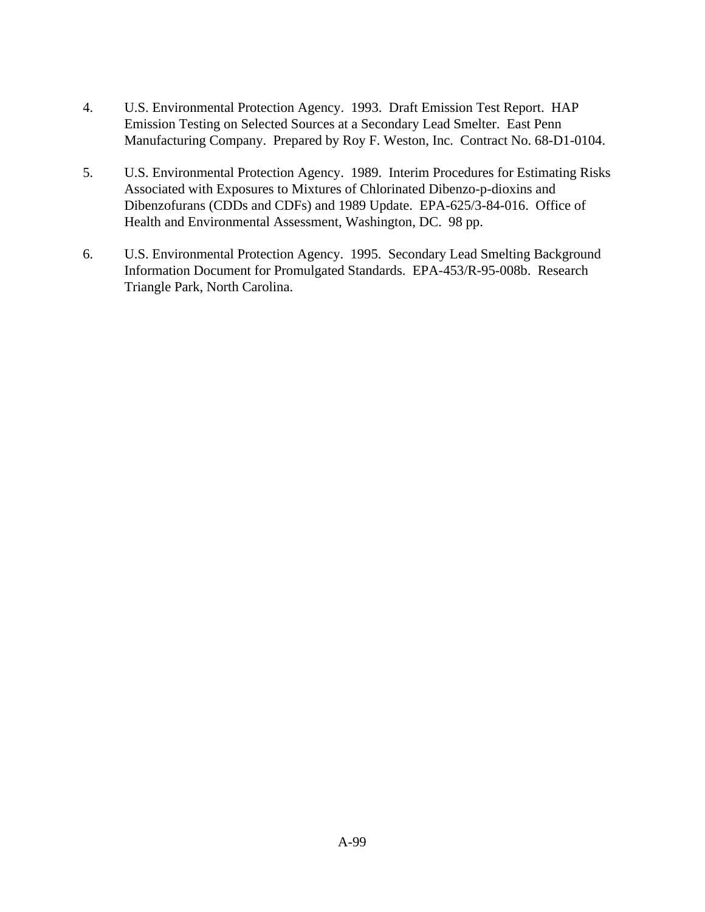4. U.S. Environmental Protection Agency. 1993. Draft Emission Test Report. HAP Emission Testing on Selected Sources at a Secondary Lead Smelter. East Penn Manufacturing Company. Prepared by Roy F. Weston, Inc. Contract No. 68-D1-0104.

5. U.S. Environmental Protection Agency. 1989. Interim Procedures for Estimating Risks Associated with Exposures to Mixtures of Chlorinated Dibenzo-p-dioxins and Dibenzofurans (CDDs and CDFs) and 1989 Update. EPA-625/3-84-016. Office of Health and Environmental Assessment, Washington, DC. 98 pp.

6. U.S. Environmental Protection Agency. 1995. Secondary Lead Smelting Background Information Document for Promulgated Standards. EPA-453/R-95-008b. Research Triangle Park, North Carolina.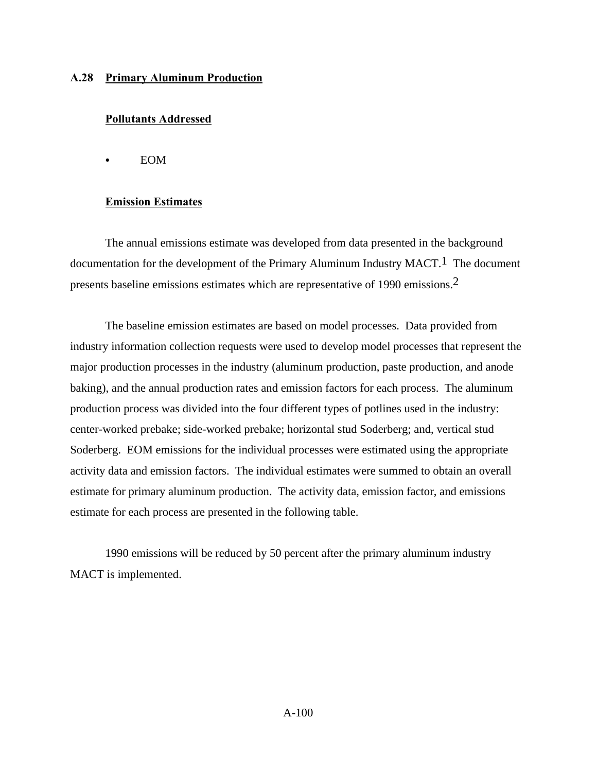## A.28 Primary Aluminum Production

### Pollutants Addressed

- EOM

### Emission Estimates

The annual emissions estimate was developed from data presented in the background documentation for the development of the Primary Aluminum Industry MACT.[1] The document presents baseline emissions estimates which are representative of 1990 emissions.[2]

The baseline emission estimates are based on model processes. Data provided from industry information collection requests were used to develop model processes that represent the major production processes in the industry (aluminum production, paste production, and anode baking), and the annual production rates and emission factors for each process. The aluminum production process was divided into the four different types of potlines used in the industry: center-worked prebake; side-worked prebake; horizontal stud Soderberg; and, vertical stud Soderberg. EOM emissions for the individual processes were estimated using the appropriate activity data and emission factors. The individual estimates were summed to obtain an overall estimate for primary aluminum production. The activity data, emission factor, and emissions estimate for each process are presented in the following table.

1990 emissions will be reduced by 50 percent after the primary aluminum industry MACT is implemented.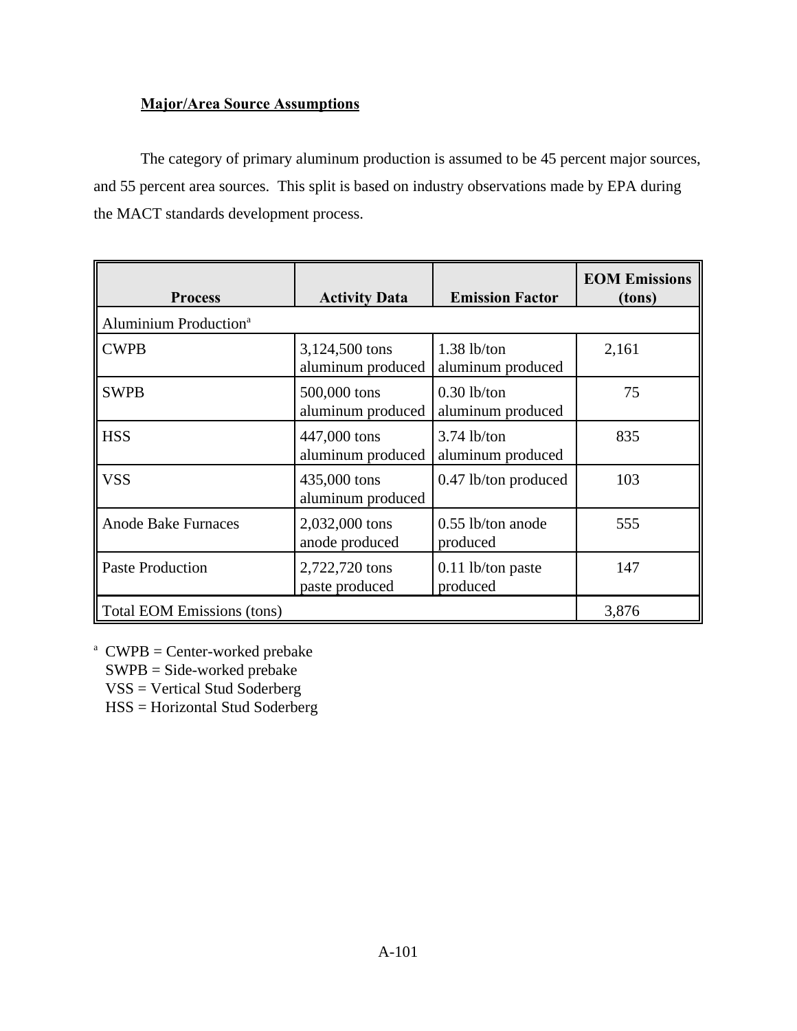**Major/Area Source Assumptions**

The category of primary aluminum production is assumed to be 45 percent major sources, and 55 percent area sources. This split is based on industry observations made by EPA during the MACT standards development process.

| Process | Activity Data | Emission Factor | EOM Emissions (tons) |
|---|---|---|---|
| Aluminium Production[a] | | | |
| CWPB | 3,124,500 tons aluminum produced | 1.38 lb/ton aluminum produced | 2,161 |
| SWPB | 500,000 tons aluminum produced | 0.30 lb/ton aluminum produced | 75 |
| HSS | 447,000 tons aluminum produced | 3.74 lb/ton aluminum produced | 835 |
| VSS | 435,000 tons aluminum produced | 0.47 lb/ton produced | 103 |
| Anode Bake Furnaces | 2,032,000 tons anode produced | 0.55 lb/ton anode produced | 555 |
| Paste Production | 2,722,720 tons paste produced | 0.11 lb/ton paste produced | 147 |
| Total EOM Emissions (tons) | | | 3,876 |

[a] CWPB = Center-worked prebake
SWPB = Side-worked prebake
VSS = Vertical Stud Soderberg
HSS = Horizontal Stud Soderberg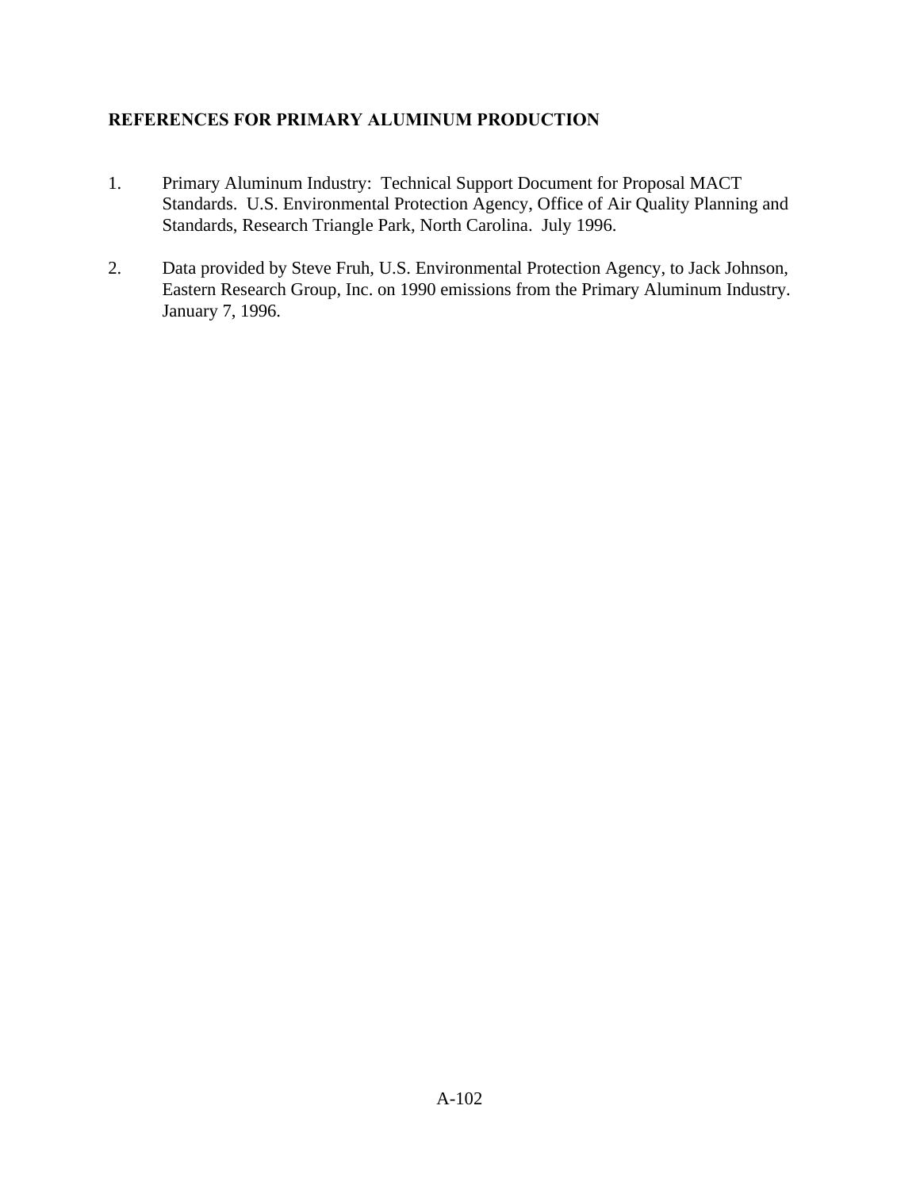## REFERENCES FOR PRIMARY ALUMINUM PRODUCTION

1. Primary Aluminum Industry: Technical Support Document for Proposal MACT Standards. U.S. Environmental Protection Agency, Office of Air Quality Planning and Standards, Research Triangle Park, North Carolina. July 1996.

2. Data provided by Steve Fruh, U.S. Environmental Protection Agency, to Jack Johnson, Eastern Research Group, Inc. on 1990 emissions from the Primary Aluminum Industry. January 7, 1996.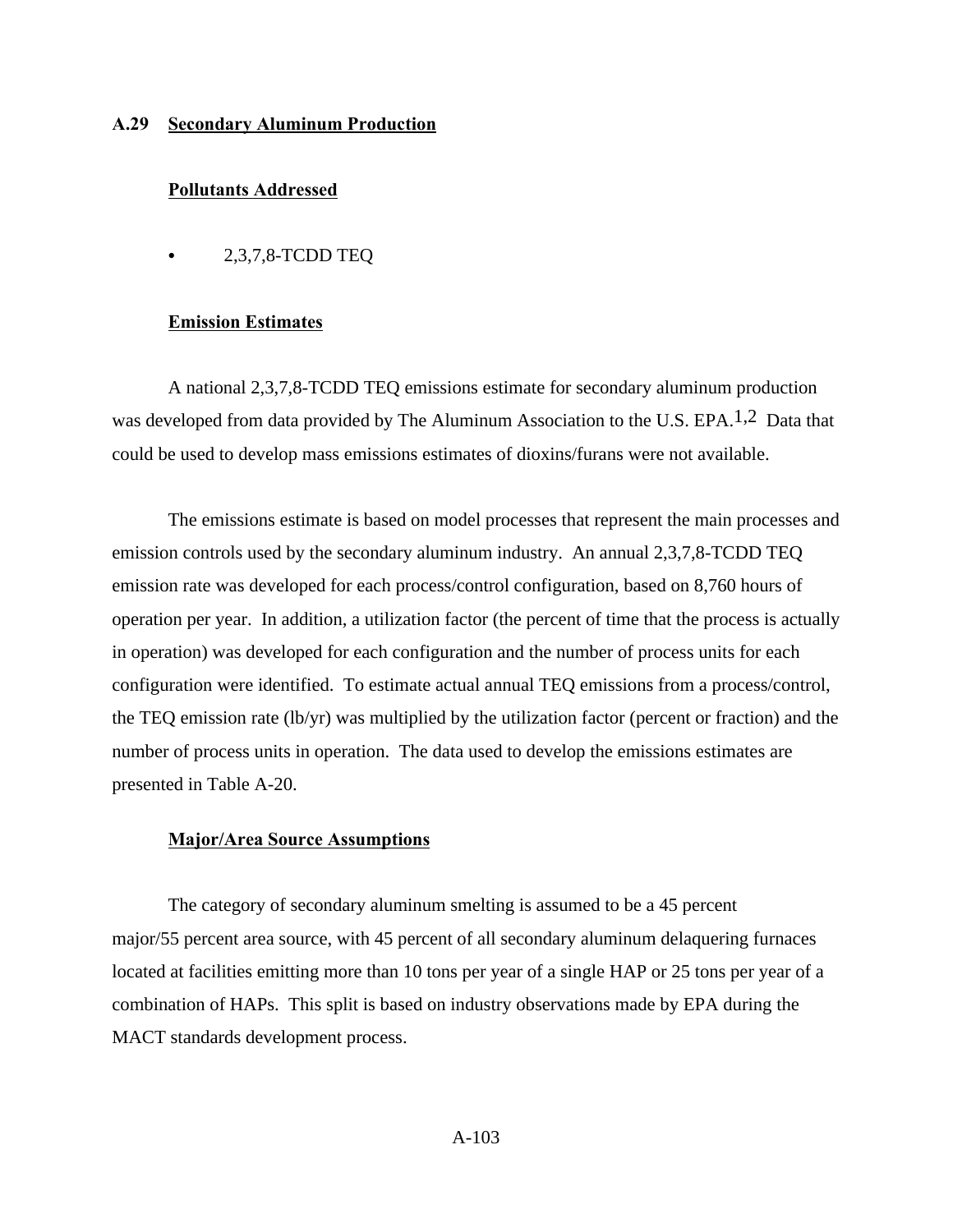## A.29 Secondary Aluminum Production

### Pollutants Addressed

- 2,3,7,8-TCDD TEQ

### Emission Estimates

A national 2,3,7,8-TCDD TEQ emissions estimate for secondary aluminum production was developed from data provided by The Aluminum Association to the U.S. EPA.[1,2] Data that could be used to develop mass emissions estimates of dioxins/furans were not available.

The emissions estimate is based on model processes that represent the main processes and emission controls used by the secondary aluminum industry. An annual 2,3,7,8-TCDD TEQ emission rate was developed for each process/control configuration, based on 8,760 hours of operation per year. In addition, a utilization factor (the percent of time that the process is actually in operation) was developed for each configuration and the number of process units for each configuration were identified. To estimate actual annual TEQ emissions from a process/control, the TEQ emission rate (lb/yr) was multiplied by the utilization factor (percent or fraction) and the number of process units in operation. The data used to develop the emissions estimates are presented in Table A-20.

### Major/Area Source Assumptions

The category of secondary aluminum smelting is assumed to be a 45 percent major/55 percent area source, with 45 percent of all secondary aluminum delaquering furnaces located at facilities emitting more than 10 tons per year of a single HAP or 25 tons per year of a combination of HAPs. This split is based on industry observations made by EPA during the MACT standards development process.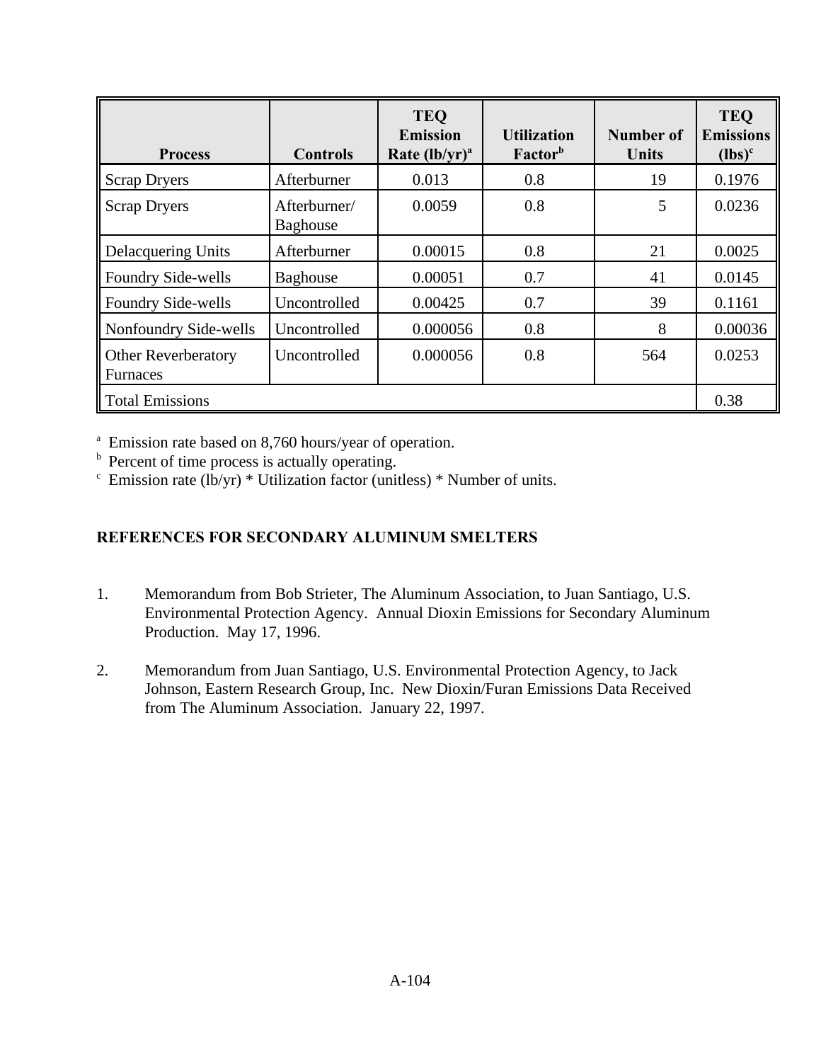| Process | Controls | TEQ Emission Rate (lb/yr)[a] | Utilization Factor[b] | Number of Units | TEQ Emissions (lbs)[c] |
|---|---|---|---|---|---|
| Scrap Dryers | Afterburner | 0.013 | 0.8 | 19 | 0.1976 |
| Scrap Dryers | Afterburner/ Baghouse | 0.0059 | 0.8 | 5 | 0.0236 |
| Delacquering Units | Afterburner | 0.00015 | 0.8 | 21 | 0.0025 |
| Foundry Side-wells | Baghouse | 0.00051 | 0.7 | 41 | 0.0145 |
| Foundry Side-wells | Uncontrolled | 0.00425 | 0.7 | 39 | 0.1161 |
| Nonfoundry Side-wells | Uncontrolled | 0.000056 | 0.8 | 8 | 0.00036 |
| Other Reverberatory Furnaces | Uncontrolled | 0.000056 | 0.8 | 564 | 0.0253 |
| Total Emissions | | | | | 0.38 |

[a] Emission rate based on 8,760 hours/year of operation.
[b] Percent of time process is actually operating.
[c] Emission rate (lb/yr) * Utilization factor (unitless) * Number of units.

**REFERENCES FOR SECONDARY ALUMINUM SMELTERS**

1. Memorandum from Bob Strieter, The Aluminum Association, to Juan Santiago, U.S. Environmental Protection Agency. Annual Dioxin Emissions for Secondary Aluminum Production. May 17, 1996.

2. Memorandum from Juan Santiago, U.S. Environmental Protection Agency, to Jack Johnson, Eastern Research Group, Inc. New Dioxin/Furan Emissions Data Received from The Aluminum Association. January 22, 1997.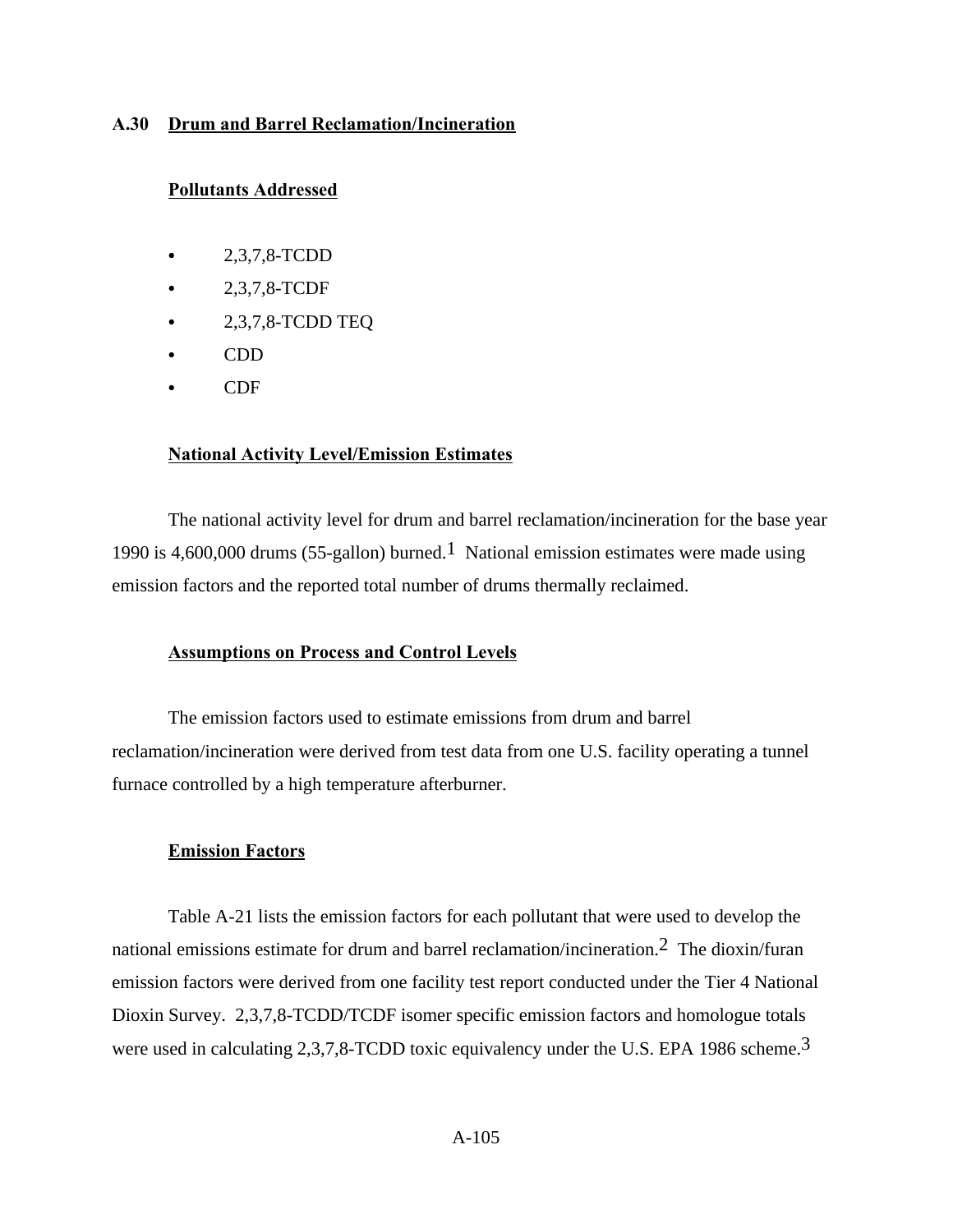## A.30 Drum and Barrel Reclamation/Incineration

### Pollutants Addressed

- 2,3,7,8-TCDD
- 2,3,7,8-TCDF
- 2,3,7,8-TCDD TEQ
- CDD
- CDF

### National Activity Level/Emission Estimates

The national activity level for drum and barrel reclamation/incineration for the base year 1990 is 4,600,000 drums (55-gallon) burned.[1] National emission estimates were made using emission factors and the reported total number of drums thermally reclaimed.

### Assumptions on Process and Control Levels

The emission factors used to estimate emissions from drum and barrel reclamation/incineration were derived from test data from one U.S. facility operating a tunnel furnace controlled by a high temperature afterburner.

### Emission Factors

Table A-21 lists the emission factors for each pollutant that were used to develop the national emissions estimate for drum and barrel reclamation/incineration.[2] The dioxin/furan emission factors were derived from one facility test report conducted under the Tier 4 National Dioxin Survey. 2,3,7,8-TCDD/TCDF isomer specific emission factors and homologue totals were used in calculating 2,3,7,8-TCDD toxic equivalency under the U.S. EPA 1986 scheme.[3]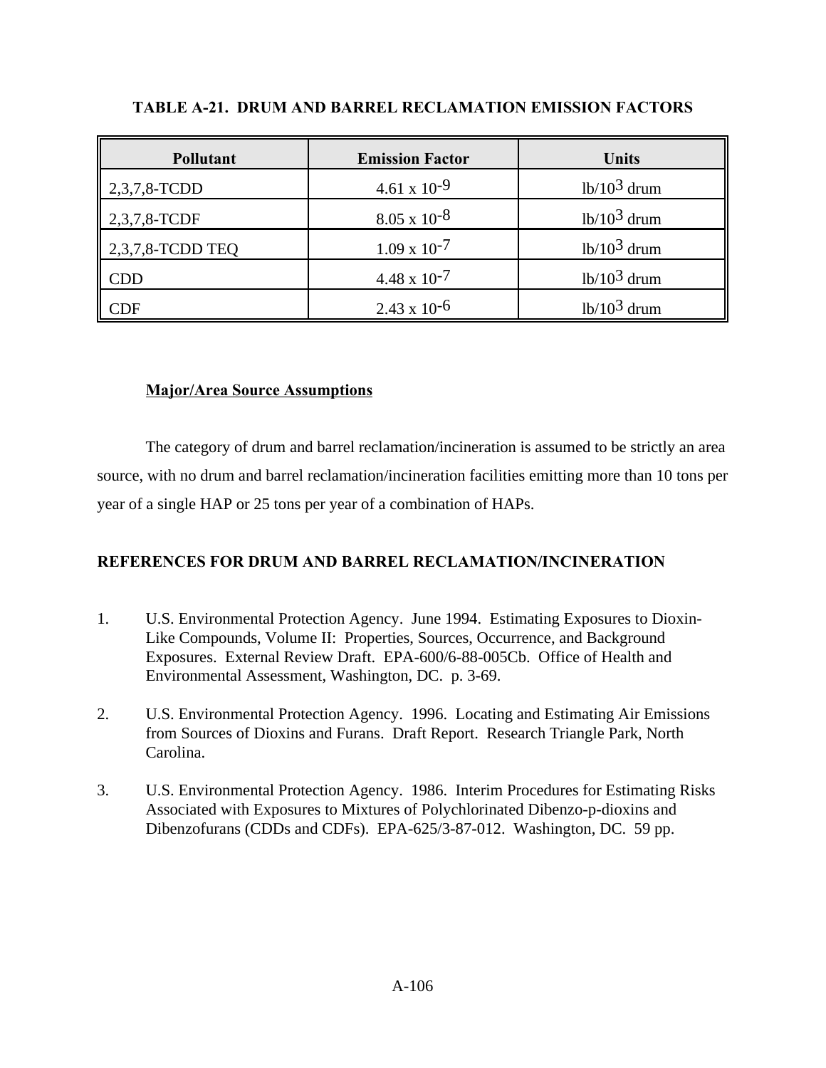### TABLE A-21. DRUM AND BARREL RECLAMATION EMISSION FACTORS

| Pollutant | Emission Factor | Units |
|---|---|---|
| 2,3,7,8-TCDD | $4.61 \times 10^{-9}$ | $lb/10^3$ drum |
| 2,3,7,8-TCDF | $8.05 \times 10^{-8}$ | $lb/10^3$ drum |
| 2,3,7,8-TCDD TEQ | $1.09 \times 10^{-7}$ | $lb/10^3$ drum |
| CDD | $4.48 \times 10^{-7}$ | $lb/10^3$ drum |
| CDF | $2.43 \times 10^{-6}$ | $lb/10^3$ drum |

**Major/Area Source Assumptions**

The category of drum and barrel reclamation/incineration is assumed to be strictly an area source, with no drum and barrel reclamation/incineration facilities emitting more than 10 tons per year of a single HAP or 25 tons per year of a combination of HAPs.

## REFERENCES FOR DRUM AND BARREL RECLAMATION/INCINERATION

1. U.S. Environmental Protection Agency. June 1994. Estimating Exposures to Dioxin-Like Compounds, Volume II: Properties, Sources, Occurrence, and Background Exposures. External Review Draft. EPA-600/6-88-005Cb. Office of Health and Environmental Assessment, Washington, DC. p. 3-69.

2. U.S. Environmental Protection Agency. 1996. Locating and Estimating Air Emissions from Sources of Dioxins and Furans. Draft Report. Research Triangle Park, North Carolina.

3. U.S. Environmental Protection Agency. 1986. Interim Procedures for Estimating Risks Associated with Exposures to Mixtures of Polychlorinated Dibenzo-p-dioxins and Dibenzofurans (CDDs and CDFs). EPA-625/3-87-012. Washington, DC. 59 pp.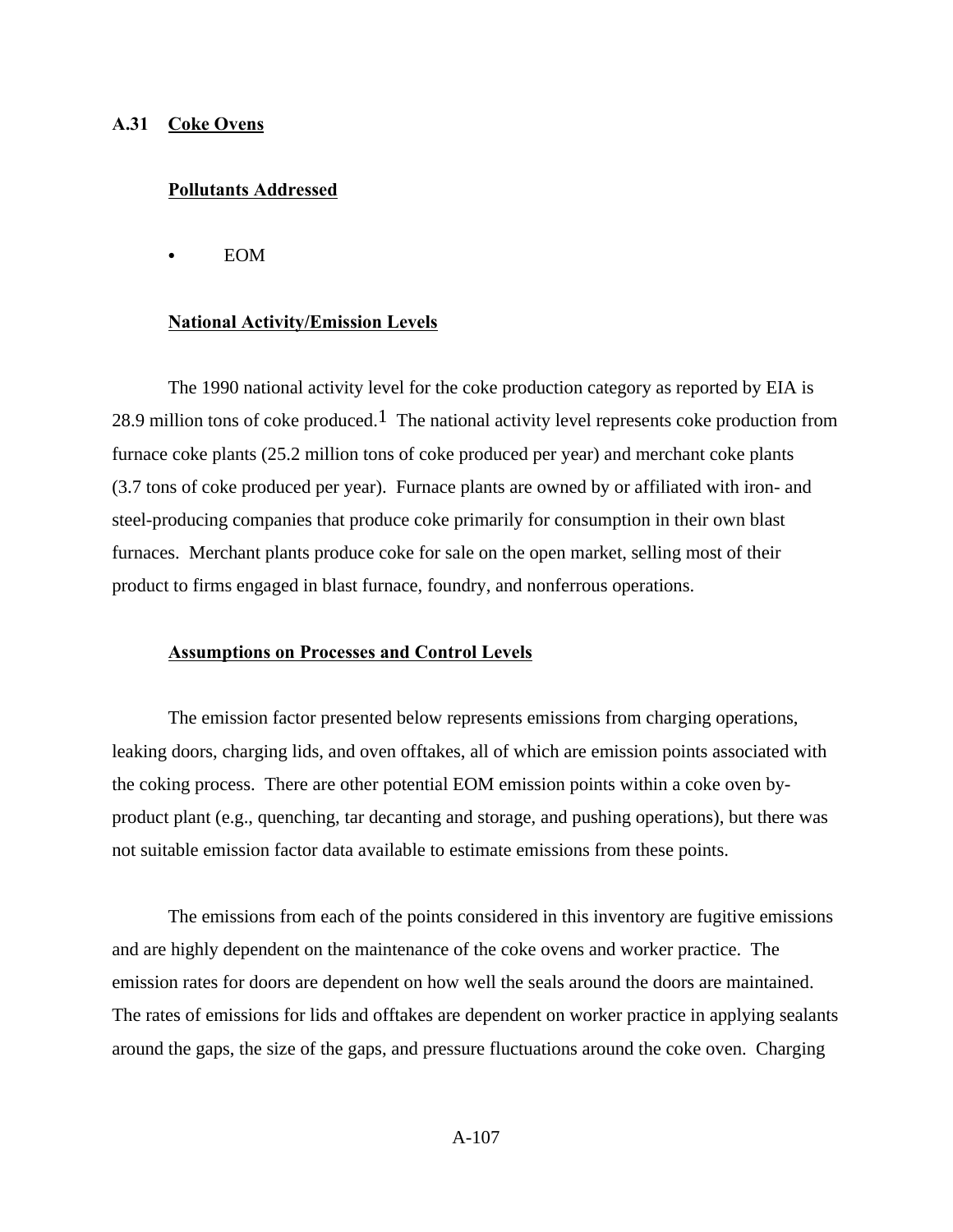## A.31 Coke Ovens

### Pollutants Addressed

- EOM

### National Activity/Emission Levels

The 1990 national activity level for the coke production category as reported by EIA is 28.9 million tons of coke produced.[1] The national activity level represents coke production from furnace coke plants (25.2 million tons of coke produced per year) and merchant coke plants (3.7 tons of coke produced per year). Furnace plants are owned by or affiliated with iron- and steel-producing companies that produce coke primarily for consumption in their own blast furnaces. Merchant plants produce coke for sale on the open market, selling most of their product to firms engaged in blast furnace, foundry, and nonferrous operations.

### Assumptions on Processes and Control Levels

The emission factor presented below represents emissions from charging operations, leaking doors, charging lids, and oven offtakes, all of which are emission points associated with the coking process. There are other potential EOM emission points within a coke oven by-product plant (e.g., quenching, tar decanting and storage, and pushing operations), but there was not suitable emission factor data available to estimate emissions from these points.

The emissions from each of the points considered in this inventory are fugitive emissions and are highly dependent on the maintenance of the coke ovens and worker practice. The emission rates for doors are dependent on how well the seals around the doors are maintained. The rates of emissions for lids and offtakes are dependent on worker practice in applying sealants around the gaps, the size of the gaps, and pressure fluctuations around the coke oven. Charging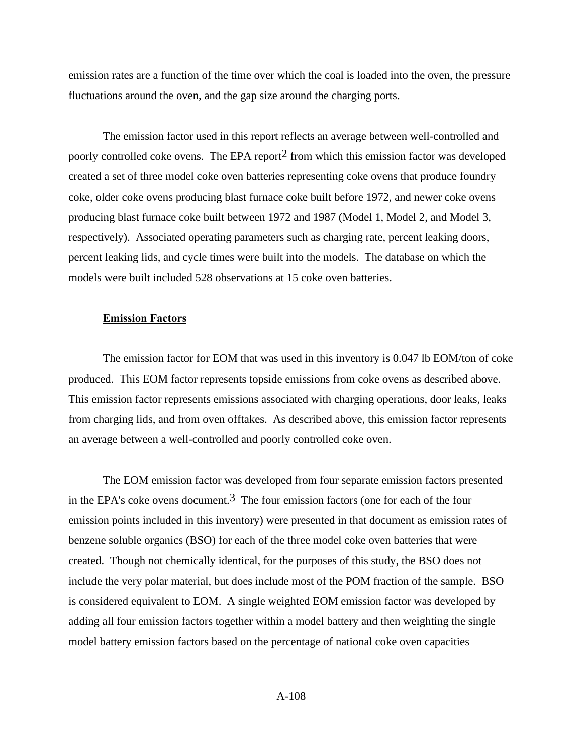emission rates are a function of the time over which the coal is loaded into the oven, the pressure fluctuations around the oven, and the gap size around the charging ports.

The emission factor used in this report reflects an average between well-controlled and poorly controlled coke ovens. The EPA report[2] from which this emission factor was developed created a set of three model coke oven batteries representing coke ovens that produce foundry coke, older coke ovens producing blast furnace coke built before 1972, and newer coke ovens producing blast furnace coke built between 1972 and 1987 (Model 1, Model 2, and Model 3, respectively). Associated operating parameters such as charging rate, percent leaking doors, percent leaking lids, and cycle times were built into the models. The database on which the models were built included 528 observations at 15 coke oven batteries.

**Emission Factors**

The emission factor for EOM that was used in this inventory is 0.047 lb EOM/ton of coke produced. This EOM factor represents topside emissions from coke ovens as described above. This emission factor represents emissions associated with charging operations, door leaks, leaks from charging lids, and from oven offtakes. As described above, this emission factor represents an average between a well-controlled and poorly controlled coke oven.

The EOM emission factor was developed from four separate emission factors presented in the EPA's coke ovens document.[3] The four emission factors (one for each of the four emission points included in this inventory) were presented in that document as emission rates of benzene soluble organics (BSO) for each of the three model coke oven batteries that were created. Though not chemically identical, for the purposes of this study, the BSO does not include the very polar material, but does include most of the POM fraction of the sample. BSO is considered equivalent to EOM. A single weighted EOM emission factor was developed by adding all four emission factors together within a model battery and then weighting the single model battery emission factors based on the percentage of national coke oven capacities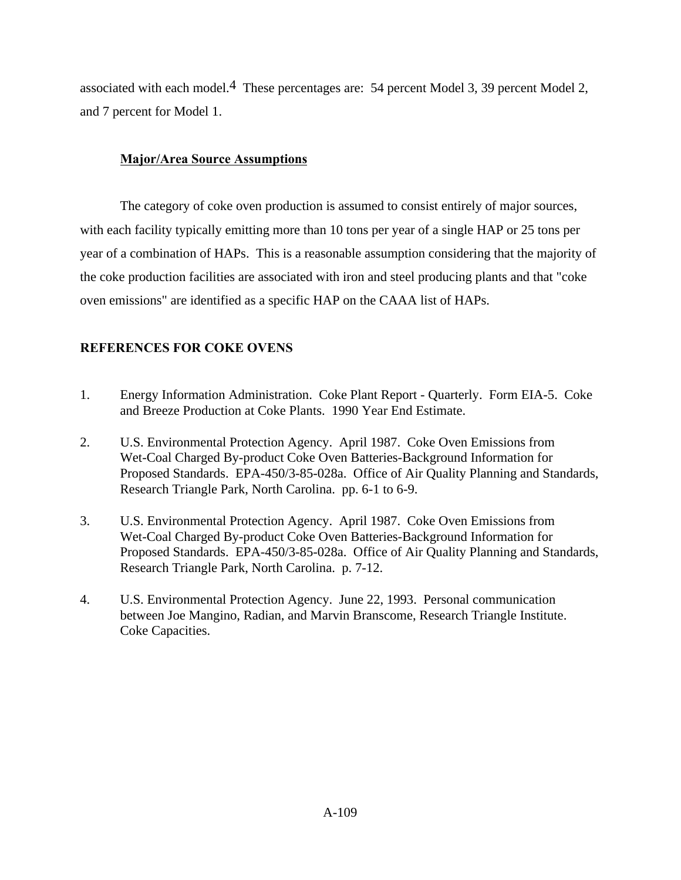associated with each model.[4] These percentages are: 54 percent Model 3, 39 percent Model 2, and 7 percent for Model 1.

**Major/Area Source Assumptions**

The category of coke oven production is assumed to consist entirely of major sources, with each facility typically emitting more than 10 tons per year of a single HAP or 25 tons per year of a combination of HAPs. This is a reasonable assumption considering that the majority of the coke production facilities are associated with iron and steel producing plants and that "coke oven emissions" are identified as a specific HAP on the CAAA list of HAPs.

## REFERENCES FOR COKE OVENS

1. Energy Information Administration. Coke Plant Report - Quarterly. Form EIA-5. Coke and Breeze Production at Coke Plants. 1990 Year End Estimate.

2. U.S. Environmental Protection Agency. April 1987. Coke Oven Emissions from Wet-Coal Charged By-product Coke Oven Batteries-Background Information for Proposed Standards. EPA-450/3-85-028a. Office of Air Quality Planning and Standards, Research Triangle Park, North Carolina. pp. 6-1 to 6-9.

3. U.S. Environmental Protection Agency. April 1987. Coke Oven Emissions from Wet-Coal Charged By-product Coke Oven Batteries-Background Information for Proposed Standards. EPA-450/3-85-028a. Office of Air Quality Planning and Standards, Research Triangle Park, North Carolina. p. 7-12.

4. U.S. Environmental Protection Agency. June 22, 1993. Personal communication between Joe Mangino, Radian, and Marvin Branscome, Research Triangle Institute. Coke Capacities.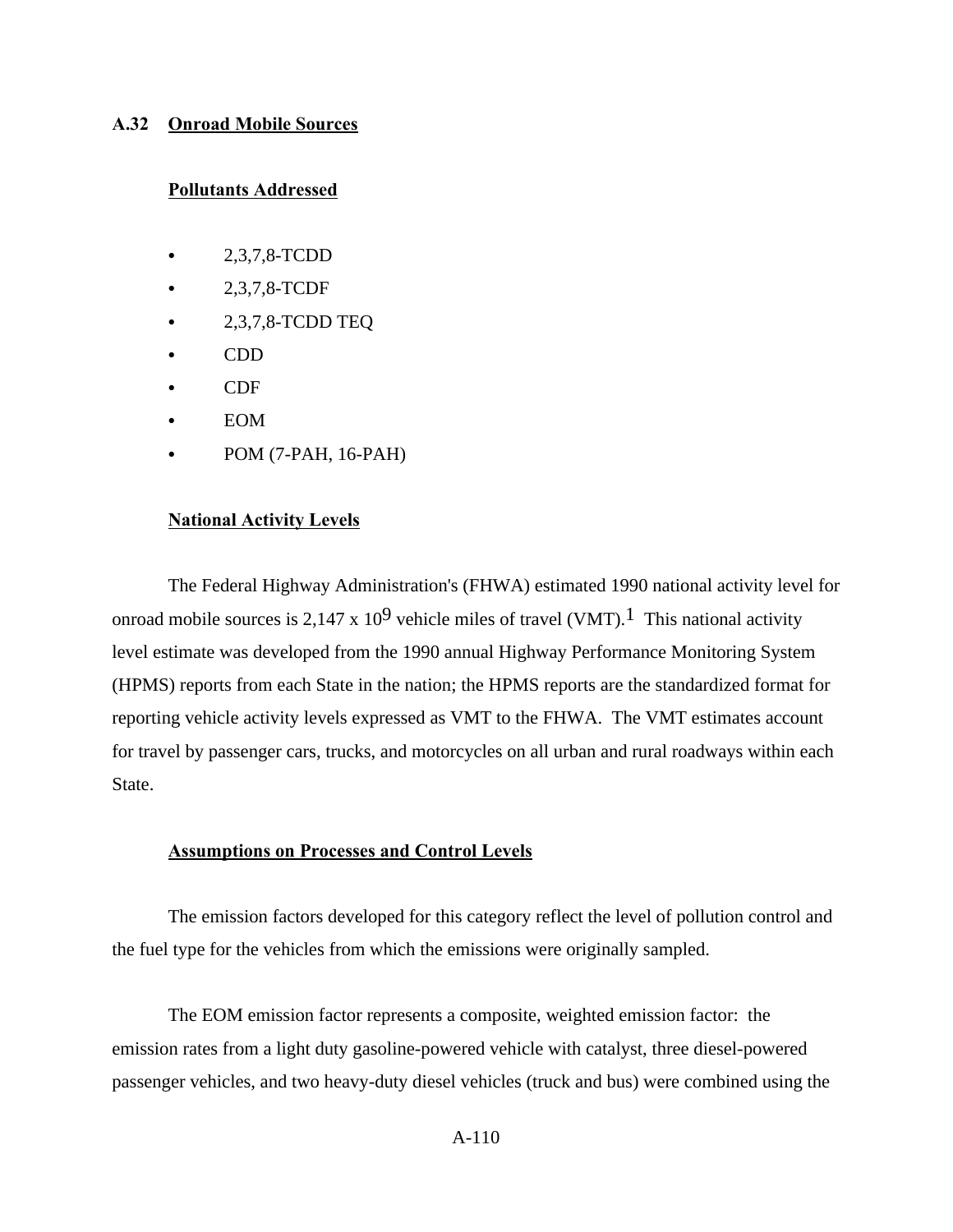## A.32 Onroad Mobile Sources

### Pollutants Addressed

- 2,3,7,8-TCDD
- 2,3,7,8-TCDF
- 2,3,7,8-TCDD TEQ
- CDD
- CDF
- EOM
- POM (7-PAH, 16-PAH)

### National Activity Levels

The Federal Highway Administration's (FHWA) estimated 1990 national activity level for onroad mobile sources is $2,147 \times 10^9$ vehicle miles of travel (VMT).[1] This national activity level estimate was developed from the 1990 annual Highway Performance Monitoring System (HPMS) reports from each State in the nation; the HPMS reports are the standardized format for reporting vehicle activity levels expressed as VMT to the FHWA. The VMT estimates account for travel by passenger cars, trucks, and motorcycles on all urban and rural roadways within each State.

### Assumptions on Processes and Control Levels

The emission factors developed for this category reflect the level of pollution control and the fuel type for the vehicles from which the emissions were originally sampled.

The EOM emission factor represents a composite, weighted emission factor: the emission rates from a light duty gasoline-powered vehicle with catalyst, three diesel-powered passenger vehicles, and two heavy-duty diesel vehicles (truck and bus) were combined using the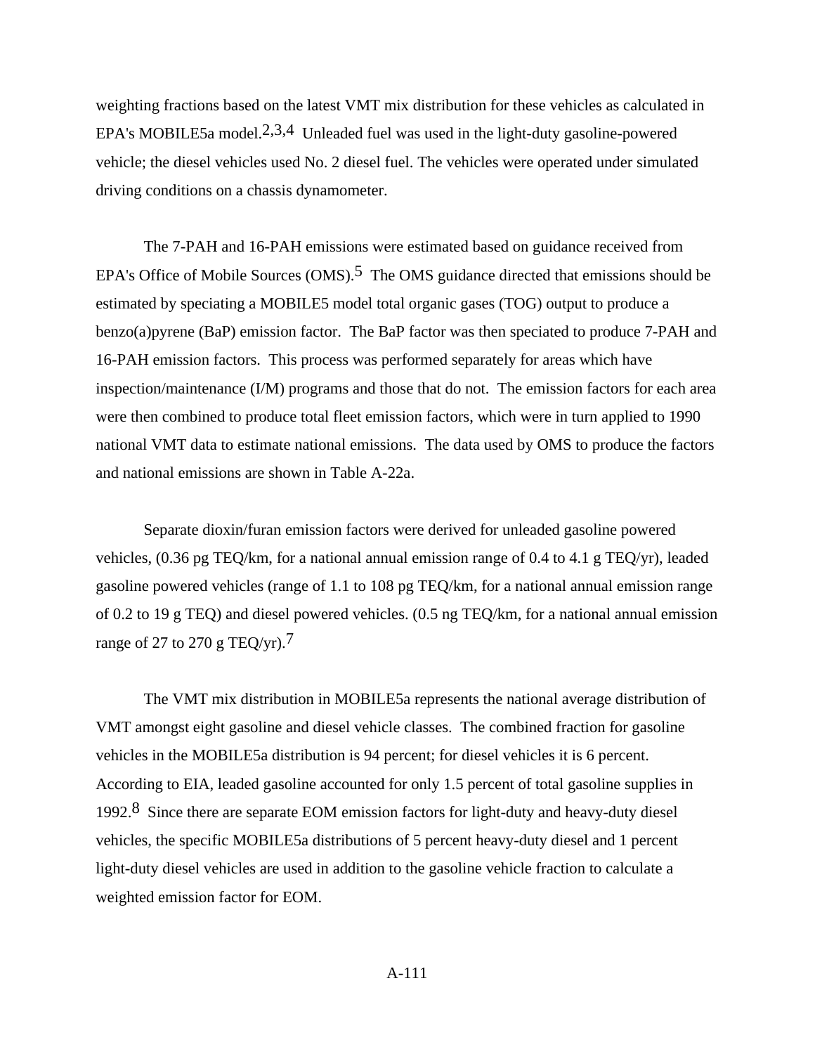weighting fractions based on the latest VMT mix distribution for these vehicles as calculated in EPA's MOBILE5a model.[2,3,4] Unleaded fuel was used in the light-duty gasoline-powered vehicle; the diesel vehicles used No. 2 diesel fuel. The vehicles were operated under simulated driving conditions on a chassis dynamometer.

The 7-PAH and 16-PAH emissions were estimated based on guidance received from EPA's Office of Mobile Sources (OMS).[5] The OMS guidance directed that emissions should be estimated by speciating a MOBILE5 model total organic gases (TOG) output to produce a benzo(a)pyrene (BaP) emission factor. The BaP factor was then speciated to produce 7-PAH and 16-PAH emission factors. This process was performed separately for areas which have inspection/maintenance (I/M) programs and those that do not. The emission factors for each area were then combined to produce total fleet emission factors, which were in turn applied to 1990 national VMT data to estimate national emissions. The data used by OMS to produce the factors and national emissions are shown in Table A-22a.

Separate dioxin/furan emission factors were derived for unleaded gasoline powered vehicles, (0.36 pg TEQ/km, for a national annual emission range of 0.4 to 4.1 g TEQ/yr), leaded gasoline powered vehicles (range of 1.1 to 108 pg TEQ/km, for a national annual emission range of 0.2 to 19 g TEQ) and diesel powered vehicles. (0.5 ng TEQ/km, for a national annual emission range of 27 to 270 g TEQ/yr).[7]

The VMT mix distribution in MOBILE5a represents the national average distribution of VMT amongst eight gasoline and diesel vehicle classes. The combined fraction for gasoline vehicles in the MOBILE5a distribution is 94 percent; for diesel vehicles it is 6 percent. According to EIA, leaded gasoline accounted for only 1.5 percent of total gasoline supplies in 1992.[8] Since there are separate EOM emission factors for light-duty and heavy-duty diesel vehicles, the specific MOBILE5a distributions of 5 percent heavy-duty diesel and 1 percent light-duty diesel vehicles are used in addition to the gasoline vehicle fraction to calculate a weighted emission factor for EOM.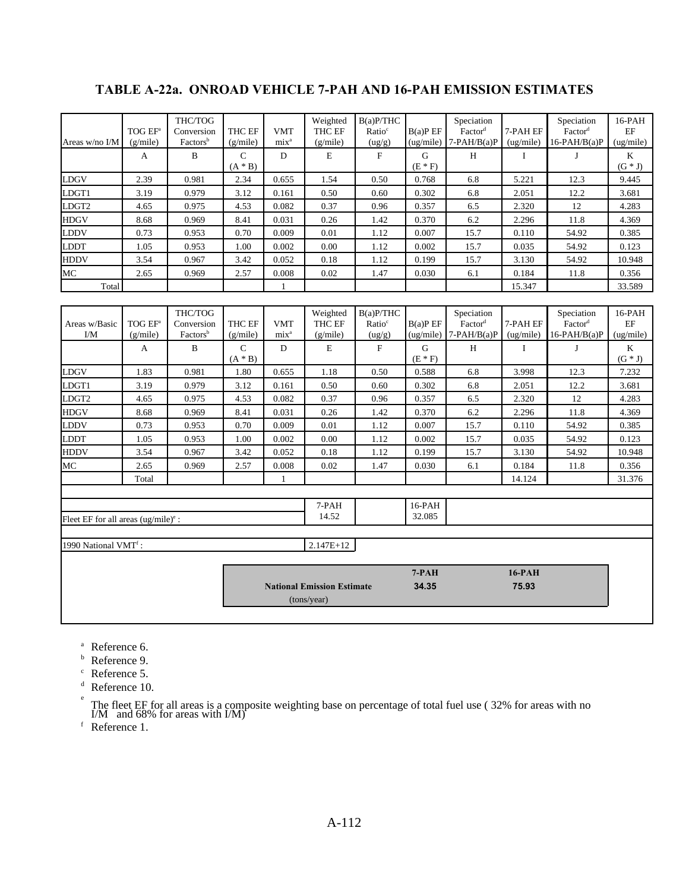# TABLE A-22a. ONROAD VEHICLE 7-PAH AND 16-PAH EMISSION ESTIMATES

| Areas w/no I/M | TOG EF[a] (g/mile) | THC/TOG Conversion Factors[b] | THC EF (g/mile) | VMT mix[a] | Weighted THC EF (g/mile) | B(a)P/THC Ratio[c] (ug/g) | B(a)P EF (ug/mile) | Speciation Factor[d] 7-PAH/B(a)P | 7-PAH EF (ug/mile) | Speciation Factor[d] 16-PAH/B(a)P | 16-PAH EF (ug/mile) |
|---|---|---|---|---|---|---|---|---|---|---|---|
| | A | B | C (A * B) | D | E | F | G (E * F) | H | I | J | K (G * J) |
| LDGV | 2.39 | 0.981 | 2.34 | 0.655 | 1.54 | 0.50 | 0.768 | 6.8 | 5.221 | 12.3 | 9.445 |
| LDGT1 | 3.19 | 0.979 | 3.12 | 0.161 | 0.50 | 0.60 | 0.302 | 6.8 | 2.051 | 12.2 | 3.681 |
| LDGT2 | 4.65 | 0.975 | 4.53 | 0.082 | 0.37 | 0.96 | 0.357 | 6.5 | 2.320 | 12 | 4.283 |
| HDGV | 8.68 | 0.969 | 8.41 | 0.031 | 0.26 | 1.42 | 0.370 | 6.2 | 2.296 | 11.8 | 4.369 |
| LDDV | 0.73 | 0.953 | 0.70 | 0.009 | 0.01 | 1.12 | 0.007 | 15.7 | 0.110 | 54.92 | 0.385 |
| LDDT | 1.05 | 0.953 | 1.00 | 0.002 | 0.00 | 1.12 | 0.002 | 15.7 | 0.035 | 54.92 | 0.123 |
| HDDV | 3.54 | 0.967 | 3.42 | 0.052 | 0.18 | 1.12 | 0.199 | 15.7 | 3.130 | 54.92 | 10.948 |
| MC | 2.65 | 0.969 | 2.57 | 0.008 | 0.02 | 1.47 | 0.030 | 6.1 | 0.184 | 11.8 | 0.356 |
| Total | | | | 1 | | | | | 15.347 | | 33.589 |

| Areas w/Basic I/M | TOG EF[a] (g/mile) | THC/TOG Conversion Factors[b] | THC EF (g/mile) | VMT mix[a] | Weighted THC EF (g/mile) | B(a)P/THC Ratio[c] (ug/g) | B(a)P EF (ug/mile) | Speciation Factor[d] 7-PAH/B(a)P | 7-PAH EF (ug/mile) | Speciation Factor[d] 16-PAH/B(a)P | 16-PAH EF (ug/mile) |
|---|---|---|---|---|---|---|---|---|---|---|---|
| | A | B | C (A * B) | D | E | F | G (E * F) | H | I | J | K (G * J) |
| LDGV | 1.83 | 0.981 | 1.80 | 0.655 | 1.18 | 0.50 | 0.588 | 6.8 | 3.998 | 12.3 | 7.232 |
| LDGT1 | 3.19 | 0.979 | 3.12 | 0.161 | 0.50 | 0.60 | 0.302 | 6.8 | 2.051 | 12.2 | 3.681 |
| LDGT2 | 4.65 | 0.975 | 4.53 | 0.082 | 0.37 | 0.96 | 0.357 | 6.5 | 2.320 | 12 | 4.283 |
| HDGV | 8.68 | 0.969 | 8.41 | 0.031 | 0.26 | 1.42 | 0.370 | 6.2 | 2.296 | 11.8 | 4.369 |
| LDDV | 0.73 | 0.953 | 0.70 | 0.009 | 0.01 | 1.12 | 0.007 | 15.7 | 0.110 | 54.92 | 0.385 |
| LDDT | 1.05 | 0.953 | 1.00 | 0.002 | 0.00 | 1.12 | 0.002 | 15.7 | 0.035 | 54.92 | 0.123 |
| HDDV | 3.54 | 0.967 | 3.42 | 0.052 | 0.18 | 1.12 | 0.199 | 15.7 | 3.130 | 54.92 | 10.948 |
| MC | 2.65 | 0.969 | 2.57 | 0.008 | 0.02 | 1.47 | 0.030 | 6.1 | 0.184 | 11.8 | 0.356 |
| | Total | | | 1 | | | | | 14.124 | | 31.376 |

| | 7-PAH | 16-PAH |
|---|---|---|
| Fleet EF for all areas (ug/mile)[e] : | 14.52 | 32.085 |

1990 National VMT[f] : 2.147E+12

| | 7-PAH | 16-PAH |
|---|---|---|
| **National Emission Estimate** (tons/year) | 34.35 | 75.93 |

[a] Reference 6.
[b] Reference 9.
[c] Reference 5.
[d] Reference 10.
[e] The fleet EF for all areas is a composite weighting base on percentage of total fuel use ( 32% for areas with no I/M and 68% for areas with I/M)
[f] Reference 1.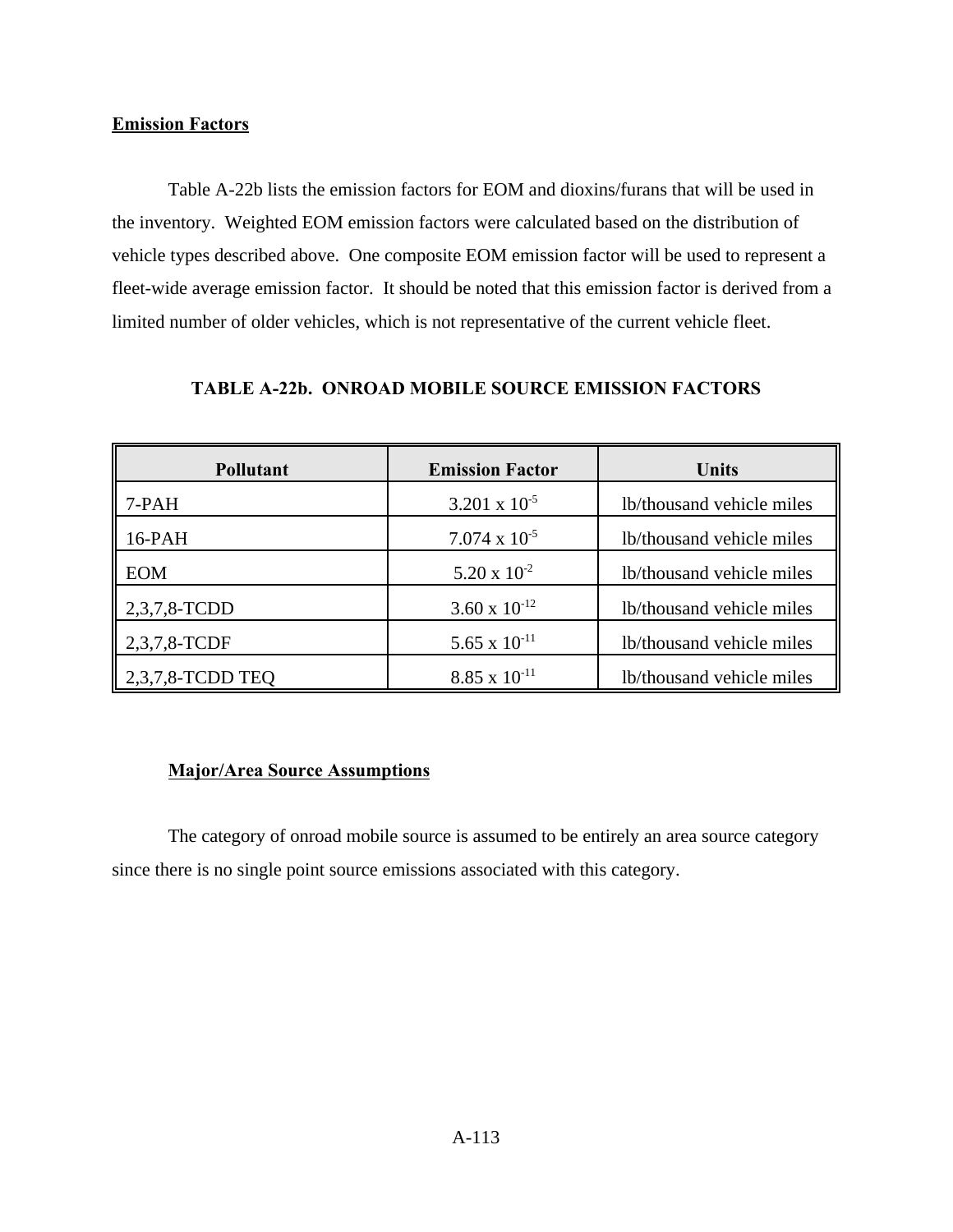**Emission Factors**

Table A-22b lists the emission factors for EOM and dioxins/furans that will be used in the inventory. Weighted EOM emission factors were calculated based on the distribution of vehicle types described above. One composite EOM emission factor will be used to represent a fleet-wide average emission factor. It should be noted that this emission factor is derived from a limited number of older vehicles, which is not representative of the current vehicle fleet.

**TABLE A-22b. ONROAD MOBILE SOURCE EMISSION FACTORS**

| Pollutant | Emission Factor | Units |
|---|---|---|
| 7-PAH | $3.201 \times 10^{-5}$ | lb/thousand vehicle miles |
| 16-PAH | $7.074 \times 10^{-5}$ | lb/thousand vehicle miles |
| EOM | $5.20 \times 10^{-2}$ | lb/thousand vehicle miles |
| 2,3,7,8-TCDD | $3.60 \times 10^{-12}$ | lb/thousand vehicle miles |
| 2,3,7,8-TCDF | $5.65 \times 10^{-11}$ | lb/thousand vehicle miles |
| 2,3,7,8-TCDD TEQ | $8.85 \times 10^{-11}$ | lb/thousand vehicle miles |

**Major/Area Source Assumptions**

The category of onroad mobile source is assumed to be entirely an area source category since there is no single point source emissions associated with this category.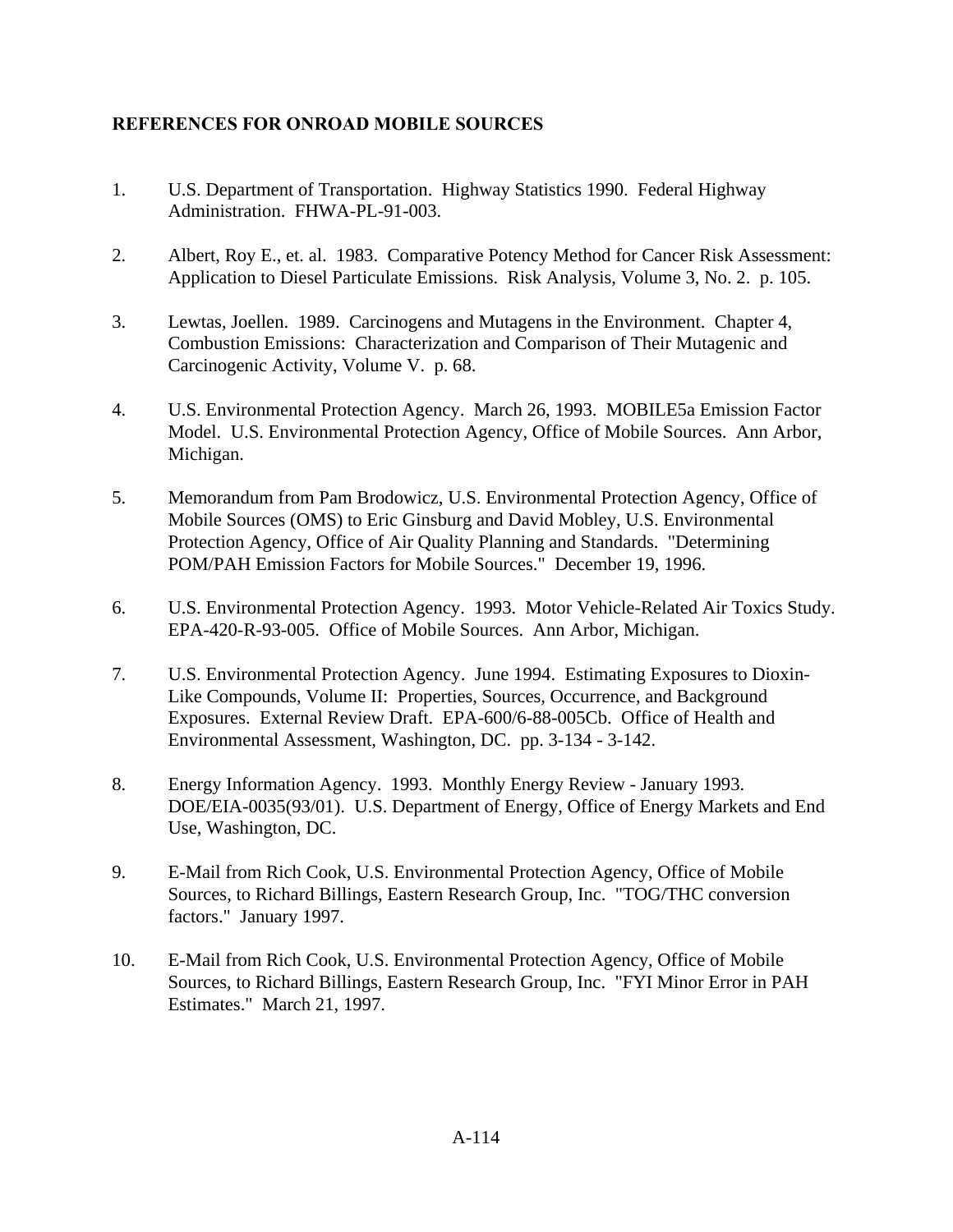## REFERENCES FOR ONROAD MOBILE SOURCES

1. U.S. Department of Transportation. Highway Statistics 1990. Federal Highway Administration. FHWA-PL-91-003.

2. Albert, Roy E., et. al. 1983. Comparative Potency Method for Cancer Risk Assessment: Application to Diesel Particulate Emissions. Risk Analysis, Volume 3, No. 2. p. 105.

3. Lewtas, Joellen. 1989. Carcinogens and Mutagens in the Environment. Chapter 4, Combustion Emissions: Characterization and Comparison of Their Mutagenic and Carcinogenic Activity, Volume V. p. 68.

4. U.S. Environmental Protection Agency. March 26, 1993. MOBILE5a Emission Factor Model. U.S. Environmental Protection Agency, Office of Mobile Sources. Ann Arbor, Michigan.

5. Memorandum from Pam Brodowicz, U.S. Environmental Protection Agency, Office of Mobile Sources (OMS) to Eric Ginsburg and David Mobley, U.S. Environmental Protection Agency, Office of Air Quality Planning and Standards. "Determining POM/PAH Emission Factors for Mobile Sources." December 19, 1996.

6. U.S. Environmental Protection Agency. 1993. Motor Vehicle-Related Air Toxics Study. EPA-420-R-93-005. Office of Mobile Sources. Ann Arbor, Michigan.

7. U.S. Environmental Protection Agency. June 1994. Estimating Exposures to Dioxin-Like Compounds, Volume II: Properties, Sources, Occurrence, and Background Exposures. External Review Draft. EPA-600/6-88-005Cb. Office of Health and Environmental Assessment, Washington, DC. pp. 3-134 - 3-142.

8. Energy Information Agency. 1993. Monthly Energy Review - January 1993. DOE/EIA-0035(93/01). U.S. Department of Energy, Office of Energy Markets and End Use, Washington, DC.

9. E-Mail from Rich Cook, U.S. Environmental Protection Agency, Office of Mobile Sources, to Richard Billings, Eastern Research Group, Inc. "TOG/THC conversion factors." January 1997.

10. E-Mail from Rich Cook, U.S. Environmental Protection Agency, Office of Mobile Sources, to Richard Billings, Eastern Research Group, Inc. "FYI Minor Error in PAH Estimates." March 21, 1997.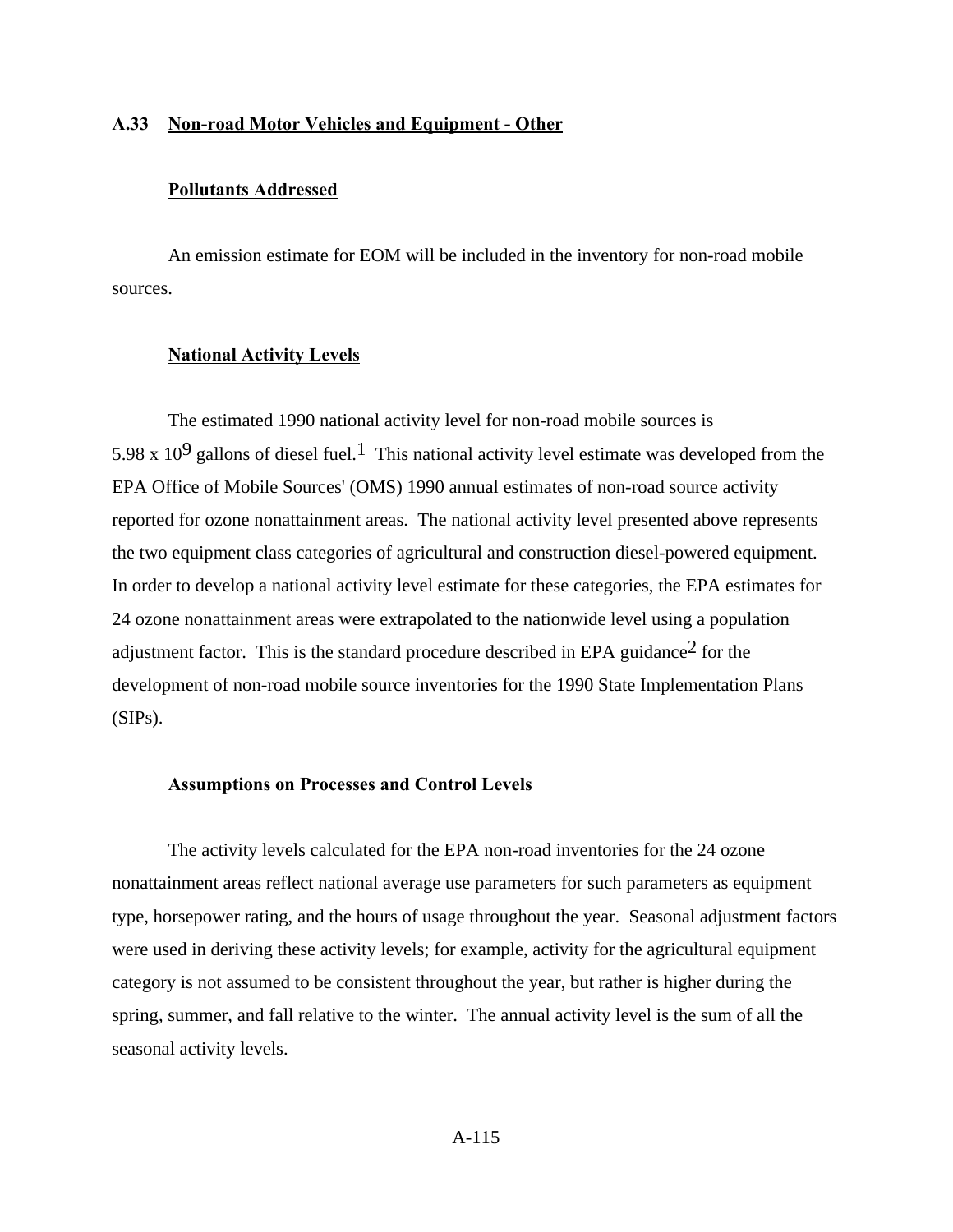## A.33 Non-road Motor Vehicles and Equipment - Other

### Pollutants Addressed

An emission estimate for EOM will be included in the inventory for non-road mobile sources.

### National Activity Levels

The estimated 1990 national activity level for non-road mobile sources is $5.98 \times 10^9$ gallons of diesel fuel.[1] This national activity level estimate was developed from the EPA Office of Mobile Sources' (OMS) 1990 annual estimates of non-road source activity reported for ozone nonattainment areas. The national activity level presented above represents the two equipment class categories of agricultural and construction diesel-powered equipment. In order to develop a national activity level estimate for these categories, the EPA estimates for 24 ozone nonattainment areas were extrapolated to the nationwide level using a population adjustment factor. This is the standard procedure described in EPA guidance[2] for the development of non-road mobile source inventories for the 1990 State Implementation Plans (SIPs).

### Assumptions on Processes and Control Levels

The activity levels calculated for the EPA non-road inventories for the 24 ozone nonattainment areas reflect national average use parameters for such parameters as equipment type, horsepower rating, and the hours of usage throughout the year. Seasonal adjustment factors were used in deriving these activity levels; for example, activity for the agricultural equipment category is not assumed to be consistent throughout the year, but rather is higher during the spring, summer, and fall relative to the winter. The annual activity level is the sum of all the seasonal activity levels.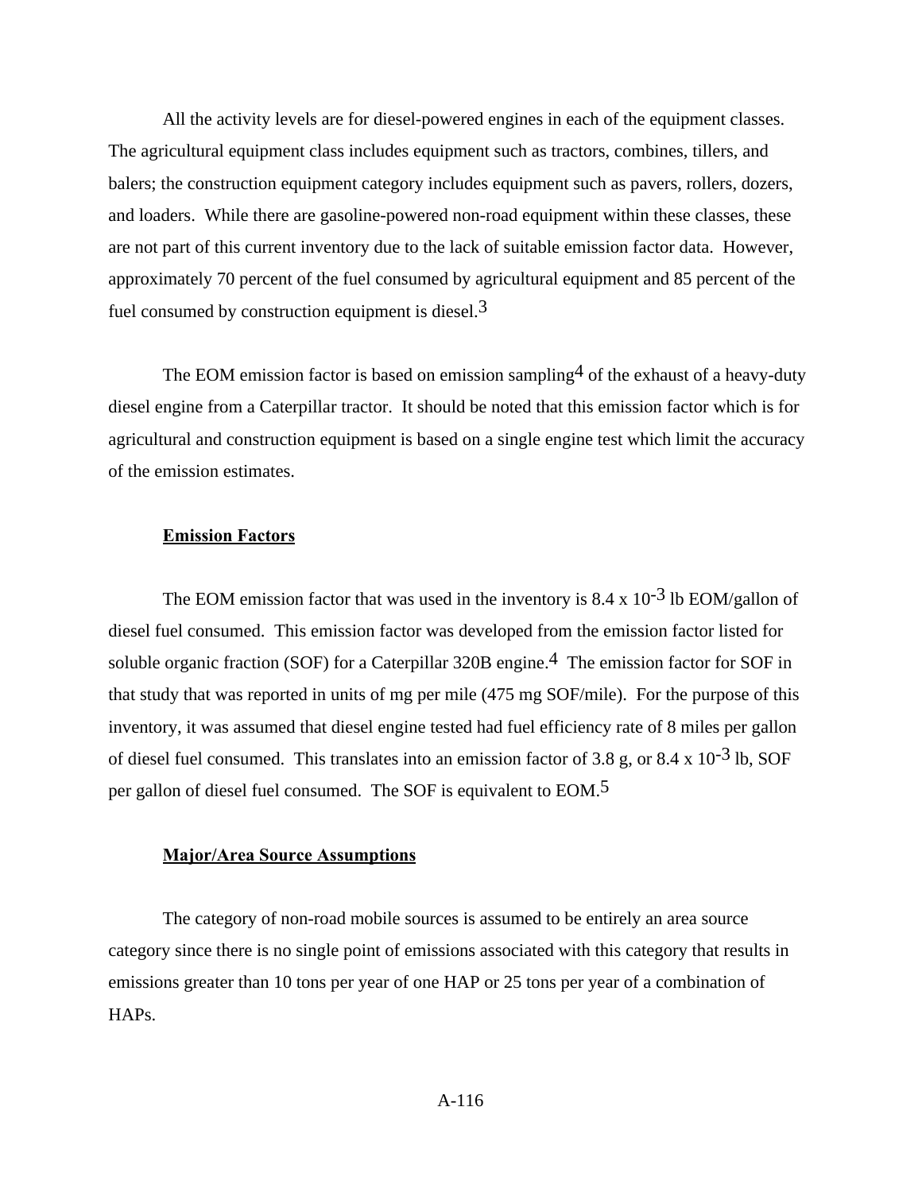All the activity levels are for diesel-powered engines in each of the equipment classes. The agricultural equipment class includes equipment such as tractors, combines, tillers, and balers; the construction equipment category includes equipment such as pavers, rollers, dozers, and loaders. While there are gasoline-powered non-road equipment within these classes, these are not part of this current inventory due to the lack of suitable emission factor data. However, approximately 70 percent of the fuel consumed by agricultural equipment and 85 percent of the fuel consumed by construction equipment is diesel.[3]

The EOM emission factor is based on emission sampling[4] of the exhaust of a heavy-duty diesel engine from a Caterpillar tractor. It should be noted that this emission factor which is for agricultural and construction equipment is based on a single engine test which limit the accuracy of the emission estimates.

**Emission Factors**

The EOM emission factor that was used in the inventory is $8.4 \times 10^{-3}$ lb EOM/gallon of diesel fuel consumed. This emission factor was developed from the emission factor listed for soluble organic fraction (SOF) for a Caterpillar 320B engine.[4] The emission factor for SOF in that study that was reported in units of mg per mile (475 mg SOF/mile). For the purpose of this inventory, it was assumed that diesel engine tested had fuel efficiency rate of 8 miles per gallon of diesel fuel consumed. This translates into an emission factor of 3.8 g, or $8.4 \times 10^{-3}$ lb, SOF per gallon of diesel fuel consumed. The SOF is equivalent to EOM.[5]

**Major/Area Source Assumptions**

The category of non-road mobile sources is assumed to be entirely an area source category since there is no single point of emissions associated with this category that results in emissions greater than 10 tons per year of one HAP or 25 tons per year of a combination of HAPs.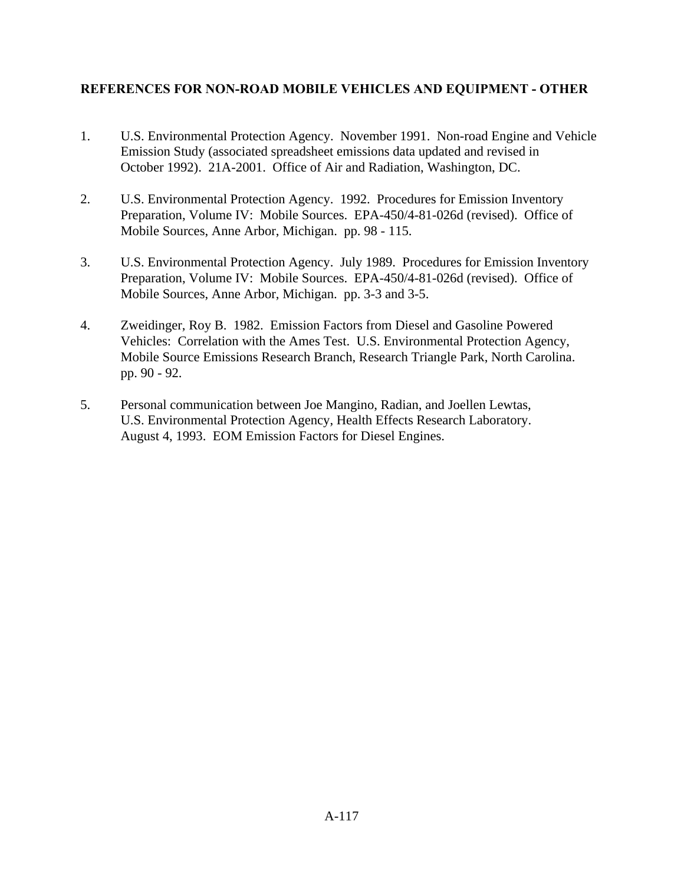## REFERENCES FOR NON-ROAD MOBILE VEHICLES AND EQUIPMENT - OTHER

1. U.S. Environmental Protection Agency. November 1991. Non-road Engine and Vehicle Emission Study (associated spreadsheet emissions data updated and revised in October 1992). 21A-2001. Office of Air and Radiation, Washington, DC.

2. U.S. Environmental Protection Agency. 1992. Procedures for Emission Inventory Preparation, Volume IV: Mobile Sources. EPA-450/4-81-026d (revised). Office of Mobile Sources, Anne Arbor, Michigan. pp. 98 - 115.

3. U.S. Environmental Protection Agency. July 1989. Procedures for Emission Inventory Preparation, Volume IV: Mobile Sources. EPA-450/4-81-026d (revised). Office of Mobile Sources, Anne Arbor, Michigan. pp. 3-3 and 3-5.

4. Zweidinger, Roy B. 1982. Emission Factors from Diesel and Gasoline Powered Vehicles: Correlation with the Ames Test. U.S. Environmental Protection Agency, Mobile Source Emissions Research Branch, Research Triangle Park, North Carolina. pp. 90 - 92.

5. Personal communication between Joe Mangino, Radian, and Joellen Lewtas, U.S. Environmental Protection Agency, Health Effects Research Laboratory. August 4, 1993. EOM Emission Factors for Diesel Engines.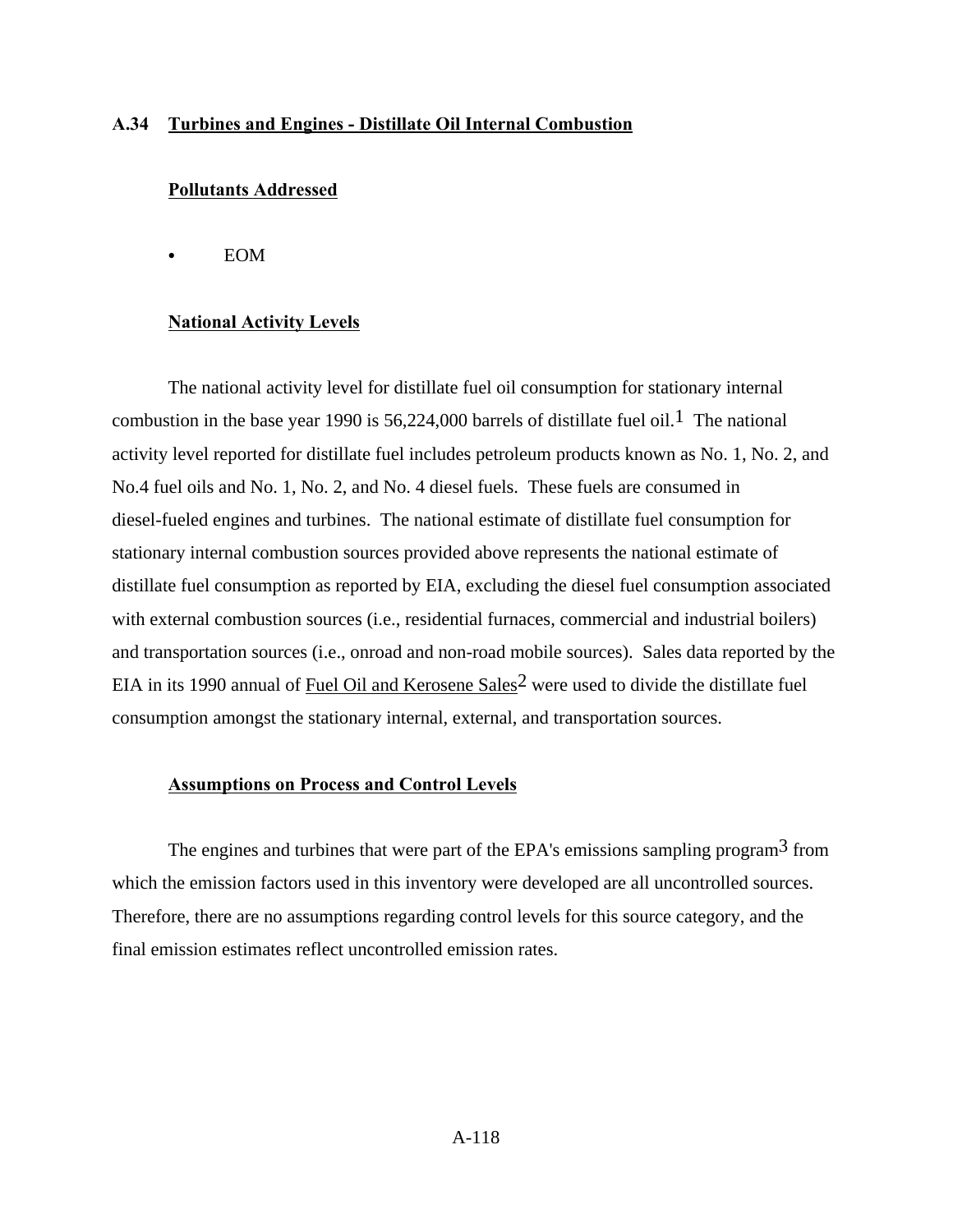## A.34 Turbines and Engines - Distillate Oil Internal Combustion

### Pollutants Addressed

- EOM

### National Activity Levels

The national activity level for distillate fuel oil consumption for stationary internal combustion in the base year 1990 is 56,224,000 barrels of distillate fuel oil.[1] The national activity level reported for distillate fuel includes petroleum products known as No. 1, No. 2, and No.4 fuel oils and No. 1, No. 2, and No. 4 diesel fuels. These fuels are consumed in diesel-fueled engines and turbines. The national estimate of distillate fuel consumption for stationary internal combustion sources provided above represents the national estimate of distillate fuel consumption as reported by EIA, excluding the diesel fuel consumption associated with external combustion sources (i.e., residential furnaces, commercial and industrial boilers) and transportation sources (i.e., onroad and non-road mobile sources). Sales data reported by the EIA in its 1990 annual of Fuel Oil and Kerosene Sales[2] were used to divide the distillate fuel consumption amongst the stationary internal, external, and transportation sources.

### Assumptions on Process and Control Levels

The engines and turbines that were part of the EPA's emissions sampling program[3] from which the emission factors used in this inventory were developed are all uncontrolled sources. Therefore, there are no assumptions regarding control levels for this source category, and the final emission estimates reflect uncontrolled emission rates.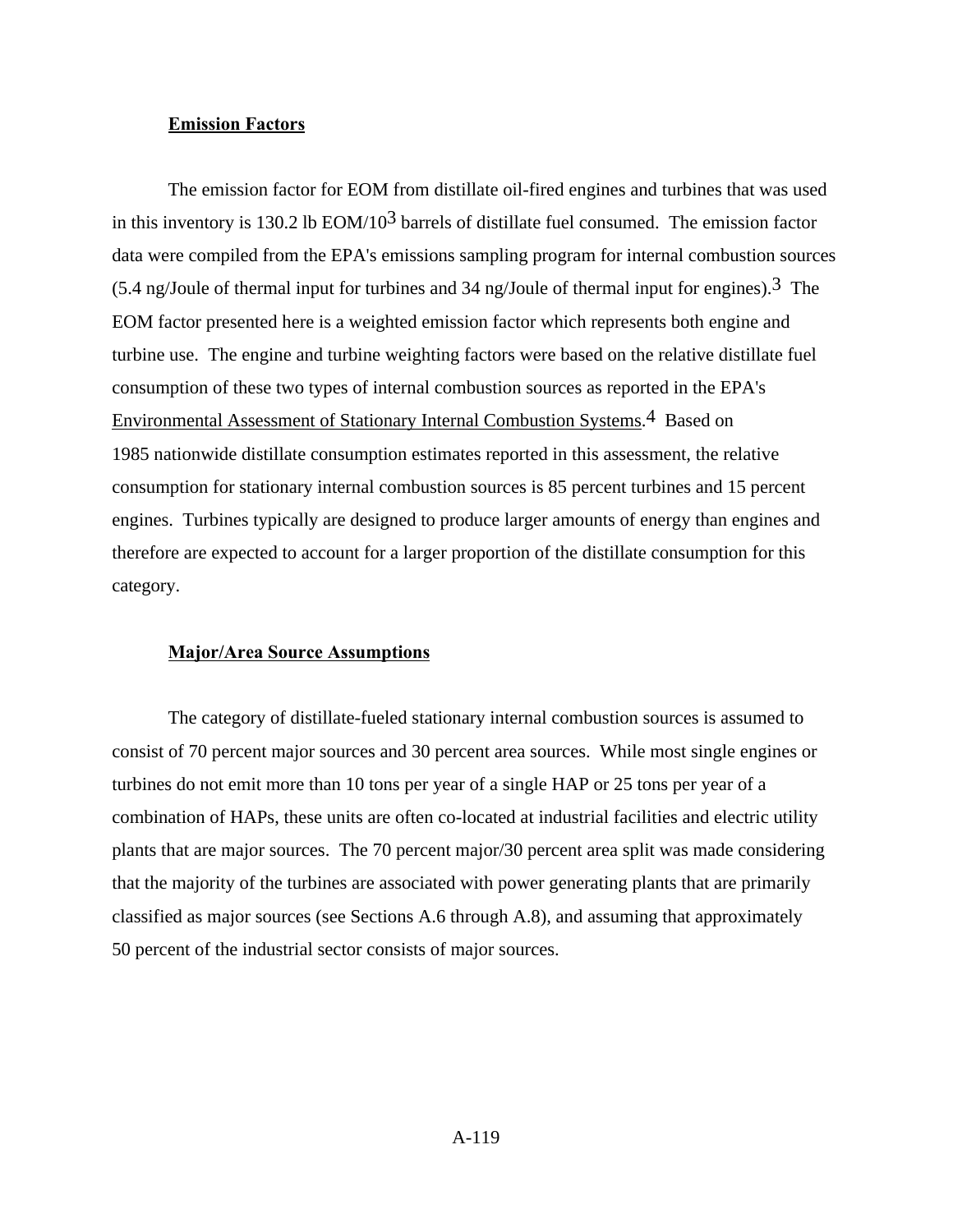**Emission Factors**

The emission factor for EOM from distillate oil-fired engines and turbines that was used in this inventory is 130.2 lb EOM/$10^3$ barrels of distillate fuel consumed. The emission factor data were compiled from the EPA's emissions sampling program for internal combustion sources (5.4 ng/Joule of thermal input for turbines and 34 ng/Joule of thermal input for engines).[3] The EOM factor presented here is a weighted emission factor which represents both engine and turbine use. The engine and turbine weighting factors were based on the relative distillate fuel consumption of these two types of internal combustion sources as reported in the EPA's Environmental Assessment of Stationary Internal Combustion Systems.[4] Based on 1985 nationwide distillate consumption estimates reported in this assessment, the relative consumption for stationary internal combustion sources is 85 percent turbines and 15 percent engines. Turbines typically are designed to produce larger amounts of energy than engines and therefore are expected to account for a larger proportion of the distillate consumption for this category.

**Major/Area Source Assumptions**

The category of distillate-fueled stationary internal combustion sources is assumed to consist of 70 percent major sources and 30 percent area sources. While most single engines or turbines do not emit more than 10 tons per year of a single HAP or 25 tons per year of a combination of HAPs, these units are often co-located at industrial facilities and electric utility plants that are major sources. The 70 percent major/30 percent area split was made considering that the majority of the turbines are associated with power generating plants that are primarily classified as major sources (see Sections A.6 through A.8), and assuming that approximately 50 percent of the industrial sector consists of major sources.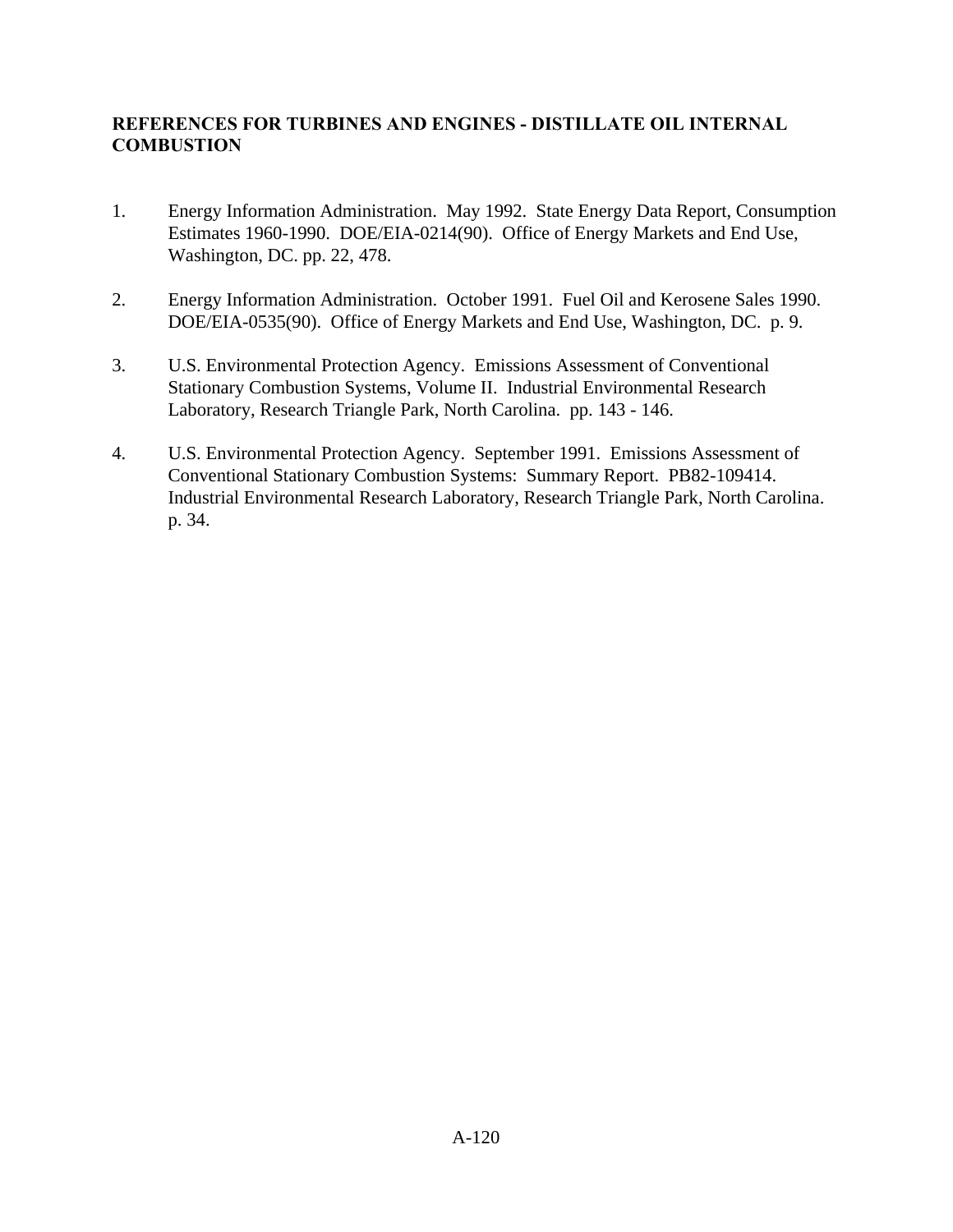## REFERENCES FOR TURBINES AND ENGINES - DISTILLATE OIL INTERNAL COMBUSTION

1. Energy Information Administration. May 1992. State Energy Data Report, Consumption Estimates 1960-1990. DOE/EIA-0214(90). Office of Energy Markets and End Use, Washington, DC. pp. 22, 478.

2. Energy Information Administration. October 1991. Fuel Oil and Kerosene Sales 1990. DOE/EIA-0535(90). Office of Energy Markets and End Use, Washington, DC. p. 9.

3. U.S. Environmental Protection Agency. Emissions Assessment of Conventional Stationary Combustion Systems, Volume II. Industrial Environmental Research Laboratory, Research Triangle Park, North Carolina. pp. 143 - 146.

4. U.S. Environmental Protection Agency. September 1991. Emissions Assessment of Conventional Stationary Combustion Systems: Summary Report. PB82-109414. Industrial Environmental Research Laboratory, Research Triangle Park, North Carolina. p. 34.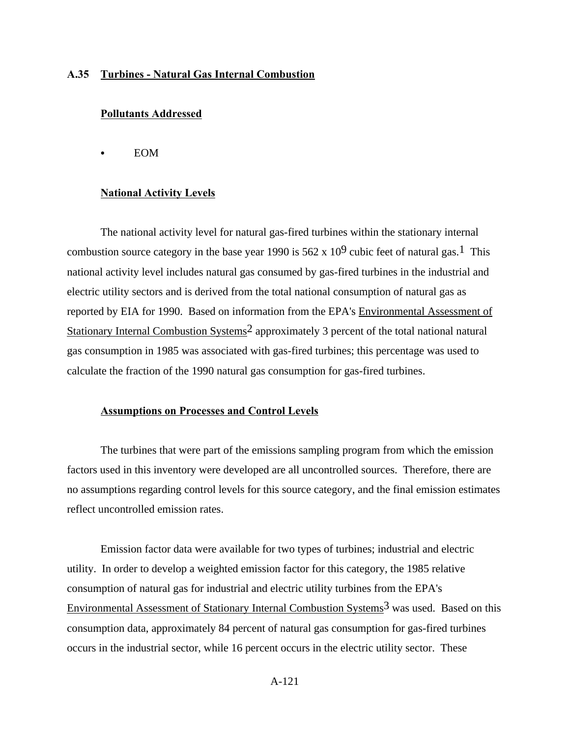## A.35 Turbines - Natural Gas Internal Combustion

### Pollutants Addressed

- EOM

### National Activity Levels

The national activity level for natural gas-fired turbines within the stationary internal combustion source category in the base year 1990 is $562 \times 10^9$ cubic feet of natural gas.[1] This national activity level includes natural gas consumed by gas-fired turbines in the industrial and electric utility sectors and is derived from the total national consumption of natural gas as reported by EIA for 1990. Based on information from the EPA's Environmental Assessment of Stationary Internal Combustion Systems[2] approximately 3 percent of the total national natural gas consumption in 1985 was associated with gas-fired turbines; this percentage was used to calculate the fraction of the 1990 natural gas consumption for gas-fired turbines.

### Assumptions on Processes and Control Levels

The turbines that were part of the emissions sampling program from which the emission factors used in this inventory were developed are all uncontrolled sources. Therefore, there are no assumptions regarding control levels for this source category, and the final emission estimates reflect uncontrolled emission rates.

Emission factor data were available for two types of turbines; industrial and electric utility. In order to develop a weighted emission factor for this category, the 1985 relative consumption of natural gas for industrial and electric utility turbines from the EPA's Environmental Assessment of Stationary Internal Combustion Systems[3] was used. Based on this consumption data, approximately 84 percent of natural gas consumption for gas-fired turbines occurs in the industrial sector, while 16 percent occurs in the electric utility sector. These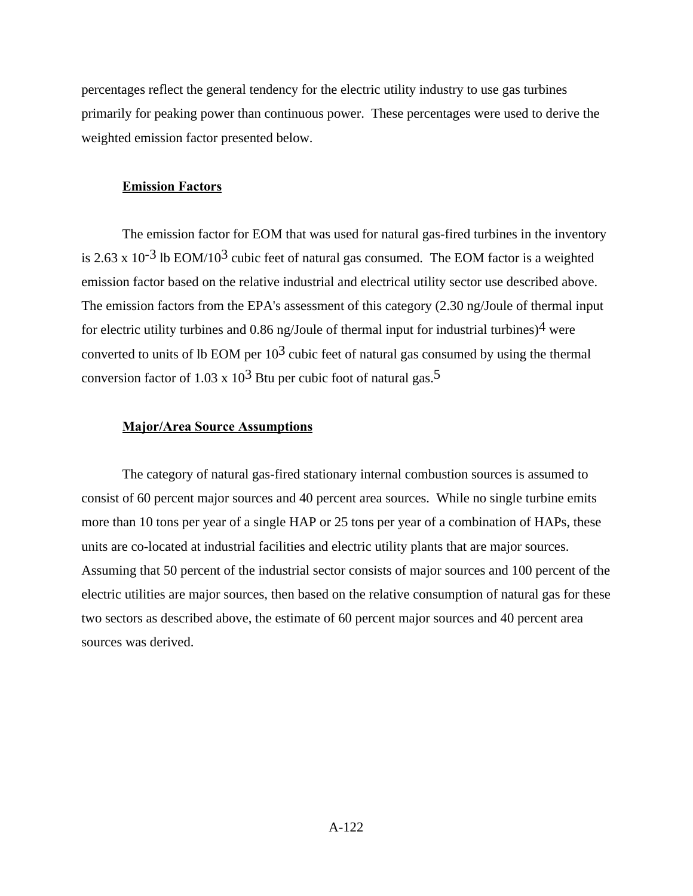percentages reflect the general tendency for the electric utility industry to use gas turbines primarily for peaking power than continuous power. These percentages were used to derive the weighted emission factor presented below.

**Emission Factors**

The emission factor for EOM that was used for natural gas-fired turbines in the inventory is 2.63 x $10^{-3}$ lb EOM/$10^3$ cubic feet of natural gas consumed. The EOM factor is a weighted emission factor based on the relative industrial and electrical utility sector use described above. The emission factors from the EPA's assessment of this category (2.30 ng/Joule of thermal input for electric utility turbines and 0.86 ng/Joule of thermal input for industrial turbines)[4] were converted to units of lb EOM per $10^3$ cubic feet of natural gas consumed by using the thermal conversion factor of 1.03 x $10^3$ Btu per cubic foot of natural gas.[5]

**Major/Area Source Assumptions**

The category of natural gas-fired stationary internal combustion sources is assumed to consist of 60 percent major sources and 40 percent area sources. While no single turbine emits more than 10 tons per year of a single HAP or 25 tons per year of a combination of HAPs, these units are co-located at industrial facilities and electric utility plants that are major sources. Assuming that 50 percent of the industrial sector consists of major sources and 100 percent of the electric utilities are major sources, then based on the relative consumption of natural gas for these two sectors as described above, the estimate of 60 percent major sources and 40 percent area sources was derived.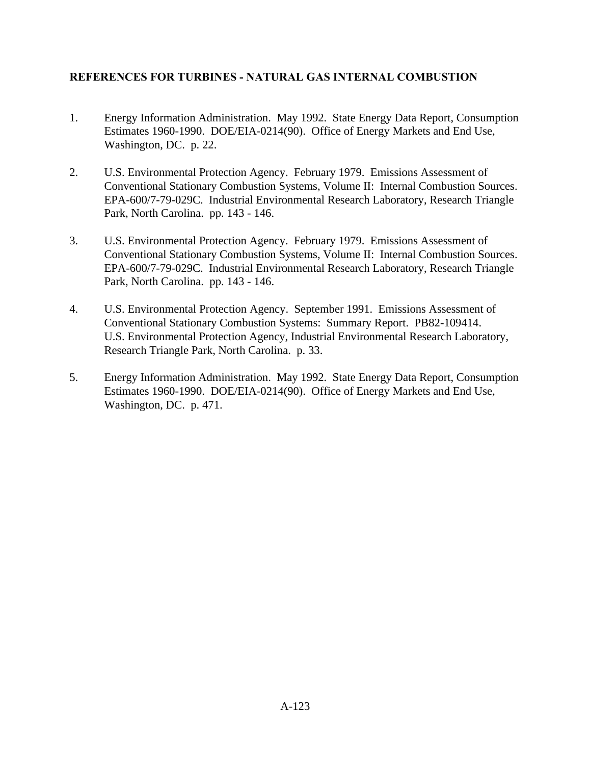**REFERENCES FOR TURBINES - NATURAL GAS INTERNAL COMBUSTION**

1. Energy Information Administration. May 1992. State Energy Data Report, Consumption Estimates 1960-1990. DOE/EIA-0214(90). Office of Energy Markets and End Use, Washington, DC. p. 22.

2. U.S. Environmental Protection Agency. February 1979. Emissions Assessment of Conventional Stationary Combustion Systems, Volume II: Internal Combustion Sources. EPA-600/7-79-029C. Industrial Environmental Research Laboratory, Research Triangle Park, North Carolina. pp. 143 - 146.

3. U.S. Environmental Protection Agency. February 1979. Emissions Assessment of Conventional Stationary Combustion Systems, Volume II: Internal Combustion Sources. EPA-600/7-79-029C. Industrial Environmental Research Laboratory, Research Triangle Park, North Carolina. pp. 143 - 146.

4. U.S. Environmental Protection Agency. September 1991. Emissions Assessment of Conventional Stationary Combustion Systems: Summary Report. PB82-109414. U.S. Environmental Protection Agency, Industrial Environmental Research Laboratory, Research Triangle Park, North Carolina. p. 33.

5. Energy Information Administration. May 1992. State Energy Data Report, Consumption Estimates 1960-1990. DOE/EIA-0214(90). Office of Energy Markets and End Use, Washington, DC. p. 471.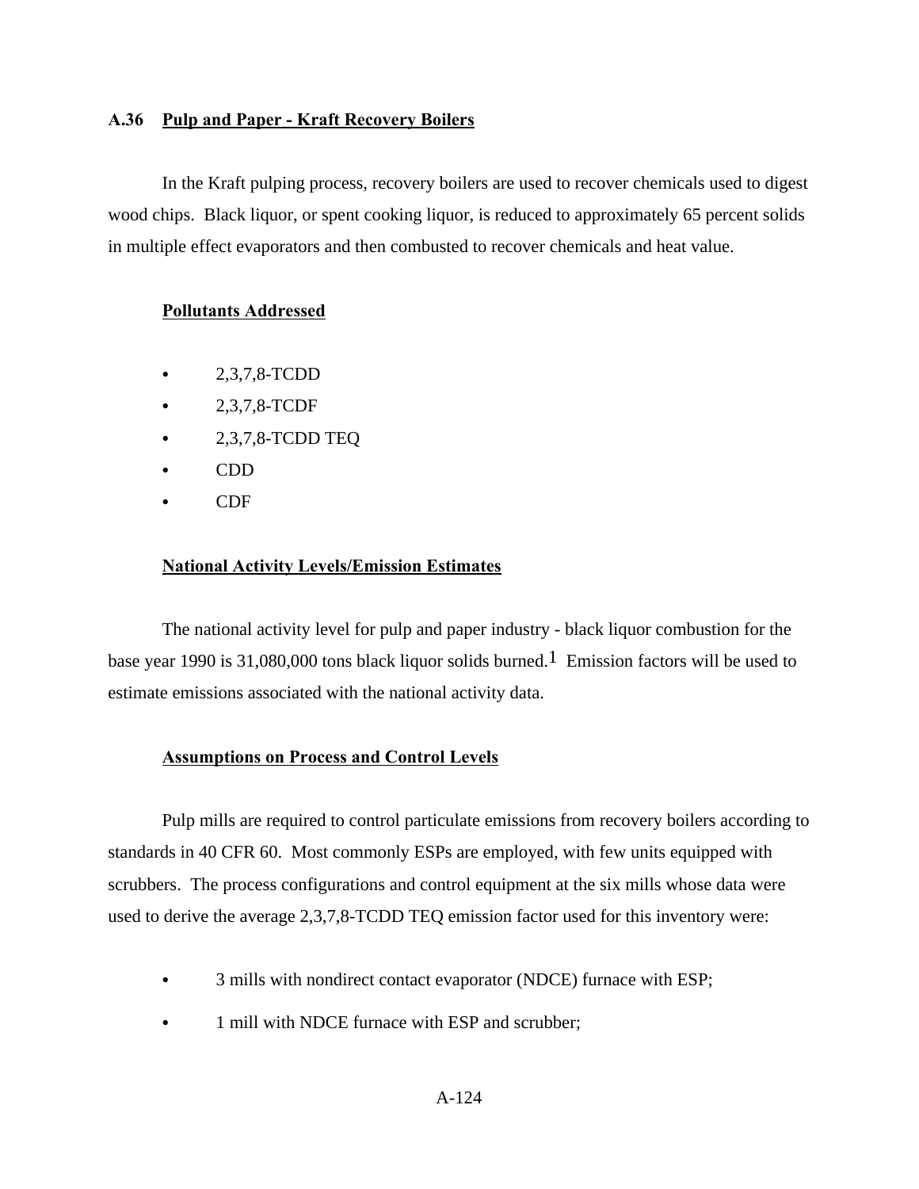## A.36 Pulp and Paper - Kraft Recovery Boilers

In the Kraft pulping process, recovery boilers are used to recover chemicals used to digest wood chips. Black liquor, or spent cooking liquor, is reduced to approximately 65 percent solids in multiple effect evaporators and then combusted to recover chemicals and heat value.

### Pollutants Addressed

- 2,3,7,8-TCDD
- 2,3,7,8-TCDF
- 2,3,7,8-TCDD TEQ
- CDD
- CDF

### National Activity Levels/Emission Estimates

The national activity level for pulp and paper industry - black liquor combustion for the base year 1990 is 31,080,000 tons black liquor solids burned.[1] Emission factors will be used to estimate emissions associated with the national activity data.

### Assumptions on Process and Control Levels

Pulp mills are required to control particulate emissions from recovery boilers according to standards in 40 CFR 60. Most commonly ESPs are employed, with few units equipped with scrubbers. The process configurations and control equipment at the six mills whose data were used to derive the average 2,3,7,8-TCDD TEQ emission factor used for this inventory were:

- 3 mills with nondirect contact evaporator (NDCE) furnace with ESP;
- 1 mill with NDCE furnace with ESP and scrubber;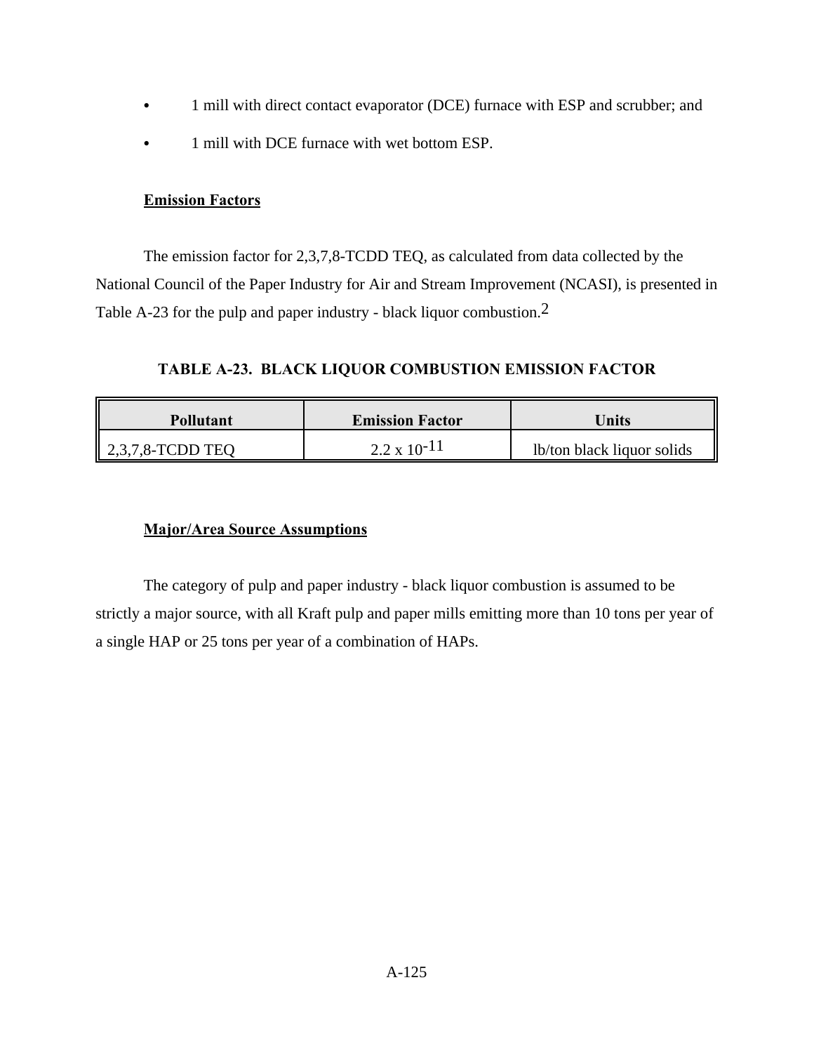- 1 mill with direct contact evaporator (DCE) furnace with ESP and scrubber; and
- 1 mill with DCE furnace with wet bottom ESP.

**Emission Factors**

The emission factor for 2,3,7,8-TCDD TEQ, as calculated from data collected by the National Council of the Paper Industry for Air and Stream Improvement (NCASI), is presented in Table A-23 for the pulp and paper industry - black liquor combustion.[2]

**TABLE A-23. BLACK LIQUOR COMBUSTION EMISSION FACTOR**

| Pollutant | Emission Factor | Units |
|---|---|---|
| 2,3,7,8-TCDD TEQ | $2.2 \times 10^{-11}$ | lb/ton black liquor solids |

**Major/Area Source Assumptions**

The category of pulp and paper industry - black liquor combustion is assumed to be strictly a major source, with all Kraft pulp and paper mills emitting more than 10 tons per year of a single HAP or 25 tons per year of a combination of HAPs.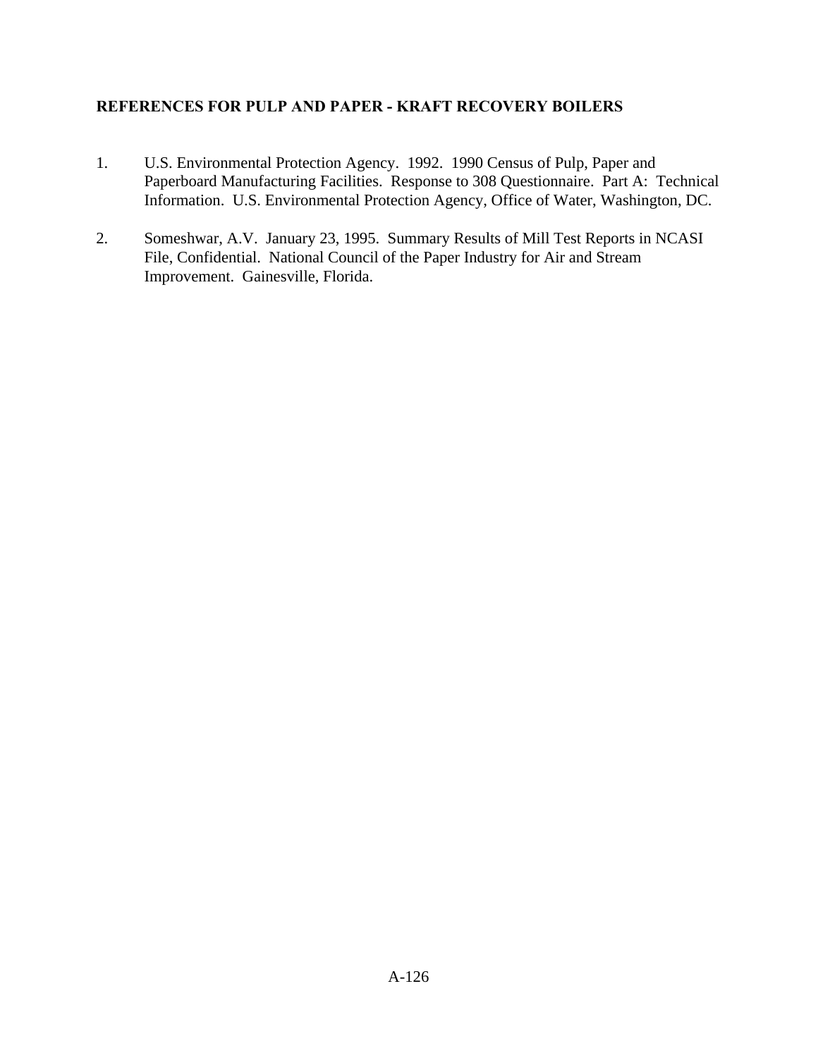## REFERENCES FOR PULP AND PAPER - KRAFT RECOVERY BOILERS

1. U.S. Environmental Protection Agency. 1992. 1990 Census of Pulp, Paper and Paperboard Manufacturing Facilities. Response to 308 Questionnaire. Part A: Technical Information. U.S. Environmental Protection Agency, Office of Water, Washington, DC.

2. Someshwar, A.V. January 23, 1995. Summary Results of Mill Test Reports in NCASI File, Confidential. National Council of the Paper Industry for Air and Stream Improvement. Gainesville, Florida.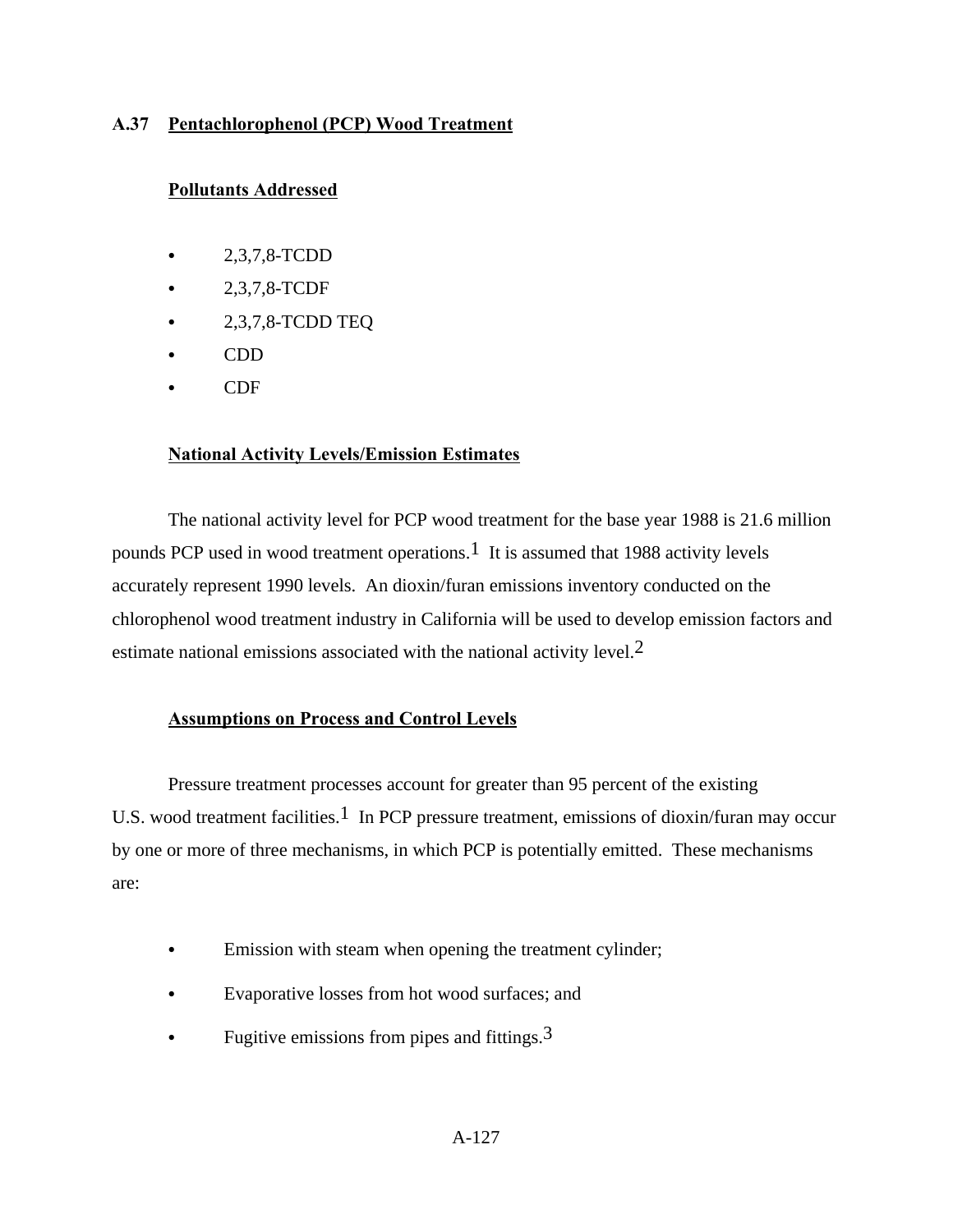## A.37 Pentachlorophenol (PCP) Wood Treatment

### Pollutants Addressed

- 2,3,7,8-TCDD
- 2,3,7,8-TCDF
- 2,3,7,8-TCDD TEQ
- CDD
- CDF

### National Activity Levels/Emission Estimates

The national activity level for PCP wood treatment for the base year 1988 is 21.6 million pounds PCP used in wood treatment operations.[1] It is assumed that 1988 activity levels accurately represent 1990 levels. An dioxin/furan emissions inventory conducted on the chlorophenol wood treatment industry in California will be used to develop emission factors and estimate national emissions associated with the national activity level.[2]

### Assumptions on Process and Control Levels

Pressure treatment processes account for greater than 95 percent of the existing U.S. wood treatment facilities.[1] In PCP pressure treatment, emissions of dioxin/furan may occur by one or more of three mechanisms, in which PCP is potentially emitted. These mechanisms are:

- Emission with steam when opening the treatment cylinder;
- Evaporative losses from hot wood surfaces; and
- Fugitive emissions from pipes and fittings.[3]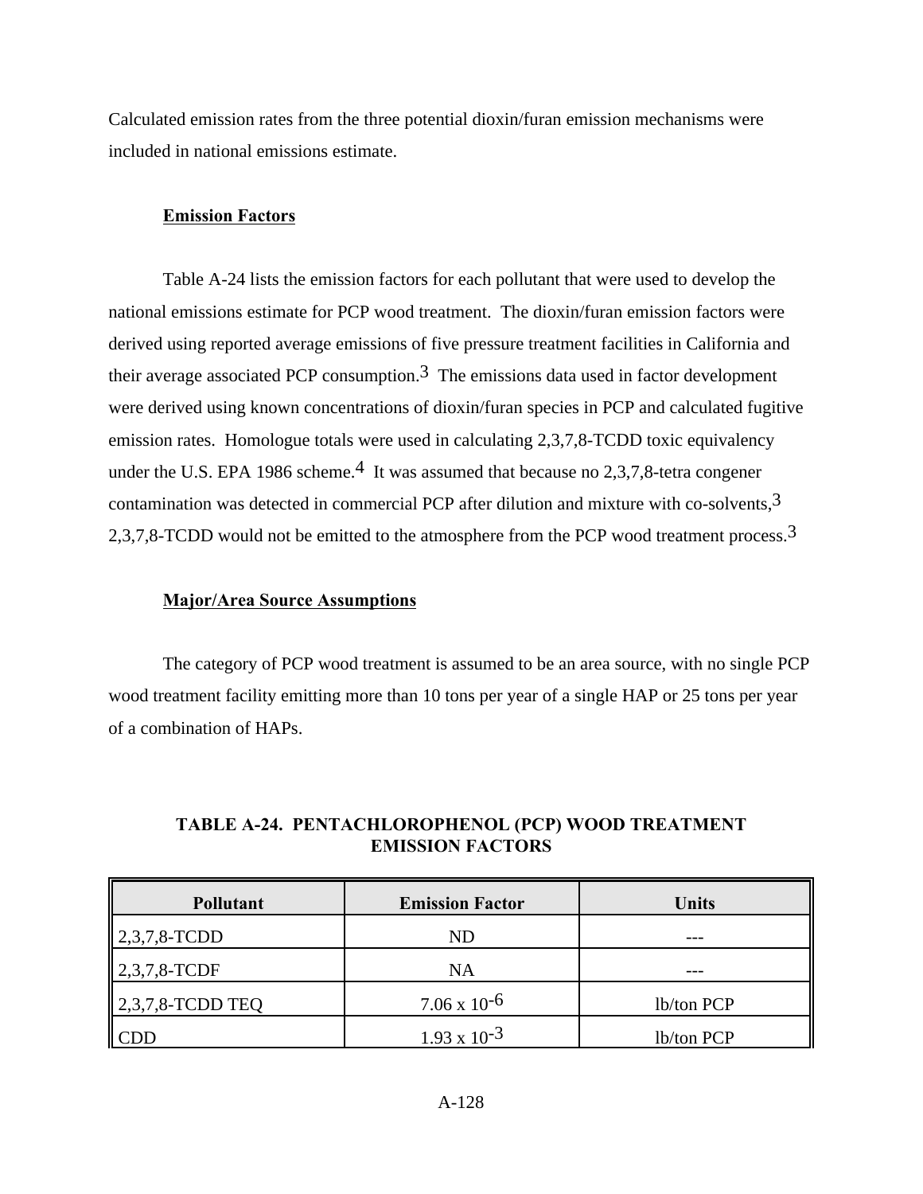Calculated emission rates from the three potential dioxin/furan emission mechanisms were included in national emissions estimate.

### Emission Factors

Table A-24 lists the emission factors for each pollutant that were used to develop the national emissions estimate for PCP wood treatment. The dioxin/furan emission factors were derived using reported average emissions of five pressure treatment facilities in California and their average associated PCP consumption.[3] The emissions data used in factor development were derived using known concentrations of dioxin/furan species in PCP and calculated fugitive emission rates. Homologue totals were used in calculating 2,3,7,8-TCDD toxic equivalency under the U.S. EPA 1986 scheme.[4] It was assumed that because no 2,3,7,8-tetra congener contamination was detected in commercial PCP after dilution and mixture with co-solvents,[3] 2,3,7,8-TCDD would not be emitted to the atmosphere from the PCP wood treatment process.[3]

### Major/Area Source Assumptions

The category of PCP wood treatment is assumed to be an area source, with no single PCP wood treatment facility emitting more than 10 tons per year of a single HAP or 25 tons per year of a combination of HAPs.

**TABLE A-24. PENTACHLOROPHENOL (PCP) WOOD TREATMENT EMISSION FACTORS**

| Pollutant | Emission Factor | Units |
|---|---|---|
| 2,3,7,8-TCDD | ND | --- |
| 2,3,7,8-TCDF | NA | --- |
| 2,3,7,8-TCDD TEQ | $7.06 \times 10^{-6}$ | lb/ton PCP |
| CDD | $1.93 \times 10^{-3}$ | lb/ton PCP |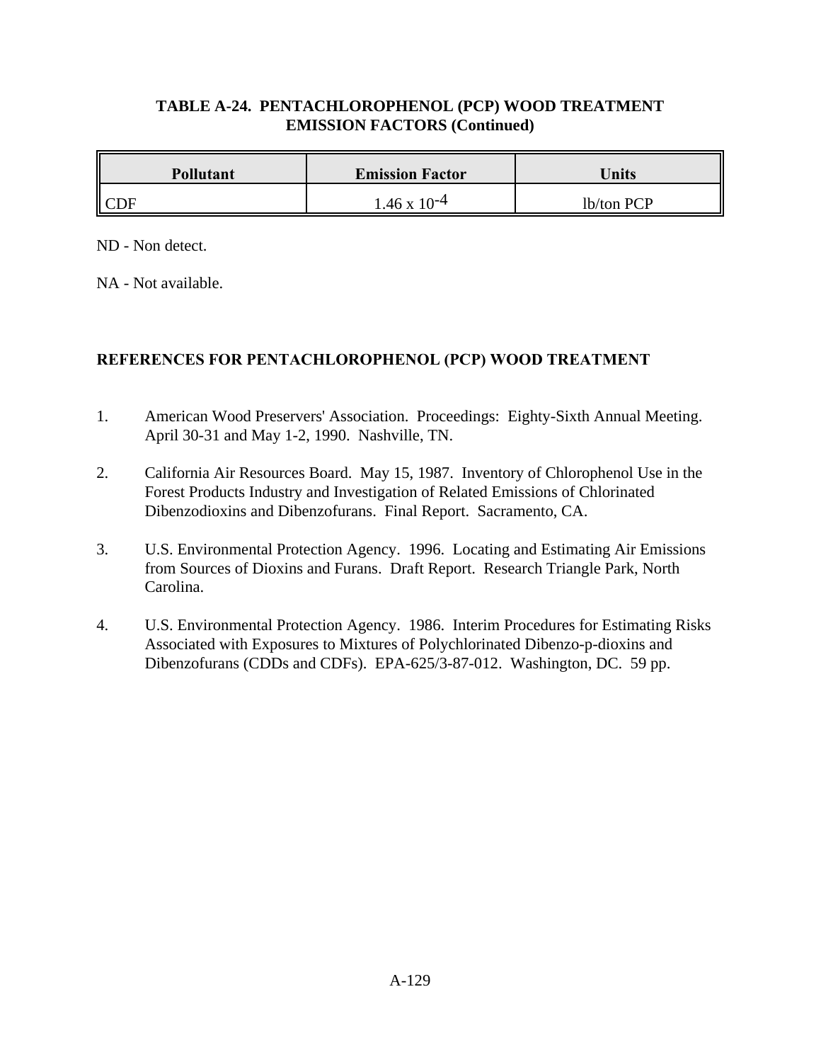### TABLE A-24. PENTACHLOROPHENOL (PCP) WOOD TREATMENT EMISSION FACTORS (Continued)

| Pollutant | Emission Factor | Units |
|---|---|---|
| CDF | $1.46 \times 10^{-4}$ | lb/ton PCP |

ND - Non detect.

NA - Not available.

## REFERENCES FOR PENTACHLOROPHENOL (PCP) WOOD TREATMENT

1. American Wood Preservers' Association. Proceedings: Eighty-Sixth Annual Meeting. April 30-31 and May 1-2, 1990. Nashville, TN.

2. California Air Resources Board. May 15, 1987. Inventory of Chlorophenol Use in the Forest Products Industry and Investigation of Related Emissions of Chlorinated Dibenzodioxins and Dibenzofurans. Final Report. Sacramento, CA.

3. U.S. Environmental Protection Agency. 1996. Locating and Estimating Air Emissions from Sources of Dioxins and Furans. Draft Report. Research Triangle Park, North Carolina.

4. U.S. Environmental Protection Agency. 1986. Interim Procedures for Estimating Risks Associated with Exposures to Mixtures of Polychlorinated Dibenzo-p-dioxins and Dibenzofurans (CDDs and CDFs). EPA-625/3-87-012. Washington, DC. 59 pp.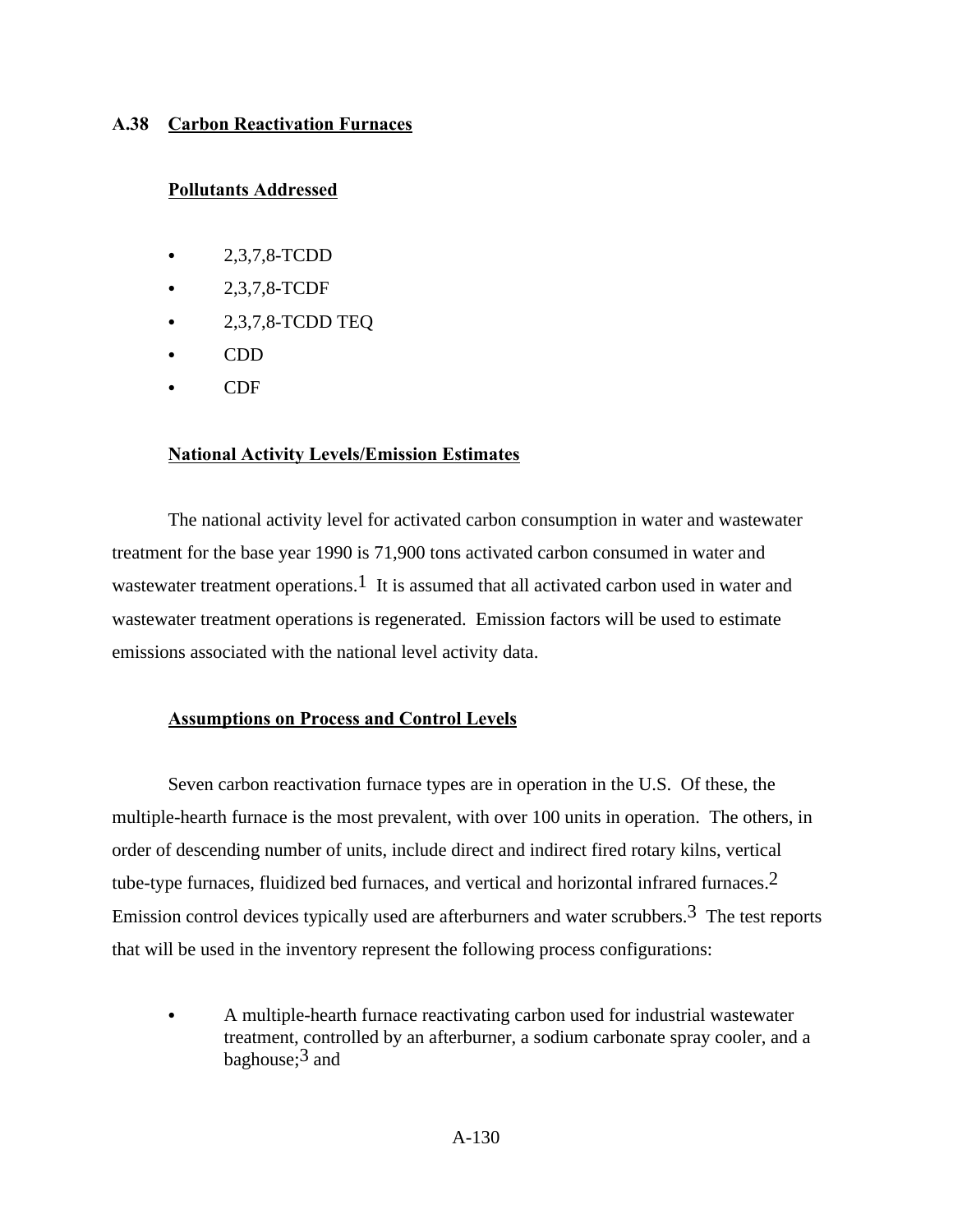## A.38 Carbon Reactivation Furnaces

### Pollutants Addressed

- 2,3,7,8-TCDD
- 2,3,7,8-TCDF
- 2,3,7,8-TCDD TEQ
- CDD
- CDF

### National Activity Levels/Emission Estimates

The national activity level for activated carbon consumption in water and wastewater treatment for the base year 1990 is 71,900 tons activated carbon consumed in water and wastewater treatment operations.[1] It is assumed that all activated carbon used in water and wastewater treatment operations is regenerated. Emission factors will be used to estimate emissions associated with the national level activity data.

### Assumptions on Process and Control Levels

Seven carbon reactivation furnace types are in operation in the U.S. Of these, the multiple-hearth furnace is the most prevalent, with over 100 units in operation. The others, in order of descending number of units, include direct and indirect fired rotary kilns, vertical tube-type furnaces, fluidized bed furnaces, and vertical and horizontal infrared furnaces.[2] Emission control devices typically used are afterburners and water scrubbers.[3] The test reports that will be used in the inventory represent the following process configurations:

- A multiple-hearth furnace reactivating carbon used for industrial wastewater treatment, controlled by an afterburner, a sodium carbonate spray cooler, and a baghouse;[3] and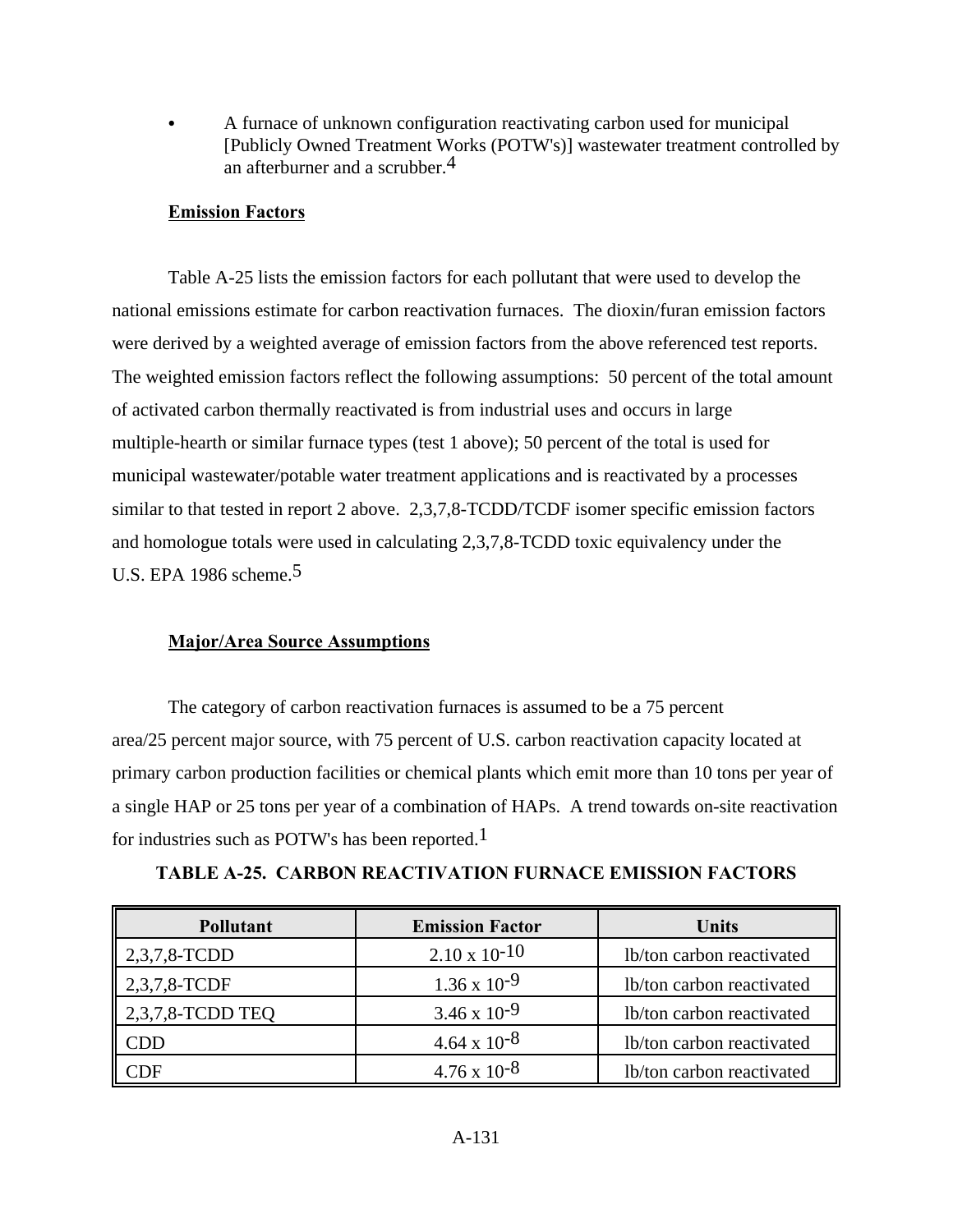- A furnace of unknown configuration reactivating carbon used for municipal [Publicly Owned Treatment Works (POTW's)] wastewater treatment controlled by an afterburner and a scrubber.[4]

**Emission Factors**

Table A-25 lists the emission factors for each pollutant that were used to develop the national emissions estimate for carbon reactivation furnaces. The dioxin/furan emission factors were derived by a weighted average of emission factors from the above referenced test reports. The weighted emission factors reflect the following assumptions: 50 percent of the total amount of activated carbon thermally reactivated is from industrial uses and occurs in large multiple-hearth or similar furnace types (test 1 above); 50 percent of the total is used for municipal wastewater/potable water treatment applications and is reactivated by a processes similar to that tested in report 2 above. 2,3,7,8-TCDD/TCDF isomer specific emission factors and homologue totals were used in calculating 2,3,7,8-TCDD toxic equivalency under the U.S. EPA 1986 scheme.[5]

**Major/Area Source Assumptions**

The category of carbon reactivation furnaces is assumed to be a 75 percent area/25 percent major source, with 75 percent of U.S. carbon reactivation capacity located at primary carbon production facilities or chemical plants which emit more than 10 tons per year of a single HAP or 25 tons per year of a combination of HAPs. A trend towards on-site reactivation for industries such as POTW's has been reported.[1]

**TABLE A-25. CARBON REACTIVATION FURNACE EMISSION FACTORS**

| Pollutant | Emission Factor | Units |
|---|---|---|
| 2,3,7,8-TCDD | $2.10 \times 10^{-10}$ | lb/ton carbon reactivated |
| 2,3,7,8-TCDF | $1.36 \times 10^{-9}$ | lb/ton carbon reactivated |
| 2,3,7,8-TCDD TEQ | $3.46 \times 10^{-9}$ | lb/ton carbon reactivated |
| CDD | $4.64 \times 10^{-8}$ | lb/ton carbon reactivated |
| CDF | $4.76 \times 10^{-8}$ | lb/ton carbon reactivated |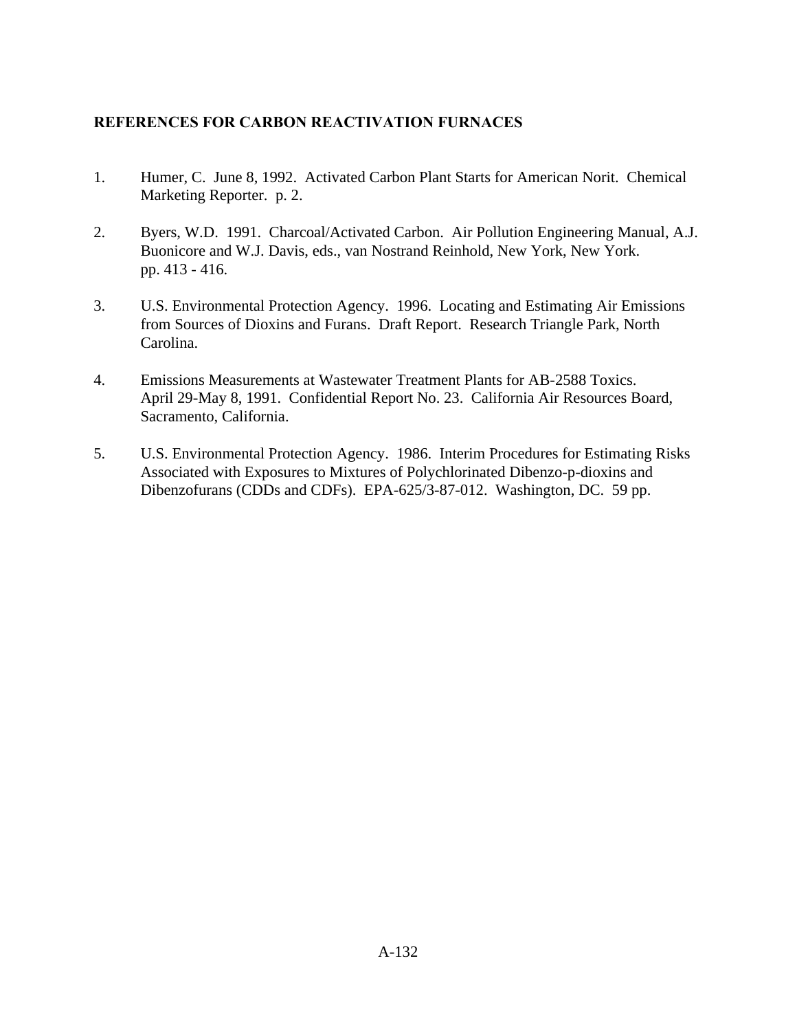## REFERENCES FOR CARBON REACTIVATION FURNACES

1. Humer, C. June 8, 1992. Activated Carbon Plant Starts for American Norit. Chemical Marketing Reporter. p. 2.

2. Byers, W.D. 1991. Charcoal/Activated Carbon. Air Pollution Engineering Manual, A.J. Buonicore and W.J. Davis, eds., van Nostrand Reinhold, New York, New York. pp. 413 - 416.

3. U.S. Environmental Protection Agency. 1996. Locating and Estimating Air Emissions from Sources of Dioxins and Furans. Draft Report. Research Triangle Park, North Carolina.

4. Emissions Measurements at Wastewater Treatment Plants for AB-2588 Toxics. April 29-May 8, 1991. Confidential Report No. 23. California Air Resources Board, Sacramento, California.

5. U.S. Environmental Protection Agency. 1986. Interim Procedures for Estimating Risks Associated with Exposures to Mixtures of Polychlorinated Dibenzo-p-dioxins and Dibenzofurans (CDDs and CDFs). EPA-625/3-87-012. Washington, DC. 59 pp.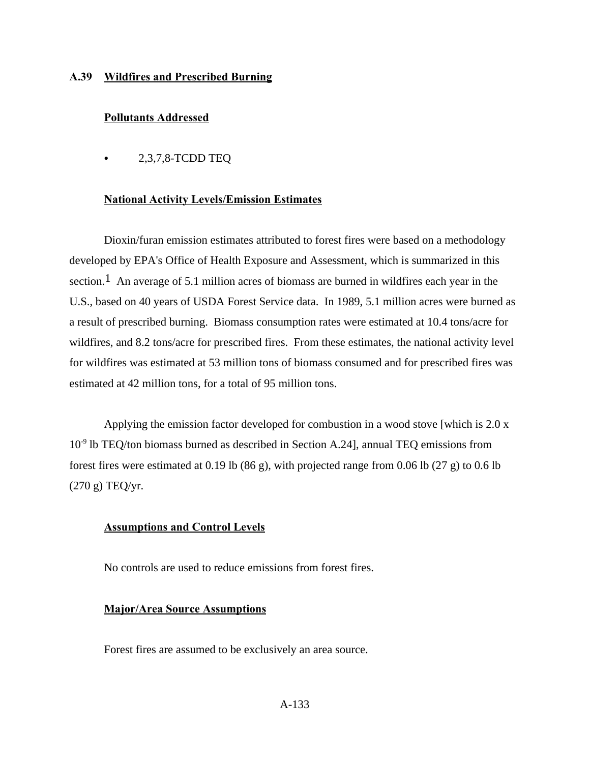## A.39 Wildfires and Prescribed Burning

### Pollutants Addressed

- 2,3,7,8-TCDD TEQ

### National Activity Levels/Emission Estimates

Dioxin/furan emission estimates attributed to forest fires were based on a methodology developed by EPA's Office of Health Exposure and Assessment, which is summarized in this section.[1] An average of 5.1 million acres of biomass are burned in wildfires each year in the U.S., based on 40 years of USDA Forest Service data. In 1989, 5.1 million acres were burned as a result of prescribed burning. Biomass consumption rates were estimated at 10.4 tons/acre for wildfires, and 8.2 tons/acre for prescribed fires. From these estimates, the national activity level for wildfires was estimated at 53 million tons of biomass consumed and for prescribed fires was estimated at 42 million tons, for a total of 95 million tons.

Applying the emission factor developed for combustion in a wood stove [which is $2.0 \times 10^{-9}$ lb TEQ/ton biomass burned as described in Section A.24], annual TEQ emissions from forest fires were estimated at 0.19 lb (86 g), with projected range from 0.06 lb (27 g) to 0.6 lb (270 g) TEQ/yr.

### Assumptions and Control Levels

No controls are used to reduce emissions from forest fires.

### Major/Area Source Assumptions

Forest fires are assumed to be exclusively an area source.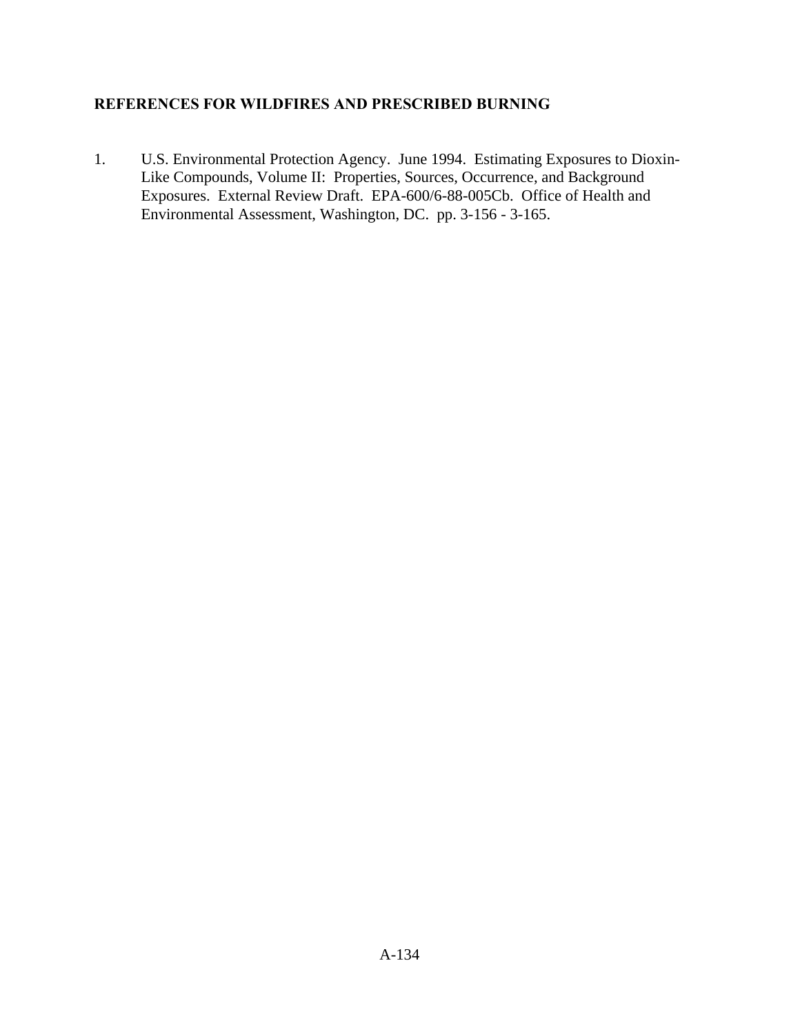## REFERENCES FOR WILDFIRES AND PRESCRIBED BURNING

1. U.S. Environmental Protection Agency. June 1994. Estimating Exposures to Dioxin-Like Compounds, Volume II: Properties, Sources, Occurrence, and Background Exposures. External Review Draft. EPA-600/6-88-005Cb. Office of Health and Environmental Assessment, Washington, DC. pp. 3-156 - 3-165.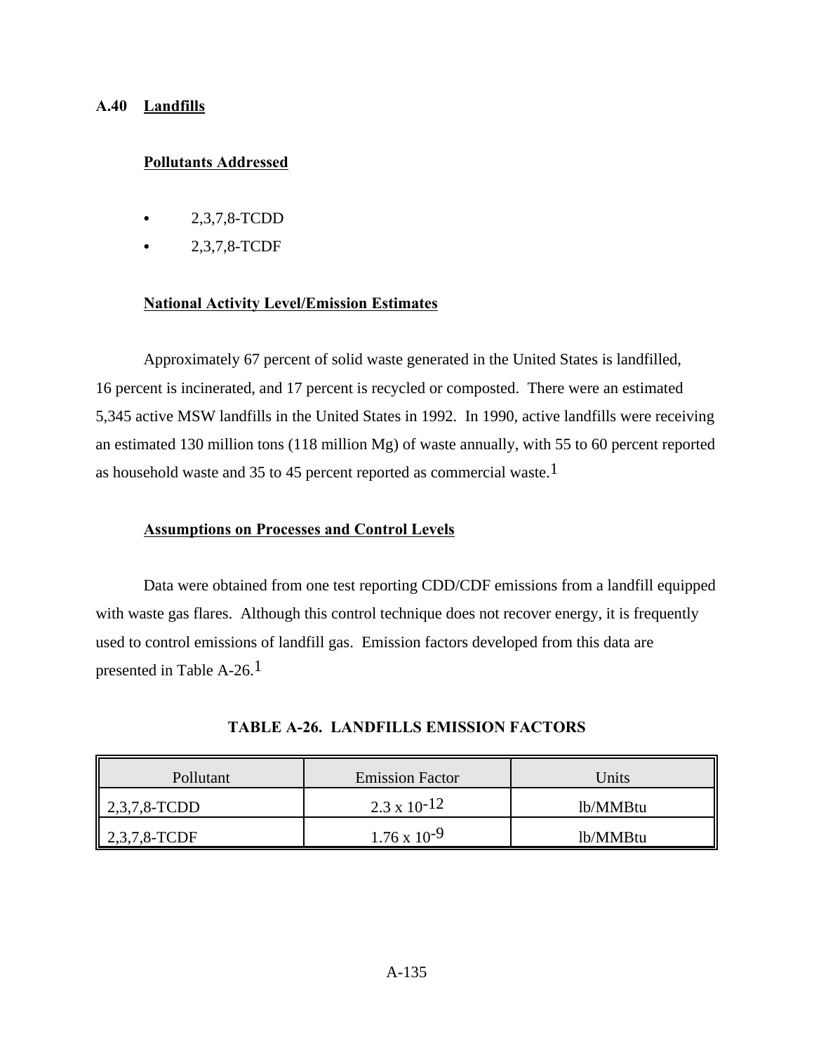## A.40 Landfills

### Pollutants Addressed

- 2,3,7,8-TCDD
- 2,3,7,8-TCDF

### National Activity Level/Emission Estimates

Approximately 67 percent of solid waste generated in the United States is landfilled, 16 percent is incinerated, and 17 percent is recycled or composted. There were an estimated 5,345 active MSW landfills in the United States in 1992. In 1990, active landfills were receiving an estimated 130 million tons (118 million Mg) of waste annually, with 55 to 60 percent reported as household waste and 35 to 45 percent reported as commercial waste.[1]

### Assumptions on Processes and Control Levels

Data were obtained from one test reporting CDD/CDF emissions from a landfill equipped with waste gas flares. Although this control technique does not recover energy, it is frequently used to control emissions of landfill gas. Emission factors developed from this data are presented in Table A-26.[1]

**TABLE A-26. LANDFILLS EMISSION FACTORS**

| Pollutant | Emission Factor | Units |
|---|---|---|
| 2,3,7,8-TCDD | $2.3 \times 10^{-12}$ | lb/MMBtu |
| 2,3,7,8-TCDF | $1.76 \times 10^{-9}$ | lb/MMBtu |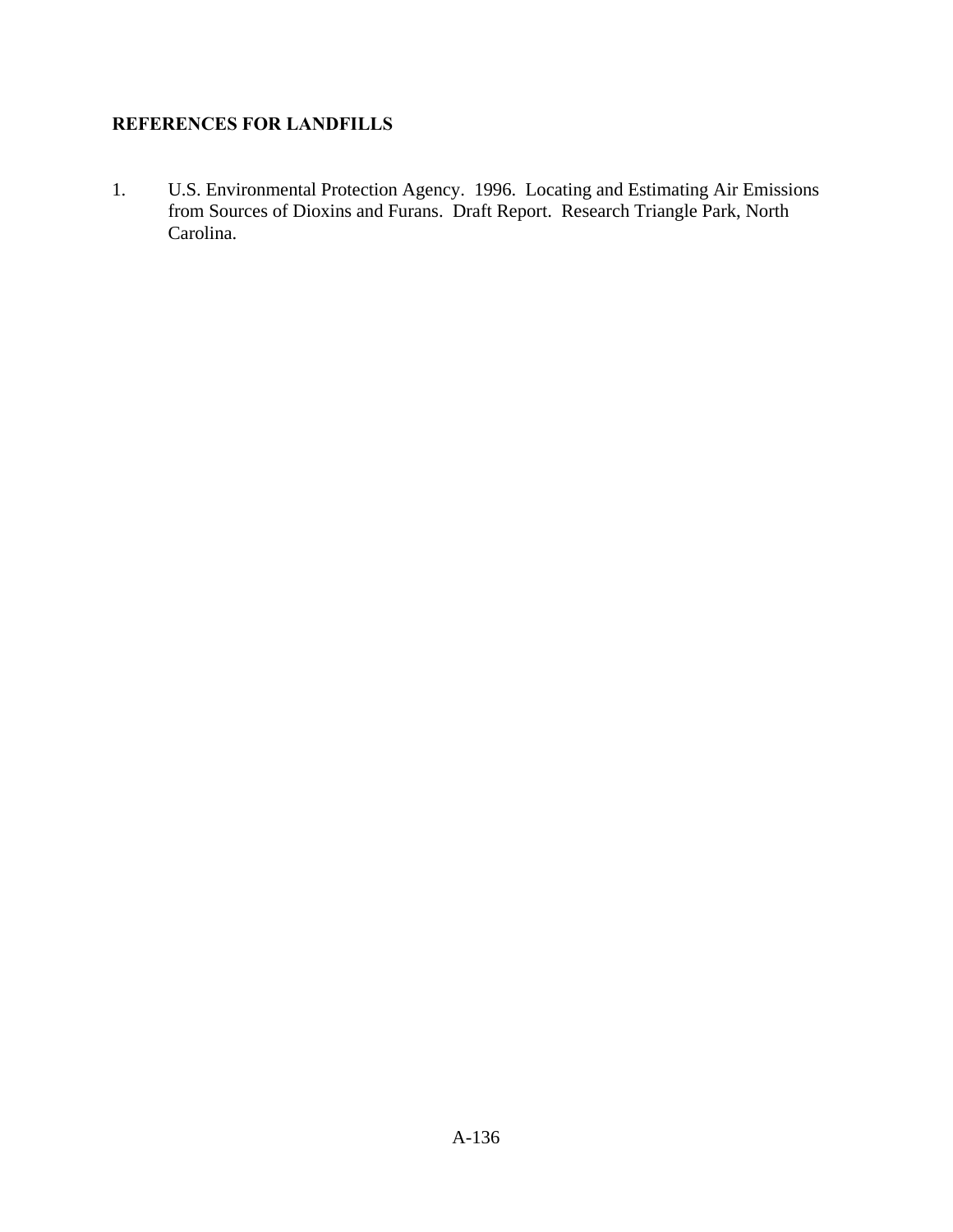## REFERENCES FOR LANDFILLS

1. U.S. Environmental Protection Agency. 1996. Locating and Estimating Air Emissions from Sources of Dioxins and Furans. Draft Report. Research Triangle Park, North Carolina.